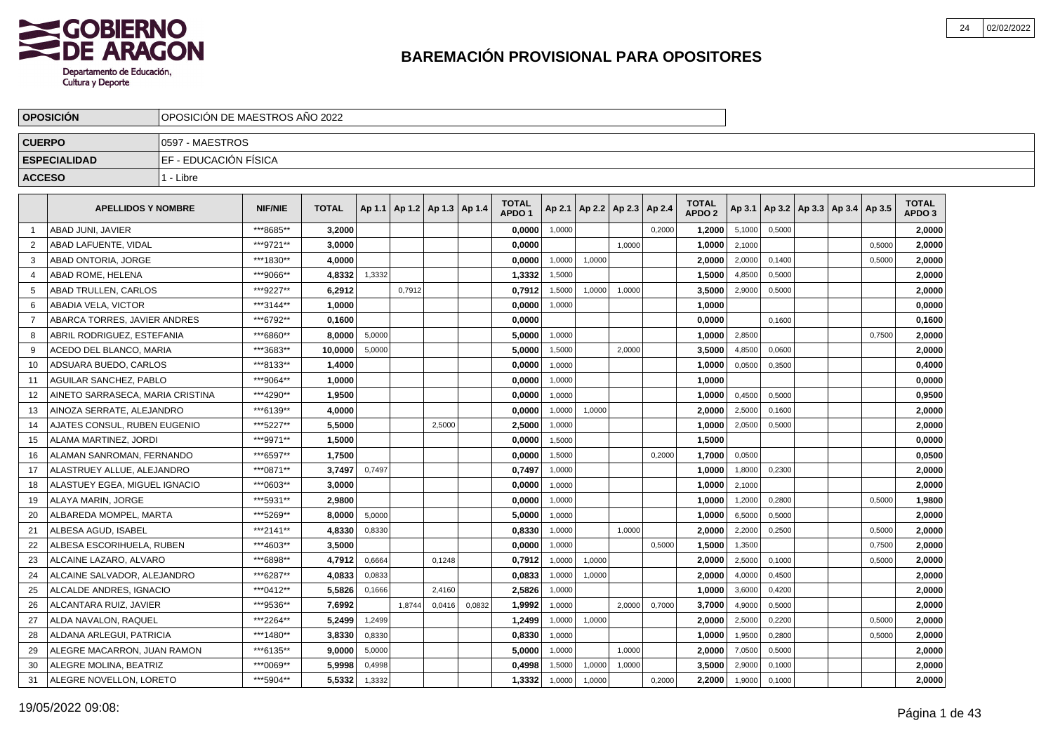# BAREMACIÓN PROVISIONAL PARA OPOSITORES

| | |
|---|---|
| **OPOSICIÓN** | OPOSICIÓN DE MAESTROS AÑO 2022 |
| **CUERPO** | 0597 - MAESTROS |
| **ESPECIALIDAD** | EF - EDUCACIÓN FÍSICA |
| **ACCESO** | 1 - Libre |

| | APELLIDOS Y NOMBRE | NIF/NIE | TOTAL | Ap 1.1 | Ap 1.2 | Ap 1.3 | Ap 1.4 | TOTAL APDO 1 | Ap 2.1 | Ap 2.2 | Ap 2.3 | Ap 2.4 | TOTAL APDO 2 | Ap 3.1 | Ap 3.2 | Ap 3.3 | Ap 3.4 | Ap 3.5 | TOTAL APDO 3 |
|---|---|---|---|---|---|---|---|---|---|---|---|---|---|---|---|---|---|---|---|
| 1 | ABAD JUNI, JAVIER | ***8685** | **3,2000** | | | | | **0,0000** | 1,0000 | | | 0,2000 | **1,2000** | 5,1000 | 0,5000 | | | | **2,0000** |
| 2 | ABAD LAFUENTE, VIDAL | ***9721** | **3,0000** | | | | | **0,0000** | | | 1,0000 | | **1,0000** | 2,1000 | | | | 0,5000 | **2,0000** |
| 3 | ABAD ONTORIA, JORGE | ***1830** | **4,0000** | | | | | **0,0000** | 1,0000 | 1,0000 | | | **2,0000** | 2,0000 | 0,1400 | | | 0,5000 | **2,0000** |
| 4 | ABAD ROME, HELENA | ***9066** | **4,8332** | 1,3332 | | | | **1,3332** | 1,5000 | | | | **1,5000** | 4,8500 | 0,5000 | | | | **2,0000** |
| 5 | ABAD TRULLEN, CARLOS | ***9227** | **6,2912** | | 0,7912 | | | **0,7912** | 1,5000 | 1,0000 | 1,0000 | | **3,5000** | 2,9000 | 0,5000 | | | | **2,0000** |
| 6 | ABADIA VELA, VICTOR | ***3144** | **1,0000** | | | | | **0,0000** | 1,0000 | | | | **1,0000** | | | | | | **0,0000** |
| 7 | ABARCA TORRES, JAVIER ANDRES | ***6792** | **0,1600** | | | | | **0,0000** | | | | | **0,0000** | | 0,1600 | | | | **0,1600** |
| 8 | ABRIL RODRIGUEZ, ESTEFANIA | ***6860** | **8,0000** | 5,0000 | | | | **5,0000** | 1,0000 | | | | **1,0000** | 2,8500 | | | | 0,7500 | **2,0000** |
| 9 | ACEDO DEL BLANCO, MARIA | ***3683** | **10,0000** | 5,0000 | | | | **5,0000** | 1,5000 | | 2,0000 | | **3,5000** | 4,8500 | 0,0600 | | | | **2,0000** |
| 10 | ADSUARA BUEDO, CARLOS | ***8133** | **1,4000** | | | | | **0,0000** | 1,0000 | | | | **1,0000** | 0,0500 | 0,3500 | | | | **0,4000** |
| 11 | AGUILAR SANCHEZ, PABLO | ***9064** | **1,0000** | | | | | **0,0000** | 1,0000 | | | | **1,0000** | | | | | | **0,0000** |
| 12 | AINETO SARRASECA, MARIA CRISTINA | ***4290** | **1,9500** | | | | | **0,0000** | 1,0000 | | | | **1,0000** | 0,4500 | 0,5000 | | | | **0,9500** |
| 13 | AINOZA SERRATE, ALEJANDRO | ***6139** | **4,0000** | | | | | **0,0000** | 1,0000 | 1,0000 | | | **2,0000** | 2,5000 | 0,1600 | | | | **2,0000** |
| 14 | AJATES CONSUL, RUBEN EUGENIO | ***5227** | **5,5000** | | | 2,5000 | | **2,5000** | 1,0000 | | | | **1,0000** | 2,0500 | 0,5000 | | | | **2,0000** |
| 15 | ALAMA MARTINEZ, JORDI | ***9971** | **1,5000** | | | | | **0,0000** | 1,5000 | | | | **1,5000** | | | | | | **0,0000** |
| 16 | ALAMAN SANROMAN, FERNANDO | ***6597** | **1,7500** | | | | | **0,0000** | 1,5000 | | | 0,2000 | **1,7000** | 0,0500 | | | | | **0,0500** |
| 17 | ALASTRUEY ALLUE, ALEJANDRO | ***0871** | **3,7497** | 0,7497 | | | | **0,7497** | 1,0000 | | | | **1,0000** | 1,8000 | 0,2300 | | | | **2,0000** |
| 18 | ALASTUEY EGEA, MIGUEL IGNACIO | ***0603** | **3,0000** | | | | | **0,0000** | 1,0000 | | | | **1,0000** | 2,1000 | | | | | **2,0000** |
| 19 | ALAYA MARIN, JORGE | ***5931** | **2,9800** | | | | | **0,0000** | 1,0000 | | | | **1,0000** | 1,2000 | 0,2800 | | | 0,5000 | **1,9800** |
| 20 | ALBAREDA MOMPEL, MARTA | ***5269** | **8,0000** | 5,0000 | | | | **5,0000** | 1,0000 | | | | **1,0000** | 6,5000 | 0,5000 | | | | **2,0000** |
| 21 | ALBESA AGUD, ISABEL | ***2141** | **4,8330** | 0,8330 | | | | **0,8330** | 1,0000 | | 1,0000 | | **2,0000** | 2,2000 | 0,2500 | | | 0,5000 | **2,0000** |
| 22 | ALBESA ESCORIHUELA, RUBEN | ***4603** | **3,5000** | | | | | **0,0000** | 1,0000 | | | 0,5000 | **1,5000** | 1,3500 | | | | 0,7500 | **2,0000** |
| 23 | ALCAINE LAZARO, ALVARO | ***6898** | **4,7912** | 0,6664 | | 0,1248 | | **0,7912** | 1,0000 | 1,0000 | | | **2,0000** | 2,5000 | 0,1000 | | | 0,5000 | **2,0000** |
| 24 | ALCAINE SALVADOR, ALEJANDRO | ***6287** | **4,0833** | 0,0833 | | | | **0,0833** | 1,0000 | 1,0000 | | | **2,0000** | 4,0000 | 0,4500 | | | | **2,0000** |
| 25 | ALCALDE ANDRES, IGNACIO | ***0412** | **5,5826** | 0,1666 | | 2,4160 | | **2,5826** | 1,0000 | | | | **1,0000** | 3,6000 | 0,4200 | | | | **2,0000** |
| 26 | ALCANTARA RUIZ, JAVIER | ***9536** | **7,6992** | | 1,8744 | 0,0416 | 0,0832 | **1,9992** | 1,0000 | | 2,0000 | 0,7000 | **3,7000** | 4,9000 | 0,5000 | | | | **2,0000** |
| 27 | ALDA NAVALON, RAQUEL | ***2264** | **5,2499** | 1,2499 | | | | **1,2499** | 1,0000 | 1,0000 | | | **2,0000** | 2,5000 | 0,2200 | | | 0,5000 | **2,0000** |
| 28 | ALDANA ARLEGUI, PATRICIA | ***1480** | **3,8330** | 0,8330 | | | | **0,8330** | 1,0000 | | | | **1,0000** | 1,9500 | 0,2800 | | | 0,5000 | **2,0000** |
| 29 | ALEGRE MACARRON, JUAN RAMON | ***6135** | **9,0000** | 5,0000 | | | | **5,0000** | 1,0000 | | 1,0000 | | **2,0000** | 7,0500 | 0,5000 | | | | **2,0000** |
| 30 | ALEGRE MOLINA, BEATRIZ | ***0069** | **5,9998** | 0,4998 | | | | **0,4998** | 1,5000 | 1,0000 | 1,0000 | | **3,5000** | 2,9000 | 0,1000 | | | | **2,0000** |
| 31 | ALEGRE NOVELLON, LORETO | ***5904** | **5,5332** | 1,3332 | | | | **1,3332** | 1,0000 | 1,0000 | | 0,2000 | **2,2000** | 1,9000 | 0,1000 | | | | **2,0000** |

19/05/2022 09:08: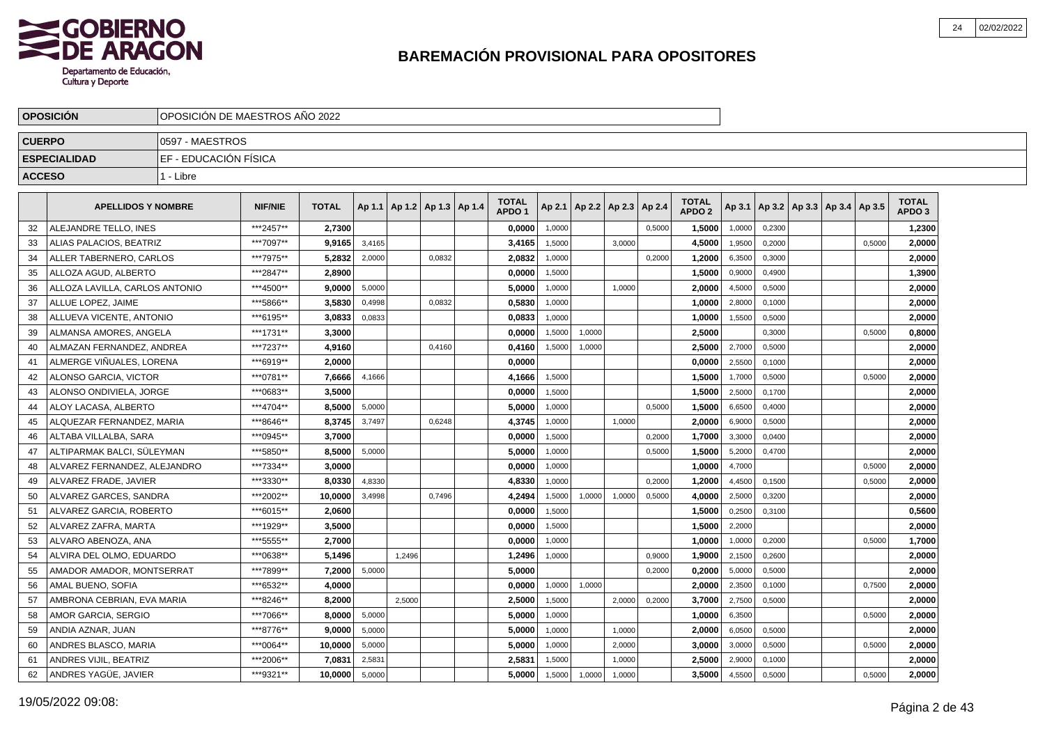# BAREMACIÓN PROVISIONAL PARA OPOSITORES

| OPOSICIÓN | OPOSICIÓN DE MAESTROS AÑO 2022 |
|---|---|
| CUERPO | 0597 - MAESTROS |
| ESPECIALIDAD | EF - EDUCACIÓN FÍSICA |
| ACCESO | 1 - Libre |

| | APELLIDOS Y NOMBRE | NIF/NIE | TOTAL | Ap 1.1 | Ap 1.2 | Ap 1.3 | Ap 1.4 | TOTAL APDO 1 | Ap 2.1 | Ap 2.2 | Ap 2.3 | Ap 2.4 | TOTAL APDO 2 | Ap 3.1 | Ap 3.2 | Ap 3.3 | Ap 3.4 | Ap 3.5 | TOTAL APDO 3 |
|---|---|---|---|---|---|---|---|---|---|---|---|---|---|---|---|---|---|---|---|
| 32 | ALEJANDRE TELLO, INES | ***2457** | 2,7300 | | | | | 0,0000 | 1,0000 | | | 0,5000 | 1,5000 | 1,0000 | 0,2300 | | | | 1,2300 |
| 33 | ALIAS PALACIOS, BEATRIZ | ***7097** | 9,9165 | 3,4165 | | | | 3,4165 | 1,5000 | | 3,0000 | | 4,5000 | 1,9500 | 0,2000 | | | 0,5000 | 2,0000 |
| 34 | ALLER TABERNERO, CARLOS | ***7975** | 5,2832 | 2,0000 | | 0,0832 | | 2,0832 | 1,0000 | | | 0,2000 | 1,2000 | 6,3500 | 0,3000 | | | | 2,0000 |
| 35 | ALLOZA AGUD, ALBERTO | ***2847** | 2,8900 | | | | | 0,0000 | 1,5000 | | | | 1,5000 | 0,9000 | 0,4900 | | | | 1,3900 |
| 36 | ALLOZA LAVILLA, CARLOS ANTONIO | ***4500** | 9,0000 | 5,0000 | | | | 5,0000 | 1,0000 | | 1,0000 | | 2,0000 | 4,5000 | 0,5000 | | | | 2,0000 |
| 37 | ALLUE LOPEZ, JAIME | ***5866** | 3,5830 | 0,4998 | | 0,0832 | | 0,5830 | 1,0000 | | | | 1,0000 | 2,8000 | 0,1000 | | | | 2,0000 |
| 38 | ALLUEVA VICENTE, ANTONIO | ***6195** | 3,0833 | 0,0833 | | | | 0,0833 | 1,0000 | | | | 1,0000 | 1,5500 | 0,5000 | | | | 2,0000 |
| 39 | ALMANSA AMORES, ANGELA | ***1731** | 3,3000 | | | | | 0,0000 | 1,5000 | 1,0000 | | | 2,5000 | | 0,3000 | | | 0,5000 | 0,8000 |
| 40 | ALMAZAN FERNANDEZ, ANDREA | ***7237** | 4,9160 | | | 0,4160 | | 0,4160 | 1,5000 | 1,0000 | | | 2,5000 | 2,7000 | 0,5000 | | | | 2,0000 |
| 41 | ALMERGE VIÑUALES, LORENA | ***6919** | 2,0000 | | | | | 0,0000 | | | | | 0,0000 | 2,5500 | 0,1000 | | | | 2,0000 |
| 42 | ALONSO GARCIA, VICTOR | ***0781** | 7,6666 | 4,1666 | | | | 4,1666 | 1,5000 | | | | 1,5000 | 1,7000 | 0,5000 | | | 0,5000 | 2,0000 |
| 43 | ALONSO ONDIVIELA, JORGE | ***0683** | 3,5000 | | | | | 0,0000 | 1,5000 | | | | 1,5000 | 2,5000 | 0,1700 | | | | 2,0000 |
| 44 | ALOY LACASA, ALBERTO | ***4704** | 8,5000 | 5,0000 | | | | 5,0000 | 1,0000 | | | 0,5000 | 1,5000 | 6,6500 | 0,4000 | | | | 2,0000 |
| 45 | ALQUEZAR FERNANDEZ, MARIA | ***8646** | 8,3745 | 3,7497 | | 0,6248 | | 4,3745 | 1,0000 | | 1,0000 | | 2,0000 | 6,9000 | 0,5000 | | | | 2,0000 |
| 46 | ALTABA VILLALBA, SARA | ***0945** | 3,7000 | | | | | 0,0000 | 1,5000 | | | 0,2000 | 1,7000 | 3,3000 | 0,0400 | | | | 2,0000 |
| 47 | ALTIPARMAK BALCI, SÜLEYMAN | ***5850** | 8,5000 | 5,0000 | | | | 5,0000 | 1,0000 | | | 0,5000 | 1,5000 | 5,2000 | 0,4700 | | | | 2,0000 |
| 48 | ALVAREZ FERNANDEZ, ALEJANDRO | ***7334** | 3,0000 | | | | | 0,0000 | 1,0000 | | | | 1,0000 | 4,7000 | | | | 0,5000 | 2,0000 |
| 49 | ALVAREZ FRADE, JAVIER | ***3330** | 8,0330 | 4,8330 | | | | 4,8330 | 1,0000 | | | 0,2000 | 1,2000 | 4,4500 | 0,1500 | | | 0,5000 | 2,0000 |
| 50 | ALVAREZ GARCES, SANDRA | ***2002** | 10,0000 | 3,4998 | | 0,7496 | | 4,2494 | 1,5000 | 1,0000 | 1,0000 | 0,5000 | 4,0000 | 2,5000 | 0,3200 | | | | 2,0000 |
| 51 | ALVAREZ GARCIA, ROBERTO | ***6015** | 2,0600 | | | | | 0,0000 | 1,5000 | | | | 1,5000 | 0,2500 | 0,3100 | | | | 0,5600 |
| 52 | ALVAREZ ZAFRA, MARTA | ***1929** | 3,5000 | | | | | 0,0000 | 1,5000 | | | | 1,5000 | 2,2000 | | | | | 2,0000 |
| 53 | ALVARO ABENOZA, ANA | ***5555** | 2,7000 | | | | | 0,0000 | 1,0000 | | | | 1,0000 | 1,0000 | 0,2000 | | | 0,5000 | 1,7000 |
| 54 | ALVIRA DEL OLMO, EDUARDO | ***0638** | 5,1496 | | 1,2496 | | | 1,2496 | 1,0000 | | | 0,9000 | 1,9000 | 2,1500 | 0,2600 | | | | 2,0000 |
| 55 | AMADOR AMADOR, MONTSERRAT | ***7899** | 7,2000 | 5,0000 | | | | 5,0000 | | | | 0,2000 | 0,2000 | 5,0000 | 0,5000 | | | | 2,0000 |
| 56 | AMAL BUENO, SOFIA | ***6532** | 4,0000 | | | | | 0,0000 | 1,0000 | 1,0000 | | | 2,0000 | 2,3500 | 0,1000 | | | 0,7500 | 2,0000 |
| 57 | AMBRONA CEBRIAN, EVA MARIA | ***8246** | 8,2000 | | 2,5000 | | | 2,5000 | 1,5000 | | 2,0000 | 0,2000 | 3,7000 | 2,7500 | 0,5000 | | | | 2,0000 |
| 58 | AMOR GARCIA, SERGIO | ***7066** | 8,0000 | 5,0000 | | | | 5,0000 | 1,0000 | | | | 1,0000 | 6,3500 | | | | 0,5000 | 2,0000 |
| 59 | ANDIA AZNAR, JUAN | ***8776** | 9,0000 | 5,0000 | | | | 5,0000 | 1,0000 | | 1,0000 | | 2,0000 | 6,0500 | 0,5000 | | | | 2,0000 |
| 60 | ANDRES BLASCO, MARIA | ***0064** | 10,0000 | 5,0000 | | | | 5,0000 | 1,0000 | | 2,0000 | | 3,0000 | 3,0000 | 0,5000 | | | 0,5000 | 2,0000 |
| 61 | ANDRES VIJIL, BEATRIZ | ***2006** | 7,0831 | 2,5831 | | | | 2,5831 | 1,5000 | | 1,0000 | | 2,5000 | 2,9000 | 0,1000 | | | | 2,0000 |
| 62 | ANDRES YAGÜE, JAVIER | ***9321** | 10,0000 | 5,0000 | | | | 5,0000 | 1,5000 | 1,0000 | 1,0000 | | 3,5000 | 4,5500 | 0,5000 | | | 0,5000 | 2,0000 |

19/05/2022 09:08: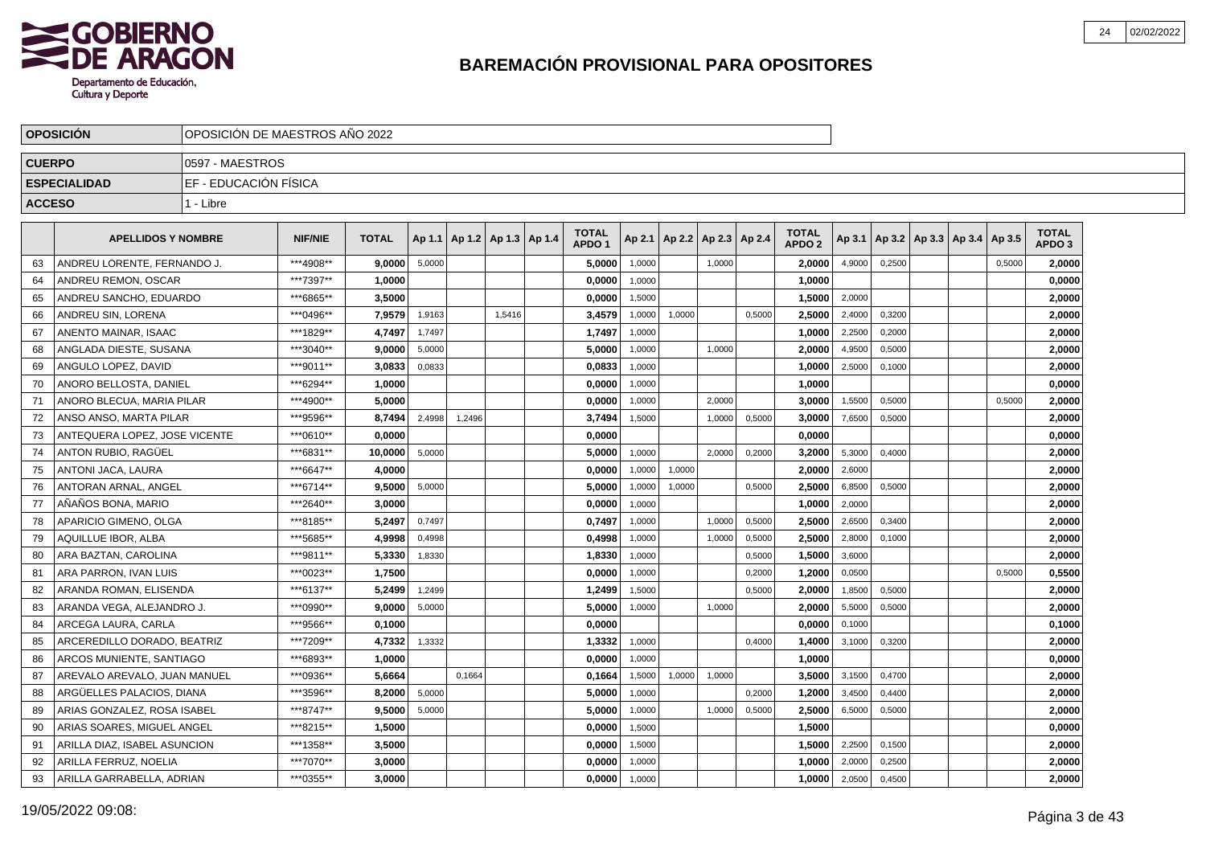**GOBIERNO DE ARAGON**
Departamento de Educación, Cultura y Deporte

# BAREMACIÓN PROVISIONAL PARA OPOSITORES

| | |
|---|---|
| **OPOSICIÓN** | OPOSICIÓN DE MAESTROS AÑO 2022 |
| **CUERPO** | 0597 - MAESTROS |
| **ESPECIALIDAD** | EF - EDUCACIÓN FÍSICA |
| **ACCESO** | 1 - Libre |

| | APELLIDOS Y NOMBRE | NIF/NIE | TOTAL | Ap 1.1 | Ap 1.2 | Ap 1.3 | Ap 1.4 | TOTAL APDO 1 | Ap 2.1 | Ap 2.2 | Ap 2.3 | Ap 2.4 | TOTAL APDO 2 | Ap 3.1 | Ap 3.2 | Ap 3.3 | Ap 3.4 | Ap 3.5 | TOTAL APDO 3 |
|---|---|---|---|---|---|---|---|---|---|---|---|---|---|---|---|---|---|---|---|
| 63 | ANDREU LORENTE, FERNANDO J. | ***4908** | **9,0000** | 5,0000 | | | | **5,0000** | 1,0000 | | 1,0000 | | **2,0000** | 4,9000 | 0,2500 | | | 0,5000 | **2,0000** |
| 64 | ANDREU REMON, OSCAR | ***7397** | **1,0000** | | | | | **0,0000** | 1,0000 | | | | **1,0000** | | | | | | **0,0000** |
| 65 | ANDREU SANCHO, EDUARDO | ***6865** | **3,5000** | | | | | **0,0000** | 1,5000 | | | | **1,5000** | 2,0000 | | | | | **2,0000** |
| 66 | ANDREU SIN, LORENA | ***0496** | **7,9579** | 1,9163 | | 1,5416 | | **3,4579** | 1,0000 | 1,0000 | | 0,5000 | **2,5000** | 2,4000 | 0,3200 | | | | **2,0000** |
| 67 | ANENTO MAINAR, ISAAC | ***1829** | **4,7497** | 1,7497 | | | | **1,7497** | 1,0000 | | | | **1,0000** | 2,2500 | 0,2000 | | | | **2,0000** |
| 68 | ANGLADA DIESTE, SUSANA | ***3040** | **9,0000** | 5,0000 | | | | **5,0000** | 1,0000 | | 1,0000 | | **2,0000** | 4,9500 | 0,5000 | | | | **2,0000** |
| 69 | ANGULO LOPEZ, DAVID | ***9011** | **3,0833** | 0,0833 | | | | **0,0833** | 1,0000 | | | | **1,0000** | 2,5000 | 0,1000 | | | | **2,0000** |
| 70 | ANORO BELLOSTA, DANIEL | ***6294** | **1,0000** | | | | | **0,0000** | 1,0000 | | | | **1,0000** | | | | | | **0,0000** |
| 71 | ANORO BLECUA, MARIA PILAR | ***4900** | **5,0000** | | | | | **0,0000** | 1,0000 | | 2,0000 | | **3,0000** | 1,5500 | 0,5000 | | | 0,5000 | **2,0000** |
| 72 | ANSO ANSO, MARTA PILAR | ***9596** | **8,7494** | 2,4998 | 1,2496 | | | **3,7494** | 1,5000 | | 1,0000 | 0,5000 | **3,0000** | 7,6500 | 0,5000 | | | | **2,0000** |
| 73 | ANTEQUERA LOPEZ, JOSE VICENTE | ***0610** | **0,0000** | | | | | **0,0000** | | | | | **0,0000** | | | | | | **0,0000** |
| 74 | ANTON RUBIO, RAGÜEL | ***6831** | **10,0000** | 5,0000 | | | | **5,0000** | 1,0000 | | 2,0000 | 0,2000 | **3,2000** | 5,3000 | 0,4000 | | | | **2,0000** |
| 75 | ANTONI JACA, LAURA | ***6647** | **4,0000** | | | | | **0,0000** | 1,0000 | 1,0000 | | | **2,0000** | 2,6000 | | | | | **2,0000** |
| 76 | ANTORAN ARNAL, ANGEL | ***6714** | **9,5000** | 5,0000 | | | | **5,0000** | 1,0000 | 1,0000 | | 0,5000 | **2,5000** | 6,8500 | 0,5000 | | | | **2,0000** |
| 77 | AÑAÑOS BONA, MARIO | ***2640** | **3,0000** | | | | | **0,0000** | 1,0000 | | | | **1,0000** | 2,0000 | | | | | **2,0000** |
| 78 | APARICIO GIMENO, OLGA | ***8185** | **5,2497** | 0,7497 | | | | **0,7497** | 1,0000 | | 1,0000 | 0,5000 | **2,5000** | 2,6500 | 0,3400 | | | | **2,0000** |
| 79 | AQUILLUE IBOR, ALBA | ***5685** | **4,9998** | 0,4998 | | | | **0,4998** | 1,0000 | | 1,0000 | 0,5000 | **2,5000** | 2,8000 | 0,1000 | | | | **2,0000** |
| 80 | ARA BAZTAN, CAROLINA | ***9811** | **5,3330** | 1,8330 | | | | **1,8330** | 1,0000 | | | 0,5000 | **1,5000** | 3,6000 | | | | | **2,0000** |
| 81 | ARA PARRON, IVAN LUIS | ***0023** | **1,7500** | | | | | **0,0000** | 1,0000 | | | 0,2000 | **1,2000** | 0,0500 | | | | 0,5000 | **0,5500** |
| 82 | ARANDA ROMAN, ELISENDA | ***6137** | **5,2499** | 1,2499 | | | | **1,2499** | 1,5000 | | | 0,5000 | **2,0000** | 1,8500 | 0,5000 | | | | **2,0000** |
| 83 | ARANDA VEGA, ALEJANDRO J. | ***0990** | **9,0000** | 5,0000 | | | | **5,0000** | 1,0000 | | 1,0000 | | **2,0000** | 5,5000 | 0,5000 | | | | **2,0000** |
| 84 | ARCEGA LAURA, CARLA | ***9566** | **0,1000** | | | | | **0,0000** | | | | | **0,0000** | 0,1000 | | | | | **0,1000** |
| 85 | ARCEREDILLO DORADO, BEATRIZ | ***7209** | **4,7332** | 1,3332 | | | | **1,3332** | 1,0000 | | | 0,4000 | **1,4000** | 3,1000 | 0,3200 | | | | **2,0000** |
| 86 | ARCOS MUNIENTE, SANTIAGO | ***6893** | **1,0000** | | | | | **0,0000** | 1,0000 | | | | **1,0000** | | | | | | **0,0000** |
| 87 | AREVALO AREVALO, JUAN MANUEL | ***0936** | **5,6664** | | 0,1664 | | | **0,1664** | 1,5000 | 1,0000 | 1,0000 | | **3,5000** | 3,1500 | 0,4700 | | | | **2,0000** |
| 88 | ARGÜELLES PALACIOS, DIANA | ***3596** | **8,2000** | 5,0000 | | | | **5,0000** | 1,0000 | | | 0,2000 | **1,2000** | 3,4500 | 0,4400 | | | | **2,0000** |
| 89 | ARIAS GONZALEZ, ROSA ISABEL | ***8747** | **9,5000** | 5,0000 | | | | **5,0000** | 1,0000 | | 1,0000 | 0,5000 | **2,5000** | 6,5000 | 0,5000 | | | | **2,0000** |
| 90 | ARIAS SOARES, MIGUEL ANGEL | ***8215** | **1,5000** | | | | | **0,0000** | 1,5000 | | | | **1,5000** | | | | | | **0,0000** |
| 91 | ARILLA DIAZ, ISABEL ASUNCION | ***1358** | **3,5000** | | | | | **0,0000** | 1,5000 | | | | **1,5000** | 2,2500 | 0,1500 | | | | **2,0000** |
| 92 | ARILLA FERRUZ, NOELIA | ***7070** | **3,0000** | | | | | **0,0000** | 1,0000 | | | | **1,0000** | 2,0000 | 0,2500 | | | | **2,0000** |
| 93 | ARILLA GARRABELLA, ADRIAN | ***0355** | **3,0000** | | | | | **0,0000** | 1,0000 | | | | **1,0000** | 2,0500 | 0,4500 | | | | **2,0000** |

19/05/2022 09:08: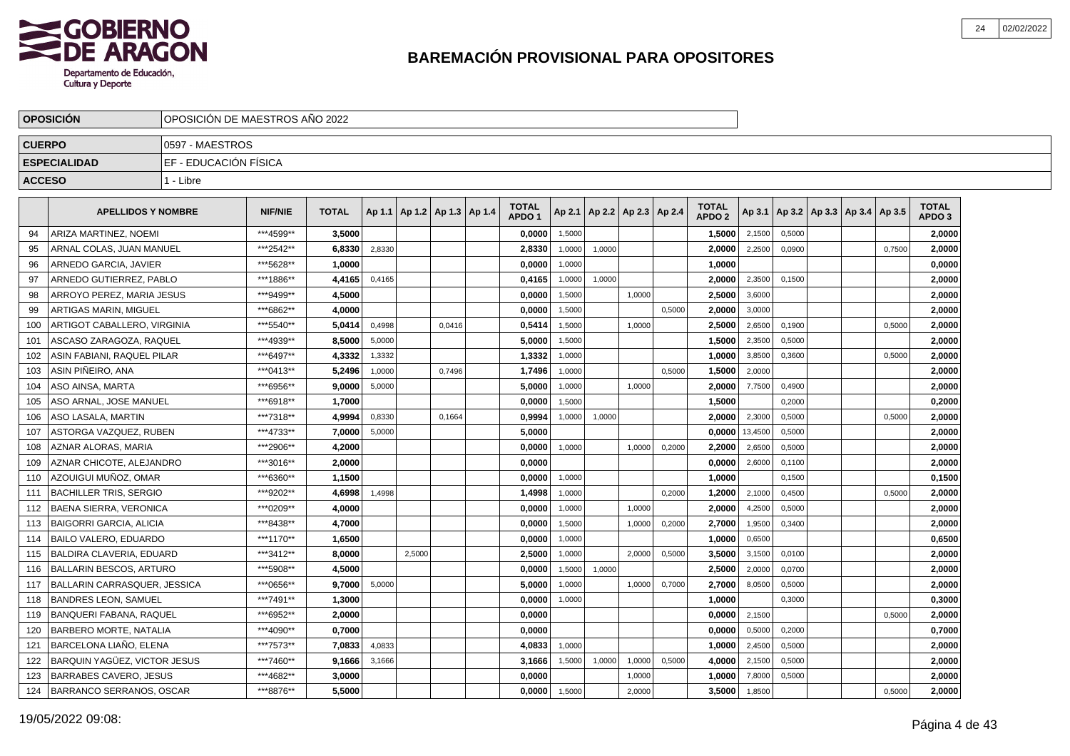# BAREMACIÓN PROVISIONAL PARA OPOSITORES

| OPOSICIÓN | OPOSICIÓN DE MAESTROS AÑO 2022 |
|---|---|
| CUERPO | 0597 - MAESTROS |
| ESPECIALIDAD | EF - EDUCACIÓN FÍSICA |
| ACCESO | 1 - Libre |

| | APELLIDOS Y NOMBRE | NIF/NIE | TOTAL | Ap 1.1 | Ap 1.2 | Ap 1.3 | Ap 1.4 | TOTAL APDO 1 | Ap 2.1 | Ap 2.2 | Ap 2.3 | Ap 2.4 | TOTAL APDO 2 | Ap 3.1 | Ap 3.2 | Ap 3.3 | Ap 3.4 | Ap 3.5 | TOTAL APDO 3 |
|---|---|---|---|---|---|---|---|---|---|---|---|---|---|---|---|---|---|---|---|
| 94 | ARIZA MARTINEZ, NOEMI | ***4599** | 3,5000 | | | | | 0,0000 | 1,5000 | | | | 1,5000 | 2,1500 | 0,5000 | | | | 2,0000 |
| 95 | ARNAL COLAS, JUAN MANUEL | ***2542** | 6,8330 | 2,8330 | | | | 2,8330 | 1,0000 | 1,0000 | | | 2,0000 | 2,2500 | 0,0900 | | | 0,7500 | 2,0000 |
| 96 | ARNEDO GARCIA, JAVIER | ***5628** | 1,0000 | | | | | 0,0000 | 1,0000 | | | | 1,0000 | | | | | | 0,0000 |
| 97 | ARNEDO GUTIERREZ, PABLO | ***1886** | 4,4165 | 0,4165 | | | | 0,4165 | 1,0000 | 1,0000 | | | 2,0000 | 2,3500 | 0,1500 | | | | 2,0000 |
| 98 | ARROYO PEREZ, MARIA JESUS | ***9499** | 4,5000 | | | | | 0,0000 | 1,5000 | | 1,0000 | | 2,5000 | 3,6000 | | | | | 2,0000 |
| 99 | ARTIGAS MARIN, MIGUEL | ***6862** | 4,0000 | | | | | 0,0000 | 1,5000 | | | 0,5000 | 2,0000 | 3,0000 | | | | | 2,0000 |
| 100 | ARTIGOT CABALLERO, VIRGINIA | ***5540** | 5,0414 | 0,4998 | | 0,0416 | | 0,5414 | 1,5000 | | 1,0000 | | 2,5000 | 2,6500 | 0,1900 | | | 0,5000 | 2,0000 |
| 101 | ASCASO ZARAGOZA, RAQUEL | ***4939** | 8,5000 | 5,0000 | | | | 5,0000 | 1,5000 | | | | 1,5000 | 2,3500 | 0,5000 | | | | 2,0000 |
| 102 | ASIN FABIANI, RAQUEL PILAR | ***6497** | 4,3332 | 1,3332 | | | | 1,3332 | 1,0000 | | | | 1,0000 | 3,8500 | 0,3600 | | | 0,5000 | 2,0000 |
| 103 | ASIN PIÑEIRO, ANA | ***0413** | 5,2496 | 1,0000 | | 0,7496 | | 1,7496 | 1,0000 | | | 0,5000 | 1,5000 | 2,0000 | | | | | 2,0000 |
| 104 | ASO AINSA, MARTA | ***6956** | 9,0000 | 5,0000 | | | | 5,0000 | 1,0000 | | 1,0000 | | 2,0000 | 7,7500 | 0,4900 | | | | 2,0000 |
| 105 | ASO ARNAL, JOSE MANUEL | ***6918** | 1,7000 | | | | | 0,0000 | 1,5000 | | | | 1,5000 | | 0,2000 | | | | 0,2000 |
| 106 | ASO LASALA, MARTIN | ***7318** | 4,9994 | 0,8330 | | 0,1664 | | 0,9994 | 1,0000 | 1,0000 | | | 2,0000 | 2,3000 | 0,5000 | | | 0,5000 | 2,0000 |
| 107 | ASTORGA VAZQUEZ, RUBEN | ***4733** | 7,0000 | 5,0000 | | | | 5,0000 | | | | | 0,0000 | 13,4500 | 0,5000 | | | | 2,0000 |
| 108 | AZNAR ALORAS, MARIA | ***2906** | 4,2000 | | | | | 0,0000 | 1,0000 | | 1,0000 | 0,2000 | 2,2000 | 2,6500 | 0,5000 | | | | 2,0000 |
| 109 | AZNAR CHICOTE, ALEJANDRO | ***3016** | 2,0000 | | | | | 0,0000 | | | | | 0,0000 | 2,6000 | 0,1100 | | | | 2,0000 |
| 110 | AZOUIGUI MUÑOZ, OMAR | ***6360** | 1,1500 | | | | | 0,0000 | 1,0000 | | | | 1,0000 | | 0,1500 | | | | 0,1500 |
| 111 | BACHILLER TRIS, SERGIO | ***9202** | 4,6998 | 1,4998 | | | | 1,4998 | 1,0000 | | | 0,2000 | 1,2000 | 2,1000 | 0,4500 | | | 0,5000 | 2,0000 |
| 112 | BAENA SIERRA, VERONICA | ***0209** | 4,0000 | | | | | 0,0000 | 1,0000 | | 1,0000 | | 2,0000 | 4,2500 | 0,5000 | | | | 2,0000 |
| 113 | BAIGORRI GARCIA, ALICIA | ***8438** | 4,7000 | | | | | 0,0000 | 1,5000 | | 1,0000 | 0,2000 | 2,7000 | 1,9500 | 0,3400 | | | | 2,0000 |
| 114 | BAILO VALERO, EDUARDO | ***1170** | 1,6500 | | | | | 0,0000 | 1,0000 | | | | 1,0000 | 0,6500 | | | | | 0,6500 |
| 115 | BALDIRA CLAVERIA, EDUARD | ***3412** | 8,0000 | | 2,5000 | | | 2,5000 | 1,0000 | | 2,0000 | 0,5000 | 3,5000 | 3,1500 | 0,0100 | | | | 2,0000 |
| 116 | BALLARIN BESCOS, ARTURO | ***5908** | 4,5000 | | | | | 0,0000 | 1,5000 | 1,0000 | | | 2,5000 | 2,0000 | 0,0700 | | | | 2,0000 |
| 117 | BALLARIN CARRASQUER, JESSICA | ***0656** | 9,7000 | 5,0000 | | | | 5,0000 | 1,0000 | | 1,0000 | 0,7000 | 2,7000 | 8,0500 | 0,5000 | | | | 2,0000 |
| 118 | BANDRES LEON, SAMUEL | ***7491** | 1,3000 | | | | | 0,0000 | 1,0000 | | | | 1,0000 | | 0,3000 | | | | 0,3000 |
| 119 | BANQUERI FABANA, RAQUEL | ***6952** | 2,0000 | | | | | 0,0000 | | | | | 0,0000 | 2,1500 | | | | 0,5000 | 2,0000 |
| 120 | BARBERO MORTE, NATALIA | ***4090** | 0,7000 | | | | | 0,0000 | | | | | 0,0000 | 0,5000 | 0,2000 | | | | 0,7000 |
| 121 | BARCELONA LIAÑO, ELENA | ***7573** | 7,0833 | 4,0833 | | | | 4,0833 | 1,0000 | | | | 1,0000 | 2,4500 | 0,5000 | | | | 2,0000 |
| 122 | BARQUIN YAGÜEZ, VICTOR JESUS | ***7460** | 9,1666 | 3,1666 | | | | 3,1666 | 1,5000 | 1,0000 | 1,0000 | 0,5000 | 4,0000 | 2,1500 | 0,5000 | | | | 2,0000 |
| 123 | BARRABES CAVERO, JESUS | ***4682** | 3,0000 | | | | | 0,0000 | | | 1,0000 | | 1,0000 | 7,8000 | 0,5000 | | | | 2,0000 |
| 124 | BARRANCO SERRANOS, OSCAR | ***8876** | 5,5000 | | | | | 0,0000 | 1,5000 | | 2,0000 | | 3,5000 | 1,8500 | | | | 0,5000 | 2,0000 |

19/05/2022 09:08: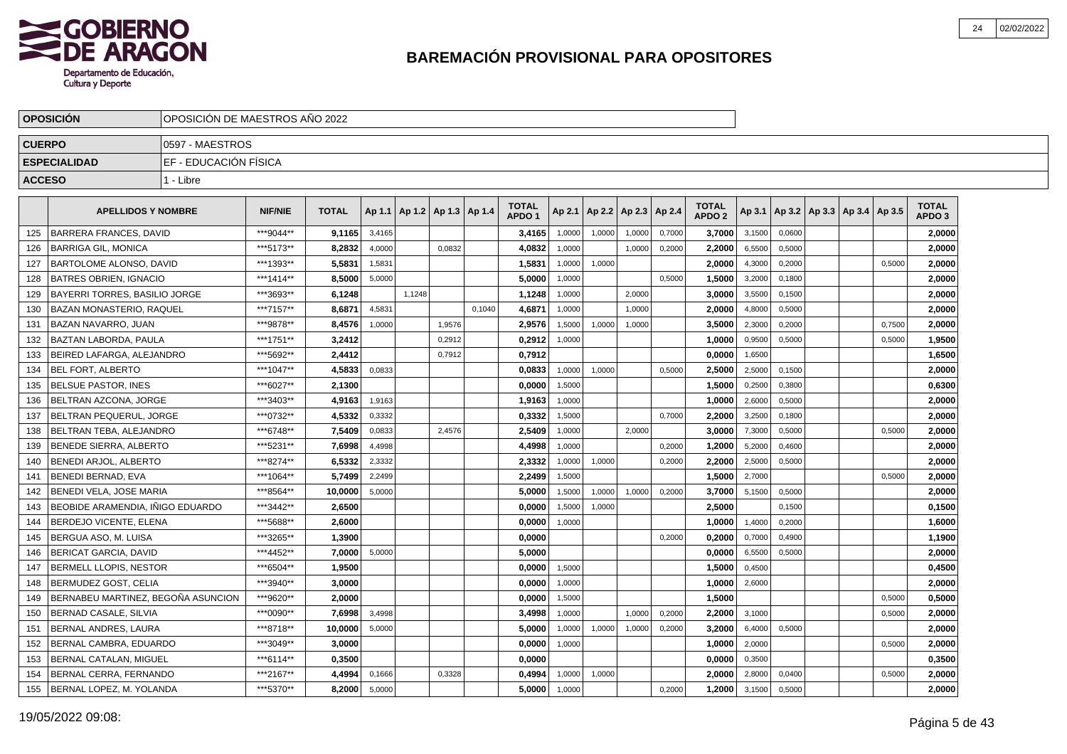# BAREMACIÓN PROVISIONAL PARA OPOSITORES

| OPOSICIÓN | OPOSICIÓN DE MAESTROS AÑO 2022 |
|---|---|
| CUERPO | 0597 - MAESTROS |
| ESPECIALIDAD | EF - EDUCACIÓN FÍSICA |
| ACCESO | 1 - Libre |

| | APELLIDOS Y NOMBRE | NIF/NIE | TOTAL | Ap 1.1 | Ap 1.2 | Ap 1.3 | Ap 1.4 | TOTAL APDO 1 | Ap 2.1 | Ap 2.2 | Ap 2.3 | Ap 2.4 | TOTAL APDO 2 | Ap 3.1 | Ap 3.2 | Ap 3.3 | Ap 3.4 | Ap 3.5 | TOTAL APDO 3 |
|---|---|---|---|---|---|---|---|---|---|---|---|---|---|---|---|---|---|---|---|
| 125 | BARRERA FRANCES, DAVID | ***9044** | 9,1165 | 3,4165 | | | | 3,4165 | 1,0000 | 1,0000 | 1,0000 | 0,7000 | 3,7000 | 3,1500 | 0,0600 | | | | 2,0000 |
| 126 | BARRIGA GIL, MONICA | ***5173** | 8,2832 | 4,0000 | | 0,0832 | | 4,0832 | 1,0000 | | 1,0000 | 0,2000 | 2,2000 | 6,5500 | 0,5000 | | | | 2,0000 |
| 127 | BARTOLOME ALONSO, DAVID | ***1393** | 5,5831 | 1,5831 | | | | 1,5831 | 1,0000 | 1,0000 | | | 2,0000 | 4,3000 | 0,2000 | | | 0,5000 | 2,0000 |
| 128 | BATRES OBRIEN, IGNACIO | ***1414** | 8,5000 | 5,0000 | | | | 5,0000 | 1,0000 | | | 0,5000 | 1,5000 | 3,2000 | 0,1800 | | | | 2,0000 |
| 129 | BAYERRI TORRES, BASILIO JORGE | ***3693** | 6,1248 | | 1,1248 | | | 1,1248 | 1,0000 | | 2,0000 | | 3,0000 | 3,5500 | 0,1500 | | | | 2,0000 |
| 130 | BAZAN MONASTERIO, RAQUEL | ***7157** | 8,6871 | 4,5831 | | | 0,1040 | 4,6871 | 1,0000 | | 1,0000 | | 2,0000 | 4,8000 | 0,5000 | | | | 2,0000 |
| 131 | BAZAN NAVARRO, JUAN | ***9878** | 8,4576 | 1,0000 | | 1,9576 | | 2,9576 | 1,5000 | 1,0000 | 1,0000 | | 3,5000 | 2,3000 | 0,2000 | | | 0,7500 | 2,0000 |
| 132 | BAZTAN LABORDA, PAULA | ***1751** | 3,2412 | | | 0,2912 | | 0,2912 | 1,0000 | | | | 1,0000 | 0,9500 | 0,5000 | | | 0,5000 | 1,9500 |
| 133 | BEIRED LAFARGA, ALEJANDRO | ***5692** | 2,4412 | | | 0,7912 | | 0,7912 | | | | | 0,0000 | 1,6500 | | | | | 1,6500 |
| 134 | BEL FORT, ALBERTO | ***1047** | 4,5833 | 0,0833 | | | | 0,0833 | 1,0000 | 1,0000 | | 0,5000 | 2,5000 | 2,5000 | 0,1500 | | | | 2,0000 |
| 135 | BELSUE PASTOR, INES | ***6027** | 2,1300 | | | | | 0,0000 | 1,5000 | | | | 1,5000 | 0,2500 | 0,3800 | | | | 0,6300 |
| 136 | BELTRAN AZCONA, JORGE | ***3403** | 4,9163 | 1,9163 | | | | 1,9163 | 1,0000 | | | | 1,0000 | 2,6000 | 0,5000 | | | | 2,0000 |
| 137 | BELTRAN PEQUERUL, JORGE | ***0732** | 4,5332 | 0,3332 | | | | 0,3332 | 1,5000 | | | 0,7000 | 2,2000 | 3,2500 | 0,1800 | | | | 2,0000 |
| 138 | BELTRAN TEBA, ALEJANDRO | ***6748** | 7,5409 | 0,0833 | | 2,4576 | | 2,5409 | 1,0000 | | 2,0000 | | 3,0000 | 7,3000 | 0,5000 | | | 0,5000 | 2,0000 |
| 139 | BENEDE SIERRA, ALBERTO | ***5231** | 7,6998 | 4,4998 | | | | 4,4998 | 1,0000 | | | 0,2000 | 1,2000 | 5,2000 | 0,4600 | | | | 2,0000 |
| 140 | BENEDI ARJOL, ALBERTO | ***8274** | 6,5332 | 2,3332 | | | | 2,3332 | 1,0000 | 1,0000 | | 0,2000 | 2,2000 | 2,5000 | 0,5000 | | | | 2,0000 |
| 141 | BENEDI BERNAD, EVA | ***1064** | 5,7499 | 2,2499 | | | | 2,2499 | 1,5000 | | | | 1,5000 | 2,7000 | | | | 0,5000 | 2,0000 |
| 142 | BENEDI VELA, JOSE MARIA | ***8564** | 10,0000 | 5,0000 | | | | 5,0000 | 1,5000 | 1,0000 | 1,0000 | 0,2000 | 3,7000 | 5,1500 | 0,5000 | | | | 2,0000 |
| 143 | BEOBIDE ARAMENDIA, IÑIGO EDUARDO | ***3442** | 2,6500 | | | | | 0,0000 | 1,5000 | 1,0000 | | | 2,5000 | | 0,1500 | | | | 0,1500 |
| 144 | BERDEJO VICENTE, ELENA | ***5688** | 2,6000 | | | | | 0,0000 | 1,0000 | | | | 1,0000 | 1,4000 | 0,2000 | | | | 1,6000 |
| 145 | BERGUA ASO, M. LUISA | ***3265** | 1,3900 | | | | | 0,0000 | | | | 0,2000 | 0,2000 | 0,7000 | 0,4900 | | | | 1,1900 |
| 146 | BERICAT GARCIA, DAVID | ***4452** | 7,0000 | 5,0000 | | | | 5,0000 | | | | | 0,0000 | 6,5500 | 0,5000 | | | | 2,0000 |
| 147 | BERMELL LLOPIS, NESTOR | ***6504** | 1,9500 | | | | | 0,0000 | 1,5000 | | | | 1,5000 | 0,4500 | | | | | 0,4500 |
| 148 | BERMUDEZ GOST, CELIA | ***3940** | 3,0000 | | | | | 0,0000 | 1,0000 | | | | 1,0000 | 2,6000 | | | | | 2,0000 |
| 149 | BERNABEU MARTINEZ, BEGOÑA ASUNCION | ***9620** | 2,0000 | | | | | 0,0000 | 1,5000 | | | | 1,5000 | | | | | 0,5000 | 0,5000 |
| 150 | BERNAD CASALE, SILVIA | ***0090** | 7,6998 | 3,4998 | | | | 3,4998 | 1,0000 | | 1,0000 | 0,2000 | 2,2000 | 3,1000 | | | | 0,5000 | 2,0000 |
| 151 | BERNAL ANDRES, LAURA | ***8718** | 10,0000 | 5,0000 | | | | 5,0000 | 1,0000 | 1,0000 | 1,0000 | 0,2000 | 3,2000 | 6,4000 | 0,5000 | | | | 2,0000 |
| 152 | BERNAL CAMBRA, EDUARDO | ***3049** | 3,0000 | | | | | 0,0000 | 1,0000 | | | | 1,0000 | 2,0000 | | | | 0,5000 | 2,0000 |
| 153 | BERNAL CATALAN, MIGUEL | ***6114** | 0,3500 | | | | | 0,0000 | | | | | 0,0000 | 0,3500 | | | | | 0,3500 |
| 154 | BERNAL CERRA, FERNANDO | ***2167** | 4,4994 | 0,1666 | | 0,3328 | | 0,4994 | 1,0000 | 1,0000 | | | 2,0000 | 2,8000 | 0,0400 | | | 0,5000 | 2,0000 |
| 155 | BERNAL LOPEZ, M. YOLANDA | ***5370** | 8,2000 | 5,0000 | | | | 5,0000 | 1,0000 | | | 0,2000 | 1,2000 | 3,1500 | 0,5000 | | | | 2,0000 |

19/05/2022 09:08: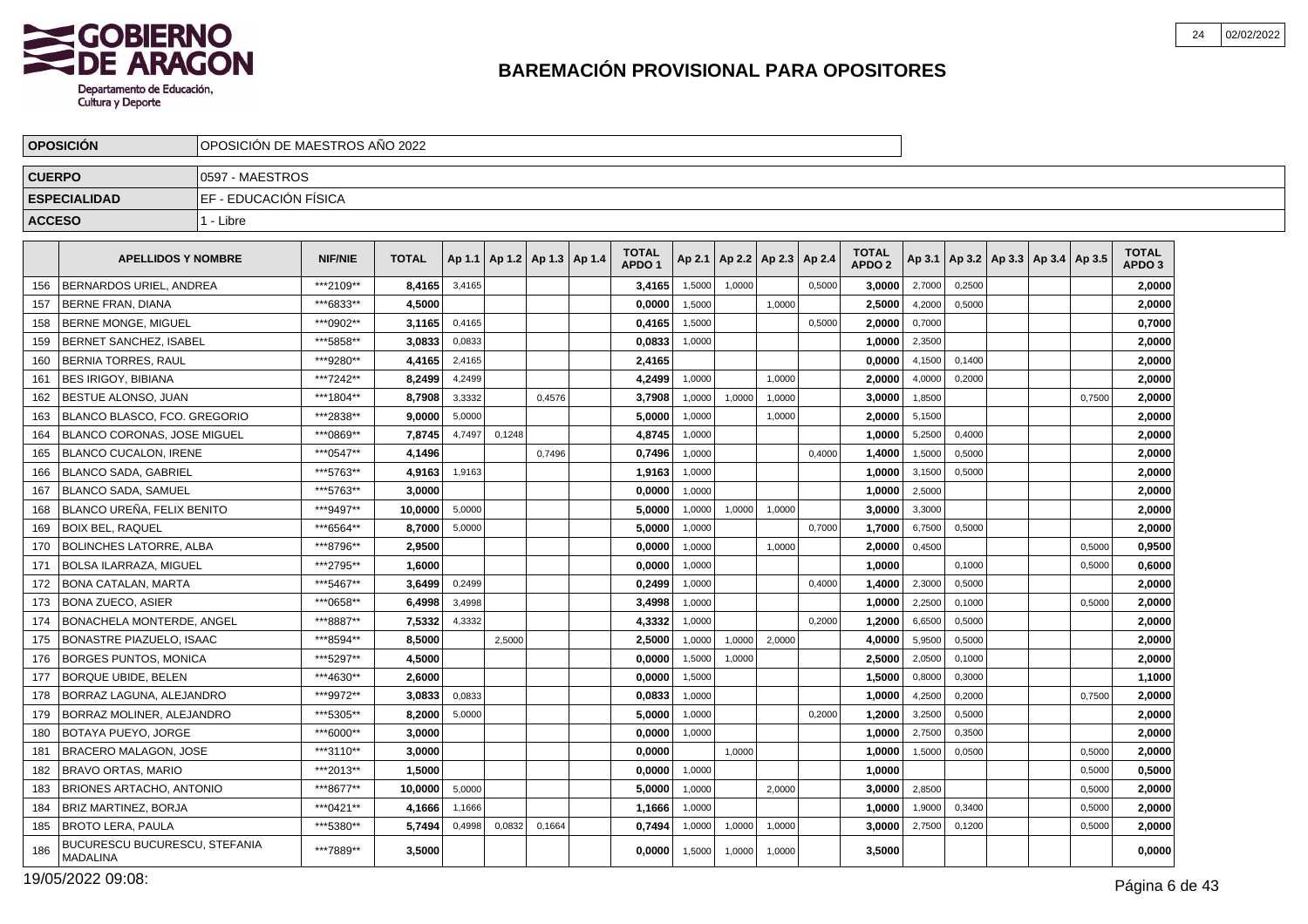# BAREMACIÓN PROVISIONAL PARA OPOSITORES

| OPOSICIÓN | OPOSICIÓN DE MAESTROS AÑO 2022 |
|---|---|
| CUERPO | 0597 - MAESTROS |
| ESPECIALIDAD | EF - EDUCACIÓN FÍSICA |
| ACCESO | 1 - Libre |

| | APELLIDOS Y NOMBRE | NIF/NIE | TOTAL | Ap 1.1 | Ap 1.2 | Ap 1.3 | Ap 1.4 | TOTAL APDO 1 | Ap 2.1 | Ap 2.2 | Ap 2.3 | Ap 2.4 | TOTAL APDO 2 | Ap 3.1 | Ap 3.2 | Ap 3.3 | Ap 3.4 | Ap 3.5 | TOTAL APDO 3 |
|---|---|---|---|---|---|---|---|---|---|---|---|---|---|---|---|---|---|---|---|
| 156 | BERNARDOS URIEL, ANDREA | ***2109** | **8,4165** | 3,4165 | | | | **3,4165** | 1,5000 | 1,0000 | | 0,5000 | **3,0000** | 2,7000 | 0,2500 | | | | **2,0000** |
| 157 | BERNE FRAN, DIANA | ***6833** | **4,5000** | | | | | **0,0000** | 1,5000 | | 1,0000 | | **2,5000** | 4,2000 | 0,5000 | | | | **2,0000** |
| 158 | BERNE MONGE, MIGUEL | ***0902** | **3,1165** | 0,4165 | | | | **0,4165** | 1,5000 | | | 0,5000 | **2,0000** | 0,7000 | | | | | **0,7000** |
| 159 | BERNET SANCHEZ, ISABEL | ***5858** | **3,0833** | 0,0833 | | | | **0,0833** | 1,0000 | | | | **1,0000** | 2,3500 | | | | | **2,0000** |
| 160 | BERNIA TORRES, RAUL | ***9280** | **4,4165** | 2,4165 | | | | **2,4165** | | | | | **0,0000** | 4,1500 | 0,1400 | | | | **2,0000** |
| 161 | BES IRIGOY, BIBIANA | ***7242** | **8,2499** | 4,2499 | | | | **4,2499** | 1,0000 | | 1,0000 | | **2,0000** | 4,0000 | 0,2000 | | | | **2,0000** |
| 162 | BESTUE ALONSO, JUAN | ***1804** | **8,7908** | 3,3332 | | 0,4576 | | **3,7908** | 1,0000 | 1,0000 | 1,0000 | | **3,0000** | 1,8500 | | | | 0,7500 | **2,0000** |
| 163 | BLANCO BLASCO, FCO. GREGORIO | ***2838** | **9,0000** | 5,0000 | | | | **5,0000** | 1,0000 | | 1,0000 | | **2,0000** | 5,1500 | | | | | **2,0000** |
| 164 | BLANCO CORONAS, JOSE MIGUEL | ***0869** | **7,8745** | 4,7497 | 0,1248 | | | **4,8745** | 1,0000 | | | | **1,0000** | 5,2500 | 0,4000 | | | | **2,0000** |
| 165 | BLANCO CUCALON, IRENE | ***0547** | **4,1496** | | | 0,7496 | | **0,7496** | 1,0000 | | | 0,4000 | **1,4000** | 1,5000 | 0,5000 | | | | **2,0000** |
| 166 | BLANCO SADA, GABRIEL | ***5763** | **4,9163** | 1,9163 | | | | **1,9163** | 1,0000 | | | | **1,0000** | 3,1500 | 0,5000 | | | | **2,0000** |
| 167 | BLANCO SADA, SAMUEL | ***5763** | **3,0000** | | | | | **0,0000** | 1,0000 | | | | **1,0000** | 2,5000 | | | | | **2,0000** |
| 168 | BLANCO UREÑA, FELIX BENITO | ***9497** | **10,0000** | 5,0000 | | | | **5,0000** | 1,0000 | 1,0000 | 1,0000 | | **3,0000** | 3,3000 | | | | | **2,0000** |
| 169 | BOIX BEL, RAQUEL | ***6564** | **8,7000** | 5,0000 | | | | **5,0000** | 1,0000 | | | 0,7000 | **1,7000** | 6,7500 | 0,5000 | | | | **2,0000** |
| 170 | BOLINCHES LATORRE, ALBA | ***8796** | **2,9500** | | | | | **0,0000** | 1,0000 | | 1,0000 | | **2,0000** | 0,4500 | | | | 0,5000 | **0,9500** |
| 171 | BOLSA ILARRAZA, MIGUEL | ***2795** | **1,6000** | | | | | **0,0000** | 1,0000 | | | | **1,0000** | | 0,1000 | | | 0,5000 | **0,6000** |
| 172 | BONA CATALAN, MARTA | ***5467** | **3,6499** | 0,2499 | | | | **0,2499** | 1,0000 | | | 0,4000 | **1,4000** | 2,3000 | 0,5000 | | | | **2,0000** |
| 173 | BONA ZUECO, ASIER | ***0658** | **6,4998** | 3,4998 | | | | **3,4998** | 1,0000 | | | | **1,0000** | 2,2500 | 0,1000 | | | 0,5000 | **2,0000** |
| 174 | BONACHELA MONTERDE, ANGEL | ***8887** | **7,5332** | 4,3332 | | | | **4,3332** | 1,0000 | | | 0,2000 | **1,2000** | 6,6500 | 0,5000 | | | | **2,0000** |
| 175 | BONASTRE PIAZUELO, ISAAC | ***8594** | **8,5000** | | 2,5000 | | | **2,5000** | 1,0000 | 1,0000 | 2,0000 | | **4,0000** | 5,9500 | 0,5000 | | | | **2,0000** |
| 176 | BORGES PUNTOS, MONICA | ***5297** | **4,5000** | | | | | **0,0000** | 1,5000 | 1,0000 | | | **2,5000** | 2,0500 | 0,1000 | | | | **2,0000** |
| 177 | BORQUE UBIDE, BELEN | ***4630** | **2,6000** | | | | | **0,0000** | 1,5000 | | | | **1,5000** | 0,8000 | 0,3000 | | | | **1,1000** |
| 178 | BORRAZ LAGUNA, ALEJANDRO | ***9972** | **3,0833** | 0,0833 | | | | **0,0833** | 1,0000 | | | | **1,0000** | 4,2500 | 0,2000 | | | 0,7500 | **2,0000** |
| 179 | BORRAZ MOLINER, ALEJANDRO | ***5305** | **8,2000** | 5,0000 | | | | **5,0000** | 1,0000 | | | 0,2000 | **1,2000** | 3,2500 | 0,5000 | | | | **2,0000** |
| 180 | BOTAYA PUEYO, JORGE | ***6000** | **3,0000** | | | | | **0,0000** | 1,0000 | | | | **1,0000** | 2,7500 | 0,3500 | | | | **2,0000** |
| 181 | BRACERO MALAGON, JOSE | ***3110** | **3,0000** | | | | | **0,0000** | | 1,0000 | | | **1,0000** | 1,5000 | 0,0500 | | | 0,5000 | **2,0000** |
| 182 | BRAVO ORTAS, MARIO | ***2013** | **1,5000** | | | | | **0,0000** | 1,0000 | | | | **1,0000** | | | | | 0,5000 | **0,5000** |
| 183 | BRIONES ARTACHO, ANTONIO | ***8677** | **10,0000** | 5,0000 | | | | **5,0000** | 1,0000 | | 2,0000 | | **3,0000** | 2,8500 | | | | 0,5000 | **2,0000** |
| 184 | BRIZ MARTINEZ, BORJA | ***0421** | **4,1666** | 1,1666 | | | | **1,1666** | 1,0000 | | | | **1,0000** | 1,9000 | 0,3400 | | | 0,5000 | **2,0000** |
| 185 | BROTO LERA, PAULA | ***5380** | **5,7494** | 0,4998 | 0,0832 | 0,1664 | | **0,7494** | 1,0000 | 1,0000 | 1,0000 | | **3,0000** | 2,7500 | 0,1200 | | | 0,5000 | **2,0000** |
| 186 | BUCURESCU BUCURESCU, STEFANIA MADALINA | ***7889** | **3,5000** | | | | | **0,0000** | 1,5000 | 1,0000 | 1,0000 | | **3,5000** | | | | | | **0,0000** |

19/05/2022 09:08: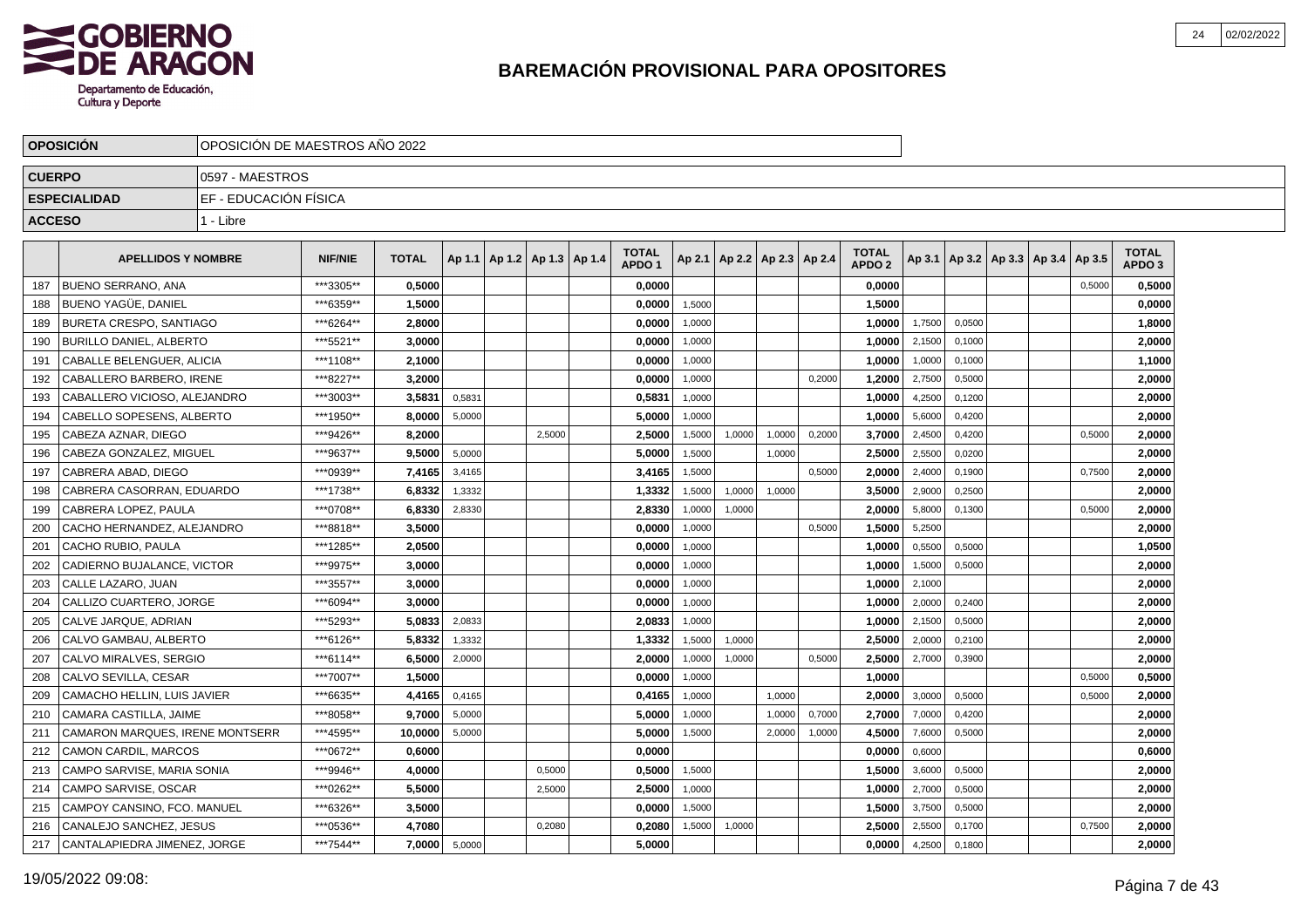# BAREMACIÓN PROVISIONAL PARA OPOSITORES

| OPOSICIÓN | OPOSICIÓN DE MAESTROS AÑO 2022 |
|---|---|
| CUERPO | 0597 - MAESTROS |
| ESPECIALIDAD | EF - EDUCACIÓN FÍSICA |
| ACCESO | 1 - Libre |

| | APELLIDOS Y NOMBRE | NIF/NIE | TOTAL | Ap 1.1 | Ap 1.2 | Ap 1.3 | Ap 1.4 | TOTAL APDO 1 | Ap 2.1 | Ap 2.2 | Ap 2.3 | Ap 2.4 | TOTAL APDO 2 | Ap 3.1 | Ap 3.2 | Ap 3.3 | Ap 3.4 | Ap 3.5 | TOTAL APDO 3 |
|---|---|---|---|---|---|---|---|---|---|---|---|---|---|---|---|---|---|---|---|
| 187 | BUENO SERRANO, ANA | ***3305** | 0,5000 | | | | | 0,0000 | | | | | 0,0000 | | | | | 0,5000 | 0,5000 |
| 188 | BUENO YAGÜE, DANIEL | ***6359** | 1,5000 | | | | | 0,0000 | 1,5000 | | | | 1,5000 | | | | | | 0,0000 |
| 189 | BURETA CRESPO, SANTIAGO | ***6264** | 2,8000 | | | | | 0,0000 | 1,0000 | | | | 1,0000 | 1,7500 | 0,0500 | | | | 1,8000 |
| 190 | BURILLO DANIEL, ALBERTO | ***5521** | 3,0000 | | | | | 0,0000 | 1,0000 | | | | 1,0000 | 2,1500 | 0,1000 | | | | 2,0000 |
| 191 | CABALLE BELENGUER, ALICIA | ***1108** | 2,1000 | | | | | 0,0000 | 1,0000 | | | | 1,0000 | 1,0000 | 0,1000 | | | | 1,1000 |
| 192 | CABALLERO BARBERO, IRENE | ***8227** | 3,2000 | | | | | 0,0000 | 1,0000 | | | 0,2000 | 1,2000 | 2,7500 | 0,5000 | | | | 2,0000 |
| 193 | CABALLERO VICIOSO, ALEJANDRO | ***3003** | 3,5831 | 0,5831 | | | | 0,5831 | 1,0000 | | | | 1,0000 | 4,2500 | 0,1200 | | | | 2,0000 |
| 194 | CABELLO SOPESENS, ALBERTO | ***1950** | 8,0000 | 5,0000 | | | | 5,0000 | 1,0000 | | | | 1,0000 | 5,6000 | 0,4200 | | | | 2,0000 |
| 195 | CABEZA AZNAR, DIEGO | ***9426** | 8,2000 | | | 2,5000 | | 2,5000 | 1,5000 | 1,0000 | 1,0000 | 0,2000 | 3,7000 | 2,4500 | 0,4200 | | | 0,5000 | 2,0000 |
| 196 | CABEZA GONZALEZ, MIGUEL | ***9637** | 9,5000 | 5,0000 | | | | 5,0000 | 1,5000 | | 1,0000 | | 2,5000 | 2,5500 | 0,0200 | | | | 2,0000 |
| 197 | CABRERA ABAD, DIEGO | ***0939** | 7,4165 | 3,4165 | | | | 3,4165 | 1,5000 | | | 0,5000 | 2,0000 | 2,4000 | 0,1900 | | | 0,7500 | 2,0000 |
| 198 | CABRERA CASORRAN, EDUARDO | ***1738** | 6,8332 | 1,3332 | | | | 1,3332 | 1,5000 | 1,0000 | 1,0000 | | 3,5000 | 2,9000 | 0,2500 | | | | 2,0000 |
| 199 | CABRERA LOPEZ, PAULA | ***0708** | 6,8330 | 2,8330 | | | | 2,8330 | 1,0000 | 1,0000 | | | 2,0000 | 5,8000 | 0,1300 | | | 0,5000 | 2,0000 |
| 200 | CACHO HERNANDEZ, ALEJANDRO | ***8818** | 3,5000 | | | | | 0,0000 | 1,0000 | | | 0,5000 | 1,5000 | 5,2500 | | | | | 2,0000 |
| 201 | CACHO RUBIO, PAULA | ***1285** | 2,0500 | | | | | 0,0000 | 1,0000 | | | | 1,0000 | 0,5500 | 0,5000 | | | | 1,0500 |
| 202 | CADIERNO BUJALANCE, VICTOR | ***9975** | 3,0000 | | | | | 0,0000 | 1,0000 | | | | 1,0000 | 1,5000 | 0,5000 | | | | 2,0000 |
| 203 | CALLE LAZARO, JUAN | ***3557** | 3,0000 | | | | | 0,0000 | 1,0000 | | | | 1,0000 | 2,1000 | | | | | 2,0000 |
| 204 | CALLIZO CUARTERO, JORGE | ***6094** | 3,0000 | | | | | 0,0000 | 1,0000 | | | | 1,0000 | 2,0000 | 0,2400 | | | | 2,0000 |
| 205 | CALVE JARQUE, ADRIAN | ***5293** | 5,0833 | 2,0833 | | | | 2,0833 | 1,0000 | | | | 1,0000 | 2,1500 | 0,5000 | | | | 2,0000 |
| 206 | CALVO GAMBAU, ALBERTO | ***6126** | 5,8332 | 1,3332 | | | | 1,3332 | 1,5000 | 1,0000 | | | 2,5000 | 2,0000 | 0,2100 | | | | 2,0000 |
| 207 | CALVO MIRALVES, SERGIO | ***6114** | 6,5000 | 2,0000 | | | | 2,0000 | 1,0000 | 1,0000 | | 0,5000 | 2,5000 | 2,7000 | 0,3900 | | | | 2,0000 |
| 208 | CALVO SEVILLA, CESAR | ***7007** | 1,5000 | | | | | 0,0000 | 1,0000 | | | | 1,0000 | | | | | 0,5000 | 0,5000 |
| 209 | CAMACHO HELLIN, LUIS JAVIER | ***6635** | 4,4165 | 0,4165 | | | | 0,4165 | 1,0000 | | 1,0000 | | 2,0000 | 3,0000 | 0,5000 | | | 0,5000 | 2,0000 |
| 210 | CAMARA CASTILLA, JAIME | ***8058** | 9,7000 | 5,0000 | | | | 5,0000 | 1,0000 | | 1,0000 | 0,7000 | 2,7000 | 7,0000 | 0,4200 | | | | 2,0000 |
| 211 | CAMARON MARQUES, IRENE MONTSERR | ***4595** | 10,0000 | 5,0000 | | | | 5,0000 | 1,5000 | | 2,0000 | 1,0000 | 4,5000 | 7,6000 | 0,5000 | | | | 2,0000 |
| 212 | CAMON CARDIL, MARCOS | ***0672** | 0,6000 | | | | | 0,0000 | | | | | 0,0000 | 0,6000 | | | | | 0,6000 |
| 213 | CAMPO SARVISE, MARIA SONIA | ***9946** | 4,0000 | | | 0,5000 | | 0,5000 | 1,5000 | | | | 1,5000 | 3,6000 | 0,5000 | | | | 2,0000 |
| 214 | CAMPO SARVISE, OSCAR | ***0262** | 5,5000 | | | 2,5000 | | 2,5000 | 1,0000 | | | | 1,0000 | 2,7000 | 0,5000 | | | | 2,0000 |
| 215 | CAMPOY CANSINO, FCO. MANUEL | ***6326** | 3,5000 | | | | | 0,0000 | 1,5000 | | | | 1,5000 | 3,7500 | 0,5000 | | | | 2,0000 |
| 216 | CANALEJO SANCHEZ, JESUS | ***0536** | 4,7080 | | | 0,2080 | | 0,2080 | 1,5000 | 1,0000 | | | 2,5000 | 2,5500 | 0,1700 | | | 0,7500 | 2,0000 |
| 217 | CANTALAPIEDRA JIMENEZ, JORGE | ***7544** | 7,0000 | 5,0000 | | | | 5,0000 | | | | | 0,0000 | 4,2500 | 0,1800 | | | | 2,0000 |

19/05/2022 09:08: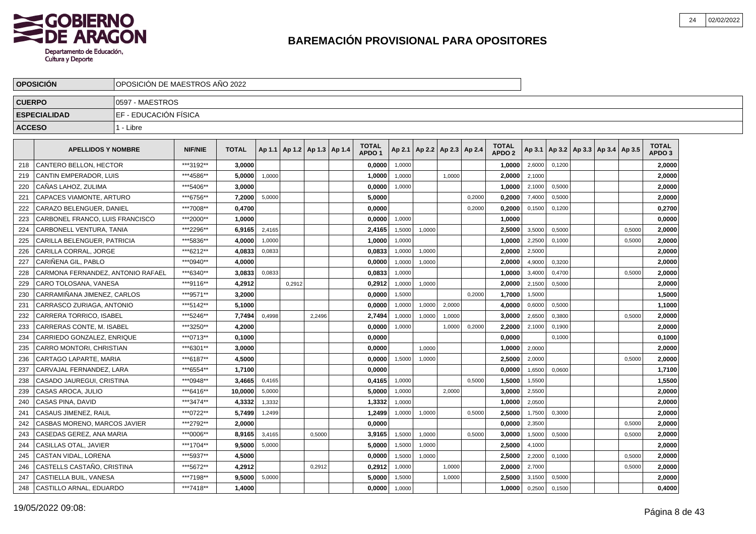**GOBIERNO DE ARAGON**
Departamento de Educación, Cultura y Deporte

# BAREMACIÓN PROVISIONAL PARA OPOSITORES

| | |
|---|---|
| **OPOSICIÓN** | OPOSICIÓN DE MAESTROS AÑO 2022 |
| **CUERPO** | 0597 - MAESTROS |
| **ESPECIALIDAD** | EF - EDUCACIÓN FÍSICA |
| **ACCESO** | 1 - Libre |

| | APELLIDOS Y NOMBRE | NIF/NIE | TOTAL | Ap 1.1 | Ap 1.2 | Ap 1.3 | Ap 1.4 | TOTAL APDO 1 | Ap 2.1 | Ap 2.2 | Ap 2.3 | Ap 2.4 | TOTAL APDO 2 | Ap 3.1 | Ap 3.2 | Ap 3.3 | Ap 3.4 | Ap 3.5 | TOTAL APDO 3 |
|---|---|---|---|---|---|---|---|---|---|---|---|---|---|---|---|---|---|---|---|
| 218 | CANTERO BELLON, HECTOR | ***3192** | 3,0000 | | | | | 0,0000 | 1,0000 | | | | 1,0000 | 2,6000 | 0,1200 | | | | 2,0000 |
| 219 | CANTIN EMPERADOR, LUIS | ***4586** | 5,0000 | 1,0000 | | | | 1,0000 | 1,0000 | | 1,0000 | | 2,0000 | 2,1000 | | | | | 2,0000 |
| 220 | CAÑAS LAHOZ, ZULIMA | ***5406** | 3,0000 | | | | | 0,0000 | 1,0000 | | | | 1,0000 | 2,1000 | 0,5000 | | | | 2,0000 |
| 221 | CAPACES VIAMONTE, ARTURO | ***6756** | 7,2000 | 5,0000 | | | | 5,0000 | | | | 0,2000 | 0,2000 | 7,4000 | 0,5000 | | | | 2,0000 |
| 222 | CARAZO BELENGUER, DANIEL | ***7008** | 0,4700 | | | | | 0,0000 | | | | 0,2000 | 0,2000 | 0,1500 | 0,1200 | | | | 0,2700 |
| 223 | CARBONEL FRANCO, LUIS FRANCISCO | ***2000** | 1,0000 | | | | | 0,0000 | 1,0000 | | | | 1,0000 | | | | | | 0,0000 |
| 224 | CARBONELL VENTURA, TANIA | ***2296** | 6,9165 | 2,4165 | | | | 2,4165 | 1,5000 | 1,0000 | | | 2,5000 | 3,5000 | 0,5000 | | | 0,5000 | 2,0000 |
| 225 | CARILLA BELENGUER, PATRICIA | ***5836** | 4,0000 | 1,0000 | | | | 1,0000 | 1,0000 | | | | 1,0000 | 2,2500 | 0,1000 | | | 0,5000 | 2,0000 |
| 226 | CARILLA CORRAL, JORGE | ***6212** | 4,0833 | 0,0833 | | | | 0,0833 | 1,0000 | 1,0000 | | | 2,0000 | 2,5000 | | | | | 2,0000 |
| 227 | CARIÑENA GIL, PABLO | ***0940** | 4,0000 | | | | | 0,0000 | 1,0000 | 1,0000 | | | 2,0000 | 4,9000 | 0,3200 | | | | 2,0000 |
| 228 | CARMONA FERNANDEZ, ANTONIO RAFAEL | ***6340** | 3,0833 | 0,0833 | | | | 0,0833 | 1,0000 | | | | 1,0000 | 3,4000 | 0,4700 | | | 0,5000 | 2,0000 |
| 229 | CARO TOLOSANA, VANESA | ***9116** | 4,2912 | | 0,2912 | | | 0,2912 | 1,0000 | 1,0000 | | | 2,0000 | 2,1500 | 0,5000 | | | | 2,0000 |
| 230 | CARRAMIÑANA JIMENEZ, CARLOS | ***9571** | 3,2000 | | | | | 0,0000 | 1,5000 | | | 0,2000 | 1,7000 | 1,5000 | | | | | 1,5000 |
| 231 | CARRASCO ZURIAGA, ANTONIO | ***5142** | 5,1000 | | | | | 0,0000 | 1,0000 | 1,0000 | 2,0000 | | 4,0000 | 0,6000 | 0,5000 | | | | 1,1000 |
| 232 | CARRERA TORRICO, ISABEL | ***5246** | 7,7494 | 0,4998 | | 2,2496 | | 2,7494 | 1,0000 | 1,0000 | 1,0000 | | 3,0000 | 2,6500 | 0,3800 | | | 0,5000 | 2,0000 |
| 233 | CARRERAS CONTE, M. ISABEL | ***3250** | 4,2000 | | | | | 0,0000 | 1,0000 | | 1,0000 | 0,2000 | 2,2000 | 2,1000 | 0,1900 | | | | 2,0000 |
| 234 | CARRIEDO GONZALEZ, ENRIQUE | ***0713** | 0,1000 | | | | | 0,0000 | | | | | 0,0000 | | 0,1000 | | | | 0,1000 |
| 235 | CARRO MONTORI, CHRISTIAN | ***6301** | 3,0000 | | | | | 0,0000 | | 1,0000 | | | 1,0000 | 2,0000 | | | | | 2,0000 |
| 236 | CARTAGO LAPARTE, MARIA | ***6187** | 4,5000 | | | | | 0,0000 | 1,5000 | 1,0000 | | | 2,5000 | 2,0000 | | | | 0,5000 | 2,0000 |
| 237 | CARVAJAL FERNANDEZ, LARA | ***6554** | 1,7100 | | | | | 0,0000 | | | | | 0,0000 | 1,6500 | 0,0600 | | | | 1,7100 |
| 238 | CASADO JAUREGUI, CRISTINA | ***0948** | 3,4665 | 0,4165 | | | | 0,4165 | 1,0000 | | | 0,5000 | 1,5000 | 1,5500 | | | | | 1,5500 |
| 239 | CASAS AROCA, JULIO | ***6416** | 10,0000 | 5,0000 | | | | 5,0000 | 1,0000 | | 2,0000 | | 3,0000 | 2,5500 | | | | | 2,0000 |
| 240 | CASAS PINA, DAVID | ***3474** | 4,3332 | 1,3332 | | | | 1,3332 | 1,0000 | | | | 1,0000 | 2,0500 | | | | | 2,0000 |
| 241 | CASAUS JIMENEZ, RAUL | ***0722** | 5,7499 | 1,2499 | | | | 1,2499 | 1,0000 | 1,0000 | | 0,5000 | 2,5000 | 1,7500 | 0,3000 | | | | 2,0000 |
| 242 | CASBAS MORENO, MARCOS JAVIER | ***2792** | 2,0000 | | | | | 0,0000 | | | | | 0,0000 | 2,3500 | | | | 0,5000 | 2,0000 |
| 243 | CASEDAS GEREZ, ANA MARIA | ***0006** | 8,9165 | 3,4165 | | 0,5000 | | 3,9165 | 1,5000 | 1,0000 | | 0,5000 | 3,0000 | 1,5000 | 0,5000 | | | 0,5000 | 2,0000 |
| 244 | CASILLAS OTAL, JAVIER | ***1704** | 9,5000 | 5,0000 | | | | 5,0000 | 1,5000 | 1,0000 | | | 2,5000 | 4,1000 | | | | | 2,0000 |
| 245 | CASTAN VIDAL, LORENA | ***5937** | 4,5000 | | | | | 0,0000 | 1,5000 | 1,0000 | | | 2,5000 | 2,2000 | 0,1000 | | | 0,5000 | 2,0000 |
| 246 | CASTELLS CASTAÑO, CRISTINA | ***5672** | 4,2912 | | | 0,2912 | | 0,2912 | 1,0000 | | 1,0000 | | 2,0000 | 2,7000 | | | | 0,5000 | 2,0000 |
| 247 | CASTIELLA BUIL, VANESA | ***7198** | 9,5000 | 5,0000 | | | | 5,0000 | 1,5000 | | 1,0000 | | 2,5000 | 3,1500 | 0,5000 | | | | 2,0000 |
| 248 | CASTILLO ARNAL, EDUARDO | ***7418** | 1,4000 | | | | | 0,0000 | 1,0000 | | | | 1,0000 | 0,2500 | 0,1500 | | | | 0,4000 |

19/05/2022 09:08: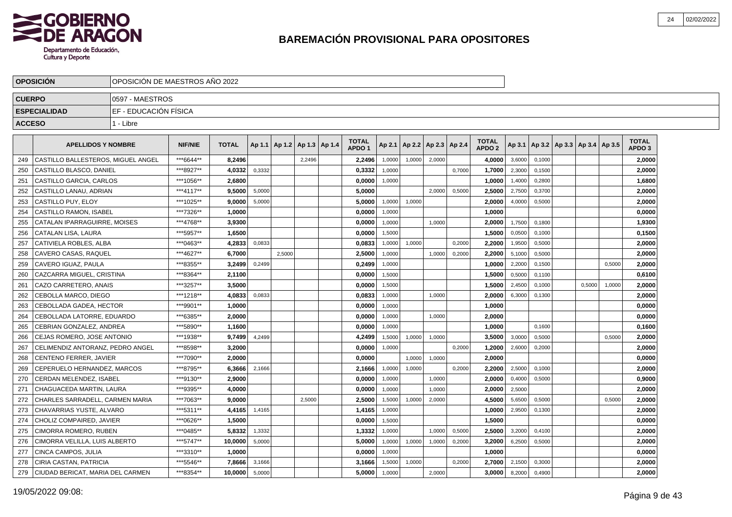# BAREMACIÓN PROVISIONAL PARA OPOSITORES

| OPOSICIÓN | OPOSICIÓN DE MAESTROS AÑO 2022 |
|---|---|
| CUERPO | 0597 - MAESTROS |
| ESPECIALIDAD | EF - EDUCACIÓN FÍSICA |
| ACCESO | 1 - Libre |

| | APELLIDOS Y NOMBRE | NIF/NIE | TOTAL | Ap 1.1 | Ap 1.2 | Ap 1.3 | Ap 1.4 | TOTAL APDO 1 | Ap 2.1 | Ap 2.2 | Ap 2.3 | Ap 2.4 | TOTAL APDO 2 | Ap 3.1 | Ap 3.2 | Ap 3.3 | Ap 3.4 | Ap 3.5 | TOTAL APDO 3 |
|---|---|---|---|---|---|---|---|---|---|---|---|---|---|---|---|---|---|---|---|
| 249 | CASTILLO BALLESTEROS, MIGUEL ANGEL | ***6644** | 8,2496 | | | 2,2496 | | 2,2496 | 1,0000 | 1,0000 | 2,0000 | | 4,0000 | 3,6000 | 0,1000 | | | | 2,0000 |
| 250 | CASTILLO BLASCO, DANIEL | ***8927** | 4,0332 | 0,3332 | | | | 0,3332 | 1,0000 | | | 0,7000 | 1,7000 | 2,3000 | 0,1500 | | | | 2,0000 |
| 251 | CASTILLO GARCIA, CARLOS | ***1056** | 2,6800 | | | | | 0,0000 | 1,0000 | | | | 1,0000 | 1,4000 | 0,2800 | | | | 1,6800 |
| 252 | CASTILLO LANAU, ADRIAN | ***4117** | 9,5000 | 5,0000 | | | | 5,0000 | | | 2,0000 | 0,5000 | 2,5000 | 2,7500 | 0,3700 | | | | 2,0000 |
| 253 | CASTILLO PUY, ELOY | ***1025** | 9,0000 | 5,0000 | | | | 5,0000 | 1,0000 | 1,0000 | | | 2,0000 | 4,0000 | 0,5000 | | | | 2,0000 |
| 254 | CASTILLO RAMON, ISABEL | ***7326** | 1,0000 | | | | | 0,0000 | 1,0000 | | | | 1,0000 | | | | | | 0,0000 |
| 255 | CATALAN IPARRAGUIRRE, MOISES | ***4768** | 3,9300 | | | | | 0,0000 | 1,0000 | | 1,0000 | | 2,0000 | 1,7500 | 0,1800 | | | | 1,9300 |
| 256 | CATALAN LISA, LAURA | ***5957** | 1,6500 | | | | | 0,0000 | 1,5000 | | | | 1,5000 | 0,0500 | 0,1000 | | | | 0,1500 |
| 257 | CATIVIELA ROBLES, ALBA | ***0463** | 4,2833 | 0,0833 | | | | 0,0833 | 1,0000 | 1,0000 | | 0,2000 | 2,2000 | 1,9500 | 0,5000 | | | | 2,0000 |
| 258 | CAVERO CASAS, RAQUEL | ***4627** | 6,7000 | | 2,5000 | | | 2,5000 | 1,0000 | | 1,0000 | 0,2000 | 2,2000 | 5,1000 | 0,5000 | | | | 2,0000 |
| 259 | CAVERO IGUAZ, PAULA | ***8355** | 3,2499 | 0,2499 | | | | 0,2499 | 1,0000 | | | | 1,0000 | 2,2000 | 0,1500 | | | 0,5000 | 2,0000 |
| 260 | CAZCARRA MIGUEL, CRISTINA | ***8364** | 2,1100 | | | | | 0,0000 | 1,5000 | | | | 1,5000 | 0,5000 | 0,1100 | | | | 0,6100 |
| 261 | CAZO CARRETERO, ANAIS | ***3257** | 3,5000 | | | | | 0,0000 | 1,5000 | | | | 1,5000 | 2,4500 | 0,1000 | | 0,5000 | 1,0000 | 2,0000 |
| 262 | CEBOLLA MARCO, DIEGO | ***1218** | 4,0833 | 0,0833 | | | | 0,0833 | 1,0000 | | 1,0000 | | 2,0000 | 6,3000 | 0,1300 | | | | 2,0000 |
| 263 | CEBOLLADA GADEA, HECTOR | ***9901** | 1,0000 | | | | | 0,0000 | 1,0000 | | | | 1,0000 | | | | | | 0,0000 |
| 264 | CEBOLLADA LATORRE, EDUARDO | ***6385** | 2,0000 | | | | | 0,0000 | 1,0000 | | 1,0000 | | 2,0000 | | | | | | 0,0000 |
| 265 | CEBRIAN GONZALEZ, ANDREA | ***5890** | 1,1600 | | | | | 0,0000 | 1,0000 | | | | 1,0000 | | 0,1600 | | | | 0,1600 |
| 266 | CEJAS ROMERO, JOSE ANTONIO | ***1938** | 9,7499 | 4,2499 | | | | 4,2499 | 1,5000 | 1,0000 | 1,0000 | | 3,5000 | 3,0000 | 0,5000 | | | 0,5000 | 2,0000 |
| 267 | CELIMENDIZ ANTORANZ, PEDRO ANGEL | ***8598** | 3,2000 | | | | | 0,0000 | 1,0000 | | | 0,2000 | 1,2000 | 2,6000 | 0,2000 | | | | 2,0000 |
| 268 | CENTENO FERRER, JAVIER | ***7090** | 2,0000 | | | | | 0,0000 | | 1,0000 | 1,0000 | | 2,0000 | | | | | | 0,0000 |
| 269 | CEPERUELO HERNANDEZ, MARCOS | ***8795** | 6,3666 | 2,1666 | | | | 2,1666 | 1,0000 | 1,0000 | | 0,2000 | 2,2000 | 2,5000 | 0,1000 | | | | 2,0000 |
| 270 | CERDAN MELENDEZ, ISABEL | ***9130** | 2,9000 | | | | | 0,0000 | 1,0000 | | 1,0000 | | 2,0000 | 0,4000 | 0,5000 | | | | 0,9000 |
| 271 | CHAGUACEDA MARTIN, LAURA | ***9395** | 4,0000 | | | | | 0,0000 | 1,0000 | | 1,0000 | | 2,0000 | 2,5000 | | | | | 2,0000 |
| 272 | CHARLES SARRADELL, CARMEN MARIA | ***7063** | 9,0000 | | | 2,5000 | | 2,5000 | 1,5000 | 1,0000 | 2,0000 | | 4,5000 | 5,6500 | 0,5000 | | | 0,5000 | 2,0000 |
| 273 | CHAVARRIAS YUSTE, ALVARO | ***5311** | 4,4165 | 1,4165 | | | | 1,4165 | 1,0000 | | | | 1,0000 | 2,9500 | 0,1300 | | | | 2,0000 |
| 274 | CHOLIZ COMPAIRED, JAVIER | ***0626** | 1,5000 | | | | | 0,0000 | 1,5000 | | | | 1,5000 | | | | | | 0,0000 |
| 275 | CIMORRA ROMERO, RUBEN | ***0485** | 5,8332 | 1,3332 | | | | 1,3332 | 1,0000 | | 1,0000 | 0,5000 | 2,5000 | 3,2000 | 0,4100 | | | | 2,0000 |
| 276 | CIMORRA VELILLA, LUIS ALBERTO | ***5747** | 10,0000 | 5,0000 | | | | 5,0000 | 1,0000 | 1,0000 | 1,0000 | 0,2000 | 3,2000 | 6,2500 | 0,5000 | | | | 2,0000 |
| 277 | CINCA CAMPOS, JULIA | ***3310** | 1,0000 | | | | | 0,0000 | 1,0000 | | | | 1,0000 | | | | | | 0,0000 |
| 278 | CIRIA CASTAN, PATRICIA | ***5546** | 7,8666 | 3,1666 | | | | 3,1666 | 1,5000 | 1,0000 | | 0,2000 | 2,7000 | 2,1500 | 0,3000 | | | | 2,0000 |
| 279 | CIUDAD BERICAT, MARIA DEL CARMEN | ***8354** | 10,0000 | 5,0000 | | | | 5,0000 | 1,0000 | | 2,0000 | | 3,0000 | 8,2000 | 0,4900 | | | | 2,0000 |

19/05/2022 09:08: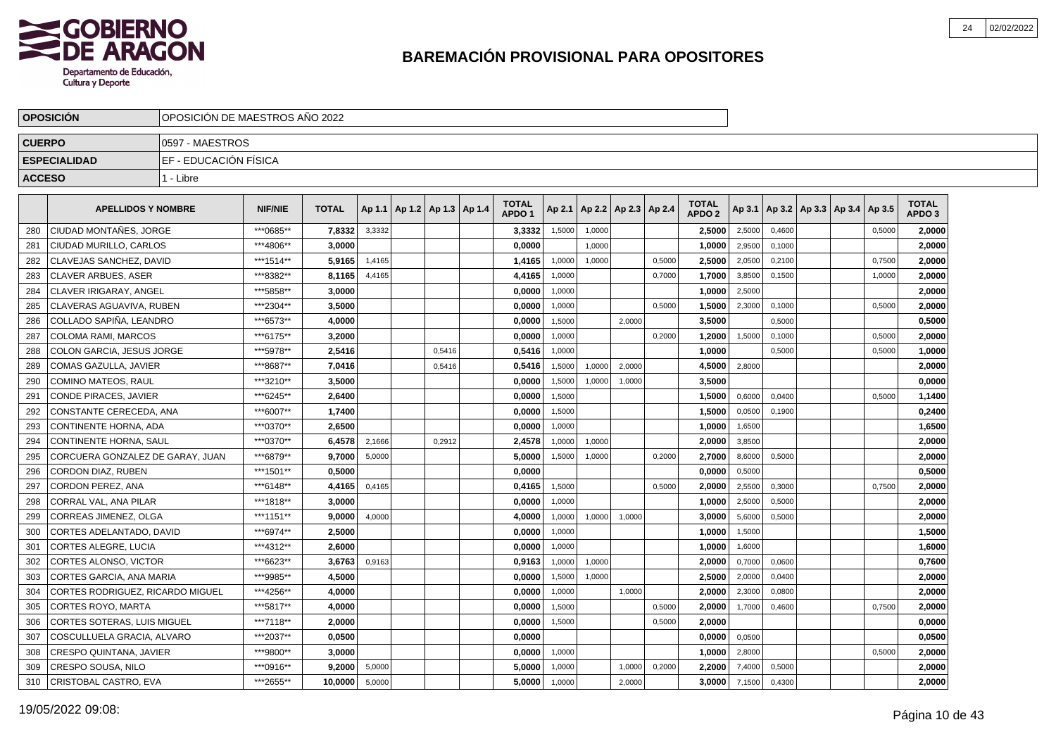# BAREMACIÓN PROVISIONAL PARA OPOSITORES

| | |
|---|---|
| **OPOSICIÓN** | OPOSICIÓN DE MAESTROS AÑO 2022 |
| **CUERPO** | 0597 - MAESTROS |
| **ESPECIALIDAD** | EF - EDUCACIÓN FÍSICA |
| **ACCESO** | 1 - Libre |

| | APELLIDOS Y NOMBRE | NIF/NIE | TOTAL | Ap 1.1 | Ap 1.2 | Ap 1.3 | Ap 1.4 | TOTAL APDO 1 | Ap 2.1 | Ap 2.2 | Ap 2.3 | Ap 2.4 | TOTAL APDO 2 | Ap 3.1 | Ap 3.2 | Ap 3.3 | Ap 3.4 | Ap 3.5 | TOTAL APDO 3 |
|---|---|---|---|---|---|---|---|---|---|---|---|---|---|---|---|---|---|---|---|
| 280 | CIUDAD MONTAÑES, JORGE | ***0685** | 7,8332 | 3,3332 | | | | 3,3332 | 1,5000 | 1,0000 | | | 2,5000 | 2,5000 | 0,4600 | | | 0,5000 | 2,0000 |
| 281 | CIUDAD MURILLO, CARLOS | ***4806** | 3,0000 | | | | | 0,0000 | | 1,0000 | | | 1,0000 | 2,9500 | 0,1000 | | | | 2,0000 |
| 282 | CLAVEJAS SANCHEZ, DAVID | ***1514** | 5,9165 | 1,4165 | | | | 1,4165 | 1,0000 | 1,0000 | | 0,5000 | 2,5000 | 2,0500 | 0,2100 | | | 0,7500 | 2,0000 |
| 283 | CLAVER ARBUES, ASER | ***8382** | 8,1165 | 4,4165 | | | | 4,4165 | 1,0000 | | | 0,7000 | 1,7000 | 3,8500 | 0,1500 | | | 1,0000 | 2,0000 |
| 284 | CLAVER IRIGARAY, ANGEL | ***5858** | 3,0000 | | | | | 0,0000 | 1,0000 | | | | 1,0000 | 2,5000 | | | | | 2,0000 |
| 285 | CLAVERAS AGUAVIVA, RUBEN | ***2304** | 3,5000 | | | | | 0,0000 | 1,0000 | | | 0,5000 | 1,5000 | 2,3000 | 0,1000 | | | 0,5000 | 2,0000 |
| 286 | COLLADO SAPIÑA, LEANDRO | ***6573** | 4,0000 | | | | | 0,0000 | 1,5000 | | 2,0000 | | 3,5000 | | 0,5000 | | | | 0,5000 |
| 287 | COLOMA RAMI, MARCOS | ***6175** | 3,2000 | | | | | 0,0000 | 1,0000 | | | 0,2000 | 1,2000 | 1,5000 | 0,1000 | | | 0,5000 | 2,0000 |
| 288 | COLON GARCIA, JESUS JORGE | ***5978** | 2,5416 | | | 0,5416 | | 0,5416 | 1,0000 | | | | 1,0000 | | 0,5000 | | | 0,5000 | 1,0000 |
| 289 | COMAS GAZULLA, JAVIER | ***8687** | 7,0416 | | | 0,5416 | | 0,5416 | 1,5000 | 1,0000 | 2,0000 | | 4,5000 | 2,8000 | | | | | 2,0000 |
| 290 | COMINO MATEOS, RAUL | ***3210** | 3,5000 | | | | | 0,0000 | 1,5000 | 1,0000 | 1,0000 | | 3,5000 | | | | | | 0,0000 |
| 291 | CONDE PIRACES, JAVIER | ***6245** | 2,6400 | | | | | 0,0000 | 1,5000 | | | | 1,5000 | 0,6000 | 0,0400 | | | 0,5000 | 1,1400 |
| 292 | CONSTANTE CERECEDA, ANA | ***6007** | 1,7400 | | | | | 0,0000 | 1,5000 | | | | 1,5000 | 0,0500 | 0,1900 | | | | 0,2400 |
| 293 | CONTINENTE HORNA, ADA | ***0370** | 2,6500 | | | | | 0,0000 | 1,0000 | | | | 1,0000 | 1,6500 | | | | | 1,6500 |
| 294 | CONTINENTE HORNA, SAUL | ***0370** | 6,4578 | 2,1666 | | 0,2912 | | 2,4578 | 1,0000 | 1,0000 | | | 2,0000 | 3,8500 | | | | | 2,0000 |
| 295 | CORCUERA GONZALEZ DE GARAY, JUAN | ***6879** | 9,7000 | 5,0000 | | | | 5,0000 | 1,5000 | 1,0000 | | 0,2000 | 2,7000 | 8,6000 | 0,5000 | | | | 2,0000 |
| 296 | CORDON DIAZ, RUBEN | ***1501** | 0,5000 | | | | | 0,0000 | | | | | 0,0000 | 0,5000 | | | | | 0,5000 |
| 297 | CORDON PEREZ, ANA | ***6148** | 4,4165 | 0,4165 | | | | 0,4165 | 1,5000 | | | 0,5000 | 2,0000 | 2,5500 | 0,3000 | | | 0,7500 | 2,0000 |
| 298 | CORRAL VAL, ANA PILAR | ***1818** | 3,0000 | | | | | 0,0000 | 1,0000 | | | | 1,0000 | 2,5000 | 0,5000 | | | | 2,0000 |
| 299 | CORREAS JIMENEZ, OLGA | ***1151** | 9,0000 | 4,0000 | | | | 4,0000 | 1,0000 | 1,0000 | 1,0000 | | 3,0000 | 5,6000 | 0,5000 | | | | 2,0000 |
| 300 | CORTES ADELANTADO, DAVID | ***6974** | 2,5000 | | | | | 0,0000 | 1,0000 | | | | 1,0000 | 1,5000 | | | | | 1,5000 |
| 301 | CORTES ALEGRE, LUCIA | ***4312** | 2,6000 | | | | | 0,0000 | 1,0000 | | | | 1,0000 | 1,6000 | | | | | 1,6000 |
| 302 | CORTES ALONSO, VICTOR | ***6623** | 3,6763 | 0,9163 | | | | 0,9163 | 1,0000 | 1,0000 | | | 2,0000 | 0,7000 | 0,0600 | | | | 0,7600 |
| 303 | CORTES GARCIA, ANA MARIA | ***9985** | 4,5000 | | | | | 0,0000 | 1,5000 | 1,0000 | | | 2,5000 | 2,0000 | 0,0400 | | | | 2,0000 |
| 304 | CORTES RODRIGUEZ, RICARDO MIGUEL | ***4256** | 4,0000 | | | | | 0,0000 | 1,0000 | | 1,0000 | | 2,0000 | 2,3000 | 0,0800 | | | | 2,0000 |
| 305 | CORTES ROYO, MARTA | ***5817** | 4,0000 | | | | | 0,0000 | 1,5000 | | | 0,5000 | 2,0000 | 1,7000 | 0,4600 | | | 0,7500 | 2,0000 |
| 306 | CORTES SOTERAS, LUIS MIGUEL | ***7118** | 2,0000 | | | | | 0,0000 | 1,5000 | | | 0,5000 | 2,0000 | | | | | | 0,0000 |
| 307 | COSCULLUELA GRACIA, ALVARO | ***2037** | 0,0500 | | | | | 0,0000 | | | | | 0,0000 | 0,0500 | | | | | 0,0500 |
| 308 | CRESPO QUINTANA, JAVIER | ***9800** | 3,0000 | | | | | 0,0000 | 1,0000 | | | | 1,0000 | 2,8000 | | | | 0,5000 | 2,0000 |
| 309 | CRESPO SOUSA, NILO | ***0916** | 9,2000 | 5,0000 | | | | 5,0000 | 1,0000 | | 1,0000 | 0,2000 | 2,2000 | 7,4000 | 0,5000 | | | | 2,0000 |
| 310 | CRISTOBAL CASTRO, EVA | ***2655** | 10,0000 | 5,0000 | | | | 5,0000 | 1,0000 | | 2,0000 | | 3,0000 | 7,1500 | 0,4300 | | | | 2,0000 |

19/05/2022 09:08: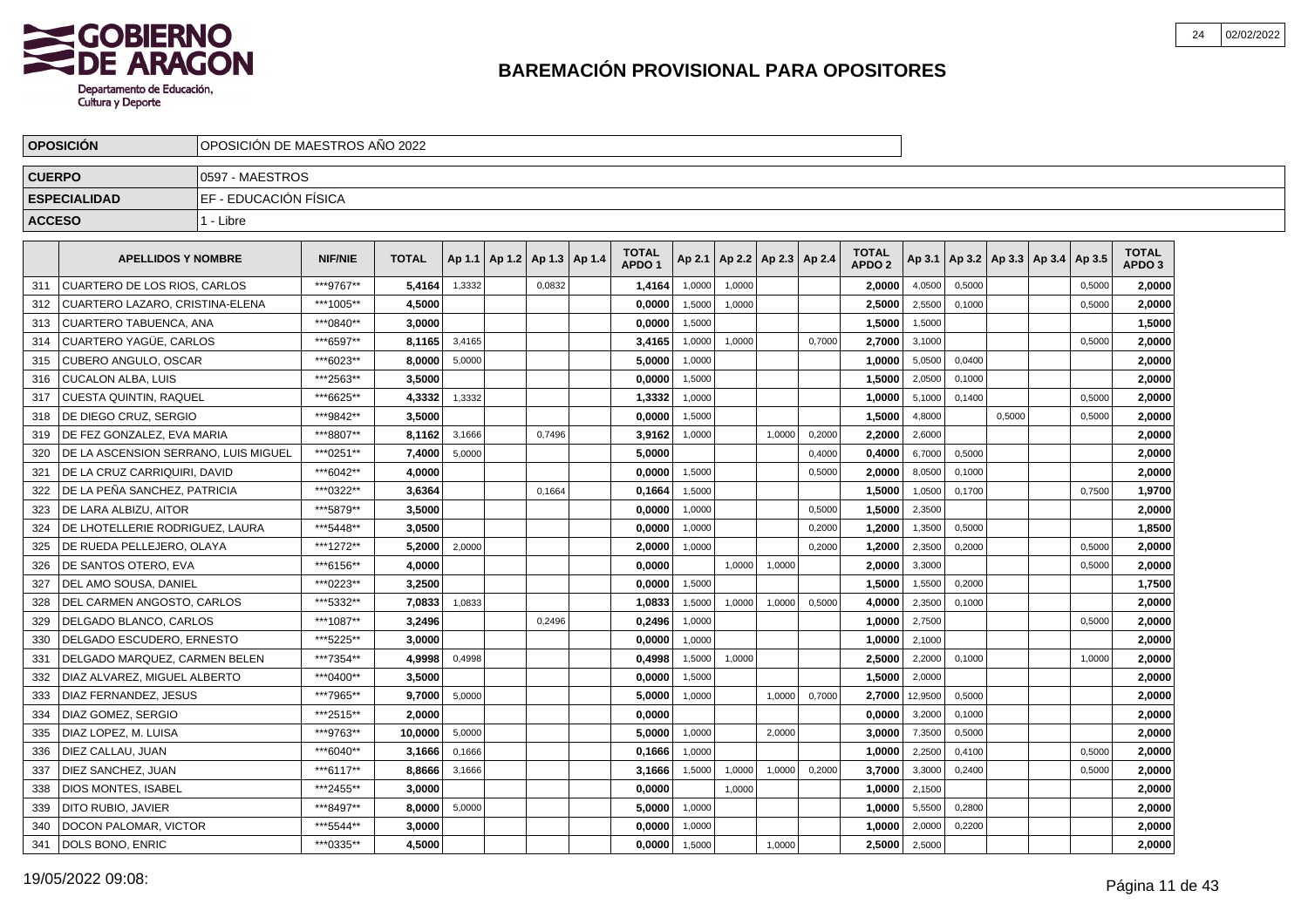# BAREMACIÓN PROVISIONAL PARA OPOSITORES

| | |
|---|---|
| **OPOSICIÓN** | OPOSICIÓN DE MAESTROS AÑO 2022 |
| **CUERPO** | 0597 - MAESTROS |
| **ESPECIALIDAD** | EF - EDUCACIÓN FÍSICA |
| **ACCESO** | 1 - Libre |

| | APELLIDOS Y NOMBRE | NIF/NIE | TOTAL | Ap 1.1 | Ap 1.2 | Ap 1.3 | Ap 1.4 | TOTAL APDO 1 | Ap 2.1 | Ap 2.2 | Ap 2.3 | Ap 2.4 | TOTAL APDO 2 | Ap 3.1 | Ap 3.2 | Ap 3.3 | Ap 3.4 | Ap 3.5 | TOTAL APDO 3 |
|---|---|---|---|---|---|---|---|---|---|---|---|---|---|---|---|---|---|---|---|
| 311 | CUARTERO DE LOS RIOS, CARLOS | ***9767** | **5,4164** | 1,3332 | | 0,0832 | | **1,4164** | 1,0000 | 1,0000 | | | **2,0000** | 4,0500 | 0,5000 | | | 0,5000 | **2,0000** |
| 312 | CUARTERO LAZARO, CRISTINA-ELENA | ***1005** | **4,5000** | | | | | **0,0000** | 1,5000 | 1,0000 | | | **2,5000** | 2,5500 | 0,1000 | | | 0,5000 | **2,0000** |
| 313 | CUARTERO TABUENCA, ANA | ***0840** | **3,0000** | | | | | **0,0000** | 1,5000 | | | | **1,5000** | 1,5000 | | | | | **1,5000** |
| 314 | CUARTERO YAGÜE, CARLOS | ***6597** | **8,1165** | 3,4165 | | | | **3,4165** | 1,0000 | 1,0000 | | 0,7000 | **2,7000** | 3,1000 | | | | 0,5000 | **2,0000** |
| 315 | CUBERO ANGULO, OSCAR | ***6023** | **8,0000** | 5,0000 | | | | **5,0000** | 1,0000 | | | | **1,0000** | 5,0500 | 0,0400 | | | | **2,0000** |
| 316 | CUCALON ALBA, LUIS | ***2563** | **3,5000** | | | | | **0,0000** | 1,5000 | | | | **1,5000** | 2,0500 | 0,1000 | | | | **2,0000** |
| 317 | CUESTA QUINTIN, RAQUEL | ***6625** | **4,3332** | 1,3332 | | | | **1,3332** | 1,0000 | | | | **1,0000** | 5,1000 | 0,1400 | | | 0,5000 | **2,0000** |
| 318 | DE DIEGO CRUZ, SERGIO | ***9842** | **3,5000** | | | | | **0,0000** | 1,5000 | | | | **1,5000** | 4,8000 | | 0,5000 | | 0,5000 | **2,0000** |
| 319 | DE FEZ GONZALEZ, EVA MARIA | ***8807** | **8,1162** | 3,1666 | | 0,7496 | | **3,9162** | 1,0000 | | 1,0000 | 0,2000 | **2,2000** | 2,6000 | | | | | **2,0000** |
| 320 | DE LA ASCENSION SERRANO, LUIS MIGUEL | ***0251** | **7,4000** | 5,0000 | | | | **5,0000** | | | | 0,4000 | **0,4000** | 6,7000 | 0,5000 | | | | **2,0000** |
| 321 | DE LA CRUZ CARRIQUIRI, DAVID | ***6042** | **4,0000** | | | | | **0,0000** | 1,5000 | | | 0,5000 | **2,0000** | 8,0500 | 0,1000 | | | | **2,0000** |
| 322 | DE LA PEÑA SANCHEZ, PATRICIA | ***0322** | **3,6364** | | | 0,1664 | | **0,1664** | 1,5000 | | | | **1,5000** | 1,0500 | 0,1700 | | | 0,7500 | **1,9700** |
| 323 | DE LARA ALBIZU, AITOR | ***5879** | **3,5000** | | | | | **0,0000** | 1,0000 | | | 0,5000 | **1,5000** | 2,3500 | | | | | **2,0000** |
| 324 | DE LHOTELLERIE RODRIGUEZ, LAURA | ***5448** | **3,0500** | | | | | **0,0000** | 1,0000 | | | 0,2000 | **1,2000** | 1,3500 | 0,5000 | | | | **1,8500** |
| 325 | DE RUEDA PELLEJERO, OLAYA | ***1272** | **5,2000** | 2,0000 | | | | **2,0000** | 1,0000 | | | 0,2000 | **1,2000** | 2,3500 | 0,2000 | | | 0,5000 | **2,0000** |
| 326 | DE SANTOS OTERO, EVA | ***6156** | **4,0000** | | | | | **0,0000** | | 1,0000 | 1,0000 | | **2,0000** | 3,3000 | | | | 0,5000 | **2,0000** |
| 327 | DEL AMO SOUSA, DANIEL | ***0223** | **3,2500** | | | | | **0,0000** | 1,5000 | | | | **1,5000** | 1,5500 | 0,2000 | | | | **1,7500** |
| 328 | DEL CARMEN ANGOSTO, CARLOS | ***5332** | **7,0833** | 1,0833 | | | | **1,0833** | 1,5000 | 1,0000 | 1,0000 | 0,5000 | **4,0000** | 2,3500 | 0,1000 | | | | **2,0000** |
| 329 | DELGADO BLANCO, CARLOS | ***1087** | **3,2496** | | | 0,2496 | | **0,2496** | 1,0000 | | | | **1,0000** | 2,7500 | | | | 0,5000 | **2,0000** |
| 330 | DELGADO ESCUDERO, ERNESTO | ***5225** | **3,0000** | | | | | **0,0000** | 1,0000 | | | | **1,0000** | 2,1000 | | | | | **2,0000** |
| 331 | DELGADO MARQUEZ, CARMEN BELEN | ***7354** | **4,9998** | 0,4998 | | | | **0,4998** | 1,5000 | 1,0000 | | | **2,5000** | 2,2000 | 0,1000 | | | 1,0000 | **2,0000** |
| 332 | DIAZ ALVAREZ, MIGUEL ALBERTO | ***0400** | **3,5000** | | | | | **0,0000** | 1,5000 | | | | **1,5000** | 2,0000 | | | | | **2,0000** |
| 333 | DIAZ FERNANDEZ, JESUS | ***7965** | **9,7000** | 5,0000 | | | | **5,0000** | 1,0000 | | 1,0000 | 0,7000 | **2,7000** | 12,9500 | 0,5000 | | | | **2,0000** |
| 334 | DIAZ GOMEZ, SERGIO | ***2515** | **2,0000** | | | | | **0,0000** | | | | | **0,0000** | 3,2000 | 0,1000 | | | | **2,0000** |
| 335 | DIAZ LOPEZ, M. LUISA | ***9763** | **10,0000** | 5,0000 | | | | **5,0000** | 1,0000 | | 2,0000 | | **3,0000** | 7,3500 | 0,5000 | | | | **2,0000** |
| 336 | DIEZ CALLAU, JUAN | ***6040** | **3,1666** | 0,1666 | | | | **0,1666** | 1,0000 | | | | **1,0000** | 2,2500 | 0,4100 | | | 0,5000 | **2,0000** |
| 337 | DIEZ SANCHEZ, JUAN | ***6117** | **8,8666** | 3,1666 | | | | **3,1666** | 1,5000 | 1,0000 | 1,0000 | 0,2000 | **3,7000** | 3,3000 | 0,2400 | | | 0,5000 | **2,0000** |
| 338 | DIOS MONTES, ISABEL | ***2455** | **3,0000** | | | | | **0,0000** | | 1,0000 | | | **1,0000** | 2,1500 | | | | | **2,0000** |
| 339 | DITO RUBIO, JAVIER | ***8497** | **8,0000** | 5,0000 | | | | **5,0000** | 1,0000 | | | | **1,0000** | 5,5500 | 0,2800 | | | | **2,0000** |
| 340 | DOCON PALOMAR, VICTOR | ***5544** | **3,0000** | | | | | **0,0000** | 1,0000 | | | | **1,0000** | 2,0000 | 0,2200 | | | | **2,0000** |
| 341 | DOLS BONO, ENRIC | ***0335** | **4,5000** | | | | | **0,0000** | 1,5000 | | 1,0000 | | **2,5000** | 2,5000 | | | | | **2,0000** |

19/05/2022 09:08: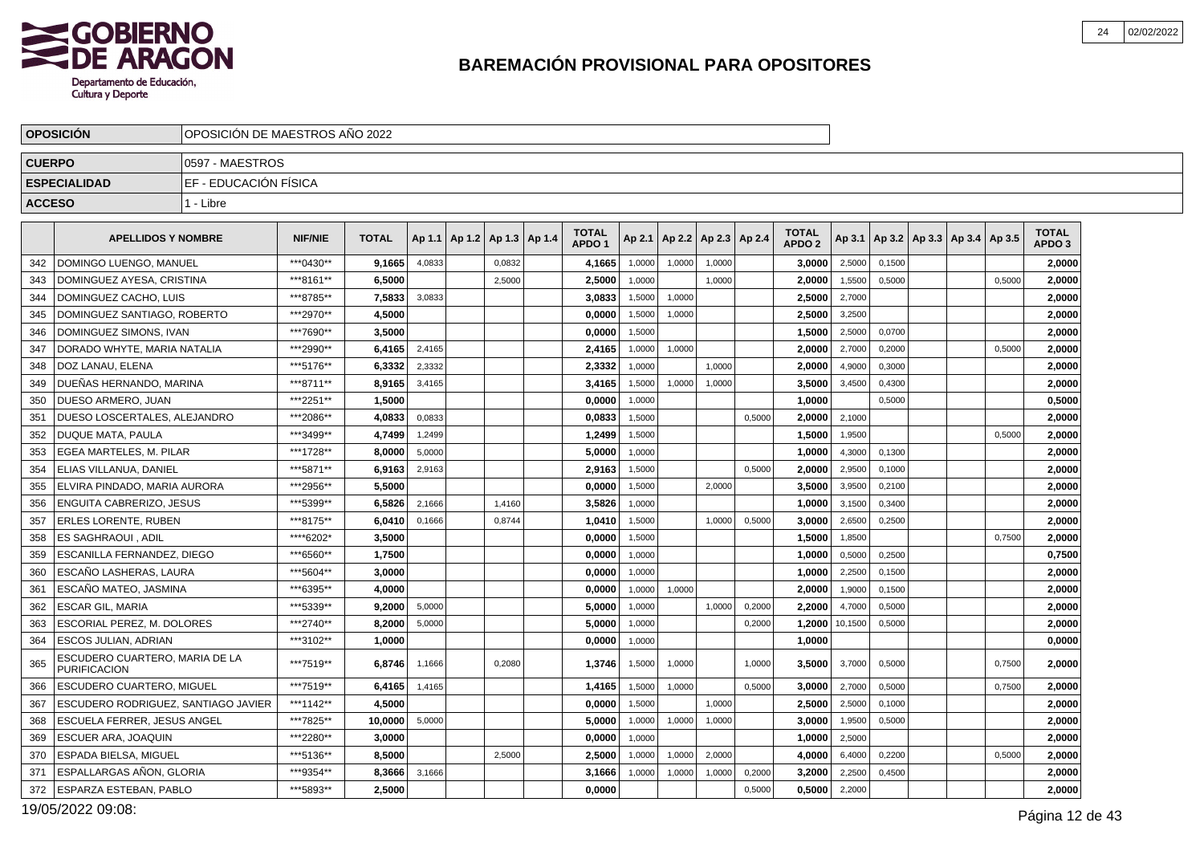## BAREMACIÓN PROVISIONAL PARA OPOSITORES

| OPOSICIÓN | OPOSICIÓN DE MAESTROS AÑO 2022 |
|---|---|
| CUERPO | 0597 - MAESTROS |
| ESPECIALIDAD | EF - EDUCACIÓN FÍSICA |
| ACCESO | 1 - Libre |

| | APELLIDOS Y NOMBRE | NIF/NIE | TOTAL | Ap 1.1 | Ap 1.2 | Ap 1.3 | Ap 1.4 | TOTAL APDO 1 | Ap 2.1 | Ap 2.2 | Ap 2.3 | Ap 2.4 | TOTAL APDO 2 | Ap 3.1 | Ap 3.2 | Ap 3.3 | Ap 3.4 | Ap 3.5 | TOTAL APDO 3 |
|---|---|---|---|---|---|---|---|---|---|---|---|---|---|---|---|---|---|---|---|
| 342 | DOMINGO LUENGO, MANUEL | ***0430** | 9,1665 | 4,0833 | | 0,0832 | | 4,1665 | 1,0000 | 1,0000 | 1,0000 | | 3,0000 | 2,5000 | 0,1500 | | | | 2,0000 |
| 343 | DOMINGUEZ AYESA, CRISTINA | ***8161** | 6,5000 | | | 2,5000 | | 2,5000 | 1,0000 | | 1,0000 | | 2,0000 | 1,5500 | 0,5000 | | | 0,5000 | 2,0000 |
| 344 | DOMINGUEZ CACHO, LUIS | ***8785** | 7,5833 | 3,0833 | | | | 3,0833 | 1,5000 | 1,0000 | | | 2,5000 | 2,7000 | | | | | 2,0000 |
| 345 | DOMINGUEZ SANTIAGO, ROBERTO | ***2970** | 4,5000 | | | | | 0,0000 | 1,5000 | 1,0000 | | | 2,5000 | 3,2500 | | | | | 2,0000 |
| 346 | DOMINGUEZ SIMONS, IVAN | ***7690** | 3,5000 | | | | | 0,0000 | 1,5000 | | | | 1,5000 | 2,5000 | 0,0700 | | | | 2,0000 |
| 347 | DORADO WHYTE, MARIA NATALIA | ***2990** | 6,4165 | 2,4165 | | | | 2,4165 | 1,0000 | 1,0000 | | | 2,0000 | 2,7000 | 0,2000 | | | 0,5000 | 2,0000 |
| 348 | DOZ LANAU, ELENA | ***5176** | 6,3332 | 2,3332 | | | | 2,3332 | 1,0000 | | 1,0000 | | 2,0000 | 4,9000 | 0,3000 | | | | 2,0000 |
| 349 | DUEÑAS HERNANDO, MARINA | ***8711** | 8,9165 | 3,4165 | | | | 3,4165 | 1,5000 | 1,0000 | 1,0000 | | 3,5000 | 3,4500 | 0,4300 | | | | 2,0000 |
| 350 | DUESO ARMERO, JUAN | ***2251** | 1,5000 | | | | | 0,0000 | 1,0000 | | | | 1,0000 | | 0,5000 | | | | 0,5000 |
| 351 | DUESO LOSCERTALES, ALEJANDRO | ***2086** | 4,0833 | 0,0833 | | | | 0,0833 | 1,5000 | | | 0,5000 | 2,0000 | 2,1000 | | | | | 2,0000 |
| 352 | DUQUE MATA, PAULA | ***3499** | 4,7499 | 1,2499 | | | | 1,2499 | 1,5000 | | | | 1,5000 | 1,9500 | | | | 0,5000 | 2,0000 |
| 353 | EGEA MARTELES, M. PILAR | ***1728** | 8,0000 | 5,0000 | | | | 5,0000 | 1,0000 | | | | 1,0000 | 4,3000 | 0,1300 | | | | 2,0000 |
| 354 | ELIAS VILLANUA, DANIEL | ***5871** | 6,9163 | 2,9163 | | | | 2,9163 | 1,5000 | | | 0,5000 | 2,0000 | 2,9500 | 0,1000 | | | | 2,0000 |
| 355 | ELVIRA PINDADO, MARIA AURORA | ***2956** | 5,5000 | | | | | 0,0000 | 1,5000 | | 2,0000 | | 3,5000 | 3,9500 | 0,2100 | | | | 2,0000 |
| 356 | ENGUITA CABRERIZO, JESUS | ***5399** | 6,5826 | 2,1666 | | 1,4160 | | 3,5826 | 1,0000 | | | | 1,0000 | 3,1500 | 0,3400 | | | | 2,0000 |
| 357 | ERLES LORENTE, RUBEN | ***8175** | 6,0410 | 0,1666 | | 0,8744 | | 1,0410 | 1,5000 | | 1,0000 | 0,5000 | 3,0000 | 2,6500 | 0,2500 | | | | 2,0000 |
| 358 | ES SAGHRAOUI , ADIL | ****6202* | 3,5000 | | | | | 0,0000 | 1,5000 | | | | 1,5000 | 1,8500 | | | | 0,7500 | 2,0000 |
| 359 | ESCANILLA FERNANDEZ, DIEGO | ***6560** | 1,7500 | | | | | 0,0000 | 1,0000 | | | | 1,0000 | 0,5000 | 0,2500 | | | | 0,7500 |
| 360 | ESCAÑO LASHERAS, LAURA | ***5604** | 3,0000 | | | | | 0,0000 | 1,0000 | | | | 1,0000 | 2,2500 | 0,1500 | | | | 2,0000 |
| 361 | ESCAÑO MATEO, JASMINA | ***6395** | 4,0000 | | | | | 0,0000 | 1,0000 | 1,0000 | | | 2,0000 | 1,9000 | 0,1500 | | | | 2,0000 |
| 362 | ESCAR GIL, MARIA | ***5339** | 9,2000 | 5,0000 | | | | 5,0000 | 1,0000 | | 1,0000 | 0,2000 | 2,2000 | 4,7000 | 0,5000 | | | | 2,0000 |
| 363 | ESCORIAL PEREZ, M. DOLORES | ***2740** | 8,2000 | 5,0000 | | | | 5,0000 | 1,0000 | | | 0,2000 | 1,2000 | 10,1500 | 0,5000 | | | | 2,0000 |
| 364 | ESCOS JULIAN, ADRIAN | ***3102** | 1,0000 | | | | | 0,0000 | 1,0000 | | | | 1,0000 | | | | | | 0,0000 |
| 365 | ESCUDERO CUARTERO, MARIA DE LA PURIFICACION | ***7519** | 6,8746 | 1,1666 | | 0,2080 | | 1,3746 | 1,5000 | 1,0000 | | 1,0000 | 3,5000 | 3,7000 | 0,5000 | | | 0,7500 | 2,0000 |
| 366 | ESCUDERO CUARTERO, MIGUEL | ***7519** | 6,4165 | 1,4165 | | | | 1,4165 | 1,5000 | 1,0000 | | 0,5000 | 3,0000 | 2,7000 | 0,5000 | | | 0,7500 | 2,0000 |
| 367 | ESCUDERO RODRIGUEZ, SANTIAGO JAVIER | ***1142** | 4,5000 | | | | | 0,0000 | 1,5000 | | 1,0000 | | 2,5000 | 2,5000 | 0,1000 | | | | 2,0000 |
| 368 | ESCUELA FERRER, JESUS ANGEL | ***7825** | 10,0000 | 5,0000 | | | | 5,0000 | 1,0000 | 1,0000 | 1,0000 | | 3,0000 | 1,9500 | 0,5000 | | | | 2,0000 |
| 369 | ESCUER ARA, JOAQUIN | ***2280** | 3,0000 | | | | | 0,0000 | 1,0000 | | | | 1,0000 | 2,5000 | | | | | 2,0000 |
| 370 | ESPADA BIELSA, MIGUEL | ***5136** | 8,5000 | | | 2,5000 | | 2,5000 | 1,0000 | 1,0000 | 2,0000 | | 4,0000 | 6,4000 | 0,2200 | | | 0,5000 | 2,0000 |
| 371 | ESPALLARGAS AÑON, GLORIA | ***9354** | 8,3666 | 3,1666 | | | | 3,1666 | 1,0000 | 1,0000 | 1,0000 | 0,2000 | 3,2000 | 2,2500 | 0,4500 | | | | 2,0000 |
| 372 | ESPARZA ESTEBAN, PABLO | ***5893** | 2,5000 | | | | | 0,0000 | | | | 0,5000 | 0,5000 | 2,2000 | | | | | 2,0000 |

19/05/2022 09:08: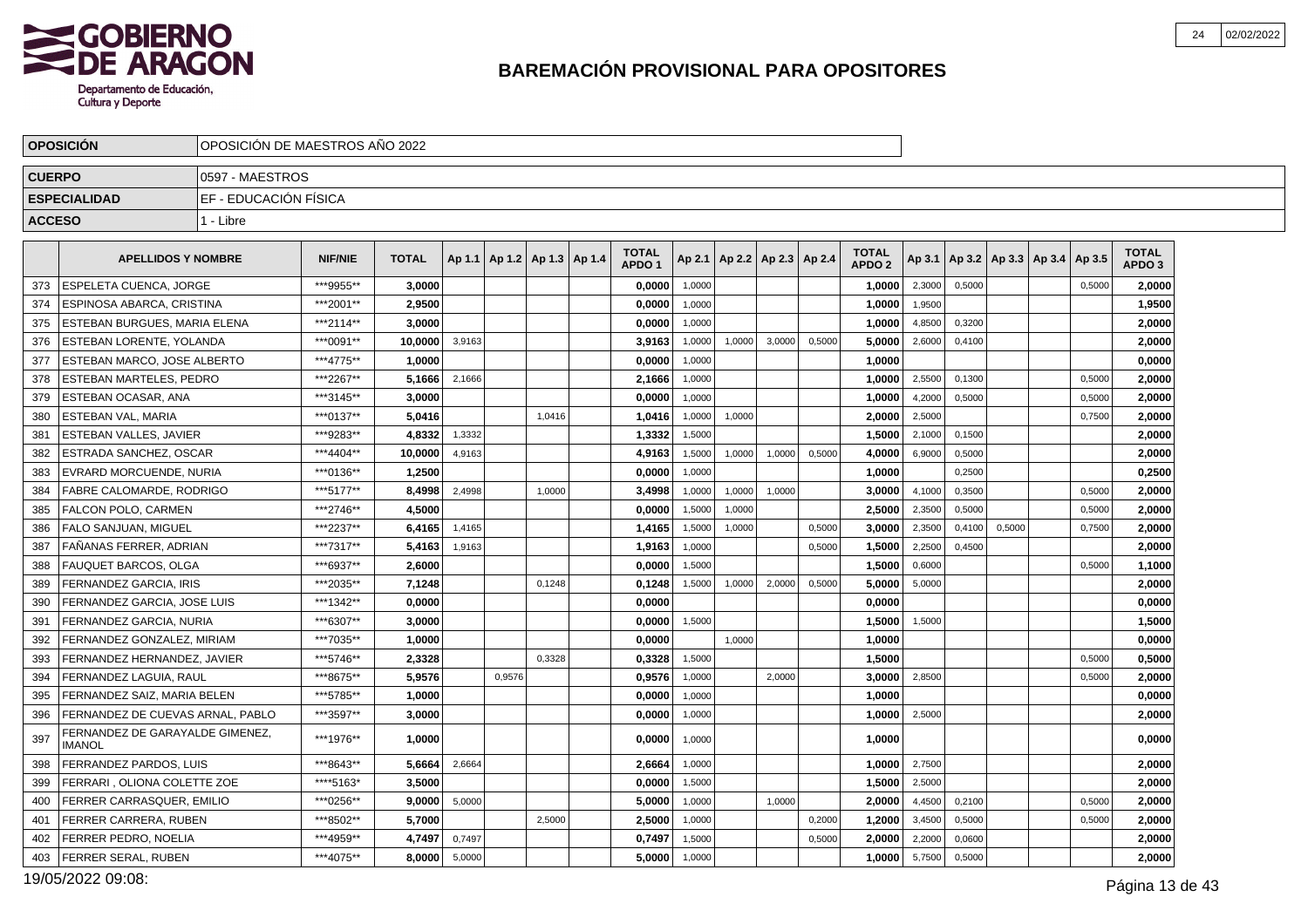# BAREMACIÓN PROVISIONAL PARA OPOSITORES

| OPOSICIÓN | OPOSICIÓN DE MAESTROS AÑO 2022 |
|---|---|
| CUERPO | 0597 - MAESTROS |
| ESPECIALIDAD | EF - EDUCACIÓN FÍSICA |
| ACCESO | 1 - Libre |

| | APELLIDOS Y NOMBRE | NIF/NIE | TOTAL | Ap 1.1 | Ap 1.2 | Ap 1.3 | Ap 1.4 | TOTAL APDO 1 | Ap 2.1 | Ap 2.2 | Ap 2.3 | Ap 2.4 | TOTAL APDO 2 | Ap 3.1 | Ap 3.2 | Ap 3.3 | Ap 3.4 | Ap 3.5 | TOTAL APDO 3 |
|---|---|---|---|---|---|---|---|---|---|---|---|---|---|---|---|---|---|---|---|
| 373 | ESPELETA CUENCA, JORGE | ***9955** | 3,0000 | | | | | 0,0000 | 1,0000 | | | | 1,0000 | 2,3000 | 0,5000 | | | 0,5000 | 2,0000 |
| 374 | ESPINOSA ABARCA, CRISTINA | ***2001** | 2,9500 | | | | | 0,0000 | 1,0000 | | | | 1,0000 | 1,9500 | | | | | 1,9500 |
| 375 | ESTEBAN BURGUES, MARIA ELENA | ***2114** | 3,0000 | | | | | 0,0000 | 1,0000 | | | | 1,0000 | 4,8500 | 0,3200 | | | | 2,0000 |
| 376 | ESTEBAN LORENTE, YOLANDA | ***0091** | 10,0000 | 3,9163 | | | | 3,9163 | 1,0000 | 1,0000 | 3,0000 | 0,5000 | 5,0000 | 2,6000 | 0,4100 | | | | 2,0000 |
| 377 | ESTEBAN MARCO, JOSE ALBERTO | ***4775** | 1,0000 | | | | | 0,0000 | 1,0000 | | | | 1,0000 | | | | | | 0,0000 |
| 378 | ESTEBAN MARTELES, PEDRO | ***2267** | 5,1666 | 2,1666 | | | | 2,1666 | 1,0000 | | | | 1,0000 | 2,5500 | 0,1300 | | | 0,5000 | 2,0000 |
| 379 | ESTEBAN OCASAR, ANA | ***3145** | 3,0000 | | | | | 0,0000 | 1,0000 | | | | 1,0000 | 4,2000 | 0,5000 | | | 0,5000 | 2,0000 |
| 380 | ESTEBAN VAL, MARIA | ***0137** | 5,0416 | | | 1,0416 | | 1,0416 | 1,0000 | 1,0000 | | | 2,0000 | 2,5000 | | | | 0,7500 | 2,0000 |
| 381 | ESTEBAN VALLES, JAVIER | ***9283** | 4,8332 | 1,3332 | | | | 1,3332 | 1,5000 | | | | 1,5000 | 2,1000 | 0,1500 | | | | 2,0000 |
| 382 | ESTRADA SANCHEZ, OSCAR | ***4404** | 10,0000 | 4,9163 | | | | 4,9163 | 1,5000 | 1,0000 | 1,0000 | 0,5000 | 4,0000 | 6,9000 | 0,5000 | | | | 2,0000 |
| 383 | EVRARD MORCUENDE, NURIA | ***0136** | 1,2500 | | | | | 0,0000 | 1,0000 | | | | 1,0000 | | 0,2500 | | | | 0,2500 |
| 384 | FABRE CALOMARDE, RODRIGO | ***5177** | 8,4998 | 2,4998 | | 1,0000 | | 3,4998 | 1,0000 | 1,0000 | 1,0000 | | 3,0000 | 4,1000 | 0,3500 | | | 0,5000 | 2,0000 |
| 385 | FALCON POLO, CARMEN | ***2746** | 4,5000 | | | | | 0,0000 | 1,5000 | 1,0000 | | | 2,5000 | 2,3500 | 0,5000 | | | 0,5000 | 2,0000 |
| 386 | FALO SANJUAN, MIGUEL | ***2237** | 6,4165 | 1,4165 | | | | 1,4165 | 1,5000 | 1,0000 | | 0,5000 | 3,0000 | 2,3500 | 0,4100 | 0,5000 | | 0,7500 | 2,0000 |
| 387 | FAÑANAS FERRER, ADRIAN | ***7317** | 5,4163 | 1,9163 | | | | 1,9163 | 1,0000 | | | 0,5000 | 1,5000 | 2,2500 | 0,4500 | | | | 2,0000 |
| 388 | FAUQUET BARCOS, OLGA | ***6937** | 2,6000 | | | | | 0,0000 | 1,5000 | | | | 1,5000 | 0,6000 | | | | 0,5000 | 1,1000 |
| 389 | FERNANDEZ GARCIA, IRIS | ***2035** | 7,1248 | | | 0,1248 | | 0,1248 | 1,5000 | 1,0000 | 2,0000 | 0,5000 | 5,0000 | 5,0000 | | | | | 2,0000 |
| 390 | FERNANDEZ GARCIA, JOSE LUIS | ***1342** | 0,0000 | | | | | 0,0000 | | | | | 0,0000 | | | | | | 0,0000 |
| 391 | FERNANDEZ GARCIA, NURIA | ***6307** | 3,0000 | | | | | 0,0000 | 1,5000 | | | | 1,5000 | 1,5000 | | | | | 1,5000 |
| 392 | FERNANDEZ GONZALEZ, MIRIAM | ***7035** | 1,0000 | | | | | 0,0000 | | 1,0000 | | | 1,0000 | | | | | | 0,0000 |
| 393 | FERNANDEZ HERNANDEZ, JAVIER | ***5746** | 2,3328 | | | 0,3328 | | 0,3328 | 1,5000 | | | | 1,5000 | | | | | 0,5000 | 0,5000 |
| 394 | FERNANDEZ LAGUIA, RAUL | ***8675** | 5,9576 | | 0,9576 | | | 0,9576 | 1,0000 | | 2,0000 | | 3,0000 | 2,8500 | | | | 0,5000 | 2,0000 |
| 395 | FERNANDEZ SAIZ, MARIA BELEN | ***5785** | 1,0000 | | | | | 0,0000 | 1,0000 | | | | 1,0000 | | | | | | 0,0000 |
| 396 | FERNANDEZ DE CUEVAS ARNAL, PABLO | ***3597** | 3,0000 | | | | | 0,0000 | 1,0000 | | | | 1,0000 | 2,5000 | | | | | 2,0000 |
| 397 | FERNANDEZ DE GARAYALDE GIMENEZ, IMANOL | ***1976** | 1,0000 | | | | | 0,0000 | 1,0000 | | | | 1,0000 | | | | | | 0,0000 |
| 398 | FERRANDEZ PARDOS, LUIS | ***8643** | 5,6664 | 2,6664 | | | | 2,6664 | 1,0000 | | | | 1,0000 | 2,7500 | | | | | 2,0000 |
| 399 | FERRARI , OLIONA COLETTE ZOE | ****5163* | 3,5000 | | | | | 0,0000 | 1,5000 | | | | 1,5000 | 2,5000 | | | | | 2,0000 |
| 400 | FERRER CARRASQUER, EMILIO | ***0256** | 9,0000 | 5,0000 | | | | 5,0000 | 1,0000 | | 1,0000 | | 2,0000 | 4,4500 | 0,2100 | | | 0,5000 | 2,0000 |
| 401 | FERRER CARRERA, RUBEN | ***8502** | 5,7000 | | | 2,5000 | | 2,5000 | 1,0000 | | | 0,2000 | 1,2000 | 3,4500 | 0,5000 | | | 0,5000 | 2,0000 |
| 402 | FERRER PEDRO, NOELIA | ***4959** | 4,7497 | 0,7497 | | | | 0,7497 | 1,5000 | | | 0,5000 | 2,0000 | 2,2000 | 0,0600 | | | | 2,0000 |
| 403 | FERRER SERAL, RUBEN | ***4075** | 8,0000 | 5,0000 | | | | 5,0000 | 1,0000 | | | | 1,0000 | 5,7500 | 0,5000 | | | | 2,0000 |

19/05/2022 09:08: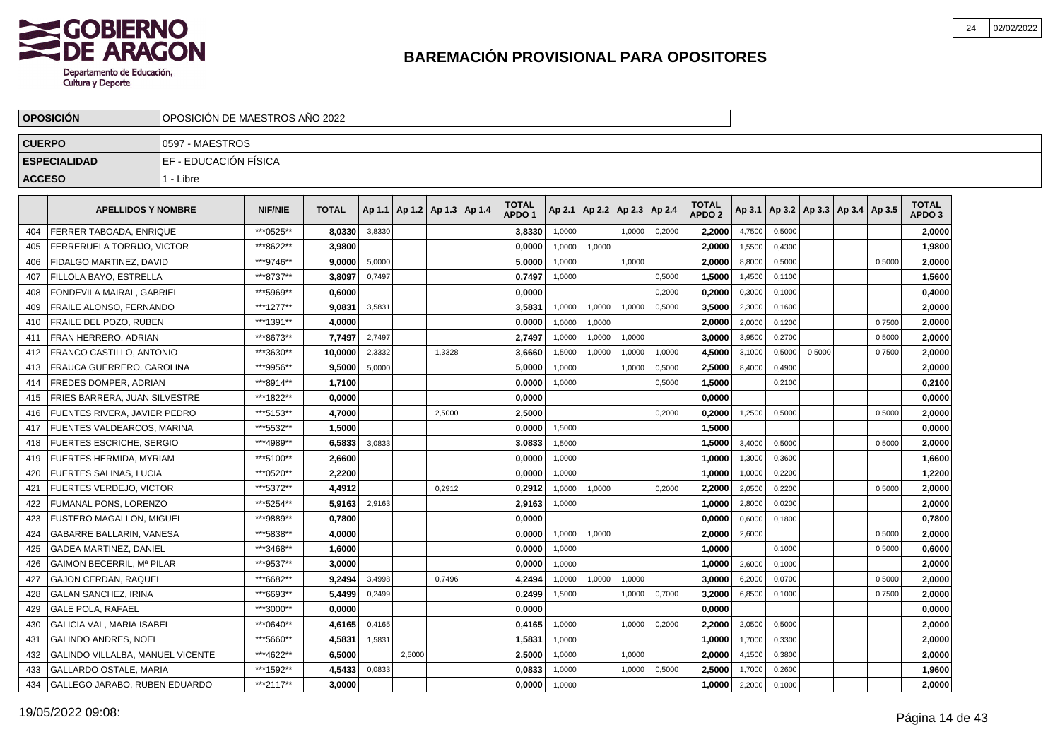# BAREMACIÓN PROVISIONAL PARA OPOSITORES

| OPOSICIÓN | OPOSICIÓN DE MAESTROS AÑO 2022 |
|---|---|
| CUERPO | 0597 - MAESTROS |
| ESPECIALIDAD | EF - EDUCACIÓN FÍSICA |
| ACCESO | 1 - Libre |

| | APELLIDOS Y NOMBRE | NIF/NIE | TOTAL | Ap 1.1 | Ap 1.2 | Ap 1.3 | Ap 1.4 | TOTAL APDO 1 | Ap 2.1 | Ap 2.2 | Ap 2.3 | Ap 2.4 | TOTAL APDO 2 | Ap 3.1 | Ap 3.2 | Ap 3.3 | Ap 3.4 | Ap 3.5 | TOTAL APDO 3 |
|---|---|---|---|---|---|---|---|---|---|---|---|---|---|---|---|---|---|---|---|
| 404 | FERRER TABOADA, ENRIQUE | ***0525** | 8,0330 | 3,8330 | | | | 3,8330 | 1,0000 | | 1,0000 | 0,2000 | 2,2000 | 4,7500 | 0,5000 | | | | 2,0000 |
| 405 | FERRERUELA TORRIJO, VICTOR | ***8622** | 3,9800 | | | | | 0,0000 | 1,0000 | 1,0000 | | | 2,0000 | 1,5500 | 0,4300 | | | | 1,9800 |
| 406 | FIDALGO MARTINEZ, DAVID | ***9746** | 9,0000 | 5,0000 | | | | 5,0000 | 1,0000 | | 1,0000 | | 2,0000 | 8,8000 | 0,5000 | | | 0,5000 | 2,0000 |
| 407 | FILLOLA BAYO, ESTRELLA | ***8737** | 3,8097 | 0,7497 | | | | 0,7497 | 1,0000 | | | 0,5000 | 1,5000 | 1,4500 | 0,1100 | | | | 1,5600 |
| 408 | FONDEVILA MAIRAL, GABRIEL | ***5969** | 0,6000 | | | | | 0,0000 | | | | 0,2000 | 0,2000 | 0,3000 | 0,1000 | | | | 0,4000 |
| 409 | FRAILE ALONSO, FERNANDO | ***1277** | 9,0831 | 3,5831 | | | | 3,5831 | 1,0000 | 1,0000 | 1,0000 | 0,5000 | 3,5000 | 2,3000 | 0,1600 | | | | 2,0000 |
| 410 | FRAILE DEL POZO, RUBEN | ***1391** | 4,0000 | | | | | 0,0000 | 1,0000 | 1,0000 | | | 2,0000 | 2,0000 | 0,1200 | | | 0,7500 | 2,0000 |
| 411 | FRAN HERRERO, ADRIAN | ***8673** | 7,7497 | 2,7497 | | | | 2,7497 | 1,0000 | 1,0000 | 1,0000 | | 3,0000 | 3,9500 | 0,2700 | | | 0,5000 | 2,0000 |
| 412 | FRANCO CASTILLO, ANTONIO | ***3630** | 10,0000 | 2,3332 | | 1,3328 | | 3,6660 | 1,5000 | 1,0000 | 1,0000 | 1,0000 | 4,5000 | 3,1000 | 0,5000 | 0,5000 | | 0,7500 | 2,0000 |
| 413 | FRAUCA GUERRERO, CAROLINA | ***9956** | 9,5000 | 5,0000 | | | | 5,0000 | 1,0000 | | 1,0000 | 0,5000 | 2,5000 | 8,4000 | 0,4900 | | | | 2,0000 |
| 414 | FREDES DOMPER, ADRIAN | ***8914** | 1,7100 | | | | | 0,0000 | 1,0000 | | | 0,5000 | 1,5000 | | 0,2100 | | | | 0,2100 |
| 415 | FRIES BARRERA, JUAN SILVESTRE | ***1822** | 0,0000 | | | | | 0,0000 | | | | | 0,0000 | | | | | | 0,0000 |
| 416 | FUENTES RIVERA, JAVIER PEDRO | ***5153** | 4,7000 | | | 2,5000 | | 2,5000 | | | | 0,2000 | 0,2000 | 1,2500 | 0,5000 | | | 0,5000 | 2,0000 |
| 417 | FUENTES VALDEARCOS, MARINA | ***5532** | 1,5000 | | | | | 0,0000 | 1,5000 | | | | 1,5000 | | | | | | 0,0000 |
| 418 | FUERTES ESCRICHE, SERGIO | ***4989** | 6,5833 | 3,0833 | | | | 3,0833 | 1,5000 | | | | 1,5000 | 3,4000 | 0,5000 | | | 0,5000 | 2,0000 |
| 419 | FUERTES HERMIDA, MYRIAM | ***5100** | 2,6600 | | | | | 0,0000 | 1,0000 | | | | 1,0000 | 1,3000 | 0,3600 | | | | 1,6600 |
| 420 | FUERTES SALINAS, LUCIA | ***0520** | 2,2200 | | | | | 0,0000 | 1,0000 | | | | 1,0000 | 1,0000 | 0,2200 | | | | 1,2200 |
| 421 | FUERTES VERDEJO, VICTOR | ***5372** | 4,4912 | | | 0,2912 | | 0,2912 | 1,0000 | 1,0000 | | 0,2000 | 2,2000 | 2,0500 | 0,2200 | | | 0,5000 | 2,0000 |
| 422 | FUMANAL PONS, LORENZO | ***5254** | 5,9163 | 2,9163 | | | | 2,9163 | 1,0000 | | | | 1,0000 | 2,8000 | 0,0200 | | | | 2,0000 |
| 423 | FUSTERO MAGALLON, MIGUEL | ***9889** | 0,7800 | | | | | 0,0000 | | | | | 0,0000 | 0,6000 | 0,1800 | | | | 0,7800 |
| 424 | GABARRE BALLARIN, VANESA | ***5838** | 4,0000 | | | | | 0,0000 | 1,0000 | 1,0000 | | | 2,0000 | 2,6000 | | | | 0,5000 | 2,0000 |
| 425 | GADEA MARTINEZ, DANIEL | ***3468** | 1,6000 | | | | | 0,0000 | 1,0000 | | | | 1,0000 | | 0,1000 | | | 0,5000 | 0,6000 |
| 426 | GAIMON BECERRIL, Mª PILAR | ***9537** | 3,0000 | | | | | 0,0000 | 1,0000 | | | | 1,0000 | 2,6000 | 0,1000 | | | | 2,0000 |
| 427 | GAJON CERDAN, RAQUEL | ***6682** | 9,2494 | 3,4998 | | 0,7496 | | 4,2494 | 1,0000 | 1,0000 | 1,0000 | | 3,0000 | 6,2000 | 0,0700 | | | 0,5000 | 2,0000 |
| 428 | GALAN SANCHEZ, IRINA | ***6693** | 5,4499 | 0,2499 | | | | 0,2499 | 1,5000 | | 1,0000 | 0,7000 | 3,2000 | 6,8500 | 0,1000 | | | 0,7500 | 2,0000 |
| 429 | GALE POLA, RAFAEL | ***3000** | 0,0000 | | | | | 0,0000 | | | | | 0,0000 | | | | | | 0,0000 |
| 430 | GALICIA VAL, MARIA ISABEL | ***0640** | 4,6165 | 0,4165 | | | | 0,4165 | 1,0000 | | 1,0000 | 0,2000 | 2,2000 | 2,0500 | 0,5000 | | | | 2,0000 |
| 431 | GALINDO ANDRES, NOEL | ***5660** | 4,5831 | 1,5831 | | | | 1,5831 | 1,0000 | | | | 1,0000 | 1,7000 | 0,3300 | | | | 2,0000 |
| 432 | GALINDO VILLALBA, MANUEL VICENTE | ***4622** | 6,5000 | | 2,5000 | | | 2,5000 | 1,0000 | | 1,0000 | | 2,0000 | 4,1500 | 0,3800 | | | | 2,0000 |
| 433 | GALLARDO OSTALE, MARIA | ***1592** | 4,5433 | 0,0833 | | | | 0,0833 | 1,0000 | | 1,0000 | 0,5000 | 2,5000 | 1,7000 | 0,2600 | | | | 1,9600 |
| 434 | GALLEGO JARABO, RUBEN EDUARDO | ***2117** | 3,0000 | | | | | 0,0000 | 1,0000 | | | | 1,0000 | 2,2000 | 0,1000 | | | | 2,0000 |

19/05/2022 09:08: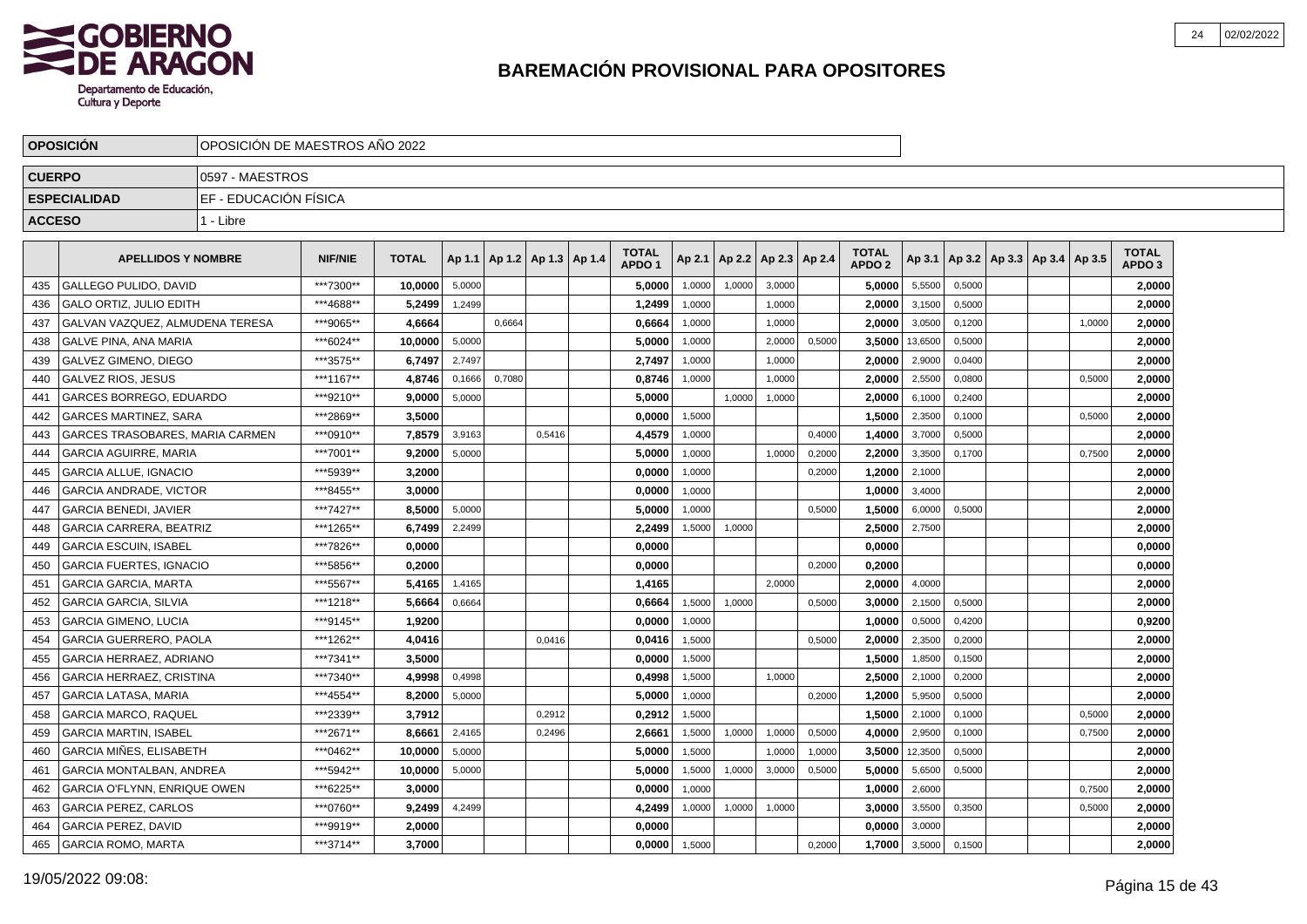# BAREMACIÓN PROVISIONAL PARA OPOSITORES

| OPOSICIÓN | OPOSICIÓN DE MAESTROS AÑO 2022 |
|---|---|
| CUERPO | 0597 - MAESTROS |
| ESPECIALIDAD | EF - EDUCACIÓN FÍSICA |
| ACCESO | 1 - Libre |

| | APELLIDOS Y NOMBRE | NIF/NIE | TOTAL | Ap 1.1 | Ap 1.2 | Ap 1.3 | Ap 1.4 | TOTAL APDO 1 | Ap 2.1 | Ap 2.2 | Ap 2.3 | Ap 2.4 | TOTAL APDO 2 | Ap 3.1 | Ap 3.2 | Ap 3.3 | Ap 3.4 | Ap 3.5 | TOTAL APDO 3 |
|---|---|---|---|---|---|---|---|---|---|---|---|---|---|---|---|---|---|---|---|
| 435 | GALLEGO PULIDO, DAVID | ***7300** | 10,0000 | 5,0000 | | | | 5,0000 | 1,0000 | 1,0000 | 3,0000 | | 5,0000 | 5,5500 | 0,5000 | | | | 2,0000 |
| 436 | GALO ORTIZ, JULIO EDITH | ***4688** | 5,2499 | 1,2499 | | | | 1,2499 | 1,0000 | | 1,0000 | | 2,0000 | 3,1500 | 0,5000 | | | | 2,0000 |
| 437 | GALVAN VAZQUEZ, ALMUDENA TERESA | ***9065** | 4,6664 | | 0,6664 | | | 0,6664 | 1,0000 | | 1,0000 | | 2,0000 | 3,0500 | 0,1200 | | | 1,0000 | 2,0000 |
| 438 | GALVE PINA, ANA MARIA | ***6024** | 10,0000 | 5,0000 | | | | 5,0000 | 1,0000 | | 2,0000 | 0,5000 | 3,5000 | 13,6500 | 0,5000 | | | | 2,0000 |
| 439 | GALVEZ GIMENO, DIEGO | ***3575** | 6,7497 | 2,7497 | | | | 2,7497 | 1,0000 | | 1,0000 | | 2,0000 | 2,9000 | 0,0400 | | | | 2,0000 |
| 440 | GALVEZ RIOS, JESUS | ***1167** | 4,8746 | 0,1666 | 0,7080 | | | 0,8746 | 1,0000 | | 1,0000 | | 2,0000 | 2,5500 | 0,0800 | | | 0,5000 | 2,0000 |
| 441 | GARCES BORREGO, EDUARDO | ***9210** | 9,0000 | 5,0000 | | | | 5,0000 | | 1,0000 | 1,0000 | | 2,0000 | 6,1000 | 0,2400 | | | | 2,0000 |
| 442 | GARCES MARTINEZ, SARA | ***2869** | 3,5000 | | | | | 0,0000 | 1,5000 | | | | 1,5000 | 2,3500 | 0,1000 | | | 0,5000 | 2,0000 |
| 443 | GARCES TRASOBARES, MARIA CARMEN | ***0910** | 7,8579 | 3,9163 | | 0,5416 | | 4,4579 | 1,0000 | | | 0,4000 | 1,4000 | 3,7000 | 0,5000 | | | | 2,0000 |
| 444 | GARCIA AGUIRRE, MARIA | ***7001** | 9,2000 | 5,0000 | | | | 5,0000 | 1,0000 | | 1,0000 | 0,2000 | 2,2000 | 3,3500 | 0,1700 | | | 0,7500 | 2,0000 |
| 445 | GARCIA ALLUE, IGNACIO | ***5939** | 3,2000 | | | | | 0,0000 | 1,0000 | | | 0,2000 | 1,2000 | 2,1000 | | | | | 2,0000 |
| 446 | GARCIA ANDRADE, VICTOR | ***8455** | 3,0000 | | | | | 0,0000 | 1,0000 | | | | 1,0000 | 3,4000 | | | | | 2,0000 |
| 447 | GARCIA BENEDI, JAVIER | ***7427** | 8,5000 | 5,0000 | | | | 5,0000 | 1,0000 | | | 0,5000 | 1,5000 | 6,0000 | 0,5000 | | | | 2,0000 |
| 448 | GARCIA CARRERA, BEATRIZ | ***1265** | 6,7499 | 2,2499 | | | | 2,2499 | 1,5000 | 1,0000 | | | 2,5000 | 2,7500 | | | | | 2,0000 |
| 449 | GARCIA ESCUIN, ISABEL | ***7826** | 0,0000 | | | | | 0,0000 | | | | | 0,0000 | | | | | | 0,0000 |
| 450 | GARCIA FUERTES, IGNACIO | ***5856** | 0,2000 | | | | | 0,0000 | | | | 0,2000 | 0,2000 | | | | | | 0,0000 |
| 451 | GARCIA GARCIA, MARTA | ***5567** | 5,4165 | 1,4165 | | | | 1,4165 | | | 2,0000 | | 2,0000 | 4,0000 | | | | | 2,0000 |
| 452 | GARCIA GARCIA, SILVIA | ***1218** | 5,6664 | 0,6664 | | | | 0,6664 | 1,5000 | 1,0000 | | 0,5000 | 3,0000 | 2,1500 | 0,5000 | | | | 2,0000 |
| 453 | GARCIA GIMENO, LUCIA | ***9145** | 1,9200 | | | | | 0,0000 | 1,0000 | | | | 1,0000 | 0,5000 | 0,4200 | | | | 0,9200 |
| 454 | GARCIA GUERRERO, PAOLA | ***1262** | 4,0416 | | | 0,0416 | | 0,0416 | 1,5000 | | | 0,5000 | 2,0000 | 2,3500 | 0,2000 | | | | 2,0000 |
| 455 | GARCIA HERRAEZ, ADRIANO | ***7341** | 3,5000 | | | | | 0,0000 | 1,5000 | | | | 1,5000 | 1,8500 | 0,1500 | | | | 2,0000 |
| 456 | GARCIA HERRAEZ, CRISTINA | ***7340** | 4,9998 | 0,4998 | | | | 0,4998 | 1,5000 | | 1,0000 | | 2,5000 | 2,1000 | 0,2000 | | | | 2,0000 |
| 457 | GARCIA LATASA, MARIA | ***4554** | 8,2000 | 5,0000 | | | | 5,0000 | 1,0000 | | | 0,2000 | 1,2000 | 5,9500 | 0,5000 | | | | 2,0000 |
| 458 | GARCIA MARCO, RAQUEL | ***2339** | 3,7912 | | | 0,2912 | | 0,2912 | 1,5000 | | | | 1,5000 | 2,1000 | 0,1000 | | | 0,5000 | 2,0000 |
| 459 | GARCIA MARTIN, ISABEL | ***2671** | 8,6661 | 2,4165 | | 0,2496 | | 2,6661 | 1,5000 | 1,0000 | 1,0000 | 0,5000 | 4,0000 | 2,9500 | 0,1000 | | | 0,7500 | 2,0000 |
| 460 | GARCIA MIÑES, ELISABETH | ***0462** | 10,0000 | 5,0000 | | | | 5,0000 | 1,5000 | | 1,0000 | 1,0000 | 3,5000 | 12,3500 | 0,5000 | | | | 2,0000 |
| 461 | GARCIA MONTALBAN, ANDREA | ***5942** | 10,0000 | 5,0000 | | | | 5,0000 | 1,5000 | 1,0000 | 3,0000 | 0,5000 | 5,0000 | 5,6500 | 0,5000 | | | | 2,0000 |
| 462 | GARCIA O'FLYNN, ENRIQUE OWEN | ***6225** | 3,0000 | | | | | 0,0000 | 1,0000 | | | | 1,0000 | 2,6000 | | | | 0,7500 | 2,0000 |
| 463 | GARCIA PEREZ, CARLOS | ***0760** | 9,2499 | 4,2499 | | | | 4,2499 | 1,0000 | 1,0000 | 1,0000 | | 3,0000 | 3,5500 | 0,3500 | | | 0,5000 | 2,0000 |
| 464 | GARCIA PEREZ, DAVID | ***9919** | 2,0000 | | | | | 0,0000 | | | | | 0,0000 | 3,0000 | | | | | 2,0000 |
| 465 | GARCIA ROMO, MARTA | ***3714** | 3,7000 | | | | | 0,0000 | 1,5000 | | | 0,2000 | 1,7000 | 3,5000 | 0,1500 | | | | 2,0000 |

19/05/2022 09:08: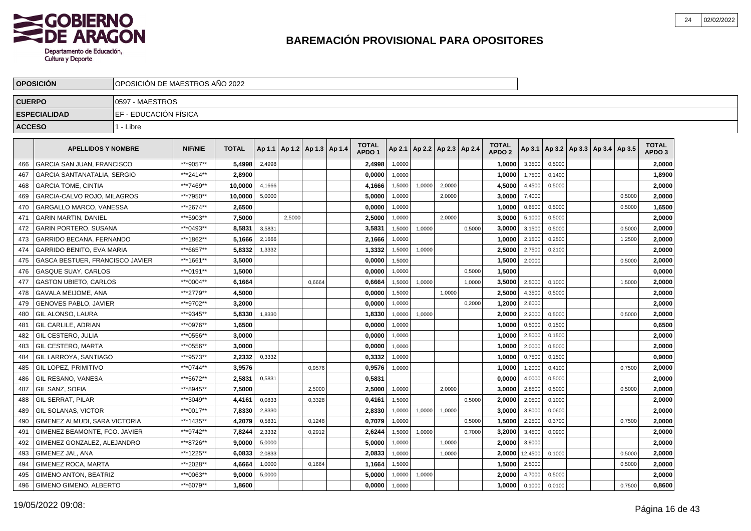# BAREMACIÓN PROVISIONAL PARA OPOSITORES

| OPOSICIÓN | OPOSICIÓN DE MAESTROS AÑO 2022 |
|---|---|
| CUERPO | 0597 - MAESTROS |
| ESPECIALIDAD | EF - EDUCACIÓN FÍSICA |
| ACCESO | 1 - Libre |

| | APELLIDOS Y NOMBRE | NIF/NIE | TOTAL | Ap 1.1 | Ap 1.2 | Ap 1.3 | Ap 1.4 | TOTAL APDO 1 | Ap 2.1 | Ap 2.2 | Ap 2.3 | Ap 2.4 | TOTAL APDO 2 | Ap 3.1 | Ap 3.2 | Ap 3.3 | Ap 3.4 | Ap 3.5 | TOTAL APDO 3 |
|---|---|---|---|---|---|---|---|---|---|---|---|---|---|---|---|---|---|---|---|
| 466 | GARCIA SAN JUAN, FRANCISCO | ***9057** | 5,4998 | 2,4998 | | | | 2,4998 | 1,0000 | | | | 1,0000 | 3,3500 | 0,5000 | | | | 2,0000 |
| 467 | GARCIA SANTANATALIA, SERGIO | ***2414** | 2,8900 | | | | | 0,0000 | 1,0000 | | | | 1,0000 | 1,7500 | 0,1400 | | | | 1,8900 |
| 468 | GARCIA TOME, CINTIA | ***7469** | 10,0000 | 4,1666 | | | | 4,1666 | 1,5000 | 1,0000 | 2,0000 | | 4,5000 | 4,4500 | 0,5000 | | | | 2,0000 |
| 469 | GARCIA-CALVO ROJO, MILAGROS | ***7950** | 10,0000 | 5,0000 | | | | 5,0000 | 1,0000 | | 2,0000 | | 3,0000 | 7,4000 | | | | 0,5000 | 2,0000 |
| 470 | GARGALLO MARCO, VANESSA | ***2674** | 2,6500 | | | | | 0,0000 | 1,0000 | | | | 1,0000 | 0,6500 | 0,5000 | | | 0,5000 | 1,6500 |
| 471 | GARIN MARTIN, DANIEL | ***5903** | 7,5000 | | 2,5000 | | | 2,5000 | 1,0000 | | 2,0000 | | 3,0000 | 5,1000 | 0,5000 | | | | 2,0000 |
| 472 | GARIN PORTERO, SUSANA | ***0493** | 8,5831 | 3,5831 | | | | 3,5831 | 1,5000 | 1,0000 | | 0,5000 | 3,0000 | 3,1500 | 0,5000 | | | 0,5000 | 2,0000 |
| 473 | GARRIDO BECANA, FERNANDO | ***1862** | 5,1666 | 2,1666 | | | | 2,1666 | 1,0000 | | | | 1,0000 | 2,1500 | 0,2500 | | | 1,2500 | 2,0000 |
| 474 | GARRIDO BENITO, EVA MARIA | ***6657** | 5,8332 | 1,3332 | | | | 1,3332 | 1,5000 | 1,0000 | | | 2,5000 | 2,7500 | 0,2100 | | | | 2,0000 |
| 475 | GASCA BESTUER, FRANCISCO JAVIER | ***1661** | 3,5000 | | | | | 0,0000 | 1,5000 | | | | 1,5000 | 2,0000 | | | | 0,5000 | 2,0000 |
| 476 | GASQUE SUAY, CARLOS | ***0191** | 1,5000 | | | | | 0,0000 | 1,0000 | | | 0,5000 | 1,5000 | | | | | | 0,0000 |
| 477 | GASTON UBIETO, CARLOS | ***0004** | 6,1664 | | | 0,6664 | | 0,6664 | 1,5000 | 1,0000 | | 1,0000 | 3,5000 | 2,5000 | 0,1000 | | | 1,5000 | 2,0000 |
| 478 | GAVALA MEIJOME, ANA | ***2779** | 4,5000 | | | | | 0,0000 | 1,5000 | | 1,0000 | | 2,5000 | 4,3500 | 0,5000 | | | | 2,0000 |
| 479 | GENOVES PABLO, JAVIER | ***9702** | 3,2000 | | | | | 0,0000 | 1,0000 | | | 0,2000 | 1,2000 | 2,6000 | | | | | 2,0000 |
| 480 | GIL ALONSO, LAURA | ***9345** | 5,8330 | 1,8330 | | | | 1,8330 | 1,0000 | 1,0000 | | | 2,0000 | 2,2000 | 0,5000 | | | 0,5000 | 2,0000 |
| 481 | GIL CARLILE, ADRIAN | ***0976** | 1,6500 | | | | | 0,0000 | 1,0000 | | | | 1,0000 | 0,5000 | 0,1500 | | | | 0,6500 |
| 482 | GIL CESTERO, JULIA | ***0556** | 3,0000 | | | | | 0,0000 | 1,0000 | | | | 1,0000 | 2,5000 | 0,1500 | | | | 2,0000 |
| 483 | GIL CESTERO, MARTA | ***0556** | 3,0000 | | | | | 0,0000 | 1,0000 | | | | 1,0000 | 2,0000 | 0,5000 | | | | 2,0000 |
| 484 | GIL LARROYA, SANTIAGO | ***9573** | 2,2332 | 0,3332 | | | | 0,3332 | 1,0000 | | | | 1,0000 | 0,7500 | 0,1500 | | | | 0,9000 |
| 485 | GIL LOPEZ, PRIMITIVO | ***0744** | 3,9576 | | | 0,9576 | | 0,9576 | 1,0000 | | | | 1,0000 | 1,2000 | 0,4100 | | | 0,7500 | 2,0000 |
| 486 | GIL RESANO, VANESA | ***5672** | 2,5831 | 0,5831 | | | | 0,5831 | | | | | 0,0000 | 4,0000 | 0,5000 | | | | 2,0000 |
| 487 | GIL SANZ, SOFIA | ***8945** | 7,5000 | | | 2,5000 | | 2,5000 | 1,0000 | | 2,0000 | | 3,0000 | 2,8500 | 0,5000 | | | 0,5000 | 2,0000 |
| 488 | GIL SERRAT, PILAR | ***3049** | 4,4161 | 0,0833 | | 0,3328 | | 0,4161 | 1,5000 | | | 0,5000 | 2,0000 | 2,0500 | 0,1000 | | | | 2,0000 |
| 489 | GIL SOLANAS, VICTOR | ***0017** | 7,8330 | 2,8330 | | | | 2,8330 | 1,0000 | 1,0000 | 1,0000 | | 3,0000 | 3,8000 | 0,0600 | | | | 2,0000 |
| 490 | GIMENEZ ALMUDI, SARA VICTORIA | ***1435** | 4,2079 | 0,5831 | | 0,1248 | | 0,7079 | 1,0000 | | | 0,5000 | 1,5000 | 2,2500 | 0,3700 | | | 0,7500 | 2,0000 |
| 491 | GIMENEZ BEAMONTE, FCO. JAVIER | ***9742** | 7,8244 | 2,3332 | | 0,2912 | | 2,6244 | 1,5000 | 1,0000 | | 0,7000 | 3,2000 | 3,4500 | 0,0900 | | | | 2,0000 |
| 492 | GIMENEZ GONZALEZ, ALEJANDRO | ***8726** | 9,0000 | 5,0000 | | | | 5,0000 | 1,0000 | | 1,0000 | | 2,0000 | 3,9000 | | | | | 2,0000 |
| 493 | GIMENEZ JAL, ANA | ***1225** | 6,0833 | 2,0833 | | | | 2,0833 | 1,0000 | | 1,0000 | | 2,0000 | 12,4500 | 0,1000 | | | 0,5000 | 2,0000 |
| 494 | GIMENEZ ROCA, MARTA | ***2028** | 4,6664 | 1,0000 | | 0,1664 | | 1,1664 | 1,5000 | | | | 1,5000 | 2,5000 | | | | 0,5000 | 2,0000 |
| 495 | GIMENO ANTON, BEATRIZ | ***0063** | 9,0000 | 5,0000 | | | | 5,0000 | 1,0000 | 1,0000 | | | 2,0000 | 4,7000 | 0,5000 | | | | 2,0000 |
| 496 | GIMENO GIMENO, ALBERTO | ***6079** | 1,8600 | | | | | 0,0000 | 1,0000 | | | | 1,0000 | 0,1000 | 0,0100 | | | 0,7500 | 0,8600 |

19/05/2022 09:08: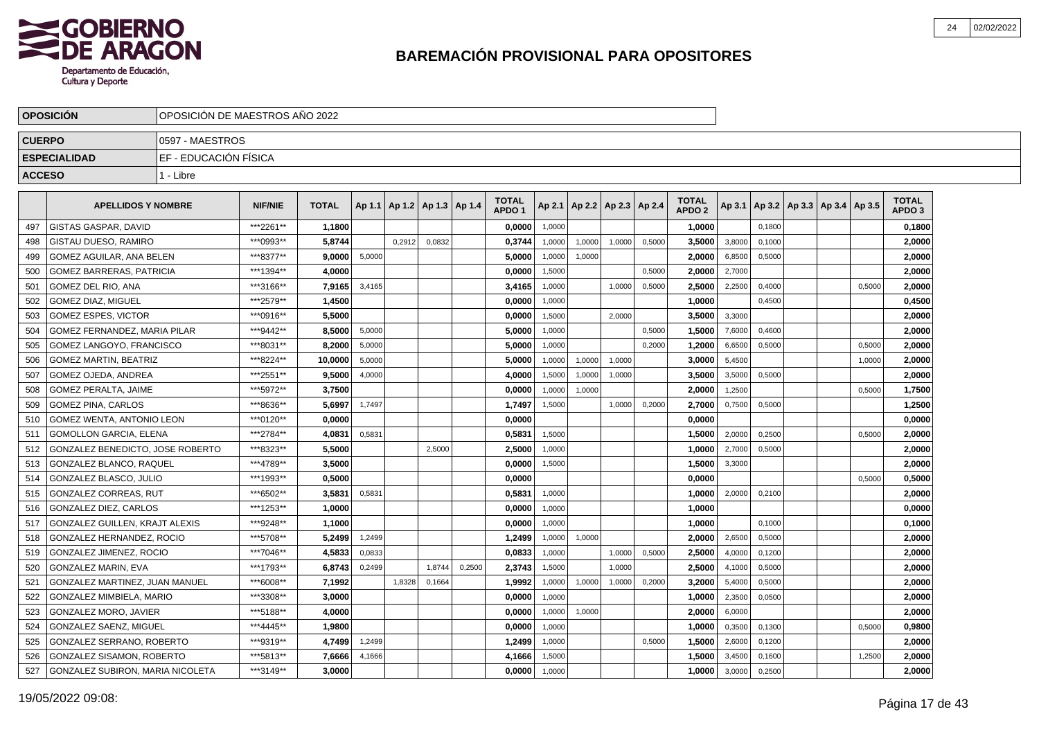# BAREMACIÓN PROVISIONAL PARA OPOSITORES

| OPOSICIÓN | OPOSICIÓN DE MAESTROS AÑO 2022 |
|---|---|
| CUERPO | 0597 - MAESTROS |
| ESPECIALIDAD | EF - EDUCACIÓN FÍSICA |
| ACCESO | 1 - Libre |

| | APELLIDOS Y NOMBRE | NIF/NIE | TOTAL | Ap 1.1 | Ap 1.2 | Ap 1.3 | Ap 1.4 | TOTAL APDO 1 | Ap 2.1 | Ap 2.2 | Ap 2.3 | Ap 2.4 | TOTAL APDO 2 | Ap 3.1 | Ap 3.2 | Ap 3.3 | Ap 3.4 | Ap 3.5 | TOTAL APDO 3 |
|---|---|---|---|---|---|---|---|---|---|---|---|---|---|---|---|---|---|---|---|
| 497 | GISTAS GASPAR, DAVID | ***2261** | 1,1800 | | | | | 0,0000 | 1,0000 | | | | 1,0000 | | 0,1800 | | | | 0,1800 |
| 498 | GISTAU DUESO, RAMIRO | ***0993** | 5,8744 | | 0,2912 | 0,0832 | | 0,3744 | 1,0000 | 1,0000 | 1,0000 | 0,5000 | 3,5000 | 3,8000 | 0,1000 | | | | 2,0000 |
| 499 | GOMEZ AGUILAR, ANA BELEN | ***8377** | 9,0000 | 5,0000 | | | | 5,0000 | 1,0000 | 1,0000 | | | 2,0000 | 6,8500 | 0,5000 | | | | 2,0000 |
| 500 | GOMEZ BARRERAS, PATRICIA | ***1394** | 4,0000 | | | | | 0,0000 | 1,5000 | | | 0,5000 | 2,0000 | 2,7000 | | | | | 2,0000 |
| 501 | GOMEZ DEL RIO, ANA | ***3166** | 7,9165 | 3,4165 | | | | 3,4165 | 1,0000 | | 1,0000 | 0,5000 | 2,5000 | 2,2500 | 0,4000 | | | 0,5000 | 2,0000 |
| 502 | GOMEZ DIAZ, MIGUEL | ***2579** | 1,4500 | | | | | 0,0000 | 1,0000 | | | | 1,0000 | | 0,4500 | | | | 0,4500 |
| 503 | GOMEZ ESPES, VICTOR | ***0916** | 5,5000 | | | | | 0,0000 | 1,5000 | | 2,0000 | | 3,5000 | 3,3000 | | | | | 2,0000 |
| 504 | GOMEZ FERNANDEZ, MARIA PILAR | ***9442** | 8,5000 | 5,0000 | | | | 5,0000 | 1,0000 | | | 0,5000 | 1,5000 | 7,6000 | 0,4600 | | | | 2,0000 |
| 505 | GOMEZ LANGOYO, FRANCISCO | ***8031** | 8,2000 | 5,0000 | | | | 5,0000 | 1,0000 | | | 0,2000 | 1,2000 | 6,6500 | 0,5000 | | | 0,5000 | 2,0000 |
| 506 | GOMEZ MARTIN, BEATRIZ | ***8224** | 10,0000 | 5,0000 | | | | 5,0000 | 1,0000 | 1,0000 | 1,0000 | | 3,0000 | 5,4500 | | | | 1,0000 | 2,0000 |
| 507 | GOMEZ OJEDA, ANDREA | ***2551** | 9,5000 | 4,0000 | | | | 4,0000 | 1,5000 | 1,0000 | 1,0000 | | 3,5000 | 3,5000 | 0,5000 | | | | 2,0000 |
| 508 | GOMEZ PERALTA, JAIME | ***5972** | 3,7500 | | | | | 0,0000 | 1,0000 | 1,0000 | | | 2,0000 | 1,2500 | | | | 0,5000 | 1,7500 |
| 509 | GOMEZ PINA, CARLOS | ***8636** | 5,6997 | 1,7497 | | | | 1,7497 | 1,5000 | | 1,0000 | 0,2000 | 2,7000 | 0,7500 | 0,5000 | | | | 1,2500 |
| 510 | GOMEZ WENTA, ANTONIO LEON | ***0120** | 0,0000 | | | | | 0,0000 | | | | | 0,0000 | | | | | | 0,0000 |
| 511 | GOMOLLON GARCIA, ELENA | ***2784** | 4,0831 | 0,5831 | | | | 0,5831 | 1,5000 | | | | 1,5000 | 2,0000 | 0,2500 | | | 0,5000 | 2,0000 |
| 512 | GONZALEZ BENEDICTO, JOSE ROBERTO | ***8323** | 5,5000 | | | 2,5000 | | 2,5000 | 1,0000 | | | | 1,0000 | 2,7000 | 0,5000 | | | | 2,0000 |
| 513 | GONZALEZ BLANCO, RAQUEL | ***4789** | 3,5000 | | | | | 0,0000 | 1,5000 | | | | 1,5000 | 3,3000 | | | | | 2,0000 |
| 514 | GONZALEZ BLASCO, JULIO | ***1993** | 0,5000 | | | | | 0,0000 | | | | | 0,0000 | | | | | 0,5000 | 0,5000 |
| 515 | GONZALEZ CORREAS, RUT | ***6502** | 3,5831 | 0,5831 | | | | 0,5831 | 1,0000 | | | | 1,0000 | 2,0000 | 0,2100 | | | | 2,0000 |
| 516 | GONZALEZ DIEZ, CARLOS | ***1253** | 1,0000 | | | | | 0,0000 | 1,0000 | | | | 1,0000 | | | | | | 0,0000 |
| 517 | GONZALEZ GUILLEN, KRAJT ALEXIS | ***9248** | 1,1000 | | | | | 0,0000 | 1,0000 | | | | 1,0000 | | 0,1000 | | | | 0,1000 |
| 518 | GONZALEZ HERNANDEZ, ROCIO | ***5708** | 5,2499 | 1,2499 | | | | 1,2499 | 1,0000 | 1,0000 | | | 2,0000 | 2,6500 | 0,5000 | | | | 2,0000 |
| 519 | GONZALEZ JIMENEZ, ROCIO | ***7046** | 4,5833 | 0,0833 | | | | 0,0833 | 1,0000 | | 1,0000 | 0,5000 | 2,5000 | 4,0000 | 0,1200 | | | | 2,0000 |
| 520 | GONZALEZ MARIN, EVA | ***1793** | 6,8743 | 0,2499 | | 1,8744 | 0,2500 | 2,3743 | 1,5000 | | 1,0000 | | 2,5000 | 4,1000 | 0,5000 | | | | 2,0000 |
| 521 | GONZALEZ MARTINEZ, JUAN MANUEL | ***6008** | 7,1992 | | 1,8328 | 0,1664 | | 1,9992 | 1,0000 | 1,0000 | 1,0000 | 0,2000 | 3,2000 | 5,4000 | 0,5000 | | | | 2,0000 |
| 522 | GONZALEZ MIMBIELA, MARIO | ***3308** | 3,0000 | | | | | 0,0000 | 1,0000 | | | | 1,0000 | 2,3500 | 0,0500 | | | | 2,0000 |
| 523 | GONZALEZ MORO, JAVIER | ***5188** | 4,0000 | | | | | 0,0000 | 1,0000 | 1,0000 | | | 2,0000 | 6,0000 | | | | | 2,0000 |
| 524 | GONZALEZ SAENZ, MIGUEL | ***4445** | 1,9800 | | | | | 0,0000 | 1,0000 | | | | 1,0000 | 0,3500 | 0,1300 | | | 0,5000 | 0,9800 |
| 525 | GONZALEZ SERRANO, ROBERTO | ***9319** | 4,7499 | 1,2499 | | | | 1,2499 | 1,0000 | | | 0,5000 | 1,5000 | 2,6000 | 0,1200 | | | | 2,0000 |
| 526 | GONZALEZ SISAMON, ROBERTO | ***5813** | 7,6666 | 4,1666 | | | | 4,1666 | 1,5000 | | | | 1,5000 | 3,4500 | 0,1600 | | | 1,2500 | 2,0000 |
| 527 | GONZALEZ SUBIRON, MARIA NICOLETA | ***3149** | 3,0000 | | | | | 0,0000 | 1,0000 | | | | 1,0000 | 3,0000 | 0,2500 | | | | 2,0000 |

19/05/2022 09:08: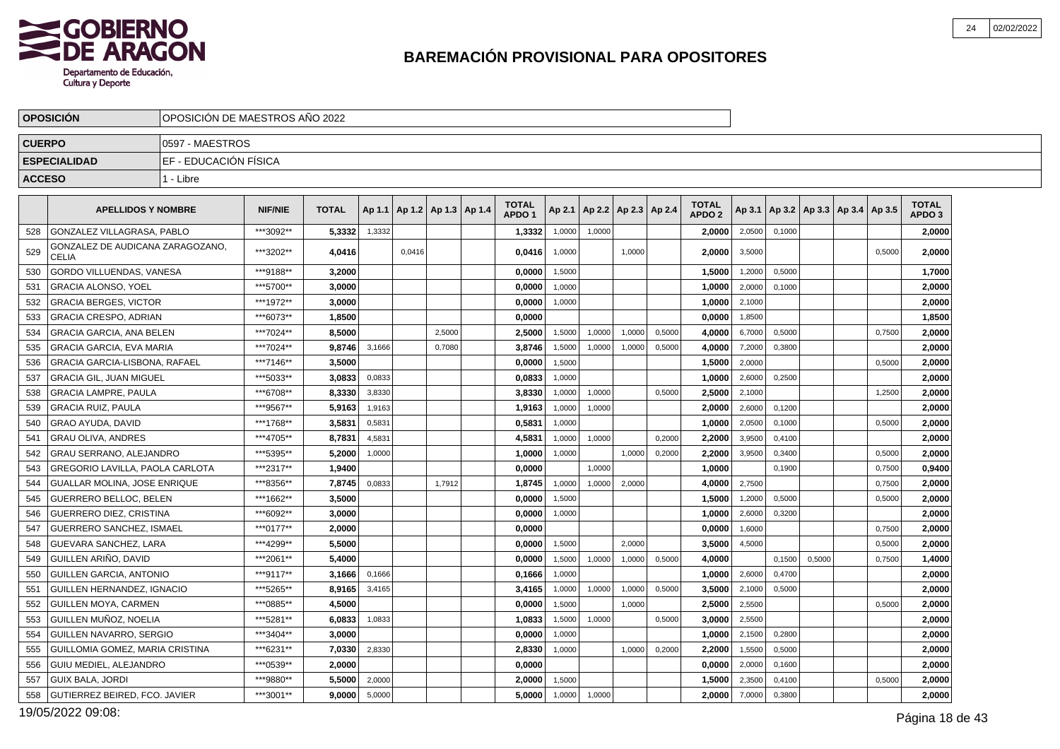# BAREMACIÓN PROVISIONAL PARA OPOSITORES

| OPOSICIÓN | OPOSICIÓN DE MAESTROS AÑO 2022 |
|---|---|
| CUERPO | 0597 - MAESTROS |
| ESPECIALIDAD | EF - EDUCACIÓN FÍSICA |
| ACCESO | 1 - Libre |

| | APELLIDOS Y NOMBRE | NIF/NIE | TOTAL | Ap 1.1 | Ap 1.2 | Ap 1.3 | Ap 1.4 | TOTAL APDO 1 | Ap 2.1 | Ap 2.2 | Ap 2.3 | Ap 2.4 | TOTAL APDO 2 | Ap 3.1 | Ap 3.2 | Ap 3.3 | Ap 3.4 | Ap 3.5 | TOTAL APDO 3 |
|---|---|---|---|---|---|---|---|---|---|---|---|---|---|---|---|---|---|---|---|
| 528 | GONZALEZ VILLAGRASA, PABLO | ***3092** | 5,3332 | 1,3332 | | | | 1,3332 | 1,0000 | 1,0000 | | | 2,0000 | 2,0500 | 0,1000 | | | | 2,0000 |
| 529 | GONZALEZ DE AUDICANA ZARAGOZANO, CELIA | ***3202** | 4,0416 | | 0,0416 | | | 0,0416 | 1,0000 | | 1,0000 | | 2,0000 | 3,5000 | | | | 0,5000 | 2,0000 |
| 530 | GORDO VILLUENDAS, VANESA | ***9188** | 3,2000 | | | | | 0,0000 | 1,5000 | | | | 1,5000 | 1,2000 | 0,5000 | | | | 1,7000 |
| 531 | GRACIA ALONSO, YOEL | ***5700** | 3,0000 | | | | | 0,0000 | 1,0000 | | | | 1,0000 | 2,0000 | 0,1000 | | | | 2,0000 |
| 532 | GRACIA BERGES, VICTOR | ***1972** | 3,0000 | | | | | 0,0000 | 1,0000 | | | | 1,0000 | 2,1000 | | | | | 2,0000 |
| 533 | GRACIA CRESPO, ADRIAN | ***6073** | 1,8500 | | | | | 0,0000 | | | | | 0,0000 | 1,8500 | | | | | 1,8500 |
| 534 | GRACIA GARCIA, ANA BELEN | ***7024** | 8,5000 | | | 2,5000 | | 2,5000 | 1,5000 | 1,0000 | 1,0000 | 0,5000 | 4,0000 | 6,7000 | 0,5000 | | | 0,7500 | 2,0000 |
| 535 | GRACIA GARCIA, EVA MARIA | ***7024** | 9,8746 | 3,1666 | | 0,7080 | | 3,8746 | 1,5000 | 1,0000 | 1,0000 | 0,5000 | 4,0000 | 7,2000 | 0,3800 | | | | 2,0000 |
| 536 | GRACIA GARCIA-LISBONA, RAFAEL | ***7146** | 3,5000 | | | | | 0,0000 | 1,5000 | | | | 1,5000 | 2,0000 | | | | 0,5000 | 2,0000 |
| 537 | GRACIA GIL, JUAN MIGUEL | ***5033** | 3,0833 | 0,0833 | | | | 0,0833 | 1,0000 | | | | 1,0000 | 2,6000 | 0,2500 | | | | 2,0000 |
| 538 | GRACIA LAMPRE, PAULA | ***6708** | 8,3330 | 3,8330 | | | | 3,8330 | 1,0000 | 1,0000 | | 0,5000 | 2,5000 | 2,1000 | | | | 1,2500 | 2,0000 |
| 539 | GRACIA RUIZ, PAULA | ***9567** | 5,9163 | 1,9163 | | | | 1,9163 | 1,0000 | 1,0000 | | | 2,0000 | 2,6000 | 0,1200 | | | | 2,0000 |
| 540 | GRAO AYUDA, DAVID | ***1768** | 3,5831 | 0,5831 | | | | 0,5831 | 1,0000 | | | | 1,0000 | 2,0500 | 0,1000 | | | 0,5000 | 2,0000 |
| 541 | GRAU OLIVA, ANDRES | ***4705** | 8,7831 | 4,5831 | | | | 4,5831 | 1,0000 | 1,0000 | | 0,2000 | 2,2000 | 3,9500 | 0,4100 | | | | 2,0000 |
| 542 | GRAU SERRANO, ALEJANDRO | ***5395** | 5,2000 | 1,0000 | | | | 1,0000 | 1,0000 | | 1,0000 | 0,2000 | 2,2000 | 3,9500 | 0,3400 | | | 0,5000 | 2,0000 |
| 543 | GREGORIO LAVILLA, PAOLA CARLOTA | ***2317** | 1,9400 | | | | | 0,0000 | | 1,0000 | | | 1,0000 | | 0,1900 | | | 0,7500 | 0,9400 |
| 544 | GUALLAR MOLINA, JOSE ENRIQUE | ***8356** | 7,8745 | 0,0833 | | 1,7912 | | 1,8745 | 1,0000 | 1,0000 | 2,0000 | | 4,0000 | 2,7500 | | | | 0,7500 | 2,0000 |
| 545 | GUERRERO BELLOC, BELEN | ***1662** | 3,5000 | | | | | 0,0000 | 1,5000 | | | | 1,5000 | 1,2000 | 0,5000 | | | 0,5000 | 2,0000 |
| 546 | GUERRERO DIEZ, CRISTINA | ***6092** | 3,0000 | | | | | 0,0000 | 1,0000 | | | | 1,0000 | 2,6000 | 0,3200 | | | | 2,0000 |
| 547 | GUERRERO SANCHEZ, ISMAEL | ***0177** | 2,0000 | | | | | 0,0000 | | | | | 0,0000 | 1,6000 | | | | 0,7500 | 2,0000 |
| 548 | GUEVARA SANCHEZ, LARA | ***4299** | 5,5000 | | | | | 0,0000 | 1,5000 | | 2,0000 | | 3,5000 | 4,5000 | | | | 0,5000 | 2,0000 |
| 549 | GUILLEN ARIÑO, DAVID | ***2061** | 5,4000 | | | | | 0,0000 | 1,5000 | 1,0000 | 1,0000 | 0,5000 | 4,0000 | | 0,1500 | 0,5000 | | 0,7500 | 1,4000 |
| 550 | GUILLEN GARCIA, ANTONIO | ***9117** | 3,1666 | 0,1666 | | | | 0,1666 | 1,0000 | | | | 1,0000 | 2,6000 | 0,4700 | | | | 2,0000 |
| 551 | GUILLEN HERNANDEZ, IGNACIO | ***5265** | 8,9165 | 3,4165 | | | | 3,4165 | 1,0000 | 1,0000 | 1,0000 | 0,5000 | 3,5000 | 2,1000 | 0,5000 | | | | 2,0000 |
| 552 | GUILLEN MOYA, CARMEN | ***0885** | 4,5000 | | | | | 0,0000 | 1,5000 | | 1,0000 | | 2,5000 | 2,5500 | | | | 0,5000 | 2,0000 |
| 553 | GUILLEN MUÑOZ, NOELIA | ***5281** | 6,0833 | 1,0833 | | | | 1,0833 | 1,5000 | 1,0000 | | 0,5000 | 3,0000 | 2,5500 | | | | | 2,0000 |
| 554 | GUILLEN NAVARRO, SERGIO | ***3404** | 3,0000 | | | | | 0,0000 | 1,0000 | | | | 1,0000 | 2,1500 | 0,2800 | | | | 2,0000 |
| 555 | GUILLOMIA GOMEZ, MARIA CRISTINA | ***6231** | 7,0330 | 2,8330 | | | | 2,8330 | 1,0000 | | 1,0000 | 0,2000 | 2,2000 | 1,5500 | 0,5000 | | | | 2,0000 |
| 556 | GUIU MEDIEL, ALEJANDRO | ***0539** | 2,0000 | | | | | 0,0000 | | | | | 0,0000 | 2,0000 | 0,1600 | | | | 2,0000 |
| 557 | GUIX BALA, JORDI | ***9880** | 5,5000 | 2,0000 | | | | 2,0000 | 1,5000 | | | | 1,5000 | 2,3500 | 0,4100 | | | 0,5000 | 2,0000 |
| 558 | GUTIERREZ BEIRED, FCO. JAVIER | ***3001** | 9,0000 | 5,0000 | | | | 5,0000 | 1,0000 | 1,0000 | | | 2,0000 | 7,0000 | 0,3800 | | | | 2,0000 |

19/05/2022 09:08: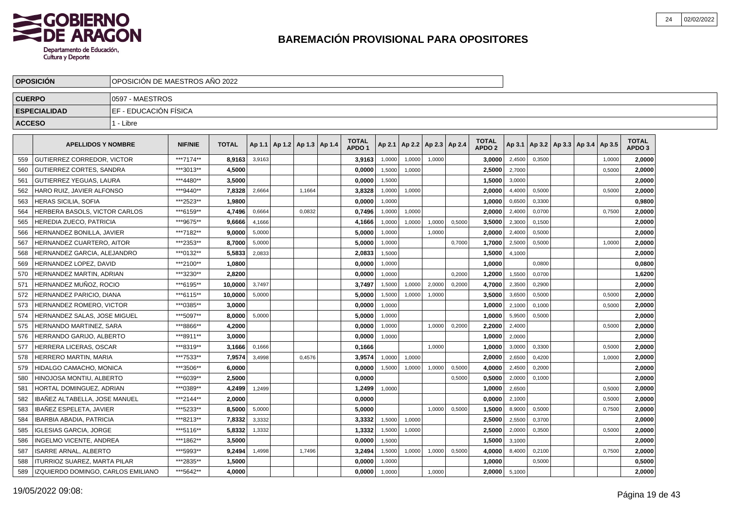# BAREMACIÓN PROVISIONAL PARA OPOSITORES

| OPOSICIÓN | OPOSICIÓN DE MAESTROS AÑO 2022 |
|---|---|
| CUERPO | 0597 - MAESTROS |
| ESPECIALIDAD | EF - EDUCACIÓN FÍSICA |
| ACCESO | 1 - Libre |

| | APELLIDOS Y NOMBRE | NIF/NIE | TOTAL | Ap 1.1 | Ap 1.2 | Ap 1.3 | Ap 1.4 | TOTAL APDO 1 | Ap 2.1 | Ap 2.2 | Ap 2.3 | Ap 2.4 | TOTAL APDO 2 | Ap 3.1 | Ap 3.2 | Ap 3.3 | Ap 3.4 | Ap 3.5 | TOTAL APDO 3 |
|---|---|---|---|---|---|---|---|---|---|---|---|---|---|---|---|---|---|---|---|
| 559 | GUTIERREZ CORREDOR, VICTOR | ***7174** | 8,9163 | 3,9163 | | | | 3,9163 | 1,0000 | 1,0000 | 1,0000 | | 3,0000 | 2,4500 | 0,3500 | | | 1,0000 | 2,0000 |
| 560 | GUTIERREZ CORTES, SANDRA | ***3013** | 4,5000 | | | | | 0,0000 | 1,5000 | 1,0000 | | | 2,5000 | 2,7000 | | | | 0,5000 | 2,0000 |
| 561 | GUTIERREZ YEGUAS, LAURA | ***4480** | 3,5000 | | | | | 0,0000 | 1,5000 | | | | 1,5000 | 3,0000 | | | | | 2,0000 |
| 562 | HARO RUIZ, JAVIER ALFONSO | ***9440** | 7,8328 | 2,6664 | | 1,1664 | | 3,8328 | 1,0000 | 1,0000 | | | 2,0000 | 4,4000 | 0,5000 | | | 0,5000 | 2,0000 |
| 563 | HERAS SICILIA, SOFIA | ***2523** | 1,9800 | | | | | 0,0000 | 1,0000 | | | | 1,0000 | 0,6500 | 0,3300 | | | | 0,9800 |
| 564 | HERBERA BASOLS, VICTOR CARLOS | ***6159** | 4,7496 | 0,6664 | | 0,0832 | | 0,7496 | 1,0000 | 1,0000 | | | 2,0000 | 2,4000 | 0,0700 | | | 0,7500 | 2,0000 |
| 565 | HEREDIA ZUECO, PATRICIA | ***9675** | 9,6666 | 4,1666 | | | | 4,1666 | 1,0000 | 1,0000 | 1,0000 | 0,5000 | 3,5000 | 2,3000 | 0,1500 | | | | 2,0000 |
| 566 | HERNANDEZ BONILLA, JAVIER | ***7182** | 9,0000 | 5,0000 | | | | 5,0000 | 1,0000 | | 1,0000 | | 2,0000 | 2,4000 | 0,5000 | | | | 2,0000 |
| 567 | HERNANDEZ CUARTERO, AITOR | ***2353** | 8,7000 | 5,0000 | | | | 5,0000 | 1,0000 | | | 0,7000 | 1,7000 | 2,5000 | 0,5000 | | | 1,0000 | 2,0000 |
| 568 | HERNANDEZ GARCIA, ALEJANDRO | ***0132** | 5,5833 | 2,0833 | | | | 2,0833 | 1,5000 | | | | 1,5000 | 4,1000 | | | | | 2,0000 |
| 569 | HERNANDEZ LOPEZ, DAVID | ***2100** | 1,0800 | | | | | 0,0000 | 1,0000 | | | | 1,0000 | | 0,0800 | | | | 0,0800 |
| 570 | HERNANDEZ MARTIN, ADRIAN | ***3230** | 2,8200 | | | | | 0,0000 | 1,0000 | | | 0,2000 | 1,2000 | 1,5500 | 0,0700 | | | | 1,6200 |
| 571 | HERNANDEZ MUÑOZ, ROCIO | ***6195** | 10,0000 | 3,7497 | | | | 3,7497 | 1,5000 | 1,0000 | 2,0000 | 0,2000 | 4,7000 | 2,3500 | 0,2900 | | | | 2,0000 |
| 572 | HERNANDEZ PARICIO, DIANA | ***6115** | 10,0000 | 5,0000 | | | | 5,0000 | 1,5000 | 1,0000 | 1,0000 | | 3,5000 | 3,6500 | 0,5000 | | | 0,5000 | 2,0000 |
| 573 | HERNANDEZ ROMERO, VICTOR | ***0385** | 3,0000 | | | | | 0,0000 | 1,0000 | | | | 1,0000 | 2,1000 | 0,1000 | | | 0,5000 | 2,0000 |
| 574 | HERNANDEZ SALAS, JOSE MIGUEL | ***5097** | 8,0000 | 5,0000 | | | | 5,0000 | 1,0000 | | | | 1,0000 | 5,9500 | 0,5000 | | | | 2,0000 |
| 575 | HERNANDO MARTINEZ, SARA | ***8866** | 4,2000 | | | | | 0,0000 | 1,0000 | | 1,0000 | 0,2000 | 2,2000 | 2,4000 | | | | 0,5000 | 2,0000 |
| 576 | HERRANDO GARIJO, ALBERTO | ***8911** | 3,0000 | | | | | 0,0000 | 1,0000 | | | | 1,0000 | 2,0000 | | | | | 2,0000 |
| 577 | HERRERA LICERAS, OSCAR | ***8319** | 3,1666 | 0,1666 | | | | 0,1666 | | | 1,0000 | | 1,0000 | 3,0000 | 0,3300 | | | 0,5000 | 2,0000 |
| 578 | HERRERO MARTIN, MARIA | ***7533** | 7,9574 | 3,4998 | | 0,4576 | | 3,9574 | 1,0000 | 1,0000 | | | 2,0000 | 2,6500 | 0,4200 | | | 1,0000 | 2,0000 |
| 579 | HIDALGO CAMACHO, MONICA | ***3506** | 6,0000 | | | | | 0,0000 | 1,5000 | 1,0000 | 1,0000 | 0,5000 | 4,0000 | 2,4500 | 0,2000 | | | | 2,0000 |
| 580 | HINOJOSA MONTIU, ALBERTO | ***6039** | 2,5000 | | | | | 0,0000 | | | | 0,5000 | 0,5000 | 2,0000 | 0,1000 | | | | 2,0000 |
| 581 | HORTAL DOMINGUEZ, ADRIAN | ***0389** | 4,2499 | 1,2499 | | | | 1,2499 | 1,0000 | | | | 1,0000 | 2,6500 | | | | 0,5000 | 2,0000 |
| 582 | IBAÑEZ ALTABELLA, JOSE MANUEL | ***2144** | 2,0000 | | | | | 0,0000 | | | | | 0,0000 | 2,1000 | | | | 0,5000 | 2,0000 |
| 583 | IBAÑEZ ESPELETA, JAVIER | ***5233** | 8,5000 | 5,0000 | | | | 5,0000 | | | 1,0000 | 0,5000 | 1,5000 | 8,9000 | 0,5000 | | | 0,7500 | 2,0000 |
| 584 | IBARBIA ABADIA, PATRICIA | ***8213** | 7,8332 | 3,3332 | | | | 3,3332 | 1,5000 | 1,0000 | | | 2,5000 | 2,5500 | 0,3700 | | | | 2,0000 |
| 585 | IGLESIAS GARCIA, JORGE | ***5116** | 5,8332 | 1,3332 | | | | 1,3332 | 1,5000 | 1,0000 | | | 2,5000 | 2,0000 | 0,3500 | | | 0,5000 | 2,0000 |
| 586 | INGELMO VICENTE, ANDREA | ***1862** | 3,5000 | | | | | 0,0000 | 1,5000 | | | | 1,5000 | 3,1000 | | | | | 2,0000 |
| 587 | ISARRE ARNAL, ALBERTO | ***5993** | 9,2494 | 1,4998 | | 1,7496 | | 3,2494 | 1,5000 | 1,0000 | 1,0000 | 0,5000 | 4,0000 | 8,4000 | 0,2100 | | | 0,7500 | 2,0000 |
| 588 | ITURRIOZ SUAREZ, MARTA PILAR | ***2835** | 1,5000 | | | | | 0,0000 | 1,0000 | | | | 1,0000 | | 0,5000 | | | | 0,5000 |
| 589 | IZQUIERDO DOMINGO, CARLOS EMILIANO | ***5642** | 4,0000 | | | | | 0,0000 | 1,0000 | | 1,0000 | | 2,0000 | 5,1000 | | | | | 2,0000 |

19/05/2022 09:08: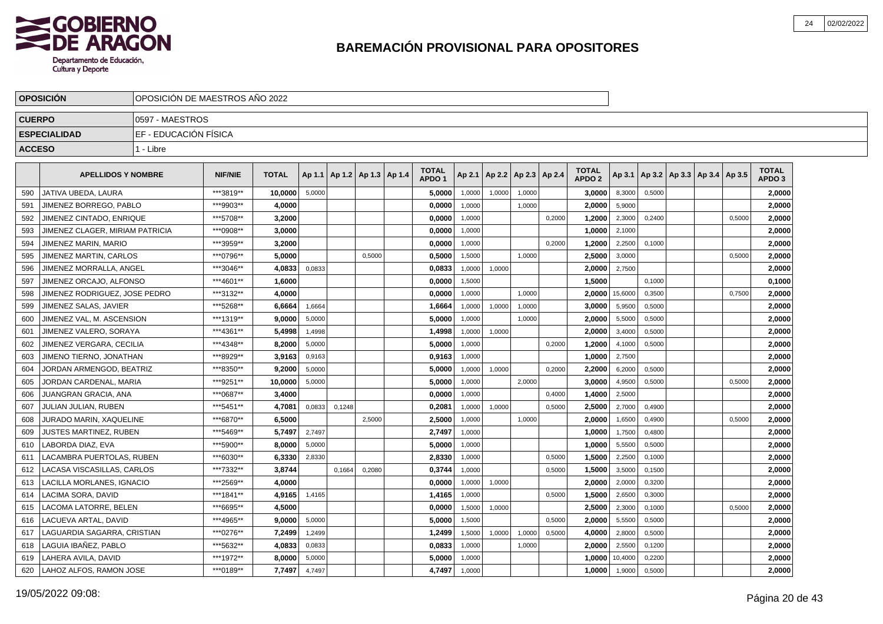# BAREMACIÓN PROVISIONAL PARA OPOSITORES

| OPOSICIÓN | OPOSICIÓN DE MAESTROS AÑO 2022 |
|---|---|
| CUERPO | 0597 - MAESTROS |
| ESPECIALIDAD | EF - EDUCACIÓN FÍSICA |
| ACCESO | 1 - Libre |

| | APELLIDOS Y NOMBRE | NIF/NIE | TOTAL | Ap 1.1 | Ap 1.2 | Ap 1.3 | Ap 1.4 | TOTAL APDO 1 | Ap 2.1 | Ap 2.2 | Ap 2.3 | Ap 2.4 | TOTAL APDO 2 | Ap 3.1 | Ap 3.2 | Ap 3.3 | Ap 3.4 | Ap 3.5 | TOTAL APDO 3 |
|---|---|---|---|---|---|---|---|---|---|---|---|---|---|---|---|---|---|---|---|
| 590 | JATIVA UBEDA, LAURA | ***3819** | 10,0000 | 5,0000 | | | | 5,0000 | 1,0000 | 1,0000 | 1,0000 | | 3,0000 | 8,3000 | 0,5000 | | | | 2,0000 |
| 591 | JIMENEZ BORREGO, PABLO | ***9903** | 4,0000 | | | | | 0,0000 | 1,0000 | | 1,0000 | | 2,0000 | 5,9000 | | | | | 2,0000 |
| 592 | JIMENEZ CINTADO, ENRIQUE | ***5708** | 3,2000 | | | | | 0,0000 | 1,0000 | | | 0,2000 | 1,2000 | 2,3000 | 0,2400 | | | 0,5000 | 2,0000 |
| 593 | JIMENEZ CLAGER, MIRIAM PATRICIA | ***0908** | 3,0000 | | | | | 0,0000 | 1,0000 | | | | 1,0000 | 2,1000 | | | | | 2,0000 |
| 594 | JIMENEZ MARIN, MARIO | ***3959** | 3,2000 | | | | | 0,0000 | 1,0000 | | | 0,2000 | 1,2000 | 2,2500 | 0,1000 | | | | 2,0000 |
| 595 | JIMENEZ MARTIN, CARLOS | ***0796** | 5,0000 | | | 0,5000 | | 0,5000 | 1,5000 | | 1,0000 | | 2,5000 | 3,0000 | | | | 0,5000 | 2,0000 |
| 596 | JIMENEZ MORRALLA, ANGEL | ***3046** | 4,0833 | 0,0833 | | | | 0,0833 | 1,0000 | 1,0000 | | | 2,0000 | 2,7500 | | | | | 2,0000 |
| 597 | JIMENEZ ORCAJO, ALFONSO | ***4601** | 1,6000 | | | | | 0,0000 | 1,5000 | | | | 1,5000 | | 0,1000 | | | | 0,1000 |
| 598 | JIMENEZ RODRIGUEZ, JOSE PEDRO | ***3132** | 4,0000 | | | | | 0,0000 | 1,0000 | | 1,0000 | | 2,0000 | 15,6000 | 0,3500 | | | 0,7500 | 2,0000 |
| 599 | JIMENEZ SALAS, JAVIER | ***5268** | 6,6664 | 1,6664 | | | | 1,6664 | 1,0000 | 1,0000 | 1,0000 | | 3,0000 | 5,9500 | 0,5000 | | | | 2,0000 |
| 600 | JIMENEZ VAL, M. ASCENSION | ***1319** | 9,0000 | 5,0000 | | | | 5,0000 | 1,0000 | | 1,0000 | | 2,0000 | 5,5000 | 0,5000 | | | | 2,0000 |
| 601 | JIMENEZ VALERO, SORAYA | ***4361** | 5,4998 | 1,4998 | | | | 1,4998 | 1,0000 | 1,0000 | | | 2,0000 | 3,4000 | 0,5000 | | | | 2,0000 |
| 602 | JIMENEZ VERGARA, CECILIA | ***4348** | 8,2000 | 5,0000 | | | | 5,0000 | 1,0000 | | | 0,2000 | 1,2000 | 4,1000 | 0,5000 | | | | 2,0000 |
| 603 | JIMENO TIERNO, JONATHAN | ***8929** | 3,9163 | 0,9163 | | | | 0,9163 | 1,0000 | | | | 1,0000 | 2,7500 | | | | | 2,0000 |
| 604 | JORDAN ARMENGOD, BEATRIZ | ***8350** | 9,2000 | 5,0000 | | | | 5,0000 | 1,0000 | 1,0000 | | 0,2000 | 2,2000 | 6,2000 | 0,5000 | | | | 2,0000 |
| 605 | JORDAN CARDENAL, MARIA | ***9251** | 10,0000 | 5,0000 | | | | 5,0000 | 1,0000 | | 2,0000 | | 3,0000 | 4,9500 | 0,5000 | | | 0,5000 | 2,0000 |
| 606 | JUANGRAN GRACIA, ANA | ***0687** | 3,4000 | | | | | 0,0000 | 1,0000 | | | 0,4000 | 1,4000 | 2,5000 | | | | | 2,0000 |
| 607 | JULIAN JULIAN, RUBEN | ***5451** | 4,7081 | 0,0833 | 0,1248 | | | 0,2081 | 1,0000 | 1,0000 | | 0,5000 | 2,5000 | 2,7000 | 0,4900 | | | | 2,0000 |
| 608 | JURADO MARIN, XAQUELINE | ***6870** | 6,5000 | | | 2,5000 | | 2,5000 | 1,0000 | | 1,0000 | | 2,0000 | 1,6500 | 0,4900 | | | 0,5000 | 2,0000 |
| 609 | JUSTES MARTINEZ, RUBEN | ***5469** | 5,7497 | 2,7497 | | | | 2,7497 | 1,0000 | | | | 1,0000 | 1,7500 | 0,4800 | | | | 2,0000 |
| 610 | LABORDA DIAZ, EVA | ***5900** | 8,0000 | 5,0000 | | | | 5,0000 | 1,0000 | | | | 1,0000 | 5,5500 | 0,5000 | | | | 2,0000 |
| 611 | LACAMBRA PUERTOLAS, RUBEN | ***6030** | 6,3330 | 2,8330 | | | | 2,8330 | 1,0000 | | | 0,5000 | 1,5000 | 2,2500 | 0,1000 | | | | 2,0000 |
| 612 | LACASA VISCASILLAS, CARLOS | ***7332** | 3,8744 | | 0,1664 | 0,2080 | | 0,3744 | 1,0000 | | | 0,5000 | 1,5000 | 3,5000 | 0,1500 | | | | 2,0000 |
| 613 | LACILLA MORLANES, IGNACIO | ***2569** | 4,0000 | | | | | 0,0000 | 1,0000 | 1,0000 | | | 2,0000 | 2,0000 | 0,3200 | | | | 2,0000 |
| 614 | LACIMA SORA, DAVID | ***1841** | 4,9165 | 1,4165 | | | | 1,4165 | 1,0000 | | | 0,5000 | 1,5000 | 2,6500 | 0,3000 | | | | 2,0000 |
| 615 | LACOMA LATORRE, BELEN | ***6695** | 4,5000 | | | | | 0,0000 | 1,5000 | 1,0000 | | | 2,5000 | 2,3000 | 0,1000 | | | 0,5000 | 2,0000 |
| 616 | LACUEVA ARTAL, DAVID | ***4965** | 9,0000 | 5,0000 | | | | 5,0000 | 1,5000 | | | 0,5000 | 2,0000 | 5,5500 | 0,5000 | | | | 2,0000 |
| 617 | LAGUARDIA SAGARRA, CRISTIAN | ***0276** | 7,2499 | 1,2499 | | | | 1,2499 | 1,5000 | 1,0000 | 1,0000 | 0,5000 | 4,0000 | 2,8000 | 0,5000 | | | | 2,0000 |
| 618 | LAGUIA IBAÑEZ, PABLO | ***5632** | 4,0833 | 0,0833 | | | | 0,0833 | 1,0000 | | 1,0000 | | 2,0000 | 2,5500 | 0,1200 | | | | 2,0000 |
| 619 | LAHERA AVILA, DAVID | ***1972** | 8,0000 | 5,0000 | | | | 5,0000 | 1,0000 | | | | 1,0000 | 10,4000 | 0,2200 | | | | 2,0000 |
| 620 | LAHOZ ALFOS, RAMON JOSE | ***0189** | 7,7497 | 4,7497 | | | | 4,7497 | 1,0000 | | | | 1,0000 | 1,9000 | 0,5000 | | | | 2,0000 |

19/05/2022 09:08: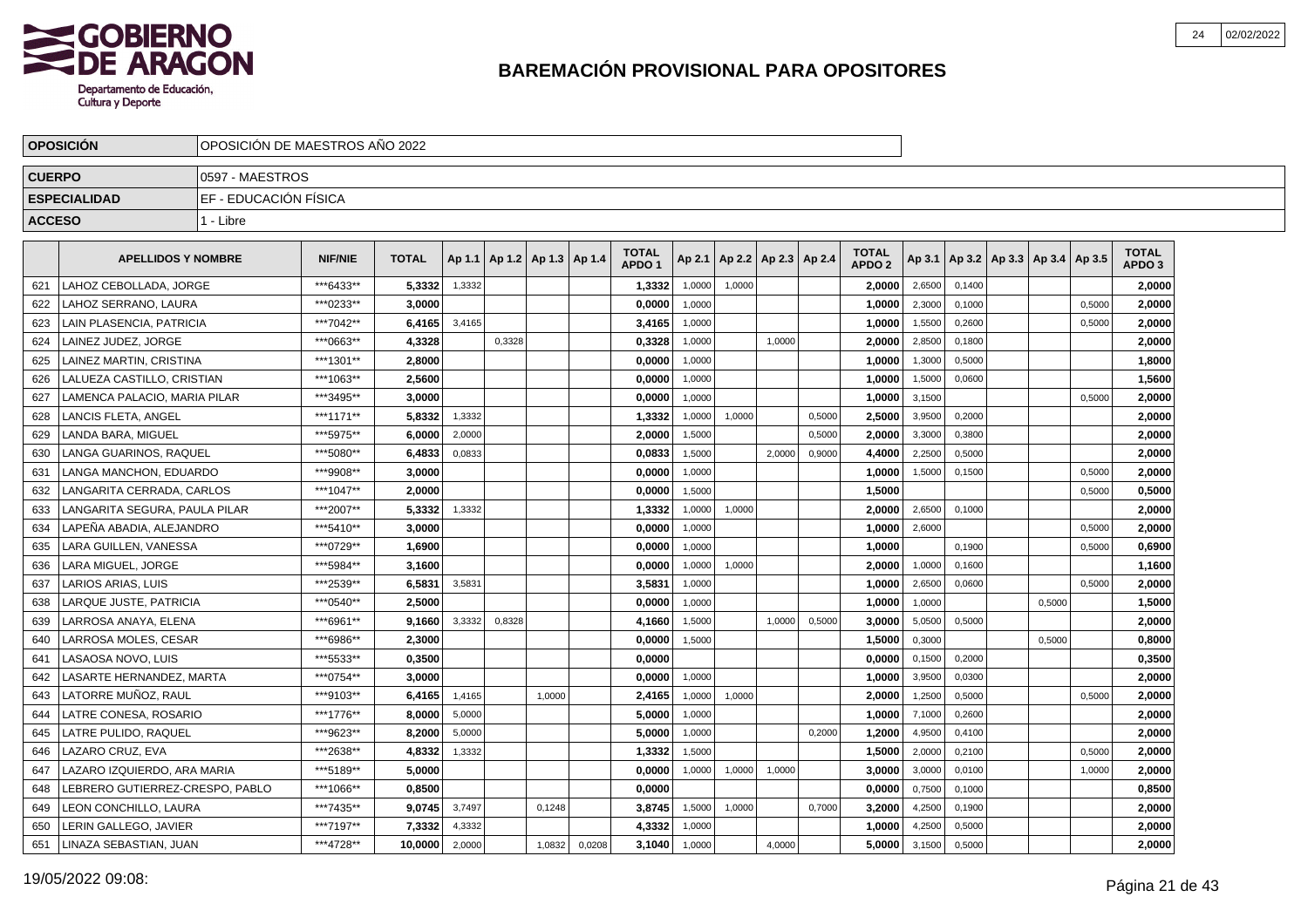# BAREMACIÓN PROVISIONAL PARA OPOSITORES

| OPOSICIÓN | OPOSICIÓN DE MAESTROS AÑO 2022 |
|---|---|
| CUERPO | 0597 - MAESTROS |
| ESPECIALIDAD | EF - EDUCACIÓN FÍSICA |
| ACCESO | 1 - Libre |

| | APELLIDOS Y NOMBRE | NIF/NIE | TOTAL | Ap 1.1 | Ap 1.2 | Ap 1.3 | Ap 1.4 | TOTAL APDO 1 | Ap 2.1 | Ap 2.2 | Ap 2.3 | Ap 2.4 | TOTAL APDO 2 | Ap 3.1 | Ap 3.2 | Ap 3.3 | Ap 3.4 | Ap 3.5 | TOTAL APDO 3 |
|---|---|---|---|---|---|---|---|---|---|---|---|---|---|---|---|---|---|---|---|
| 621 | LAHOZ CEBOLLADA, JORGE | ***6433** | 5,3332 | 1,3332 | | | | 1,3332 | 1,0000 | 1,0000 | | | 2,0000 | 2,6500 | 0,1400 | | | | 2,0000 |
| 622 | LAHOZ SERRANO, LAURA | ***0233** | 3,0000 | | | | | 0,0000 | 1,0000 | | | | 1,0000 | 2,3000 | 0,1000 | | | 0,5000 | 2,0000 |
| 623 | LAIN PLASENCIA, PATRICIA | ***7042** | 6,4165 | 3,4165 | | | | 3,4165 | 1,0000 | | | | 1,0000 | 1,5500 | 0,2600 | | | 0,5000 | 2,0000 |
| 624 | LAINEZ JUDEZ, JORGE | ***0663** | 4,3328 | | 0,3328 | | | 0,3328 | 1,0000 | | 1,0000 | | 2,0000 | 2,8500 | 0,1800 | | | | 2,0000 |
| 625 | LAINEZ MARTIN, CRISTINA | ***1301** | 2,8000 | | | | | 0,0000 | 1,0000 | | | | 1,0000 | 1,3000 | 0,5000 | | | | 1,8000 |
| 626 | LALUEZA CASTILLO, CRISTIAN | ***1063** | 2,5600 | | | | | 0,0000 | 1,0000 | | | | 1,0000 | 1,5000 | 0,0600 | | | | 1,5600 |
| 627 | LAMENCA PALACIO, MARIA PILAR | ***3495** | 3,0000 | | | | | 0,0000 | 1,0000 | | | | 1,0000 | 3,1500 | | | | 0,5000 | 2,0000 |
| 628 | LANCIS FLETA, ANGEL | ***1171** | 5,8332 | 1,3332 | | | | 1,3332 | 1,0000 | 1,0000 | | 0,5000 | 2,5000 | 3,9500 | 0,2000 | | | | 2,0000 |
| 629 | LANDA BARA, MIGUEL | ***5975** | 6,0000 | 2,0000 | | | | 2,0000 | 1,5000 | | | 0,5000 | 2,0000 | 3,3000 | 0,3800 | | | | 2,0000 |
| 630 | LANGA GUARINOS, RAQUEL | ***5080** | 6,4833 | 0,0833 | | | | 0,0833 | 1,5000 | | 2,0000 | 0,9000 | 4,4000 | 2,2500 | 0,5000 | | | | 2,0000 |
| 631 | LANGA MANCHON, EDUARDO | ***9908** | 3,0000 | | | | | 0,0000 | 1,0000 | | | | 1,0000 | 1,5000 | 0,1500 | | | 0,5000 | 2,0000 |
| 632 | LANGARITA CERRADA, CARLOS | ***1047** | 2,0000 | | | | | 0,0000 | 1,5000 | | | | 1,5000 | | | | | 0,5000 | 0,5000 |
| 633 | LANGARITA SEGURA, PAULA PILAR | ***2007** | 5,3332 | 1,3332 | | | | 1,3332 | 1,0000 | 1,0000 | | | 2,0000 | 2,6500 | 0,1000 | | | | 2,0000 |
| 634 | LAPEÑA ABADIA, ALEJANDRO | ***5410** | 3,0000 | | | | | 0,0000 | 1,0000 | | | | 1,0000 | 2,6000 | | | | 0,5000 | 2,0000 |
| 635 | LARA GUILLEN, VANESSA | ***0729** | 1,6900 | | | | | 0,0000 | 1,0000 | | | | 1,0000 | | 0,1900 | | | 0,5000 | 0,6900 |
| 636 | LARA MIGUEL, JORGE | ***5984** | 3,1600 | | | | | 0,0000 | 1,0000 | 1,0000 | | | 2,0000 | 1,0000 | 0,1600 | | | | 1,1600 |
| 637 | LARIOS ARIAS, LUIS | ***2539** | 6,5831 | 3,5831 | | | | 3,5831 | 1,0000 | | | | 1,0000 | 2,6500 | 0,0600 | | | 0,5000 | 2,0000 |
| 638 | LARQUE JUSTE, PATRICIA | ***0540** | 2,5000 | | | | | 0,0000 | 1,0000 | | | | 1,0000 | 1,0000 | | | 0,5000 | | 1,5000 |
| 639 | LARROSA ANAYA, ELENA | ***6961** | 9,1660 | 3,3332 | 0,8328 | | | 4,1660 | 1,5000 | | 1,0000 | 0,5000 | 3,0000 | 5,0500 | 0,5000 | | | | 2,0000 |
| 640 | LARROSA MOLES, CESAR | ***6986** | 2,3000 | | | | | 0,0000 | 1,5000 | | | | 1,5000 | 0,3000 | | | 0,5000 | | 0,8000 |
| 641 | LASAOSA NOVO, LUIS | ***5533** | 0,3500 | | | | | 0,0000 | | | | | 0,0000 | 0,1500 | 0,2000 | | | | 0,3500 |
| 642 | LASARTE HERNANDEZ, MARTA | ***0754** | 3,0000 | | | | | 0,0000 | 1,0000 | | | | 1,0000 | 3,9500 | 0,0300 | | | | 2,0000 |
| 643 | LATORRE MUÑOZ, RAUL | ***9103** | 6,4165 | 1,4165 | | 1,0000 | | 2,4165 | 1,0000 | 1,0000 | | | 2,0000 | 1,2500 | 0,5000 | | | 0,5000 | 2,0000 |
| 644 | LATRE CONESA, ROSARIO | ***1776** | 8,0000 | 5,0000 | | | | 5,0000 | 1,0000 | | | | 1,0000 | 7,1000 | 0,2600 | | | | 2,0000 |
| 645 | LATRE PULIDO, RAQUEL | ***9623** | 8,2000 | 5,0000 | | | | 5,0000 | 1,0000 | | | 0,2000 | 1,2000 | 4,9500 | 0,4100 | | | | 2,0000 |
| 646 | LAZARO CRUZ, EVA | ***2638** | 4,8332 | 1,3332 | | | | 1,3332 | 1,5000 | | | | 1,5000 | 2,0000 | 0,2100 | | | 0,5000 | 2,0000 |
| 647 | LAZARO IZQUIERDO, ARA MARIA | ***5189** | 5,0000 | | | | | 0,0000 | 1,0000 | 1,0000 | 1,0000 | | 3,0000 | 3,0000 | 0,0100 | | | 1,0000 | 2,0000 |
| 648 | LEBRERO GUTIERREZ-CRESPO, PABLO | ***1066** | 0,8500 | | | | | 0,0000 | | | | | 0,0000 | 0,7500 | 0,1000 | | | | 0,8500 |
| 649 | LEON CONCHILLO, LAURA | ***7435** | 9,0745 | 3,7497 | | 0,1248 | | 3,8745 | 1,5000 | 1,0000 | | 0,7000 | 3,2000 | 4,2500 | 0,1900 | | | | 2,0000 |
| 650 | LERIN GALLEGO, JAVIER | ***7197** | 7,3332 | 4,3332 | | | | 4,3332 | 1,0000 | | | | 1,0000 | 4,2500 | 0,5000 | | | | 2,0000 |
| 651 | LINAZA SEBASTIAN, JUAN | ***4728** | 10,0000 | 2,0000 | | 1,0832 | 0,0208 | 3,1040 | 1,0000 | | 4,0000 | | 5,0000 | 3,1500 | 0,5000 | | | | 2,0000 |

19/05/2022 09:08: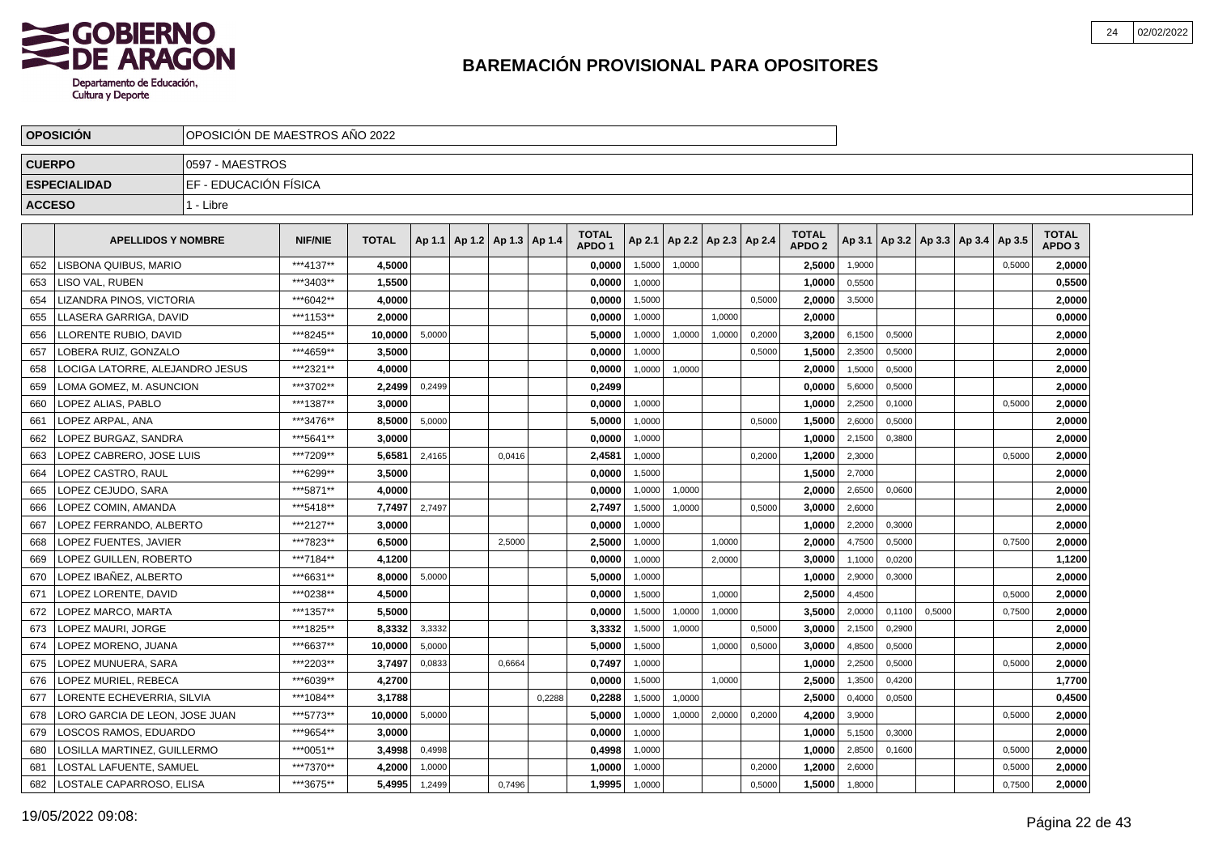# BAREMACIÓN PROVISIONAL PARA OPOSITORES

| | |
|---|---|
| **OPOSICIÓN** | OPOSICIÓN DE MAESTROS AÑO 2022 |
| **CUERPO** | 0597 - MAESTROS |
| **ESPECIALIDAD** | EF - EDUCACIÓN FÍSICA |
| **ACCESO** | 1 - Libre |

| | APELLIDOS Y NOMBRE | NIF/NIE | TOTAL | Ap 1.1 | Ap 1.2 | Ap 1.3 | Ap 1.4 | TOTAL APDO 1 | Ap 2.1 | Ap 2.2 | Ap 2.3 | Ap 2.4 | TOTAL APDO 2 | Ap 3.1 | Ap 3.2 | Ap 3.3 | Ap 3.4 | Ap 3.5 | TOTAL APDO 3 |
|---|---|---|---|---|---|---|---|---|---|---|---|---|---|---|---|---|---|---|---|
| 652 | LISBONA QUIBUS, MARIO | ***4137** | 4,5000 | | | | | 0,0000 | 1,5000 | 1,0000 | | | 2,5000 | 1,9000 | | | | 0,5000 | 2,0000 |
| 653 | LISO VAL, RUBEN | ***3403** | 1,5500 | | | | | 0,0000 | 1,0000 | | | | 1,0000 | 0,5500 | | | | | 0,5500 |
| 654 | LIZANDRA PINOS, VICTORIA | ***6042** | 4,0000 | | | | | 0,0000 | 1,5000 | | | 0,5000 | 2,0000 | 3,5000 | | | | | 2,0000 |
| 655 | LLASERA GARRIGA, DAVID | ***1153** | 2,0000 | | | | | 0,0000 | 1,0000 | | 1,0000 | | 2,0000 | | | | | | 0,0000 |
| 656 | LLORENTE RUBIO, DAVID | ***8245** | 10,0000 | 5,0000 | | | | 5,0000 | 1,0000 | 1,0000 | 1,0000 | 0,2000 | 3,2000 | 6,1500 | 0,5000 | | | | 2,0000 |
| 657 | LOBERA RUIZ, GONZALO | ***4659** | 3,5000 | | | | | 0,0000 | 1,0000 | | | 0,5000 | 1,5000 | 2,3500 | 0,5000 | | | | 2,0000 |
| 658 | LOCIGA LATORRE, ALEJANDRO JESUS | ***2321** | 4,0000 | | | | | 0,0000 | 1,0000 | 1,0000 | | | 2,0000 | 1,5000 | 0,5000 | | | | 2,0000 |
| 659 | LOMA GOMEZ, M. ASUNCION | ***3702** | 2,2499 | 0,2499 | | | | 0,2499 | | | | | 0,0000 | 5,6000 | 0,5000 | | | | 2,0000 |
| 660 | LOPEZ ALIAS, PABLO | ***1387** | 3,0000 | | | | | 0,0000 | 1,0000 | | | | 1,0000 | 2,2500 | 0,1000 | | | 0,5000 | 2,0000 |
| 661 | LOPEZ ARPAL, ANA | ***3476** | 8,5000 | 5,0000 | | | | 5,0000 | 1,0000 | | | 0,5000 | 1,5000 | 2,6000 | 0,5000 | | | | 2,0000 |
| 662 | LOPEZ BURGAZ, SANDRA | ***5641** | 3,0000 | | | | | 0,0000 | 1,0000 | | | | 1,0000 | 2,1500 | 0,3800 | | | | 2,0000 |
| 663 | LOPEZ CABRERO, JOSE LUIS | ***7209** | 5,6581 | 2,4165 | | 0,0416 | | 2,4581 | 1,0000 | | | 0,2000 | 1,2000 | 2,3000 | | | | 0,5000 | 2,0000 |
| 664 | LOPEZ CASTRO, RAUL | ***6299** | 3,5000 | | | | | 0,0000 | 1,5000 | | | | 1,5000 | 2,7000 | | | | | 2,0000 |
| 665 | LOPEZ CEJUDO, SARA | ***5871** | 4,0000 | | | | | 0,0000 | 1,0000 | 1,0000 | | | 2,0000 | 2,6500 | 0,0600 | | | | 2,0000 |
| 666 | LOPEZ COMIN, AMANDA | ***5418** | 7,7497 | 2,7497 | | | | 2,7497 | 1,5000 | 1,0000 | | 0,5000 | 3,0000 | 2,6000 | | | | | 2,0000 |
| 667 | LOPEZ FERRANDO, ALBERTO | ***2127** | 3,0000 | | | | | 0,0000 | 1,0000 | | | | 1,0000 | 2,2000 | 0,3000 | | | | 2,0000 |
| 668 | LOPEZ FUENTES, JAVIER | ***7823** | 6,5000 | | | 2,5000 | | 2,5000 | 1,0000 | | 1,0000 | | 2,0000 | 4,7500 | 0,5000 | | | 0,7500 | 2,0000 |
| 669 | LOPEZ GUILLEN, ROBERTO | ***7184** | 4,1200 | | | | | 0,0000 | 1,0000 | | 2,0000 | | 3,0000 | 1,1000 | 0,0200 | | | | 1,1200 |
| 670 | LOPEZ IBAÑEZ, ALBERTO | ***6631** | 8,0000 | 5,0000 | | | | 5,0000 | 1,0000 | | | | 1,0000 | 2,9000 | 0,3000 | | | | 2,0000 |
| 671 | LOPEZ LORENTE, DAVID | ***0238** | 4,5000 | | | | | 0,0000 | 1,5000 | | 1,0000 | | 2,5000 | 4,4500 | | | | 0,5000 | 2,0000 |
| 672 | LOPEZ MARCO, MARTA | ***1357** | 5,5000 | | | | | 0,0000 | 1,5000 | 1,0000 | 1,0000 | | 3,5000 | 2,0000 | 0,1100 | 0,5000 | | 0,7500 | 2,0000 |
| 673 | LOPEZ MAURI, JORGE | ***1825** | 8,3332 | 3,3332 | | | | 3,3332 | 1,5000 | 1,0000 | | 0,5000 | 3,0000 | 2,1500 | 0,2900 | | | | 2,0000 |
| 674 | LOPEZ MORENO, JUANA | ***6637** | 10,0000 | 5,0000 | | | | 5,0000 | 1,5000 | | 1,0000 | 0,5000 | 3,0000 | 4,8500 | 0,5000 | | | | 2,0000 |
| 675 | LOPEZ MUNUERA, SARA | ***2203** | 3,7497 | 0,0833 | | 0,6664 | | 0,7497 | 1,0000 | | | | 1,0000 | 2,2500 | 0,5000 | | | 0,5000 | 2,0000 |
| 676 | LOPEZ MURIEL, REBECA | ***6039** | 4,2700 | | | | | 0,0000 | 1,5000 | | 1,0000 | | 2,5000 | 1,3500 | 0,4200 | | | | 1,7700 |
| 677 | LORENTE ECHEVERRIA, SILVIA | ***1084** | 3,1788 | | | | 0,2288 | 0,2288 | 1,5000 | 1,0000 | | | 2,5000 | 0,4000 | 0,0500 | | | | 0,4500 |
| 678 | LORO GARCIA DE LEON, JOSE JUAN | ***5773** | 10,0000 | 5,0000 | | | | 5,0000 | 1,0000 | 1,0000 | 2,0000 | 0,2000 | 4,2000 | 3,9000 | | | | 0,5000 | 2,0000 |
| 679 | LOSCOS RAMOS, EDUARDO | ***9654** | 3,0000 | | | | | 0,0000 | 1,0000 | | | | 1,0000 | 5,1500 | 0,3000 | | | | 2,0000 |
| 680 | LOSILLA MARTINEZ, GUILLERMO | ***0051** | 3,4998 | 0,4998 | | | | 0,4998 | 1,0000 | | | | 1,0000 | 2,8500 | 0,1600 | | | 0,5000 | 2,0000 |
| 681 | LOSTAL LAFUENTE, SAMUEL | ***7370** | 4,2000 | 1,0000 | | | | 1,0000 | 1,0000 | | | 0,2000 | 1,2000 | 2,6000 | | | | 0,5000 | 2,0000 |
| 682 | LOSTALE CAPARROSO, ELISA | ***3675** | 5,4995 | 1,2499 | | 0,7496 | | 1,9995 | 1,0000 | | | 0,5000 | 1,5000 | 1,8000 | | | | 0,7500 | 2,0000 |

19/05/2022 09:08: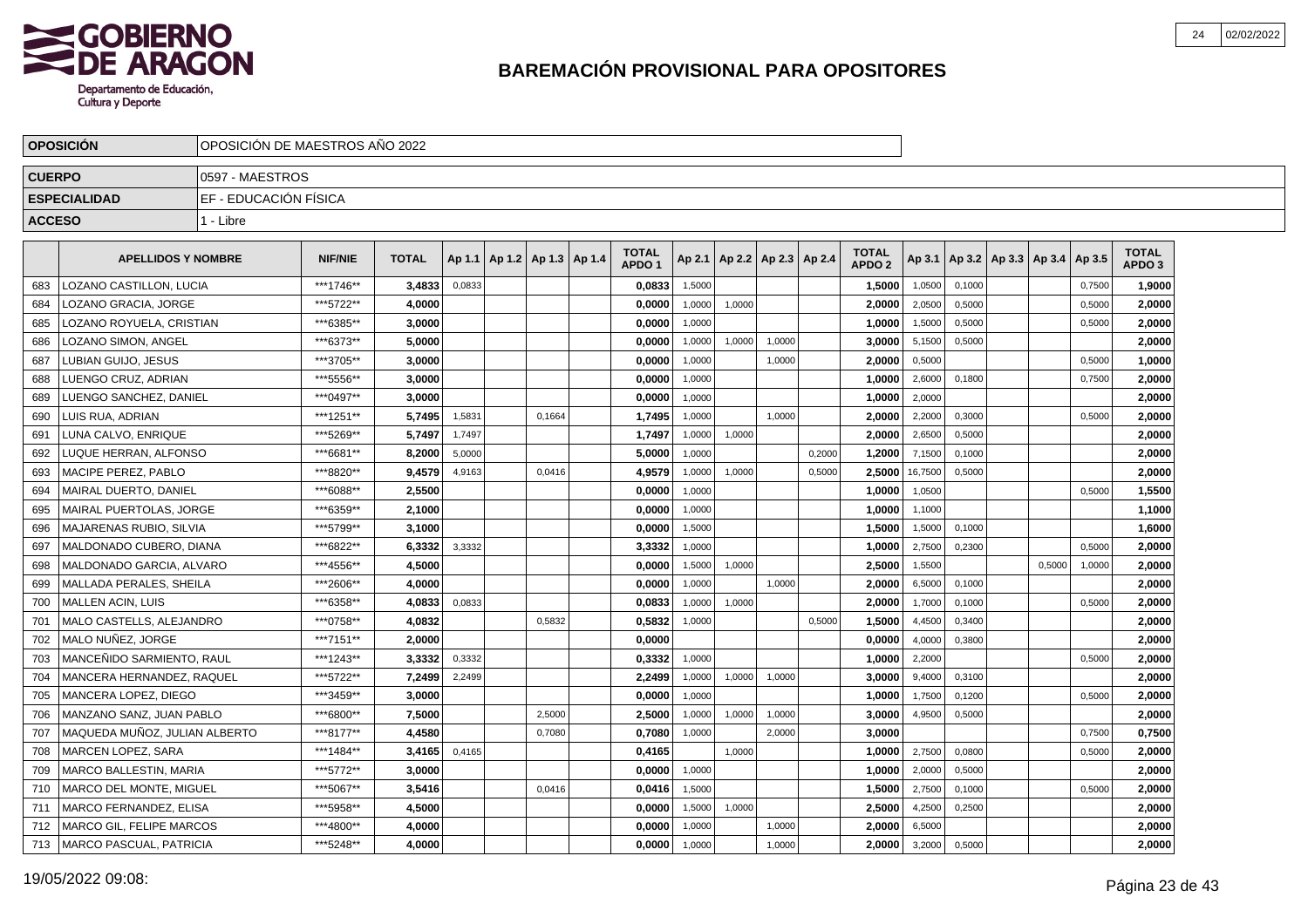# BAREMACIÓN PROVISIONAL PARA OPOSITORES

| OPOSICIÓN | OPOSICIÓN DE MAESTROS AÑO 2022 |
|---|---|
| CUERPO | 0597 - MAESTROS |
| ESPECIALIDAD | EF - EDUCACIÓN FÍSICA |
| ACCESO | 1 - Libre |

| | APELLIDOS Y NOMBRE | NIF/NIE | TOTAL | Ap 1.1 | Ap 1.2 | Ap 1.3 | Ap 1.4 | TOTAL APDO 1 | Ap 2.1 | Ap 2.2 | Ap 2.3 | Ap 2.4 | TOTAL APDO 2 | Ap 3.1 | Ap 3.2 | Ap 3.3 | Ap 3.4 | Ap 3.5 | TOTAL APDO 3 |
|---|---|---|---|---|---|---|---|---|---|---|---|---|---|---|---|---|---|---|---|
| 683 | LOZANO CASTILLON, LUCIA | ***1746** | **3,4833** | 0,0833 | | | | **0,0833** | 1,5000 | | | | **1,5000** | 1,0500 | 0,1000 | | | 0,7500 | **1,9000** |
| 684 | LOZANO GRACIA, JORGE | ***5722** | **4,0000** | | | | | **0,0000** | 1,0000 | 1,0000 | | | **2,0000** | 2,0500 | 0,5000 | | | 0,5000 | **2,0000** |
| 685 | LOZANO ROYUELA, CRISTIAN | ***6385** | **3,0000** | | | | | **0,0000** | 1,0000 | | | | **1,0000** | 1,5000 | 0,5000 | | | 0,5000 | **2,0000** |
| 686 | LOZANO SIMON, ANGEL | ***6373** | **5,0000** | | | | | **0,0000** | 1,0000 | 1,0000 | 1,0000 | | **3,0000** | 5,1500 | 0,5000 | | | | **2,0000** |
| 687 | LUBIAN GUIJO, JESUS | ***3705** | **3,0000** | | | | | **0,0000** | 1,0000 | | 1,0000 | | **2,0000** | 0,5000 | | | | 0,5000 | **1,0000** |
| 688 | LUENGO CRUZ, ADRIAN | ***5556** | **3,0000** | | | | | **0,0000** | 1,0000 | | | | **1,0000** | 2,6000 | 0,1800 | | | 0,7500 | **2,0000** |
| 689 | LUENGO SANCHEZ, DANIEL | ***0497** | **3,0000** | | | | | **0,0000** | 1,0000 | | | | **1,0000** | 2,0000 | | | | | **2,0000** |
| 690 | LUIS RUA, ADRIAN | ***1251** | **5,7495** | 1,5831 | | 0,1664 | | **1,7495** | 1,0000 | | 1,0000 | | **2,0000** | 2,2000 | 0,3000 | | | 0,5000 | **2,0000** |
| 691 | LUNA CALVO, ENRIQUE | ***5269** | **5,7497** | 1,7497 | | | | **1,7497** | 1,0000 | 1,0000 | | | **2,0000** | 2,6500 | 0,5000 | | | | **2,0000** |
| 692 | LUQUE HERRAN, ALFONSO | ***6681** | **8,2000** | 5,0000 | | | | **5,0000** | 1,0000 | | | 0,2000 | **1,2000** | 7,1500 | 0,1000 | | | | **2,0000** |
| 693 | MACIPE PEREZ, PABLO | ***8820** | **9,4579** | 4,9163 | | 0,0416 | | **4,9579** | 1,0000 | 1,0000 | | 0,5000 | **2,5000** | 16,7500 | 0,5000 | | | | **2,0000** |
| 694 | MAIRAL DUERTO, DANIEL | ***6088** | **2,5500** | | | | | **0,0000** | 1,0000 | | | | **1,0000** | 1,0500 | | | | 0,5000 | **1,5500** |
| 695 | MAIRAL PUERTOLAS, JORGE | ***6359** | **2,1000** | | | | | **0,0000** | 1,0000 | | | | **1,0000** | 1,1000 | | | | | **1,1000** |
| 696 | MAJARENAS RUBIO, SILVIA | ***5799** | **3,1000** | | | | | **0,0000** | 1,5000 | | | | **1,5000** | 1,5000 | 0,1000 | | | | **1,6000** |
| 697 | MALDONADO CUBERO, DIANA | ***6822** | **6,3332** | 3,3332 | | | | **3,3332** | 1,0000 | | | | **1,0000** | 2,7500 | 0,2300 | | | 0,5000 | **2,0000** |
| 698 | MALDONADO GARCIA, ALVARO | ***4556** | **4,5000** | | | | | **0,0000** | 1,5000 | 1,0000 | | | **2,5000** | 1,5500 | | | 0,5000 | 1,0000 | **2,0000** |
| 699 | MALLADA PERALES, SHEILA | ***2606** | **4,0000** | | | | | **0,0000** | 1,0000 | | 1,0000 | | **2,0000** | 6,5000 | 0,1000 | | | | **2,0000** |
| 700 | MALLEN ACIN, LUIS | ***6358** | **4,0833** | 0,0833 | | | | **0,0833** | 1,0000 | 1,0000 | | | **2,0000** | 1,7000 | 0,1000 | | | 0,5000 | **2,0000** |
| 701 | MALO CASTELLS, ALEJANDRO | ***0758** | **4,0832** | | | 0,5832 | | **0,5832** | 1,0000 | | | 0,5000 | **1,5000** | 4,4500 | 0,3400 | | | | **2,0000** |
| 702 | MALO NUÑEZ, JORGE | ***7151** | **2,0000** | | | | | **0,0000** | | | | | **0,0000** | 4,0000 | 0,3800 | | | | **2,0000** |
| 703 | MANCEÑIDO SARMIENTO, RAUL | ***1243** | **3,3332** | 0,3332 | | | | **0,3332** | 1,0000 | | | | **1,0000** | 2,2000 | | | | 0,5000 | **2,0000** |
| 704 | MANCERA HERNANDEZ, RAQUEL | ***5722** | **7,2499** | 2,2499 | | | | **2,2499** | 1,0000 | 1,0000 | 1,0000 | | **3,0000** | 9,4000 | 0,3100 | | | | **2,0000** |
| 705 | MANCERA LOPEZ, DIEGO | ***3459** | **3,0000** | | | | | **0,0000** | 1,0000 | | | | **1,0000** | 1,7500 | 0,1200 | | | 0,5000 | **2,0000** |
| 706 | MANZANO SANZ, JUAN PABLO | ***6800** | **7,5000** | | | 2,5000 | | **2,5000** | 1,0000 | 1,0000 | 1,0000 | | **3,0000** | 4,9500 | 0,5000 | | | | **2,0000** |
| 707 | MAQUEDA MUÑOZ, JULIAN ALBERTO | ***8177** | **4,4580** | | | 0,7080 | | **0,7080** | 1,0000 | | 2,0000 | | **3,0000** | | | | | 0,7500 | **0,7500** |
| 708 | MARCEN LOPEZ, SARA | ***1484** | **3,4165** | 0,4165 | | | | **0,4165** | | 1,0000 | | | **1,0000** | 2,7500 | 0,0800 | | | 0,5000 | **2,0000** |
| 709 | MARCO BALLESTIN, MARIA | ***5772** | **3,0000** | | | | | **0,0000** | 1,0000 | | | | **1,0000** | 2,0000 | 0,5000 | | | | **2,0000** |
| 710 | MARCO DEL MONTE, MIGUEL | ***5067** | **3,5416** | | | 0,0416 | | **0,0416** | 1,5000 | | | | **1,5000** | 2,7500 | 0,1000 | | | 0,5000 | **2,0000** |
| 711 | MARCO FERNANDEZ, ELISA | ***5958** | **4,5000** | | | | | **0,0000** | 1,5000 | 1,0000 | | | **2,5000** | 4,2500 | 0,2500 | | | | **2,0000** |
| 712 | MARCO GIL, FELIPE MARCOS | ***4800** | **4,0000** | | | | | **0,0000** | 1,0000 | | 1,0000 | | **2,0000** | 6,5000 | | | | | **2,0000** |
| 713 | MARCO PASCUAL, PATRICIA | ***5248** | **4,0000** | | | | | **0,0000** | 1,0000 | | 1,0000 | | **2,0000** | 3,2000 | 0,5000 | | | | **2,0000** |

19/05/2022 09:08: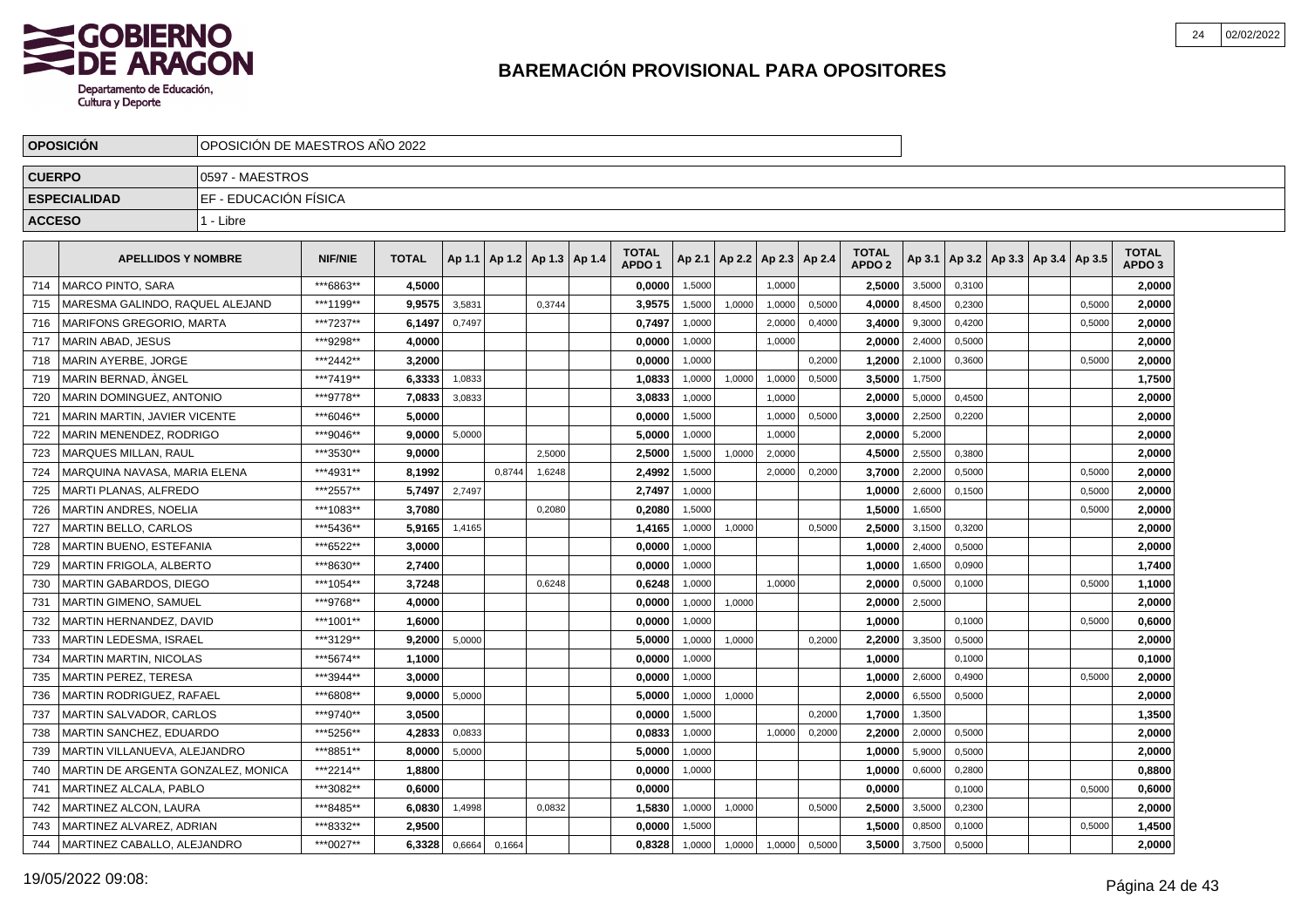# BAREMACIÓN PROVISIONAL PARA OPOSITORES

| OPOSICIÓN | OPOSICIÓN DE MAESTROS AÑO 2022 |
|---|---|
| CUERPO | 0597 - MAESTROS |
| ESPECIALIDAD | EF - EDUCACIÓN FÍSICA |
| ACCESO | 1 - Libre |

| | APELLIDOS Y NOMBRE | NIF/NIE | TOTAL | Ap 1.1 | Ap 1.2 | Ap 1.3 | Ap 1.4 | TOTAL APDO 1 | Ap 2.1 | Ap 2.2 | Ap 2.3 | Ap 2.4 | TOTAL APDO 2 | Ap 3.1 | Ap 3.2 | Ap 3.3 | Ap 3.4 | Ap 3.5 | TOTAL APDO 3 |
|---|---|---|---|---|---|---|---|---|---|---|---|---|---|---|---|---|---|---|---|
| 714 | MARCO PINTO, SARA | ***6863** | 4,5000 | | | | | 0,0000 | 1,5000 | | 1,0000 | | 2,5000 | 3,5000 | 0,3100 | | | | 2,0000 |
| 715 | MARESMA GALINDO, RAQUEL ALEJAND | ***1199** | 9,9575 | 3,5831 | | 0,3744 | | 3,9575 | 1,5000 | 1,0000 | 1,0000 | 0,5000 | 4,0000 | 8,4500 | 0,2300 | | | 0,5000 | 2,0000 |
| 716 | MARIFONS GREGORIO, MARTA | ***7237** | 6,1497 | 0,7497 | | | | 0,7497 | 1,0000 | | 2,0000 | 0,4000 | 3,4000 | 9,3000 | 0,4200 | | | 0,5000 | 2,0000 |
| 717 | MARIN ABAD, JESUS | ***9298** | 4,0000 | | | | | 0,0000 | 1,0000 | | 1,0000 | | 2,0000 | 2,4000 | 0,5000 | | | | 2,0000 |
| 718 | MARIN AYERBE, JORGE | ***2442** | 3,2000 | | | | | 0,0000 | 1,0000 | | | 0,2000 | 1,2000 | 2,1000 | 0,3600 | | | 0,5000 | 2,0000 |
| 719 | MARIN BERNAD, ÀNGEL | ***7419** | 6,3333 | 1,0833 | | | | 1,0833 | 1,0000 | 1,0000 | 1,0000 | 0,5000 | 3,5000 | 1,7500 | | | | | 1,7500 |
| 720 | MARIN DOMINGUEZ, ANTONIO | ***9778** | 7,0833 | 3,0833 | | | | 3,0833 | 1,0000 | | 1,0000 | | 2,0000 | 5,0000 | 0,4500 | | | | 2,0000 |
| 721 | MARIN MARTIN, JAVIER VICENTE | ***6046** | 5,0000 | | | | | 0,0000 | 1,5000 | | 1,0000 | 0,5000 | 3,0000 | 2,2500 | 0,2200 | | | | 2,0000 |
| 722 | MARIN MENENDEZ, RODRIGO | ***9046** | 9,0000 | 5,0000 | | | | 5,0000 | 1,0000 | | 1,0000 | | 2,0000 | 5,2000 | | | | | 2,0000 |
| 723 | MARQUES MILLAN, RAUL | ***3530** | 9,0000 | | | 2,5000 | | 2,5000 | 1,5000 | 1,0000 | 2,0000 | | 4,5000 | 2,5500 | 0,3800 | | | | 2,0000 |
| 724 | MARQUINA NAVASA, MARIA ELENA | ***4931** | 8,1992 | | 0,8744 | 1,6248 | | 2,4992 | 1,5000 | | 2,0000 | 0,2000 | 3,7000 | 2,2000 | 0,5000 | | | 0,5000 | 2,0000 |
| 725 | MARTI PLANAS, ALFREDO | ***2557** | 5,7497 | 2,7497 | | | | 2,7497 | 1,0000 | | | | 1,0000 | 2,6000 | 0,1500 | | | 0,5000 | 2,0000 |
| 726 | MARTIN ANDRES, NOELIA | ***1083** | 3,7080 | | | 0,2080 | | 0,2080 | 1,5000 | | | | 1,5000 | 1,6500 | | | | 0,5000 | 2,0000 |
| 727 | MARTIN BELLO, CARLOS | ***5436** | 5,9165 | 1,4165 | | | | 1,4165 | 1,0000 | 1,0000 | | 0,5000 | 2,5000 | 3,1500 | 0,3200 | | | | 2,0000 |
| 728 | MARTIN BUENO, ESTEFANIA | ***6522** | 3,0000 | | | | | 0,0000 | 1,0000 | | | | 1,0000 | 2,4000 | 0,5000 | | | | 2,0000 |
| 729 | MARTIN FRIGOLA, ALBERTO | ***8630** | 2,7400 | | | | | 0,0000 | 1,0000 | | | | 1,0000 | 1,6500 | 0,0900 | | | | 1,7400 |
| 730 | MARTIN GABARDOS, DIEGO | ***1054** | 3,7248 | | | 0,6248 | | 0,6248 | 1,0000 | | 1,0000 | | 2,0000 | 0,5000 | 0,1000 | | | 0,5000 | 1,1000 |
| 731 | MARTIN GIMENO, SAMUEL | ***9768** | 4,0000 | | | | | 0,0000 | 1,0000 | 1,0000 | | | 2,0000 | 2,5000 | | | | | 2,0000 |
| 732 | MARTIN HERNANDEZ, DAVID | ***1001** | 1,6000 | | | | | 0,0000 | 1,0000 | | | | 1,0000 | | 0,1000 | | | 0,5000 | 0,6000 |
| 733 | MARTIN LEDESMA, ISRAEL | ***3129** | 9,2000 | 5,0000 | | | | 5,0000 | 1,0000 | 1,0000 | | 0,2000 | 2,2000 | 3,3500 | 0,5000 | | | | 2,0000 |
| 734 | MARTIN MARTIN, NICOLAS | ***5674** | 1,1000 | | | | | 0,0000 | 1,0000 | | | | 1,0000 | | 0,1000 | | | | 0,1000 |
| 735 | MARTIN PEREZ, TERESA | ***3944** | 3,0000 | | | | | 0,0000 | 1,0000 | | | | 1,0000 | 2,6000 | 0,4900 | | | 0,5000 | 2,0000 |
| 736 | MARTIN RODRIGUEZ, RAFAEL | ***6808** | 9,0000 | 5,0000 | | | | 5,0000 | 1,0000 | 1,0000 | | | 2,0000 | 6,5500 | 0,5000 | | | | 2,0000 |
| 737 | MARTIN SALVADOR, CARLOS | ***9740** | 3,0500 | | | | | 0,0000 | 1,5000 | | | 0,2000 | 1,7000 | 1,3500 | | | | | 1,3500 |
| 738 | MARTIN SANCHEZ, EDUARDO | ***5256** | 4,2833 | 0,0833 | | | | 0,0833 | 1,0000 | | 1,0000 | 0,2000 | 2,2000 | 2,0000 | 0,5000 | | | | 2,0000 |
| 739 | MARTIN VILLANUEVA, ALEJANDRO | ***8851** | 8,0000 | 5,0000 | | | | 5,0000 | 1,0000 | | | | 1,0000 | 5,9000 | 0,5000 | | | | 2,0000 |
| 740 | MARTIN DE ARGENTA GONZALEZ, MONICA | ***2214** | 1,8800 | | | | | 0,0000 | 1,0000 | | | | 1,0000 | 0,6000 | 0,2800 | | | | 0,8800 |
| 741 | MARTINEZ ALCALA, PABLO | ***3082** | 0,6000 | | | | | 0,0000 | | | | | 0,0000 | | 0,1000 | | | 0,5000 | 0,6000 |
| 742 | MARTINEZ ALCON, LAURA | ***8485** | 6,0830 | 1,4998 | | 0,0832 | | 1,5830 | 1,0000 | 1,0000 | | 0,5000 | 2,5000 | 3,5000 | 0,2300 | | | | 2,0000 |
| 743 | MARTINEZ ALVAREZ, ADRIAN | ***8332** | 2,9500 | | | | | 0,0000 | 1,5000 | | | | 1,5000 | 0,8500 | 0,1000 | | | 0,5000 | 1,4500 |
| 744 | MARTINEZ CABALLO, ALEJANDRO | ***0027** | 6,3328 | 0,6664 | 0,1664 | | | 0,8328 | 1,0000 | 1,0000 | 1,0000 | 0,5000 | 3,5000 | 3,7500 | 0,5000 | | | | 2,0000 |

19/05/2022 09:08: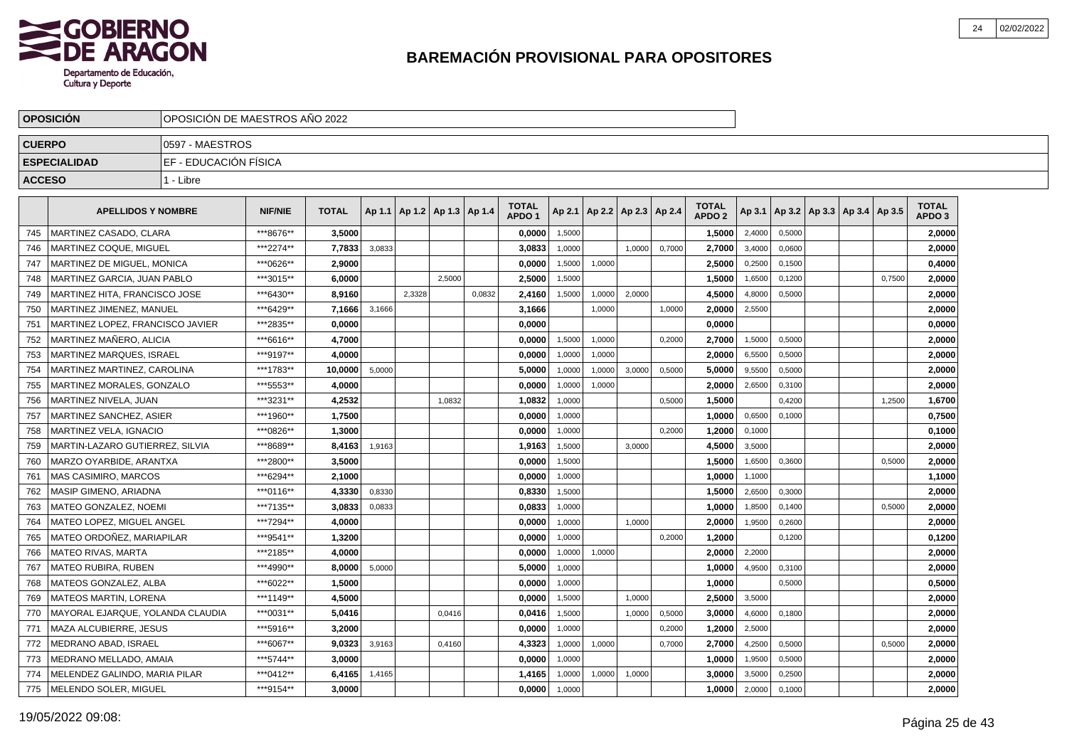# BAREMACIÓN PROVISIONAL PARA OPOSITORES

| OPOSICIÓN | OPOSICIÓN DE MAESTROS AÑO 2022 |
|---|---|
| CUERPO | 0597 - MAESTROS |
| ESPECIALIDAD | EF - EDUCACIÓN FÍSICA |
| ACCESO | 1 - Libre |

| | APELLIDOS Y NOMBRE | NIF/NIE | TOTAL | Ap 1.1 | Ap 1.2 | Ap 1.3 | Ap 1.4 | TOTAL APDO 1 | Ap 2.1 | Ap 2.2 | Ap 2.3 | Ap 2.4 | TOTAL APDO 2 | Ap 3.1 | Ap 3.2 | Ap 3.3 | Ap 3.4 | Ap 3.5 | TOTAL APDO 3 |
|---|---|---|---|---|---|---|---|---|---|---|---|---|---|---|---|---|---|---|---|
| 745 | MARTINEZ CASADO, CLARA | ***8676** | 3,5000 | | | | | 0,0000 | 1,5000 | | | | 1,5000 | 2,4000 | 0,5000 | | | | 2,0000 |
| 746 | MARTINEZ COQUE, MIGUEL | ***2274** | 7,7833 | 3,0833 | | | | 3,0833 | 1,0000 | | 1,0000 | 0,7000 | 2,7000 | 3,4000 | 0,0600 | | | | 2,0000 |
| 747 | MARTINEZ DE MIGUEL, MONICA | ***0626** | 2,9000 | | | | | 0,0000 | 1,5000 | 1,0000 | | | 2,5000 | 0,2500 | 0,1500 | | | | 0,4000 |
| 748 | MARTINEZ GARCIA, JUAN PABLO | ***3015** | 6,0000 | | | 2,5000 | | 2,5000 | 1,5000 | | | | 1,5000 | 1,6500 | 0,1200 | | | 0,7500 | 2,0000 |
| 749 | MARTINEZ HITA, FRANCISCO JOSE | ***6430** | 8,9160 | | 2,3328 | | 0,0832 | 2,4160 | 1,5000 | 1,0000 | 2,0000 | | 4,5000 | 4,8000 | 0,5000 | | | | 2,0000 |
| 750 | MARTINEZ JIMENEZ, MANUEL | ***6429** | 7,1666 | 3,1666 | | | | 3,1666 | | 1,0000 | | 1,0000 | 2,0000 | 2,5500 | | | | | 2,0000 |
| 751 | MARTINEZ LOPEZ, FRANCISCO JAVIER | ***2835** | 0,0000 | | | | | 0,0000 | | | | | 0,0000 | | | | | | 0,0000 |
| 752 | MARTINEZ MAÑERO, ALICIA | ***6616** | 4,7000 | | | | | 0,0000 | 1,5000 | 1,0000 | | 0,2000 | 2,7000 | 1,5000 | 0,5000 | | | | 2,0000 |
| 753 | MARTINEZ MARQUES, ISRAEL | ***9197** | 4,0000 | | | | | 0,0000 | 1,0000 | 1,0000 | | | 2,0000 | 6,5500 | 0,5000 | | | | 2,0000 |
| 754 | MARTINEZ MARTINEZ, CAROLINA | ***1783** | 10,0000 | 5,0000 | | | | 5,0000 | 1,0000 | 1,0000 | 3,0000 | 0,5000 | 5,0000 | 9,5500 | 0,5000 | | | | 2,0000 |
| 755 | MARTINEZ MORALES, GONZALO | ***5553** | 4,0000 | | | | | 0,0000 | 1,0000 | 1,0000 | | | 2,0000 | 2,6500 | 0,3100 | | | | 2,0000 |
| 756 | MARTINEZ NIVELA, JUAN | ***3231** | 4,2532 | | | 1,0832 | | 1,0832 | 1,0000 | | | 0,5000 | 1,5000 | | 0,4200 | | | 1,2500 | 1,6700 |
| 757 | MARTINEZ SANCHEZ, ASIER | ***1960** | 1,7500 | | | | | 0,0000 | 1,0000 | | | | 1,0000 | 0,6500 | 0,1000 | | | | 0,7500 |
| 758 | MARTINEZ VELA, IGNACIO | ***0826** | 1,3000 | | | | | 0,0000 | 1,0000 | | | 0,2000 | 1,2000 | 0,1000 | | | | | 0,1000 |
| 759 | MARTIN-LAZARO GUTIERREZ, SILVIA | ***8689** | 8,4163 | 1,9163 | | | | 1,9163 | 1,5000 | | 3,0000 | | 4,5000 | 3,5000 | | | | | 2,0000 |
| 760 | MARZO OYARBIDE, ARANTXA | ***2800** | 3,5000 | | | | | 0,0000 | 1,5000 | | | | 1,5000 | 1,6500 | 0,3600 | | | 0,5000 | 2,0000 |
| 761 | MAS CASIMIRO, MARCOS | ***6294** | 2,1000 | | | | | 0,0000 | 1,0000 | | | | 1,0000 | 1,1000 | | | | | 1,1000 |
| 762 | MASIP GIMENO, ARIADNA | ***0116** | 4,3330 | 0,8330 | | | | 0,8330 | 1,5000 | | | | 1,5000 | 2,6500 | 0,3000 | | | | 2,0000 |
| 763 | MATEO GONZALEZ, NOEMI | ***7135** | 3,0833 | 0,0833 | | | | 0,0833 | 1,0000 | | | | 1,0000 | 1,8500 | 0,1400 | | | 0,5000 | 2,0000 |
| 764 | MATEO LOPEZ, MIGUEL ANGEL | ***7294** | 4,0000 | | | | | 0,0000 | 1,0000 | | 1,0000 | | 2,0000 | 1,9500 | 0,2600 | | | | 2,0000 |
| 765 | MATEO ORDOÑEZ, MARIAPILAR | ***9541** | 1,3200 | | | | | 0,0000 | 1,0000 | | | 0,2000 | 1,2000 | | 0,1200 | | | | 0,1200 |
| 766 | MATEO RIVAS, MARTA | ***2185** | 4,0000 | | | | | 0,0000 | 1,0000 | 1,0000 | | | 2,0000 | 2,2000 | | | | | 2,0000 |
| 767 | MATEO RUBIRA, RUBEN | ***4990** | 8,0000 | 5,0000 | | | | 5,0000 | 1,0000 | | | | 1,0000 | 4,9500 | 0,3100 | | | | 2,0000 |
| 768 | MATEOS GONZALEZ, ALBA | ***6022** | 1,5000 | | | | | 0,0000 | 1,0000 | | | | 1,0000 | | 0,5000 | | | | 0,5000 |
| 769 | MATEOS MARTIN, LORENA | ***1149** | 4,5000 | | | | | 0,0000 | 1,5000 | | 1,0000 | | 2,5000 | 3,5000 | | | | | 2,0000 |
| 770 | MAYORAL EJARQUE, YOLANDA CLAUDIA | ***0031** | 5,0416 | | | 0,0416 | | 0,0416 | 1,5000 | | 1,0000 | 0,5000 | 3,0000 | 4,6000 | 0,1800 | | | | 2,0000 |
| 771 | MAZA ALCUBIERRE, JESUS | ***5916** | 3,2000 | | | | | 0,0000 | 1,0000 | | | 0,2000 | 1,2000 | 2,5000 | | | | | 2,0000 |
| 772 | MEDRANO ABAD, ISRAEL | ***6067** | 9,0323 | 3,9163 | | 0,4160 | | 4,3323 | 1,0000 | 1,0000 | | 0,7000 | 2,7000 | 4,2500 | 0,5000 | | | 0,5000 | 2,0000 |
| 773 | MEDRANO MELLADO, AMAIA | ***5744** | 3,0000 | | | | | 0,0000 | 1,0000 | | | | 1,0000 | 1,9500 | 0,5000 | | | | 2,0000 |
| 774 | MELENDEZ GALINDO, MARIA PILAR | ***0412** | 6,4165 | 1,4165 | | | | 1,4165 | 1,0000 | 1,0000 | 1,0000 | | 3,0000 | 3,5000 | 0,2500 | | | | 2,0000 |
| 775 | MELENDO SOLER, MIGUEL | ***9154** | 3,0000 | | | | | 0,0000 | 1,0000 | | | | 1,0000 | 2,0000 | 0,1000 | | | | 2,0000 |

19/05/2022 09:08: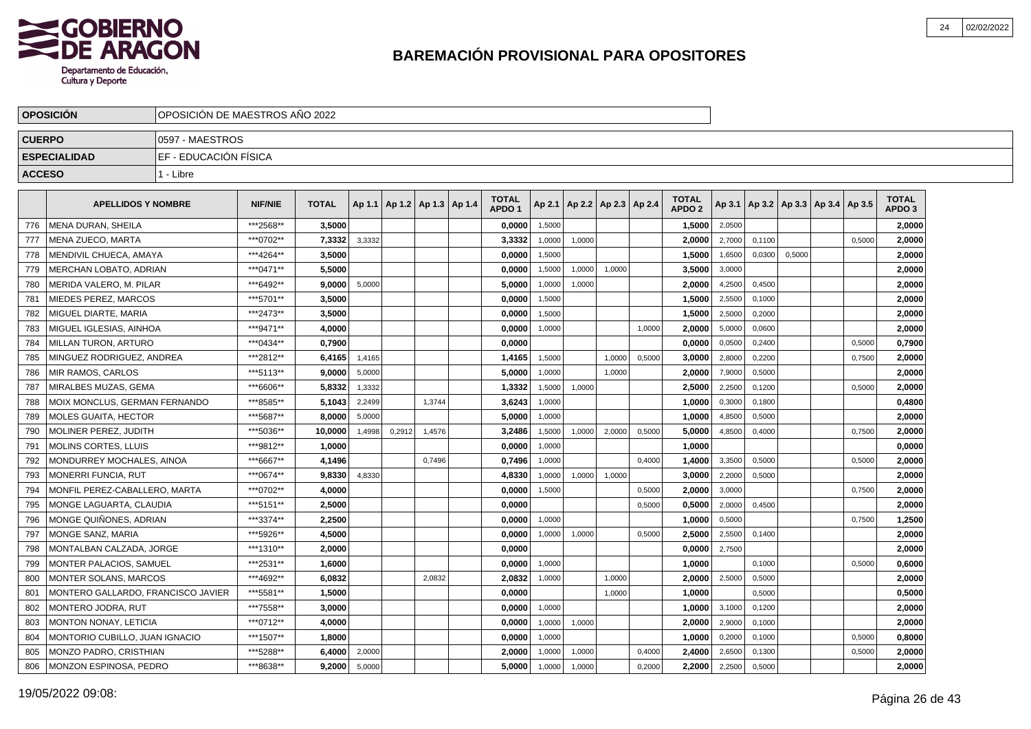# BAREMACIÓN PROVISIONAL PARA OPOSITORES

| OPOSICIÓN | OPOSICIÓN DE MAESTROS AÑO 2022 |
|---|---|
| **CUERPO** | 0597 - MAESTROS |
| **ESPECIALIDAD** | EF - EDUCACIÓN FÍSICA |
| **ACCESO** | 1 - Libre |

| | APELLIDOS Y NOMBRE | NIF/NIE | TOTAL | Ap 1.1 | Ap 1.2 | Ap 1.3 | Ap 1.4 | TOTAL APDO 1 | Ap 2.1 | Ap 2.2 | Ap 2.3 | Ap 2.4 | TOTAL APDO 2 | Ap 3.1 | Ap 3.2 | Ap 3.3 | Ap 3.4 | Ap 3.5 | TOTAL APDO 3 |
|---|---|---|---|---|---|---|---|---|---|---|---|---|---|---|---|---|---|---|---|
| 776 | MENA DURAN, SHEILA | ***2568** | 3,5000 | | | | | 0,0000 | 1,5000 | | | | 1,5000 | 2,0500 | | | | | 2,0000 |
| 777 | MENA ZUECO, MARTA | ***0702** | 7,3332 | 3,3332 | | | | 3,3332 | 1,0000 | 1,0000 | | | 2,0000 | 2,7000 | 0,1100 | | | 0,5000 | 2,0000 |
| 778 | MENDIVIL CHUECA, AMAYA | ***4264** | 3,5000 | | | | | 0,0000 | 1,5000 | | | | 1,5000 | 1,6500 | 0,0300 | 0,5000 | | | 2,0000 |
| 779 | MERCHAN LOBATO, ADRIAN | ***0471** | 5,5000 | | | | | 0,0000 | 1,5000 | 1,0000 | 1,0000 | | 3,5000 | 3,0000 | | | | | 2,0000 |
| 780 | MERIDA VALERO, M. PILAR | ***6492** | 9,0000 | 5,0000 | | | | 5,0000 | 1,0000 | 1,0000 | | | 2,0000 | 4,2500 | 0,4500 | | | | 2,0000 |
| 781 | MIEDES PEREZ, MARCOS | ***5701** | 3,5000 | | | | | 0,0000 | 1,5000 | | | | 1,5000 | 2,5500 | 0,1000 | | | | 2,0000 |
| 782 | MIGUEL DIARTE, MARIA | ***2473** | 3,5000 | | | | | 0,0000 | 1,5000 | | | | 1,5000 | 2,5000 | 0,2000 | | | | 2,0000 |
| 783 | MIGUEL IGLESIAS, AINHOA | ***9471** | 4,0000 | | | | | 0,0000 | 1,0000 | | | 1,0000 | 2,0000 | 5,0000 | 0,0600 | | | | 2,0000 |
| 784 | MILLAN TURON, ARTURO | ***0434** | 0,7900 | | | | | 0,0000 | | | | | 0,0000 | 0,0500 | 0,2400 | | | 0,5000 | 0,7900 |
| 785 | MINGUEZ RODRIGUEZ, ANDREA | ***2812** | 6,4165 | 1,4165 | | | | 1,4165 | 1,5000 | | 1,0000 | 0,5000 | 3,0000 | 2,8000 | 0,2200 | | | 0,7500 | 2,0000 |
| 786 | MIR RAMOS, CARLOS | ***5113** | 9,0000 | 5,0000 | | | | 5,0000 | 1,0000 | | 1,0000 | | 2,0000 | 7,9000 | 0,5000 | | | | 2,0000 |
| 787 | MIRALBES MUZAS, GEMA | ***6606** | 5,8332 | 1,3332 | | | | 1,3332 | 1,5000 | 1,0000 | | | 2,5000 | 2,2500 | 0,1200 | | | 0,5000 | 2,0000 |
| 788 | MOIX MONCLUS, GERMAN FERNANDO | ***8585** | 5,1043 | 2,2499 | | 1,3744 | | 3,6243 | 1,0000 | | | | 1,0000 | 0,3000 | 0,1800 | | | | 0,4800 |
| 789 | MOLES GUAITA, HECTOR | ***5687** | 8,0000 | 5,0000 | | | | 5,0000 | 1,0000 | | | | 1,0000 | 4,8500 | 0,5000 | | | | 2,0000 |
| 790 | MOLINER PEREZ, JUDITH | ***5036** | 10,0000 | 1,4998 | 0,2912 | 1,4576 | | 3,2486 | 1,5000 | 1,0000 | 2,0000 | 0,5000 | 5,0000 | 4,8500 | 0,4000 | | | 0,7500 | 2,0000 |
| 791 | MOLINS CORTES, LLUIS | ***9812** | 1,0000 | | | | | 0,0000 | 1,0000 | | | | 1,0000 | | | | | | 0,0000 |
| 792 | MONDURREY MOCHALES, AINOA | ***6667** | 4,1496 | | | 0,7496 | | 0,7496 | 1,0000 | | | 0,4000 | 1,4000 | 3,3500 | 0,5000 | | | 0,5000 | 2,0000 |
| 793 | MONERRI FUNCIA, RUT | ***0674** | 9,8330 | 4,8330 | | | | 4,8330 | 1,0000 | 1,0000 | 1,0000 | | 3,0000 | 2,2000 | 0,5000 | | | | 2,0000 |
| 794 | MONFIL PEREZ-CABALLERO, MARTA | ***0702** | 4,0000 | | | | | 0,0000 | 1,5000 | | | 0,5000 | 2,0000 | 3,0000 | | | | 0,7500 | 2,0000 |
| 795 | MONGE LAGUARTA, CLAUDIA | ***5151** | 2,5000 | | | | | 0,0000 | | | | 0,5000 | 0,5000 | 2,0000 | 0,4500 | | | | 2,0000 |
| 796 | MONGE QUIÑONES, ADRIAN | ***3374** | 2,2500 | | | | | 0,0000 | 1,0000 | | | | 1,0000 | 0,5000 | | | | 0,7500 | 1,2500 |
| 797 | MONGE SANZ, MARIA | ***5926** | 4,5000 | | | | | 0,0000 | 1,0000 | 1,0000 | | 0,5000 | 2,5000 | 2,5500 | 0,1400 | | | | 2,0000 |
| 798 | MONTALBAN CALZADA, JORGE | ***1310** | 2,0000 | | | | | 0,0000 | | | | | 0,0000 | 2,7500 | | | | | 2,0000 |
| 799 | MONTER PALACIOS, SAMUEL | ***2531** | 1,6000 | | | | | 0,0000 | 1,0000 | | | | 1,0000 | | 0,1000 | | | 0,5000 | 0,6000 |
| 800 | MONTER SOLANS, MARCOS | ***4692** | 6,0832 | | | 2,0832 | | 2,0832 | 1,0000 | | 1,0000 | | 2,0000 | 2,5000 | 0,5000 | | | | 2,0000 |
| 801 | MONTERO GALLARDO, FRANCISCO JAVIER | ***5581** | 1,5000 | | | | | 0,0000 | | | 1,0000 | | 1,0000 | | 0,5000 | | | | 0,5000 |
| 802 | MONTERO JODRA, RUT | ***7558** | 3,0000 | | | | | 0,0000 | 1,0000 | | | | 1,0000 | 3,1000 | 0,1200 | | | | 2,0000 |
| 803 | MONTON NONAY, LETICIA | ***0712** | 4,0000 | | | | | 0,0000 | 1,0000 | 1,0000 | | | 2,0000 | 2,9000 | 0,1000 | | | | 2,0000 |
| 804 | MONTORIO CUBILLO, JUAN IGNACIO | ***1507** | 1,8000 | | | | | 0,0000 | 1,0000 | | | | 1,0000 | 0,2000 | 0,1000 | | | 0,5000 | 0,8000 |
| 805 | MONZO PADRO, CRISTHIAN | ***5288** | 6,4000 | 2,0000 | | | | 2,0000 | 1,0000 | 1,0000 | | 0,4000 | 2,4000 | 2,6500 | 0,1300 | | | 0,5000 | 2,0000 |
| 806 | MONZON ESPINOSA, PEDRO | ***8638** | 9,2000 | 5,0000 | | | | 5,0000 | 1,0000 | 1,0000 | | 0,2000 | 2,2000 | 2,2500 | 0,5000 | | | | 2,0000 |

19/05/2022 09:08: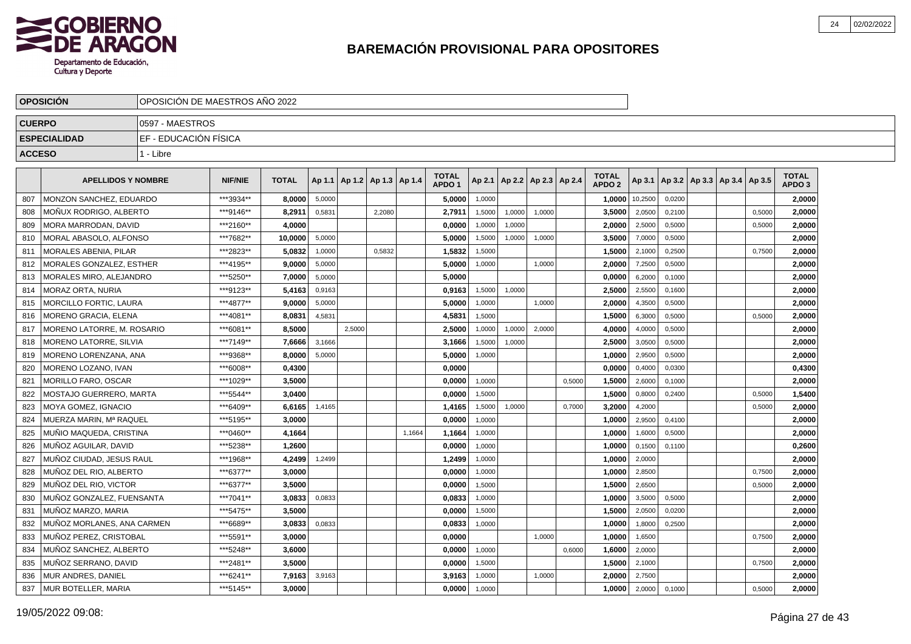# BAREMACIÓN PROVISIONAL PARA OPOSITORES

| | |
|---|---|
| **OPOSICIÓN** | OPOSICIÓN DE MAESTROS AÑO 2022 |
| **CUERPO** | 0597 - MAESTROS |
| **ESPECIALIDAD** | EF - EDUCACIÓN FÍSICA |
| **ACCESO** | 1 - Libre |

| | APELLIDOS Y NOMBRE | NIF/NIE | TOTAL | Ap 1.1 | Ap 1.2 | Ap 1.3 | Ap 1.4 | TOTAL APDO 1 | Ap 2.1 | Ap 2.2 | Ap 2.3 | Ap 2.4 | TOTAL APDO 2 | Ap 3.1 | Ap 3.2 | Ap 3.3 | Ap 3.4 | Ap 3.5 | TOTAL APDO 3 |
|---|---|---|---|---|---|---|---|---|---|---|---|---|---|---|---|---|---|---|---|
| 807 | MONZON SANCHEZ, EDUARDO | ***3934** | 8,0000 | 5,0000 | | | | 5,0000 | 1,0000 | | | | 1,0000 | 10,2500 | 0,0200 | | | | 2,0000 |
| 808 | MOÑUX RODRIGO, ALBERTO | ***9146** | 8,2911 | 0,5831 | | 2,2080 | | 2,7911 | 1,5000 | 1,0000 | 1,0000 | | 3,5000 | 2,0500 | 0,2100 | | | 0,5000 | 2,0000 |
| 809 | MORA MARRODAN, DAVID | ***2160** | 4,0000 | | | | | 0,0000 | 1,0000 | 1,0000 | | | 2,0000 | 2,5000 | 0,5000 | | | 0,5000 | 2,0000 |
| 810 | MORAL ABASOLO, ALFONSO | ***7682** | 10,0000 | 5,0000 | | | | 5,0000 | 1,5000 | 1,0000 | 1,0000 | | 3,5000 | 7,0000 | 0,5000 | | | | 2,0000 |
| 811 | MORALES ABENIA, PILAR | ***2823** | 5,0832 | 1,0000 | | 0,5832 | | 1,5832 | 1,5000 | | | | 1,5000 | 2,1000 | 0,2500 | | | 0,7500 | 2,0000 |
| 812 | MORALES GONZALEZ, ESTHER | ***4195** | 9,0000 | 5,0000 | | | | 5,0000 | 1,0000 | | 1,0000 | | 2,0000 | 7,2500 | 0,5000 | | | | 2,0000 |
| 813 | MORALES MIRO, ALEJANDRO | ***5250** | 7,0000 | 5,0000 | | | | 5,0000 | | | | | 0,0000 | 6,2000 | 0,1000 | | | | 2,0000 |
| 814 | MORAZ ORTA, NURIA | ***9123** | 5,4163 | 0,9163 | | | | 0,9163 | 1,5000 | 1,0000 | | | 2,5000 | 2,5500 | 0,1600 | | | | 2,0000 |
| 815 | MORCILLO FORTIC, LAURA | ***4877** | 9,0000 | 5,0000 | | | | 5,0000 | 1,0000 | | 1,0000 | | 2,0000 | 4,3500 | 0,5000 | | | | 2,0000 |
| 816 | MORENO GRACIA, ELENA | ***4081** | 8,0831 | 4,5831 | | | | 4,5831 | 1,5000 | | | | 1,5000 | 6,3000 | 0,5000 | | | 0,5000 | 2,0000 |
| 817 | MORENO LATORRE, M. ROSARIO | ***6081** | 8,5000 | | 2,5000 | | | 2,5000 | 1,0000 | 1,0000 | 2,0000 | | 4,0000 | 4,0000 | 0,5000 | | | | 2,0000 |
| 818 | MORENO LATORRE, SILVIA | ***7149** | 7,6666 | 3,1666 | | | | 3,1666 | 1,5000 | 1,0000 | | | 2,5000 | 3,0500 | 0,5000 | | | | 2,0000 |
| 819 | MORENO LORENZANA, ANA | ***9368** | 8,0000 | 5,0000 | | | | 5,0000 | 1,0000 | | | | 1,0000 | 2,9500 | 0,5000 | | | | 2,0000 |
| 820 | MORENO LOZANO, IVAN | ***6008** | 0,4300 | | | | | 0,0000 | | | | | 0,0000 | 0,4000 | 0,0300 | | | | 0,4300 |
| 821 | MORILLO FARO, OSCAR | ***1029** | 3,5000 | | | | | 0,0000 | 1,0000 | | | 0,5000 | 1,5000 | 2,6000 | 0,1000 | | | | 2,0000 |
| 822 | MOSTAJO GUERRERO, MARTA | ***5544** | 3,0400 | | | | | 0,0000 | 1,5000 | | | | 1,5000 | 0,8000 | 0,2400 | | | 0,5000 | 1,5400 |
| 823 | MOYA GOMEZ, IGNACIO | ***6409** | 6,6165 | 1,4165 | | | | 1,4165 | 1,5000 | 1,0000 | | 0,7000 | 3,2000 | 4,2000 | | | | 0,5000 | 2,0000 |
| 824 | MUERZA MARIN, Mª RAQUEL | ***5195** | 3,0000 | | | | | 0,0000 | 1,0000 | | | | 1,0000 | 2,9500 | 0,4100 | | | | 2,0000 |
| 825 | MUÑIO MAQUEDA, CRISTINA | ***0460** | 4,1664 | | | | 1,1664 | 1,1664 | 1,0000 | | | | 1,0000 | 1,6000 | 0,5000 | | | | 2,0000 |
| 826 | MUÑOZ AGUILAR, DAVID | ***5238** | 1,2600 | | | | | 0,0000 | 1,0000 | | | | 1,0000 | 0,1500 | 0,1100 | | | | 0,2600 |
| 827 | MUÑOZ CIUDAD, JESUS RAUL | ***1968** | 4,2499 | 1,2499 | | | | 1,2499 | 1,0000 | | | | 1,0000 | 2,0000 | | | | | 2,0000 |
| 828 | MUÑOZ DEL RIO, ALBERTO | ***6377** | 3,0000 | | | | | 0,0000 | 1,0000 | | | | 1,0000 | 2,8500 | | | | 0,7500 | 2,0000 |
| 829 | MUÑOZ DEL RIO, VICTOR | ***6377** | 3,5000 | | | | | 0,0000 | 1,5000 | | | | 1,5000 | 2,6500 | | | | 0,5000 | 2,0000 |
| 830 | MUÑOZ GONZALEZ, FUENSANTA | ***7041** | 3,0833 | 0,0833 | | | | 0,0833 | 1,0000 | | | | 1,0000 | 3,5000 | 0,5000 | | | | 2,0000 |
| 831 | MUÑOZ MARZO, MARIA | ***5475** | 3,5000 | | | | | 0,0000 | 1,5000 | | | | 1,5000 | 2,0500 | 0,0200 | | | | 2,0000 |
| 832 | MUÑOZ MORLANES, ANA CARMEN | ***6689** | 3,0833 | 0,0833 | | | | 0,0833 | 1,0000 | | | | 1,0000 | 1,8000 | 0,2500 | | | | 2,0000 |
| 833 | MUÑOZ PEREZ, CRISTOBAL | ***5591** | 3,0000 | | | | | 0,0000 | | | 1,0000 | | 1,0000 | 1,6500 | | | | 0,7500 | 2,0000 |
| 834 | MUÑOZ SANCHEZ, ALBERTO | ***5248** | 3,6000 | | | | | 0,0000 | 1,0000 | | | 0,6000 | 1,6000 | 2,0000 | | | | | 2,0000 |
| 835 | MUÑOZ SERRANO, DAVID | ***2481** | 3,5000 | | | | | 0,0000 | 1,5000 | | | | 1,5000 | 2,1000 | | | | 0,7500 | 2,0000 |
| 836 | MUR ANDRES, DANIEL | ***6241** | 7,9163 | 3,9163 | | | | 3,9163 | 1,0000 | | 1,0000 | | 2,0000 | 2,7500 | | | | | 2,0000 |
| 837 | MUR BOTELLER, MARIA | ***5145** | 3,0000 | | | | | 0,0000 | 1,0000 | | | | 1,0000 | 2,0000 | 0,1000 | | | 0,5000 | 2,0000 |

19/05/2022 09:08: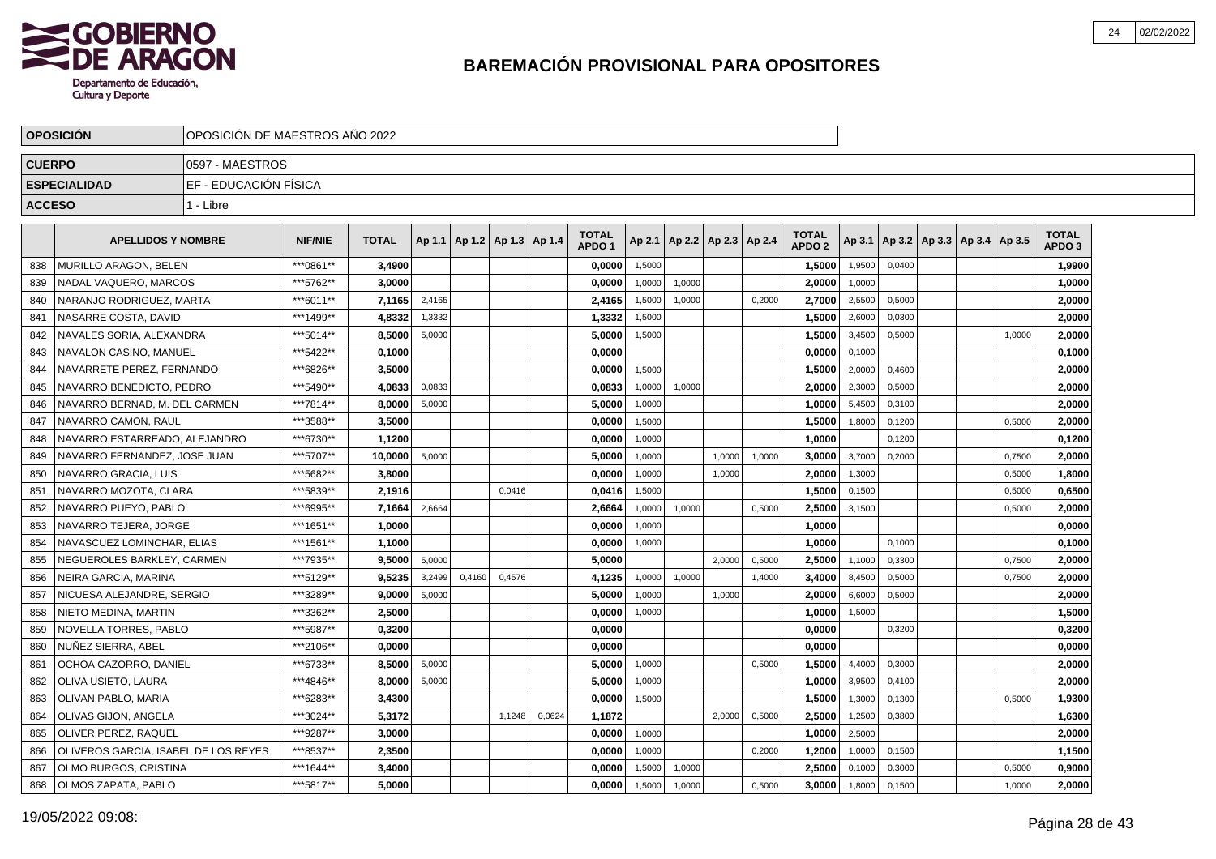## BAREMACIÓN PROVISIONAL PARA OPOSITORES

| OPOSICIÓN | OPOSICIÓN DE MAESTROS AÑO 2022 |
|---|---|
| CUERPO | 0597 - MAESTROS |
| ESPECIALIDAD | EF - EDUCACIÓN FÍSICA |
| ACCESO | 1 - Libre |

| | APELLIDOS Y NOMBRE | NIF/NIE | TOTAL | Ap 1.1 | Ap 1.2 | Ap 1.3 | Ap 1.4 | TOTAL APDO 1 | Ap 2.1 | Ap 2.2 | Ap 2.3 | Ap 2.4 | TOTAL APDO 2 | Ap 3.1 | Ap 3.2 | Ap 3.3 | Ap 3.4 | Ap 3.5 | TOTAL APDO 3 |
|---|---|---|---|---|---|---|---|---|---|---|---|---|---|---|---|---|---|---|---|
| 838 | MURILLO ARAGON, BELEN | ***0861** | 3,4900 | | | | | 0,0000 | 1,5000 | | | | 1,5000 | 1,9500 | 0,0400 | | | | 1,9900 |
| 839 | NADAL VAQUERO, MARCOS | ***5762** | 3,0000 | | | | | 0,0000 | 1,0000 | 1,0000 | | | 2,0000 | 1,0000 | | | | | 1,0000 |
| 840 | NARANJO RODRIGUEZ, MARTA | ***6011** | 7,1165 | 2,4165 | | | | 2,4165 | 1,5000 | 1,0000 | | 0,2000 | 2,7000 | 2,5500 | 0,5000 | | | | 2,0000 |
| 841 | NASARRE COSTA, DAVID | ***1499** | 4,8332 | 1,3332 | | | | 1,3332 | 1,5000 | | | | 1,5000 | 2,6000 | 0,0300 | | | | 2,0000 |
| 842 | NAVALES SORIA, ALEXANDRA | ***5014** | 8,5000 | 5,0000 | | | | 5,0000 | 1,5000 | | | | 1,5000 | 3,4500 | 0,5000 | | | 1,0000 | 2,0000 |
| 843 | NAVALON CASINO, MANUEL | ***5422** | 0,1000 | | | | | 0,0000 | | | | | 0,0000 | 0,1000 | | | | | 0,1000 |
| 844 | NAVARRETE PEREZ, FERNANDO | ***6826** | 3,5000 | | | | | 0,0000 | 1,5000 | | | | 1,5000 | 2,0000 | 0,4600 | | | | 2,0000 |
| 845 | NAVARRO BENEDICTO, PEDRO | ***5490** | 4,0833 | 0,0833 | | | | 0,0833 | 1,0000 | 1,0000 | | | 2,0000 | 2,3000 | 0,5000 | | | | 2,0000 |
| 846 | NAVARRO BERNAD, M. DEL CARMEN | ***7814** | 8,0000 | 5,0000 | | | | 5,0000 | 1,0000 | | | | 1,0000 | 5,4500 | 0,3100 | | | | 2,0000 |
| 847 | NAVARRO CAMON, RAUL | ***3588** | 3,5000 | | | | | 0,0000 | 1,5000 | | | | 1,5000 | 1,8000 | 0,1200 | | | 0,5000 | 2,0000 |
| 848 | NAVARRO ESTARREADO, ALEJANDRO | ***6730** | 1,1200 | | | | | 0,0000 | 1,0000 | | | | 1,0000 | | 0,1200 | | | | 0,1200 |
| 849 | NAVARRO FERNANDEZ, JOSE JUAN | ***5707** | 10,0000 | 5,0000 | | | | 5,0000 | 1,0000 | | 1,0000 | 1,0000 | 3,0000 | 3,7000 | 0,2000 | | | 0,7500 | 2,0000 |
| 850 | NAVARRO GRACIA, LUIS | ***5682** | 3,8000 | | | | | 0,0000 | 1,0000 | | 1,0000 | | 2,0000 | 1,3000 | | | | 0,5000 | 1,8000 |
| 851 | NAVARRO MOZOTA, CLARA | ***5839** | 2,1916 | | | 0,0416 | | 0,0416 | 1,5000 | | | | 1,5000 | 0,1500 | | | | 0,5000 | 0,6500 |
| 852 | NAVARRO PUEYO, PABLO | ***6995** | 7,1664 | 2,6664 | | | | 2,6664 | 1,0000 | 1,0000 | | 0,5000 | 2,5000 | 3,1500 | | | | 0,5000 | 2,0000 |
| 853 | NAVARRO TEJERA, JORGE | ***1651** | 1,0000 | | | | | 0,0000 | 1,0000 | | | | 1,0000 | | | | | | 0,0000 |
| 854 | NAVASCUEZ LOMINCHAR, ELIAS | ***1561** | 1,1000 | | | | | 0,0000 | 1,0000 | | | | 1,0000 | | 0,1000 | | | | 0,1000 |
| 855 | NEGUEROLES BARKLEY, CARMEN | ***7935** | 9,5000 | 5,0000 | | | | 5,0000 | | | 2,0000 | 0,5000 | 2,5000 | 1,1000 | 0,3300 | | | 0,7500 | 2,0000 |
| 856 | NEIRA GARCIA, MARINA | ***5129** | 9,5235 | 3,2499 | 0,4160 | 0,4576 | | 4,1235 | 1,0000 | 1,0000 | | 1,4000 | 3,4000 | 8,4500 | 0,5000 | | | 0,7500 | 2,0000 |
| 857 | NICUESA ALEJANDRE, SERGIO | ***3289** | 9,0000 | 5,0000 | | | | 5,0000 | 1,0000 | | 1,0000 | | 2,0000 | 6,6000 | 0,5000 | | | | 2,0000 |
| 858 | NIETO MEDINA, MARTIN | ***3362** | 2,5000 | | | | | 0,0000 | 1,0000 | | | | 1,0000 | 1,5000 | | | | | 1,5000 |
| 859 | NOVELLA TORRES, PABLO | ***5987** | 0,3200 | | | | | 0,0000 | | | | | 0,0000 | | 0,3200 | | | | 0,3200 |
| 860 | NUÑEZ SIERRA, ABEL | ***2106** | 0,0000 | | | | | 0,0000 | | | | | 0,0000 | | | | | | 0,0000 |
| 861 | OCHOA CAZORRO, DANIEL | ***6733** | 8,5000 | 5,0000 | | | | 5,0000 | 1,0000 | | | 0,5000 | 1,5000 | 4,4000 | 0,3000 | | | | 2,0000 |
| 862 | OLIVA USIETO, LAURA | ***4846** | 8,0000 | 5,0000 | | | | 5,0000 | 1,0000 | | | | 1,0000 | 3,9500 | 0,4100 | | | | 2,0000 |
| 863 | OLIVAN PABLO, MARIA | ***6283** | 3,4300 | | | | | 0,0000 | 1,5000 | | | | 1,5000 | 1,3000 | 0,1300 | | | 0,5000 | 1,9300 |
| 864 | OLIVAS GIJON, ANGELA | ***3024** | 5,3172 | | | 1,1248 | 0,0624 | 1,1872 | | | 2,0000 | 0,5000 | 2,5000 | 1,2500 | 0,3800 | | | | 1,6300 |
| 865 | OLIVER PEREZ, RAQUEL | ***9287** | 3,0000 | | | | | 0,0000 | 1,0000 | | | | 1,0000 | 2,5000 | | | | | 2,0000 |
| 866 | OLIVEROS GARCIA, ISABEL DE LOS REYES | ***8537** | 2,3500 | | | | | 0,0000 | 1,0000 | | | 0,2000 | 1,2000 | 1,0000 | 0,1500 | | | | 1,1500 |
| 867 | OLMO BURGOS, CRISTINA | ***1644** | 3,4000 | | | | | 0,0000 | 1,5000 | 1,0000 | | | 2,5000 | 0,1000 | 0,3000 | | | 0,5000 | 0,9000 |
| 868 | OLMOS ZAPATA, PABLO | ***5817** | 5,0000 | | | | | 0,0000 | 1,5000 | 1,0000 | | 0,5000 | 3,0000 | 1,8000 | 0,1500 | | | 1,0000 | 2,0000 |

19/05/2022 09:08: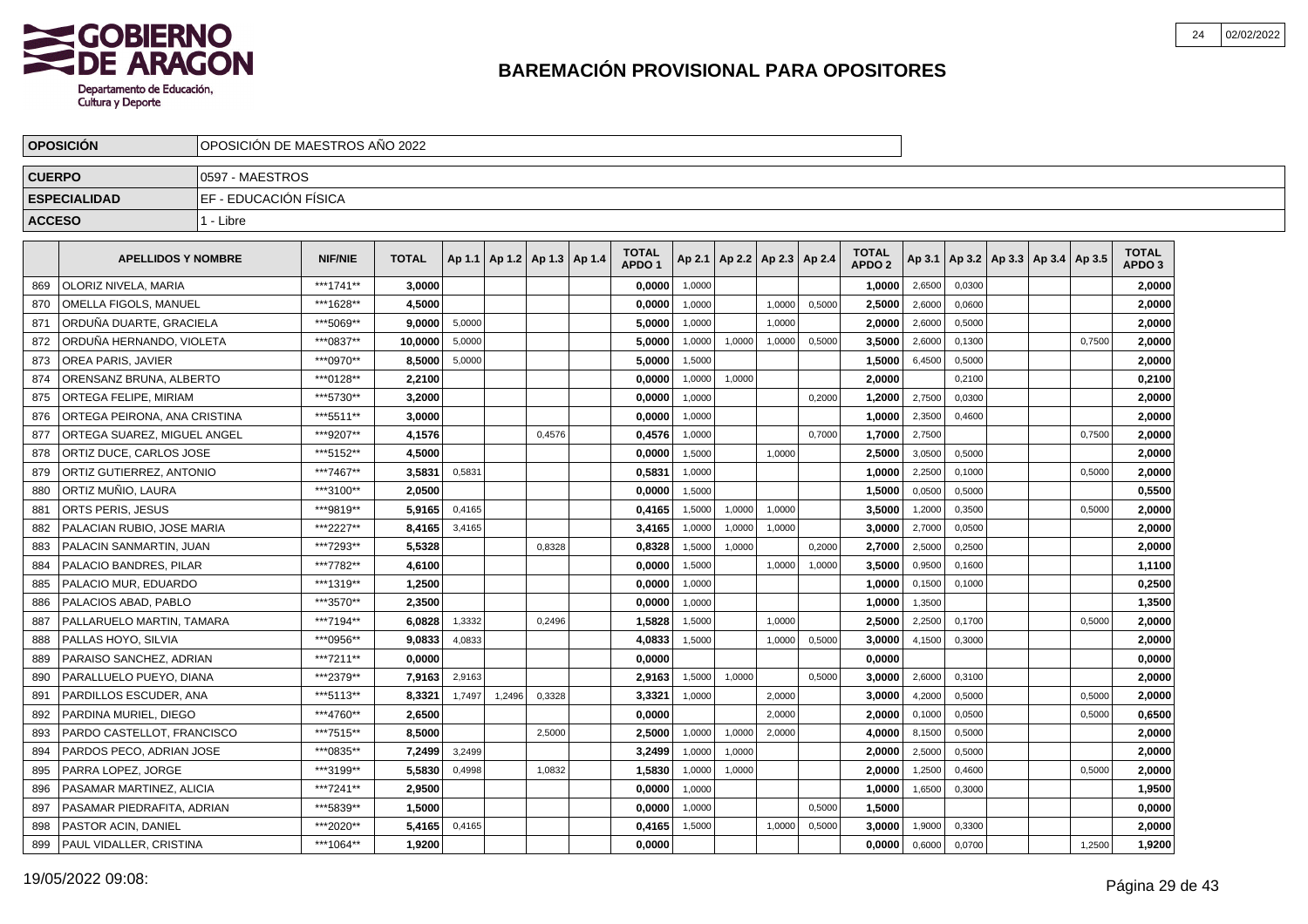# BAREMACIÓN PROVISIONAL PARA OPOSITORES

| OPOSICIÓN | OPOSICIÓN DE MAESTROS AÑO 2022 |
|---|---|
| CUERPO | 0597 - MAESTROS |
| ESPECIALIDAD | EF - EDUCACIÓN FÍSICA |
| ACCESO | 1 - Libre |

| | APELLIDOS Y NOMBRE | NIF/NIE | TOTAL | Ap 1.1 | Ap 1.2 | Ap 1.3 | Ap 1.4 | TOTAL APDO 1 | Ap 2.1 | Ap 2.2 | Ap 2.3 | Ap 2.4 | TOTAL APDO 2 | Ap 3.1 | Ap 3.2 | Ap 3.3 | Ap 3.4 | Ap 3.5 | TOTAL APDO 3 |
|---|---|---|---|---|---|---|---|---|---|---|---|---|---|---|---|---|---|---|---|
| 869 | OLORIZ NIVELA, MARIA | ***1741** | 3,0000 | | | | | 0,0000 | 1,0000 | | | | 1,0000 | 2,6500 | 0,0300 | | | | 2,0000 |
| 870 | OMELLA FIGOLS, MANUEL | ***1628** | 4,5000 | | | | | 0,0000 | 1,0000 | | 1,0000 | 0,5000 | 2,5000 | 2,6000 | 0,0600 | | | | 2,0000 |
| 871 | ORDUÑA DUARTE, GRACIELA | ***5069** | 9,0000 | 5,0000 | | | | 5,0000 | 1,0000 | | 1,0000 | | 2,0000 | 2,6000 | 0,5000 | | | | 2,0000 |
| 872 | ORDUÑA HERNANDO, VIOLETA | ***0837** | 10,0000 | 5,0000 | | | | 5,0000 | 1,0000 | 1,0000 | 1,0000 | 0,5000 | 3,5000 | 2,6000 | 0,1300 | | | 0,7500 | 2,0000 |
| 873 | OREA PARIS, JAVIER | ***0970** | 8,5000 | 5,0000 | | | | 5,0000 | 1,5000 | | | | 1,5000 | 6,4500 | 0,5000 | | | | 2,0000 |
| 874 | ORENSANZ BRUNA, ALBERTO | ***0128** | 2,2100 | | | | | 0,0000 | 1,0000 | 1,0000 | | | 2,0000 | | 0,2100 | | | | 0,2100 |
| 875 | ORTEGA FELIPE, MIRIAM | ***5730** | 3,2000 | | | | | 0,0000 | 1,0000 | | | 0,2000 | 1,2000 | 2,7500 | 0,0300 | | | | 2,0000 |
| 876 | ORTEGA PEIRONA, ANA CRISTINA | ***5511** | 3,0000 | | | | | 0,0000 | 1,0000 | | | | 1,0000 | 2,3500 | 0,4600 | | | | 2,0000 |
| 877 | ORTEGA SUAREZ, MIGUEL ANGEL | ***9207** | 4,1576 | | | 0,4576 | | 0,4576 | 1,0000 | | | 0,7000 | 1,7000 | 2,7500 | | | | 0,7500 | 2,0000 |
| 878 | ORTIZ DUCE, CARLOS JOSE | ***5152** | 4,5000 | | | | | 0,0000 | 1,5000 | | 1,0000 | | 2,5000 | 3,0500 | 0,5000 | | | | 2,0000 |
| 879 | ORTIZ GUTIERREZ, ANTONIO | ***7467** | 3,5831 | 0,5831 | | | | 0,5831 | 1,0000 | | | | 1,0000 | 2,2500 | 0,1000 | | | 0,5000 | 2,0000 |
| 880 | ORTIZ MUÑIO, LAURA | ***3100** | 2,0500 | | | | | 0,0000 | 1,5000 | | | | 1,5000 | 0,0500 | 0,5000 | | | | 0,5500 |
| 881 | ORTS PERIS, JESUS | ***9819** | 5,9165 | 0,4165 | | | | 0,4165 | 1,5000 | 1,0000 | 1,0000 | | 3,5000 | 1,2000 | 0,3500 | | | 0,5000 | 2,0000 |
| 882 | PALACIAN RUBIO, JOSE MARIA | ***2227** | 8,4165 | 3,4165 | | | | 3,4165 | 1,0000 | 1,0000 | 1,0000 | | 3,0000 | 2,7000 | 0,0500 | | | | 2,0000 |
| 883 | PALACIN SANMARTIN, JUAN | ***7293** | 5,5328 | | | 0,8328 | | 0,8328 | 1,5000 | 1,0000 | | 0,2000 | 2,7000 | 2,5000 | 0,2500 | | | | 2,0000 |
| 884 | PALACIO BANDRES, PILAR | ***7782** | 4,6100 | | | | | 0,0000 | 1,5000 | | 1,0000 | 1,0000 | 3,5000 | 0,9500 | 0,1600 | | | | 1,1100 |
| 885 | PALACIO MUR, EDUARDO | ***1319** | 1,2500 | | | | | 0,0000 | 1,0000 | | | | 1,0000 | 0,1500 | 0,1000 | | | | 0,2500 |
| 886 | PALACIOS ABAD, PABLO | ***3570** | 2,3500 | | | | | 0,0000 | 1,0000 | | | | 1,0000 | 1,3500 | | | | | 1,3500 |
| 887 | PALLARUELO MARTIN, TAMARA | ***7194** | 6,0828 | 1,3332 | | 0,2496 | | 1,5828 | 1,5000 | | 1,0000 | | 2,5000 | 2,2500 | 0,1700 | | | 0,5000 | 2,0000 |
| 888 | PALLAS HOYO, SILVIA | ***0956** | 9,0833 | 4,0833 | | | | 4,0833 | 1,5000 | | 1,0000 | 0,5000 | 3,0000 | 4,1500 | 0,3000 | | | | 2,0000 |
| 889 | PARAISO SANCHEZ, ADRIAN | ***7211** | 0,0000 | | | | | 0,0000 | | | | | 0,0000 | | | | | | 0,0000 |
| 890 | PARALLUELO PUEYO, DIANA | ***2379** | 7,9163 | 2,9163 | | | | 2,9163 | 1,5000 | 1,0000 | | 0,5000 | 3,0000 | 2,6000 | 0,3100 | | | | 2,0000 |
| 891 | PARDILLOS ESCUDER, ANA | ***5113** | 8,3321 | 1,7497 | 1,2496 | 0,3328 | | 3,3321 | 1,0000 | | 2,0000 | | 3,0000 | 4,2000 | 0,5000 | | | 0,5000 | 2,0000 |
| 892 | PARDINA MURIEL, DIEGO | ***4760** | 2,6500 | | | | | 0,0000 | | | 2,0000 | | 2,0000 | 0,1000 | 0,0500 | | | 0,5000 | 0,6500 |
| 893 | PARDO CASTELLOT, FRANCISCO | ***7515** | 8,5000 | | | 2,5000 | | 2,5000 | 1,0000 | 1,0000 | 2,0000 | | 4,0000 | 8,1500 | 0,5000 | | | | 2,0000 |
| 894 | PARDOS PECO, ADRIAN JOSE | ***0835** | 7,2499 | 3,2499 | | | | 3,2499 | 1,0000 | 1,0000 | | | 2,0000 | 2,5000 | 0,5000 | | | | 2,0000 |
| 895 | PARRA LOPEZ, JORGE | ***3199** | 5,5830 | 0,4998 | | 1,0832 | | 1,5830 | 1,0000 | 1,0000 | | | 2,0000 | 1,2500 | 0,4600 | | | 0,5000 | 2,0000 |
| 896 | PASAMAR MARTINEZ, ALICIA | ***7241** | 2,9500 | | | | | 0,0000 | 1,0000 | | | | 1,0000 | 1,6500 | 0,3000 | | | | 1,9500 |
| 897 | PASAMAR PIEDRAFITA, ADRIAN | ***5839** | 1,5000 | | | | | 0,0000 | 1,0000 | | | 0,5000 | 1,5000 | | | | | | 0,0000 |
| 898 | PASTOR ACIN, DANIEL | ***2020** | 5,4165 | 0,4165 | | | | 0,4165 | 1,5000 | | 1,0000 | 0,5000 | 3,0000 | 1,9000 | 0,3300 | | | | 2,0000 |
| 899 | PAUL VIDALLER, CRISTINA | ***1064** | 1,9200 | | | | | 0,0000 | | | | | 0,0000 | 0,6000 | 0,0700 | | | 1,2500 | 1,9200 |

19/05/2022 09:08: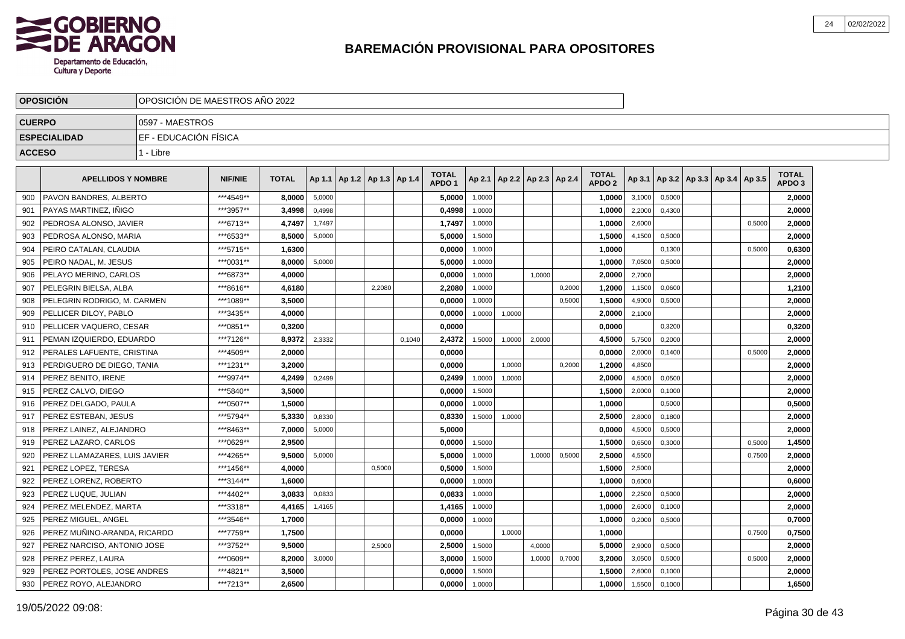# BAREMACIÓN PROVISIONAL PARA OPOSITORES

| OPOSICIÓN | OPOSICIÓN DE MAESTROS AÑO 2022 |
|---|---|
| CUERPO | 0597 - MAESTROS |
| ESPECIALIDAD | EF - EDUCACIÓN FÍSICA |
| ACCESO | 1 - Libre |

| | APELLIDOS Y NOMBRE | NIF/NIE | TOTAL | Ap 1.1 | Ap 1.2 | Ap 1.3 | Ap 1.4 | TOTAL APDO 1 | Ap 2.1 | Ap 2.2 | Ap 2.3 | Ap 2.4 | TOTAL APDO 2 | Ap 3.1 | Ap 3.2 | Ap 3.3 | Ap 3.4 | Ap 3.5 | TOTAL APDO 3 |
|---|---|---|---|---|---|---|---|---|---|---|---|---|---|---|---|---|---|---|---|
| 900 | PAVON BANDRES, ALBERTO | ***4549** | 8,0000 | 5,0000 | | | | 5,0000 | 1,0000 | | | | 1,0000 | 3,1000 | 0,5000 | | | | 2,0000 |
| 901 | PAYAS MARTINEZ, IÑIGO | ***3957** | 3,4998 | 0,4998 | | | | 0,4998 | 1,0000 | | | | 1,0000 | 2,2000 | 0,4300 | | | | 2,0000 |
| 902 | PEDROSA ALONSO, JAVIER | ***6713** | 4,7497 | 1,7497 | | | | 1,7497 | 1,0000 | | | | 1,0000 | 2,6000 | | | | 0,5000 | 2,0000 |
| 903 | PEDROSA ALONSO, MARIA | ***6533** | 8,5000 | 5,0000 | | | | 5,0000 | 1,5000 | | | | 1,5000 | 4,1500 | 0,5000 | | | | 2,0000 |
| 904 | PEIRO CATALAN, CLAUDIA | ***5715** | 1,6300 | | | | | 0,0000 | 1,0000 | | | | 1,0000 | | 0,1300 | | | 0,5000 | 0,6300 |
| 905 | PEIRO NADAL, M. JESUS | ***0031** | 8,0000 | 5,0000 | | | | 5,0000 | 1,0000 | | | | 1,0000 | 7,0500 | 0,5000 | | | | 2,0000 |
| 906 | PELAYO MERINO, CARLOS | ***6873** | 4,0000 | | | | | 0,0000 | 1,0000 | | 1,0000 | | 2,0000 | 2,7000 | | | | | 2,0000 |
| 907 | PELEGRIN BIELSA, ALBA | ***8616** | 4,6180 | | | 2,2080 | | 2,2080 | 1,0000 | | | 0,2000 | 1,2000 | 1,1500 | 0,0600 | | | | 1,2100 |
| 908 | PELEGRIN RODRIGO, M. CARMEN | ***1089** | 3,5000 | | | | | 0,0000 | 1,0000 | | | 0,5000 | 1,5000 | 4,9000 | 0,5000 | | | | 2,0000 |
| 909 | PELLICER DILOY, PABLO | ***3435** | 4,0000 | | | | | 0,0000 | 1,0000 | 1,0000 | | | 2,0000 | 2,1000 | | | | | 2,0000 |
| 910 | PELLICER VAQUERO, CESAR | ***0851** | 0,3200 | | | | | 0,0000 | | | | | 0,0000 | | 0,3200 | | | | 0,3200 |
| 911 | PEMAN IZQUIERDO, EDUARDO | ***7126** | 8,9372 | 2,3332 | | | 0,1040 | 2,4372 | 1,5000 | 1,0000 | 2,0000 | | 4,5000 | 5,7500 | 0,2000 | | | | 2,0000 |
| 912 | PERALES LAFUENTE, CRISTINA | ***4509** | 2,0000 | | | | | 0,0000 | | | | | 0,0000 | 2,0000 | 0,1400 | | | 0,5000 | 2,0000 |
| 913 | PERDIGUERO DE DIEGO, TANIA | ***1231** | 3,2000 | | | | | 0,0000 | | 1,0000 | | 0,2000 | 1,2000 | 4,8500 | | | | | 2,0000 |
| 914 | PEREZ BENITO, IRENE | ***9974** | 4,2499 | 0,2499 | | | | 0,2499 | 1,0000 | 1,0000 | | | 2,0000 | 4,5000 | 0,0500 | | | | 2,0000 |
| 915 | PEREZ CALVO, DIEGO | ***5840** | 3,5000 | | | | | 0,0000 | 1,5000 | | | | 1,5000 | 2,0000 | 0,1000 | | | | 2,0000 |
| 916 | PEREZ DELGADO, PAULA | ***0507** | 1,5000 | | | | | 0,0000 | 1,0000 | | | | 1,0000 | | 0,5000 | | | | 0,5000 |
| 917 | PEREZ ESTEBAN, JESUS | ***5794** | 5,3330 | 0,8330 | | | | 0,8330 | 1,5000 | 1,0000 | | | 2,5000 | 2,8000 | 0,1800 | | | | 2,0000 |
| 918 | PEREZ LAINEZ, ALEJANDRO | ***8463** | 7,0000 | 5,0000 | | | | 5,0000 | | | | | 0,0000 | 4,5000 | 0,5000 | | | | 2,0000 |
| 919 | PEREZ LAZARO, CARLOS | ***0629** | 2,9500 | | | | | 0,0000 | 1,5000 | | | | 1,5000 | 0,6500 | 0,3000 | | | 0,5000 | 1,4500 |
| 920 | PEREZ LLAMAZARES, LUIS JAVIER | ***4265** | 9,5000 | 5,0000 | | | | 5,0000 | 1,0000 | | 1,0000 | 0,5000 | 2,5000 | 4,5500 | | | | 0,7500 | 2,0000 |
| 921 | PEREZ LOPEZ, TERESA | ***1456** | 4,0000 | | | 0,5000 | | 0,5000 | 1,5000 | | | | 1,5000 | 2,5000 | | | | | 2,0000 |
| 922 | PEREZ LORENZ, ROBERTO | ***3144** | 1,6000 | | | | | 0,0000 | 1,0000 | | | | 1,0000 | 0,6000 | | | | | 0,6000 |
| 923 | PEREZ LUQUE, JULIAN | ***4402** | 3,0833 | 0,0833 | | | | 0,0833 | 1,0000 | | | | 1,0000 | 2,2500 | 0,5000 | | | | 2,0000 |
| 924 | PEREZ MELENDEZ, MARTA | ***3318** | 4,4165 | 1,4165 | | | | 1,4165 | 1,0000 | | | | 1,0000 | 2,6000 | 0,1000 | | | | 2,0000 |
| 925 | PEREZ MIGUEL, ANGEL | ***3546** | 1,7000 | | | | | 0,0000 | 1,0000 | | | | 1,0000 | 0,2000 | 0,5000 | | | | 0,7000 |
| 926 | PEREZ MUÑINO-ARANDA, RICARDO | ***7759** | 1,7500 | | | | | 0,0000 | | 1,0000 | | | 1,0000 | | | | | 0,7500 | 0,7500 |
| 927 | PEREZ NARCISO, ANTONIO JOSE | ***3752** | 9,5000 | | | 2,5000 | | 2,5000 | 1,5000 | | 4,0000 | | 5,0000 | 2,9000 | 0,5000 | | | | 2,0000 |
| 928 | PEREZ PEREZ, LAURA | ***0609** | 8,2000 | 3,0000 | | | | 3,0000 | 1,5000 | | 1,0000 | 0,7000 | 3,2000 | 3,0500 | 0,5000 | | | 0,5000 | 2,0000 |
| 929 | PEREZ PORTOLES, JOSE ANDRES | ***4821** | 3,5000 | | | | | 0,0000 | 1,5000 | | | | 1,5000 | 2,6000 | 0,1000 | | | | 2,0000 |
| 930 | PEREZ ROYO, ALEJANDRO | ***7213** | 2,6500 | | | | | 0,0000 | 1,0000 | | | | 1,0000 | 1,5500 | 0,1000 | | | | 1,6500 |

19/05/2022 09:08: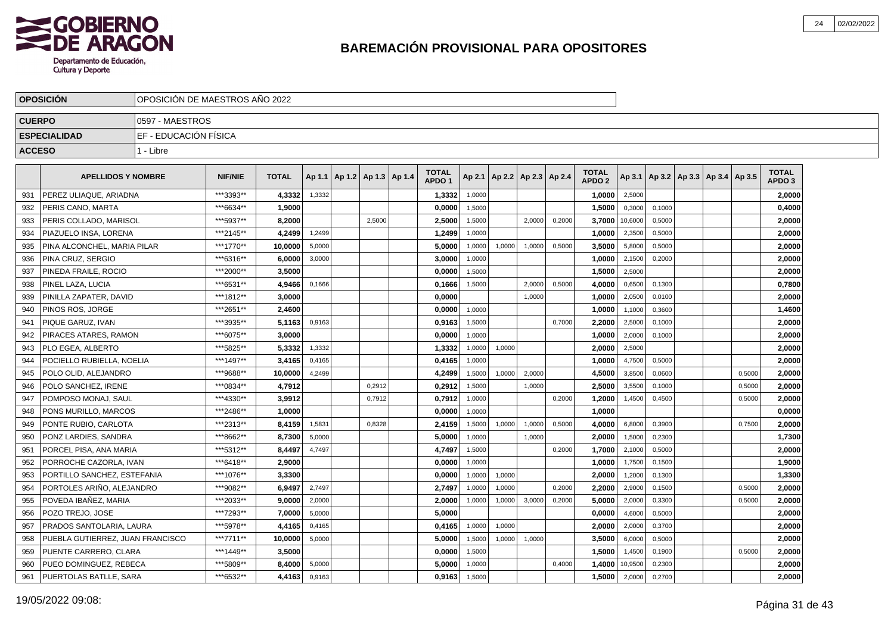# BAREMACIÓN PROVISIONAL PARA OPOSITORES

GOBIERNO DE ARAGON
Departamento de Educación, Cultura y Deporte

| OPOSICIÓN | OPOSICIÓN DE MAESTROS AÑO 2022 |
|---|---|
| CUERPO | 0597 - MAESTROS |
| ESPECIALIDAD | EF - EDUCACIÓN FÍSICA |
| ACCESO | 1 - Libre |

| | APELLIDOS Y NOMBRE | NIF/NIE | TOTAL | Ap 1.1 | Ap 1.2 | Ap 1.3 | Ap 1.4 | TOTAL APDO 1 | Ap 2.1 | Ap 2.2 | Ap 2.3 | Ap 2.4 | TOTAL APDO 2 | Ap 3.1 | Ap 3.2 | Ap 3.3 | Ap 3.4 | Ap 3.5 | TOTAL APDO 3 |
|---|---|---|---|---|---|---|---|---|---|---|---|---|---|---|---|---|---|---|---|
| 931 | PEREZ ULIAQUE, ARIADNA | ***3393** | **4,3332** | 1,3332 | | | | **1,3332** | 1,0000 | | | | **1,0000** | 2,5000 | | | | | **2,0000** |
| 932 | PERIS CANO, MARTA | ***6634** | **1,9000** | | | | | **0,0000** | 1,5000 | | | | **1,5000** | 0,3000 | 0,1000 | | | | **0,4000** |
| 933 | PERIS COLLADO, MARISOL | ***5937** | **8,2000** | | | 2,5000 | | **2,5000** | 1,5000 | | 2,0000 | 0,2000 | **3,7000** | 10,6000 | 0,5000 | | | | **2,0000** |
| 934 | PIAZUELO INSA, LORENA | ***2145** | **4,2499** | 1,2499 | | | | **1,2499** | 1,0000 | | | | **1,0000** | 2,3500 | 0,5000 | | | | **2,0000** |
| 935 | PINA ALCONCHEL, MARIA PILAR | ***1770** | **10,0000** | 5,0000 | | | | **5,0000** | 1,0000 | 1,0000 | 1,0000 | 0,5000 | **3,5000** | 5,8000 | 0,5000 | | | | **2,0000** |
| 936 | PINA CRUZ, SERGIO | ***6316** | **6,0000** | 3,0000 | | | | **3,0000** | 1,0000 | | | | **1,0000** | 2,1500 | 0,2000 | | | | **2,0000** |
| 937 | PINEDA FRAILE, ROCIO | ***2000** | **3,5000** | | | | | **0,0000** | 1,5000 | | | | **1,5000** | 2,5000 | | | | | **2,0000** |
| 938 | PINEL LAZA, LUCIA | ***6531** | **4,9466** | 0,1666 | | | | **0,1666** | 1,5000 | | 2,0000 | 0,5000 | **4,0000** | 0,6500 | 0,1300 | | | | **0,7800** |
| 939 | PINILLA ZAPATER, DAVID | ***1812** | **3,0000** | | | | | **0,0000** | | | 1,0000 | | **1,0000** | 2,0500 | 0,0100 | | | | **2,0000** |
| 940 | PINOS ROS, JORGE | ***2651** | **2,4600** | | | | | **0,0000** | 1,0000 | | | | **1,0000** | 1,1000 | 0,3600 | | | | **1,4600** |
| 941 | PIQUE GARUZ, IVAN | ***3935** | **5,1163** | 0,9163 | | | | **0,9163** | 1,5000 | | | 0,7000 | **2,2000** | 2,5000 | 0,1000 | | | | **2,0000** |
| 942 | PIRACES ATARES, RAMON | ***6075** | **3,0000** | | | | | **0,0000** | 1,0000 | | | | **1,0000** | 2,0000 | 0,1000 | | | | **2,0000** |
| 943 | PLO EGEA, ALBERTO | ***5825** | **5,3332** | 1,3332 | | | | **1,3332** | 1,0000 | 1,0000 | | | **2,0000** | 2,5000 | | | | | **2,0000** |
| 944 | POCIELLO RUBIELLA, NOELIA | ***1497** | **3,4165** | 0,4165 | | | | **0,4165** | 1,0000 | | | | **1,0000** | 4,7500 | 0,5000 | | | | **2,0000** |
| 945 | POLO OLID, ALEJANDRO | ***9688** | **10,0000** | 4,2499 | | | | **4,2499** | 1,5000 | 1,0000 | 2,0000 | | **4,5000** | 3,8500 | 0,0600 | | | 0,5000 | **2,0000** |
| 946 | POLO SANCHEZ, IRENE | ***0834** | **4,7912** | | | 0,2912 | | **0,2912** | 1,5000 | | 1,0000 | | **2,5000** | 3,5500 | 0,1000 | | | 0,5000 | **2,0000** |
| 947 | POMPOSO MONAJ, SAUL | ***4330** | **3,9912** | | | 0,7912 | | **0,7912** | 1,0000 | | | 0,2000 | **1,2000** | 1,4500 | 0,4500 | | | 0,5000 | **2,0000** |
| 948 | PONS MURILLO, MARCOS | ***2486** | **1,0000** | | | | | **0,0000** | 1,0000 | | | | **1,0000** | | | | | | **0,0000** |
| 949 | PONTE RUBIO, CARLOTA | ***2313** | **8,4159** | 1,5831 | | 0,8328 | | **2,4159** | 1,5000 | 1,0000 | 1,0000 | 0,5000 | **4,0000** | 6,8000 | 0,3900 | | | 0,7500 | **2,0000** |
| 950 | PONZ LARDIES, SANDRA | ***8662** | **8,7300** | 5,0000 | | | | **5,0000** | 1,0000 | | 1,0000 | | **2,0000** | 1,5000 | 0,2300 | | | | **1,7300** |
| 951 | PORCEL PISA, ANA MARIA | ***5312** | **8,4497** | 4,7497 | | | | **4,7497** | 1,5000 | | | 0,2000 | **1,7000** | 2,1000 | 0,5000 | | | | **2,0000** |
| 952 | PORROCHE CAZORLA, IVAN | ***6418** | **2,9000** | | | | | **0,0000** | 1,0000 | | | | **1,0000** | 1,7500 | 0,1500 | | | | **1,9000** |
| 953 | PORTILLO SANCHEZ, ESTEFANIA | ***1076** | **3,3300** | | | | | **0,0000** | 1,0000 | 1,0000 | | | **2,0000** | 1,2000 | 0,1300 | | | | **1,3300** |
| 954 | PORTOLES ARIÑO, ALEJANDRO | ***9082** | **6,9497** | 2,7497 | | | | **2,7497** | 1,0000 | 1,0000 | | 0,2000 | **2,2000** | 2,9000 | 0,1500 | | | 0,5000 | **2,0000** |
| 955 | POVEDA IBAÑEZ, MARIA | ***2033** | **9,0000** | 2,0000 | | | | **2,0000** | 1,0000 | 1,0000 | 3,0000 | 0,2000 | **5,0000** | 2,0000 | 0,3300 | | | 0,5000 | **2,0000** |
| 956 | POZO TREJO, JOSE | ***7293** | **7,0000** | 5,0000 | | | | **5,0000** | | | | | **0,0000** | 4,6000 | 0,5000 | | | | **2,0000** |
| 957 | PRADOS SANTOLARIA, LAURA | ***5978** | **4,4165** | 0,4165 | | | | **0,4165** | 1,0000 | 1,0000 | | | **2,0000** | 2,0000 | 0,3700 | | | | **2,0000** |
| 958 | PUEBLA GUTIERREZ, JUAN FRANCISCO | ***7711** | **10,0000** | 5,0000 | | | | **5,0000** | 1,5000 | 1,0000 | 1,0000 | | **3,5000** | 6,0000 | 0,5000 | | | | **2,0000** |
| 959 | PUENTE CARRERO, CLARA | ***1449** | **3,5000** | | | | | **0,0000** | 1,5000 | | | | **1,5000** | 1,4500 | 0,1900 | | | 0,5000 | **2,0000** |
| 960 | PUEO DOMINGUEZ, REBECA | ***5809** | **8,4000** | 5,0000 | | | | **5,0000** | 1,0000 | | | 0,4000 | **1,4000** | 10,9500 | 0,2300 | | | | **2,0000** |
| 961 | PUERTOLAS BATLLE, SARA | ***6532** | **4,4163** | 0,9163 | | | | **0,9163** | 1,5000 | | | | **1,5000** | 2,0000 | 0,2700 | | | | **2,0000** |

19/05/2022 09:08: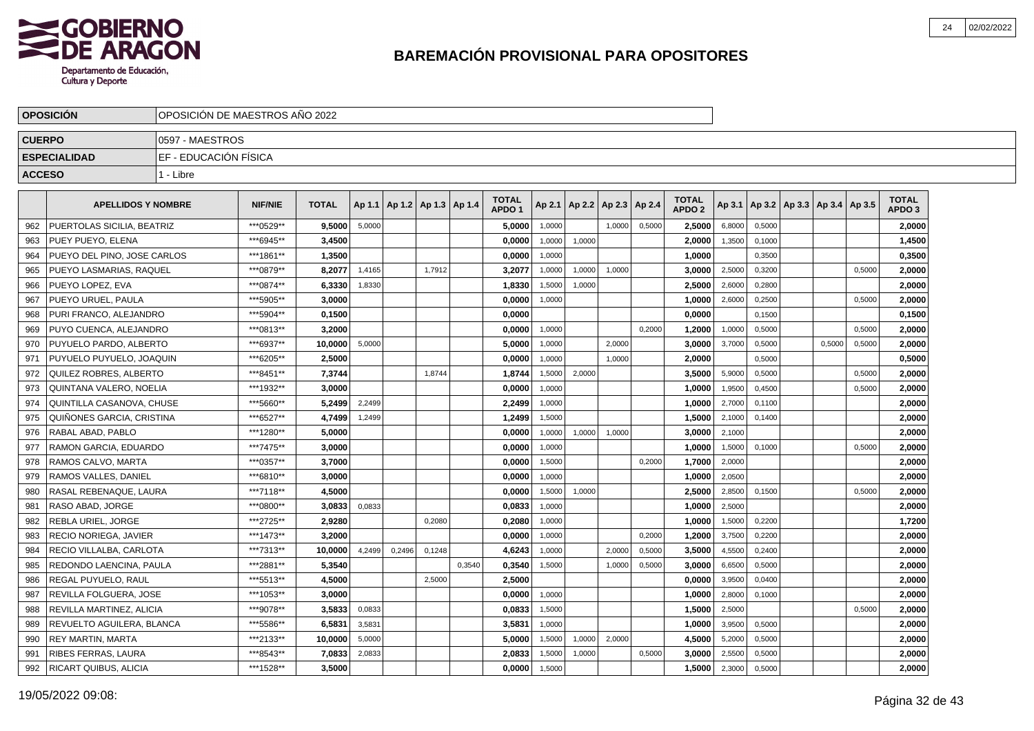# BAREMACIÓN PROVISIONAL PARA OPOSITORES

| OPOSICIÓN | OPOSICIÓN DE MAESTROS AÑO 2022 |
|---|---|
| CUERPO | 0597 - MAESTROS |
| ESPECIALIDAD | EF - EDUCACIÓN FÍSICA |
| ACCESO | 1 - Libre |

| | APELLIDOS Y NOMBRE | NIF/NIE | TOTAL | Ap 1.1 | Ap 1.2 | Ap 1.3 | Ap 1.4 | TOTAL APDO 1 | Ap 2.1 | Ap 2.2 | Ap 2.3 | Ap 2.4 | TOTAL APDO 2 | Ap 3.1 | Ap 3.2 | Ap 3.3 | Ap 3.4 | Ap 3.5 | TOTAL APDO 3 |
|---|---|---|---|---|---|---|---|---|---|---|---|---|---|---|---|---|---|---|---|
| 962 | PUERTOLAS SICILIA, BEATRIZ | ***0529** | 9,5000 | 5,0000 | | | | 5,0000 | 1,0000 | | 1,0000 | 0,5000 | 2,5000 | 6,8000 | 0,5000 | | | | 2,0000 |
| 963 | PUEY PUEYO, ELENA | ***6945** | 3,4500 | | | | | 0,0000 | 1,0000 | 1,0000 | | | 2,0000 | 1,3500 | 0,1000 | | | | 1,4500 |
| 964 | PUEYO DEL PINO, JOSE CARLOS | ***1861** | 1,3500 | | | | | 0,0000 | 1,0000 | | | | 1,0000 | | 0,3500 | | | | 0,3500 |
| 965 | PUEYO LASMARIAS, RAQUEL | ***0879** | 8,2077 | 1,4165 | | 1,7912 | | 3,2077 | 1,0000 | 1,0000 | 1,0000 | | 3,0000 | 2,5000 | 0,3200 | | | 0,5000 | 2,0000 |
| 966 | PUEYO LOPEZ, EVA | ***0874** | 6,3330 | 1,8330 | | | | 1,8330 | 1,5000 | 1,0000 | | | 2,5000 | 2,6000 | 0,2800 | | | | 2,0000 |
| 967 | PUEYO URUEL, PAULA | ***5905** | 3,0000 | | | | | 0,0000 | 1,0000 | | | | 1,0000 | 2,6000 | 0,2500 | | | 0,5000 | 2,0000 |
| 968 | PURI FRANCO, ALEJANDRO | ***5904** | 0,1500 | | | | | 0,0000 | | | | | 0,0000 | | 0,1500 | | | | 0,1500 |
| 969 | PUYO CUENCA, ALEJANDRO | ***0813** | 3,2000 | | | | | 0,0000 | 1,0000 | | | 0,2000 | 1,2000 | 1,0000 | 0,5000 | | | 0,5000 | 2,0000 |
| 970 | PUYUELO PARDO, ALBERTO | ***6937** | 10,0000 | 5,0000 | | | | 5,0000 | 1,0000 | | 2,0000 | | 3,0000 | 3,7000 | 0,5000 | | 0,5000 | 0,5000 | 2,0000 |
| 971 | PUYUELO PUYUELO, JOAQUIN | ***6205** | 2,5000 | | | | | 0,0000 | 1,0000 | | 1,0000 | | 2,0000 | | 0,5000 | | | | 0,5000 |
| 972 | QUILEZ ROBRES, ALBERTO | ***8451** | 7,3744 | | | 1,8744 | | 1,8744 | 1,5000 | 2,0000 | | | 3,5000 | 5,9000 | 0,5000 | | | 0,5000 | 2,0000 |
| 973 | QUINTANA VALERO, NOELIA | ***1932** | 3,0000 | | | | | 0,0000 | 1,0000 | | | | 1,0000 | 1,9500 | 0,4500 | | | 0,5000 | 2,0000 |
| 974 | QUINTILLA CASANOVA, CHUSE | ***5660** | 5,2499 | 2,2499 | | | | 2,2499 | 1,0000 | | | | 1,0000 | 2,7000 | 0,1100 | | | | 2,0000 |
| 975 | QUIÑONES GARCIA, CRISTINA | ***6527** | 4,7499 | 1,2499 | | | | 1,2499 | 1,5000 | | | | 1,5000 | 2,1000 | 0,1400 | | | | 2,0000 |
| 976 | RABAL ABAD, PABLO | ***1280** | 5,0000 | | | | | 0,0000 | 1,0000 | 1,0000 | 1,0000 | | 3,0000 | 2,1000 | | | | | 2,0000 |
| 977 | RAMON GARCIA, EDUARDO | ***7475** | 3,0000 | | | | | 0,0000 | 1,0000 | | | | 1,0000 | 1,5000 | 0,1000 | | | 0,5000 | 2,0000 |
| 978 | RAMOS CALVO, MARTA | ***0357** | 3,7000 | | | | | 0,0000 | 1,5000 | | | 0,2000 | 1,7000 | 2,0000 | | | | | 2,0000 |
| 979 | RAMOS VALLES, DANIEL | ***6810** | 3,0000 | | | | | 0,0000 | 1,0000 | | | | 1,0000 | 2,0500 | | | | | 2,0000 |
| 980 | RASAL REBENAQUE, LAURA | ***7118** | 4,5000 | | | | | 0,0000 | 1,5000 | 1,0000 | | | 2,5000 | 2,8500 | 0,1500 | | | 0,5000 | 2,0000 |
| 981 | RASO ABAD, JORGE | ***0800** | 3,0833 | 0,0833 | | | | 0,0833 | 1,0000 | | | | 1,0000 | 2,5000 | | | | | 2,0000 |
| 982 | REBLA URIEL, JORGE | ***2725** | 2,9280 | | | 0,2080 | | 0,2080 | 1,0000 | | | | 1,0000 | 1,5000 | 0,2200 | | | | 1,7200 |
| 983 | RECIO NORIEGA, JAVIER | ***1473** | 3,2000 | | | | | 0,0000 | 1,0000 | | | 0,2000 | 1,2000 | 3,7500 | 0,2200 | | | | 2,0000 |
| 984 | RECIO VILLALBA, CARLOTA | ***7313** | 10,0000 | 4,2499 | 0,2496 | 0,1248 | | 4,6243 | 1,0000 | | 2,0000 | 0,5000 | 3,5000 | 4,5500 | 0,2400 | | | | 2,0000 |
| 985 | REDONDO LAENCINA, PAULA | ***2881** | 5,3540 | | | | 0,3540 | 0,3540 | 1,5000 | | 1,0000 | 0,5000 | 3,0000 | 6,6500 | 0,5000 | | | | 2,0000 |
| 986 | REGAL PUYUELO, RAUL | ***5513** | 4,5000 | | | 2,5000 | | 2,5000 | | | | | 0,0000 | 3,9500 | 0,0400 | | | | 2,0000 |
| 987 | REVILLA FOLGUERA, JOSE | ***1053** | 3,0000 | | | | | 0,0000 | 1,0000 | | | | 1,0000 | 2,8000 | 0,1000 | | | | 2,0000 |
| 988 | REVILLA MARTINEZ, ALICIA | ***9078** | 3,5833 | 0,0833 | | | | 0,0833 | 1,5000 | | | | 1,5000 | 2,5000 | | | | 0,5000 | 2,0000 |
| 989 | REVUELTO AGUILERA, BLANCA | ***5586** | 6,5831 | 3,5831 | | | | 3,5831 | 1,0000 | | | | 1,0000 | 3,9500 | 0,5000 | | | | 2,0000 |
| 990 | REY MARTIN, MARTA | ***2133** | 10,0000 | 5,0000 | | | | 5,0000 | 1,5000 | 1,0000 | 2,0000 | | 4,5000 | 5,2000 | 0,5000 | | | | 2,0000 |
| 991 | RIBES FERRAS, LAURA | ***8543** | 7,0833 | 2,0833 | | | | 2,0833 | 1,5000 | 1,0000 | | 0,5000 | 3,0000 | 2,5500 | 0,5000 | | | | 2,0000 |
| 992 | RICART QUIBUS, ALICIA | ***1528** | 3,5000 | | | | | 0,0000 | 1,5000 | | | | 1,5000 | 2,3000 | 0,5000 | | | | 2,0000 |

19/05/2022 09:08: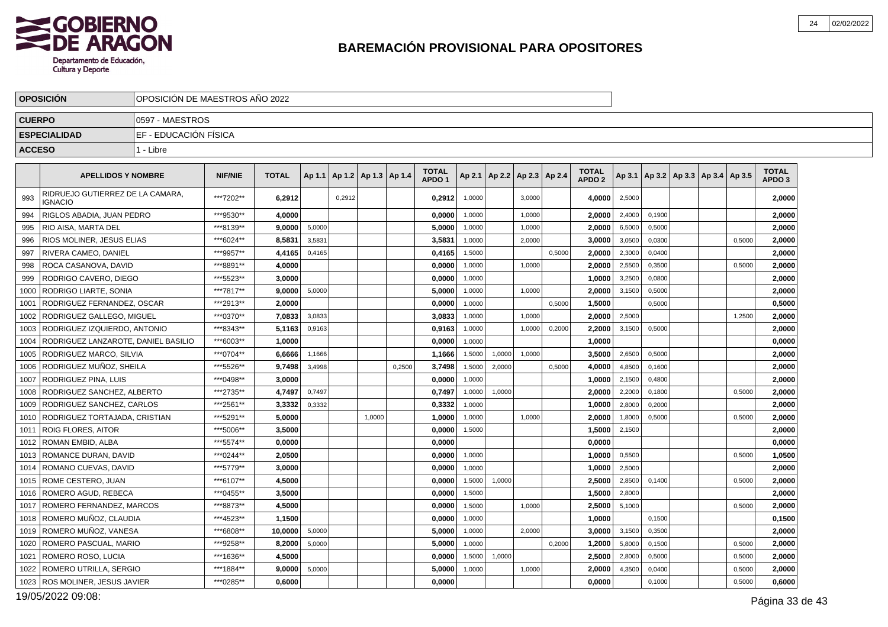# BAREMACIÓN PROVISIONAL PARA OPOSITORES

| OPOSICIÓN | OPOSICIÓN DE MAESTROS AÑO 2022 |
|---|---|
| CUERPO | 0597 - MAESTROS |
| ESPECIALIDAD | EF - EDUCACIÓN FÍSICA |
| ACCESO | 1 - Libre |

| | APELLIDOS Y NOMBRE | NIF/NIE | TOTAL | Ap 1.1 | Ap 1.2 | Ap 1.3 | Ap 1.4 | TOTAL APDO 1 | Ap 2.1 | Ap 2.2 | Ap 2.3 | Ap 2.4 | TOTAL APDO 2 | Ap 3.1 | Ap 3.2 | Ap 3.3 | Ap 3.4 | Ap 3.5 | TOTAL APDO 3 |
|---|---|---|---|---|---|---|---|---|---|---|---|---|---|---|---|---|---|---|---|
| 993 | RIDRUEJO GUTIERREZ DE LA CAMARA, IGNACIO | ***7202** | 6,2912 | | 0,2912 | | | 0,2912 | 1,0000 | | 3,0000 | | 4,0000 | 2,5000 | | | | | 2,0000 |
| 994 | RIGLOS ABADIA, JUAN PEDRO | ***9530** | 4,0000 | | | | | 0,0000 | 1,0000 | | 1,0000 | | 2,0000 | 2,4000 | 0,1900 | | | | 2,0000 |
| 995 | RIO AISA, MARTA DEL | ***8139** | 9,0000 | 5,0000 | | | | 5,0000 | 1,0000 | | 1,0000 | | 2,0000 | 6,5000 | 0,5000 | | | | 2,0000 |
| 996 | RIOS MOLINER, JESUS ELIAS | ***6024** | 8,5831 | 3,5831 | | | | 3,5831 | 1,0000 | | 2,0000 | | 3,0000 | 3,0500 | 0,0300 | | | 0,5000 | 2,0000 |
| 997 | RIVERA CAMEO, DANIEL | ***9957** | 4,4165 | 0,4165 | | | | 0,4165 | 1,5000 | | | 0,5000 | 2,0000 | 2,3000 | 0,0400 | | | | 2,0000 |
| 998 | ROCA CASANOVA, DAVID | ***8891** | 4,0000 | | | | | 0,0000 | 1,0000 | | 1,0000 | | 2,0000 | 2,5500 | 0,3500 | | | 0,5000 | 2,0000 |
| 999 | RODRIGO CAVERO, DIEGO | ***5523** | 3,0000 | | | | | 0,0000 | 1,0000 | | | | 1,0000 | 3,2500 | 0,0800 | | | | 2,0000 |
| 1000 | RODRIGO LIARTE, SONIA | ***7817** | 9,0000 | 5,0000 | | | | 5,0000 | 1,0000 | | 1,0000 | | 2,0000 | 3,1500 | 0,5000 | | | | 2,0000 |
| 1001 | RODRIGUEZ FERNANDEZ, OSCAR | ***2913** | 2,0000 | | | | | 0,0000 | 1,0000 | | | 0,5000 | 1,5000 | | 0,5000 | | | | 0,5000 |
| 1002 | RODRIGUEZ GALLEGO, MIGUEL | ***0370** | 7,0833 | 3,0833 | | | | 3,0833 | 1,0000 | | 1,0000 | | 2,0000 | 2,5000 | | | | 1,2500 | 2,0000 |
| 1003 | RODRIGUEZ IZQUIERDO, ANTONIO | ***8343** | 5,1163 | 0,9163 | | | | 0,9163 | 1,0000 | | 1,0000 | 0,2000 | 2,2000 | 3,1500 | 0,5000 | | | | 2,0000 |
| 1004 | RODRIGUEZ LANZAROTE, DANIEL BASILIO | ***6003** | 1,0000 | | | | | 0,0000 | 1,0000 | | | | 1,0000 | | | | | | 0,0000 |
| 1005 | RODRIGUEZ MARCO, SILVIA | ***0704** | 6,6666 | 1,1666 | | | | 1,1666 | 1,5000 | 1,0000 | 1,0000 | | 3,5000 | 2,6500 | 0,5000 | | | | 2,0000 |
| 1006 | RODRIGUEZ MUÑOZ, SHEILA | ***5526** | 9,7498 | 3,4998 | | | 0,2500 | 3,7498 | 1,5000 | 2,0000 | | 0,5000 | 4,0000 | 4,8500 | 0,1600 | | | | 2,0000 |
| 1007 | RODRIGUEZ PINA, LUIS | ***0498** | 3,0000 | | | | | 0,0000 | 1,0000 | | | | 1,0000 | 2,1500 | 0,4800 | | | | 2,0000 |
| 1008 | RODRIGUEZ SANCHEZ, ALBERTO | ***2735** | 4,7497 | 0,7497 | | | | 0,7497 | 1,0000 | 1,0000 | | | 2,0000 | 2,2000 | 0,1800 | | | 0,5000 | 2,0000 |
| 1009 | RODRIGUEZ SANCHEZ, CARLOS | ***2561** | 3,3332 | 0,3332 | | | | 0,3332 | 1,0000 | | | | 1,0000 | 2,8000 | 0,2000 | | | | 2,0000 |
| 1010 | RODRIGUEZ TORTAJADA, CRISTIAN | ***5291** | 5,0000 | | | 1,0000 | | 1,0000 | 1,0000 | | 1,0000 | | 2,0000 | 1,8000 | 0,5000 | | | 0,5000 | 2,0000 |
| 1011 | ROIG FLORES, AITOR | ***5006** | 3,5000 | | | | | 0,0000 | 1,5000 | | | | 1,5000 | 2,1500 | | | | | 2,0000 |
| 1012 | ROMAN EMBID, ALBA | ***5574** | 0,0000 | | | | | 0,0000 | | | | | 0,0000 | | | | | | 0,0000 |
| 1013 | ROMANCE DURAN, DAVID | ***0244** | 2,0500 | | | | | 0,0000 | 1,0000 | | | | 1,0000 | 0,5500 | | | | 0,5000 | 1,0500 |
| 1014 | ROMANO CUEVAS, DAVID | ***5779** | 3,0000 | | | | | 0,0000 | 1,0000 | | | | 1,0000 | 2,5000 | | | | | 2,0000 |
| 1015 | ROME CESTERO, JUAN | ***6107** | 4,5000 | | | | | 0,0000 | 1,5000 | 1,0000 | | | 2,5000 | 2,8500 | 0,1400 | | | 0,5000 | 2,0000 |
| 1016 | ROMERO AGUD, REBECA | ***0455** | 3,5000 | | | | | 0,0000 | 1,5000 | | | | 1,5000 | 2,8000 | | | | | 2,0000 |
| 1017 | ROMERO FERNANDEZ, MARCOS | ***8873** | 4,5000 | | | | | 0,0000 | 1,5000 | | 1,0000 | | 2,5000 | 5,1000 | | | | 0,5000 | 2,0000 |
| 1018 | ROMERO MUÑOZ, CLAUDIA | ***4523** | 1,1500 | | | | | 0,0000 | 1,0000 | | | | 1,0000 | | 0,1500 | | | | 0,1500 |
| 1019 | ROMERO MUÑOZ, VANESA | ***6808** | 10,0000 | 5,0000 | | | | 5,0000 | 1,0000 | | 2,0000 | | 3,0000 | 3,1500 | 0,3500 | | | | 2,0000 |
| 1020 | ROMERO PASCUAL, MARIO | ***9258** | 8,2000 | 5,0000 | | | | 5,0000 | 1,0000 | | | 0,2000 | 1,2000 | 5,8000 | 0,1500 | | | 0,5000 | 2,0000 |
| 1021 | ROMERO ROSO, LUCIA | ***1636** | 4,5000 | | | | | 0,0000 | 1,5000 | 1,0000 | | | 2,5000 | 2,8000 | 0,5000 | | | 0,5000 | 2,0000 |
| 1022 | ROMERO UTRILLA, SERGIO | ***1884** | 9,0000 | 5,0000 | | | | 5,0000 | 1,0000 | | 1,0000 | | 2,0000 | 4,3500 | 0,0400 | | | 0,5000 | 2,0000 |
| 1023 | ROS MOLINER, JESUS JAVIER | ***0285** | 0,6000 | | | | | 0,0000 | | | | | 0,0000 | | 0,1000 | | | 0,5000 | 0,6000 |

19/05/2022 09:08: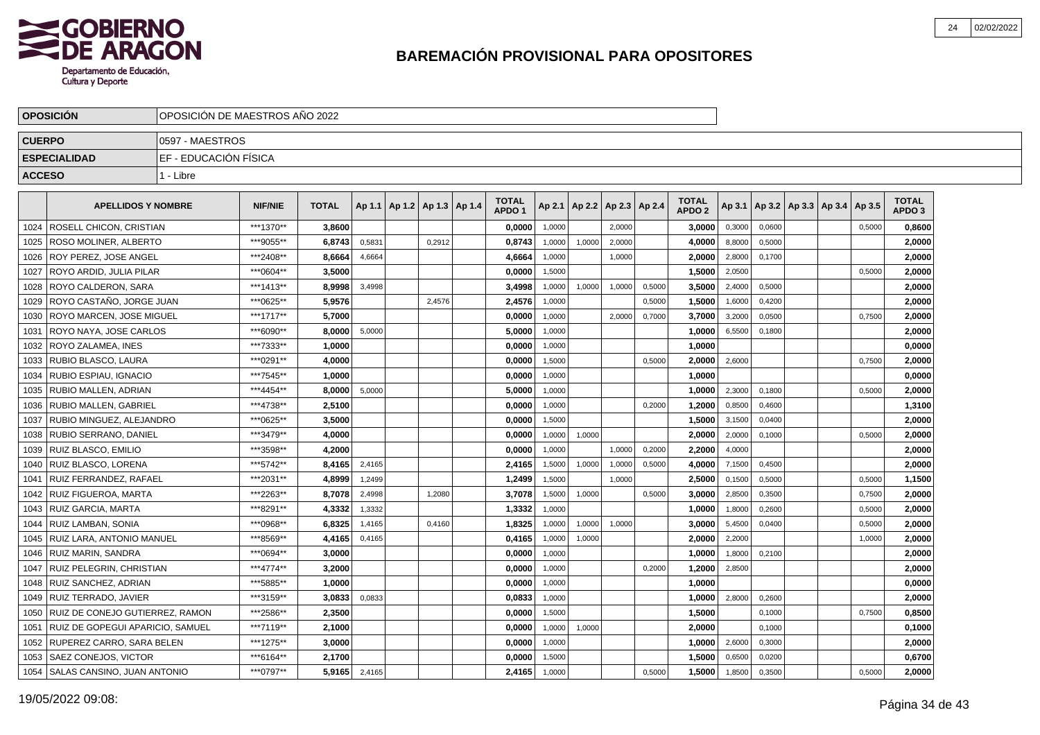## BAREMACIÓN PROVISIONAL PARA OPOSITORES

| OPOSICIÓN | OPOSICIÓN DE MAESTROS AÑO 2022 |
|---|---|
| CUERPO | 0597 - MAESTROS |
| ESPECIALIDAD | EF - EDUCACIÓN FÍSICA |
| ACCESO | 1 - Libre |

| | APELLIDOS Y NOMBRE | NIF/NIE | TOTAL | Ap 1.1 | Ap 1.2 | Ap 1.3 | Ap 1.4 | TOTAL APDO 1 | Ap 2.1 | Ap 2.2 | Ap 2.3 | Ap 2.4 | TOTAL APDO 2 | Ap 3.1 | Ap 3.2 | Ap 3.3 | Ap 3.4 | Ap 3.5 | TOTAL APDO 3 |
|---|---|---|---|---|---|---|---|---|---|---|---|---|---|---|---|---|---|---|---|
| 1024 | ROSELL CHICON, CRISTIAN | ***1370** | 3,8600 | | | | | 0,0000 | 1,0000 | | 2,0000 | | 3,0000 | 0,3000 | 0,0600 | | | 0,5000 | 0,8600 |
| 1025 | ROSO MOLINER, ALBERTO | ***9055** | 6,8743 | 0,5831 | | 0,2912 | | 0,8743 | 1,0000 | 1,0000 | 2,0000 | | 4,0000 | 8,8000 | 0,5000 | | | | 2,0000 |
| 1026 | ROY PEREZ, JOSE ANGEL | ***2408** | 8,6664 | 4,6664 | | | | 4,6664 | 1,0000 | | 1,0000 | | 2,0000 | 2,8000 | 0,1700 | | | | 2,0000 |
| 1027 | ROYO ARDID, JULIA PILAR | ***0604** | 3,5000 | | | | | 0,0000 | 1,5000 | | | | 1,5000 | 2,0500 | | | | 0,5000 | 2,0000 |
| 1028 | ROYO CALDERON, SARA | ***1413** | 8,9998 | 3,4998 | | | | 3,4998 | 1,0000 | 1,0000 | 1,0000 | 0,5000 | 3,5000 | 2,4000 | 0,5000 | | | | 2,0000 |
| 1029 | ROYO CASTAÑO, JORGE JUAN | ***0625** | 5,9576 | | | 2,4576 | | 2,4576 | 1,0000 | | | 0,5000 | 1,5000 | 1,6000 | 0,4200 | | | | 2,0000 |
| 1030 | ROYO MARCEN, JOSE MIGUEL | ***1717** | 5,7000 | | | | | 0,0000 | 1,0000 | | 2,0000 | 0,7000 | 3,7000 | 3,2000 | 0,0500 | | | 0,7500 | 2,0000 |
| 1031 | ROYO NAYA, JOSE CARLOS | ***6090** | 8,0000 | 5,0000 | | | | 5,0000 | 1,0000 | | | | 1,0000 | 6,5500 | 0,1800 | | | | 2,0000 |
| 1032 | ROYO ZALAMEA, INES | ***7333** | 1,0000 | | | | | 0,0000 | 1,0000 | | | | 1,0000 | | | | | | 0,0000 |
| 1033 | RUBIO BLASCO, LAURA | ***0291** | 4,0000 | | | | | 0,0000 | 1,5000 | | | 0,5000 | 2,0000 | 2,6000 | | | | 0,7500 | 2,0000 |
| 1034 | RUBIO ESPIAU, IGNACIO | ***7545** | 1,0000 | | | | | 0,0000 | 1,0000 | | | | 1,0000 | | | | | | 0,0000 |
| 1035 | RUBIO MALLEN, ADRIAN | ***4454** | 8,0000 | 5,0000 | | | | 5,0000 | 1,0000 | | | | 1,0000 | 2,3000 | 0,1800 | | | 0,5000 | 2,0000 |
| 1036 | RUBIO MALLEN, GABRIEL | ***4738** | 2,5100 | | | | | 0,0000 | 1,0000 | | | 0,2000 | 1,2000 | 0,8500 | 0,4600 | | | | 1,3100 |
| 1037 | RUBIO MINGUEZ, ALEJANDRO | ***0625** | 3,5000 | | | | | 0,0000 | 1,5000 | | | | 1,5000 | 3,1500 | 0,0400 | | | | 2,0000 |
| 1038 | RUBIO SERRANO, DANIEL | ***3479** | 4,0000 | | | | | 0,0000 | 1,0000 | 1,0000 | | | 2,0000 | 2,0000 | 0,1000 | | | 0,5000 | 2,0000 |
| 1039 | RUIZ BLASCO, EMILIO | ***3598** | 4,2000 | | | | | 0,0000 | 1,0000 | | 1,0000 | 0,2000 | 2,2000 | 4,0000 | | | | | 2,0000 |
| 1040 | RUIZ BLASCO, LORENA | ***5742** | 8,4165 | 2,4165 | | | | 2,4165 | 1,5000 | 1,0000 | 1,0000 | 0,5000 | 4,0000 | 7,1500 | 0,4500 | | | | 2,0000 |
| 1041 | RUIZ FERRANDEZ, RAFAEL | ***2031** | 4,8999 | 1,2499 | | | | 1,2499 | 1,5000 | | 1,0000 | | 2,5000 | 0,1500 | 0,5000 | | | 0,5000 | 1,1500 |
| 1042 | RUIZ FIGUEROA, MARTA | ***2263** | 8,7078 | 2,4998 | | 1,2080 | | 3,7078 | 1,5000 | 1,0000 | | 0,5000 | 3,0000 | 2,8500 | 0,3500 | | | 0,7500 | 2,0000 |
| 1043 | RUIZ GARCIA, MARTA | ***8291** | 4,3332 | 1,3332 | | | | 1,3332 | 1,0000 | | | | 1,0000 | 1,8000 | 0,2600 | | | 0,5000 | 2,0000 |
| 1044 | RUIZ LAMBAN, SONIA | ***0968** | 6,8325 | 1,4165 | | 0,4160 | | 1,8325 | 1,0000 | 1,0000 | 1,0000 | | 3,0000 | 5,4500 | 0,0400 | | | 0,5000 | 2,0000 |
| 1045 | RUIZ LARA, ANTONIO MANUEL | ***8569** | 4,4165 | 0,4165 | | | | 0,4165 | 1,0000 | 1,0000 | | | 2,0000 | 2,2000 | | | | 1,0000 | 2,0000 |
| 1046 | RUIZ MARIN, SANDRA | ***0694** | 3,0000 | | | | | 0,0000 | 1,0000 | | | | 1,0000 | 1,8000 | 0,2100 | | | | 2,0000 |
| 1047 | RUIZ PELEGRIN, CHRISTIAN | ***4774** | 3,2000 | | | | | 0,0000 | 1,0000 | | | 0,2000 | 1,2000 | 2,8500 | | | | | 2,0000 |
| 1048 | RUIZ SANCHEZ, ADRIAN | ***5885** | 1,0000 | | | | | 0,0000 | 1,0000 | | | | 1,0000 | | | | | | 0,0000 |
| 1049 | RUIZ TERRADO, JAVIER | ***3159** | 3,0833 | 0,0833 | | | | 0,0833 | 1,0000 | | | | 1,0000 | 2,8000 | 0,2600 | | | | 2,0000 |
| 1050 | RUIZ DE CONEJO GUTIERREZ, RAMON | ***2586** | 2,3500 | | | | | 0,0000 | 1,5000 | | | | 1,5000 | | 0,1000 | | | 0,7500 | 0,8500 |
| 1051 | RUIZ DE GOPEGUI APARICIO, SAMUEL | ***7119** | 2,1000 | | | | | 0,0000 | 1,0000 | 1,0000 | | | 2,0000 | | 0,1000 | | | | 0,1000 |
| 1052 | RUPEREZ CARRO, SARA BELEN | ***1275** | 3,0000 | | | | | 0,0000 | 1,0000 | | | | 1,0000 | 2,6000 | 0,3000 | | | | 2,0000 |
| 1053 | SAEZ CONEJOS, VICTOR | ***6164** | 2,1700 | | | | | 0,0000 | 1,5000 | | | | 1,5000 | 0,6500 | 0,0200 | | | | 0,6700 |
| 1054 | SALAS CANSINO, JUAN ANTONIO | ***0797** | 5,9165 | 2,4165 | | | | 2,4165 | 1,0000 | | | 0,5000 | 1,5000 | 1,8500 | 0,3500 | | | 0,5000 | 2,0000 |

19/05/2022 09:08: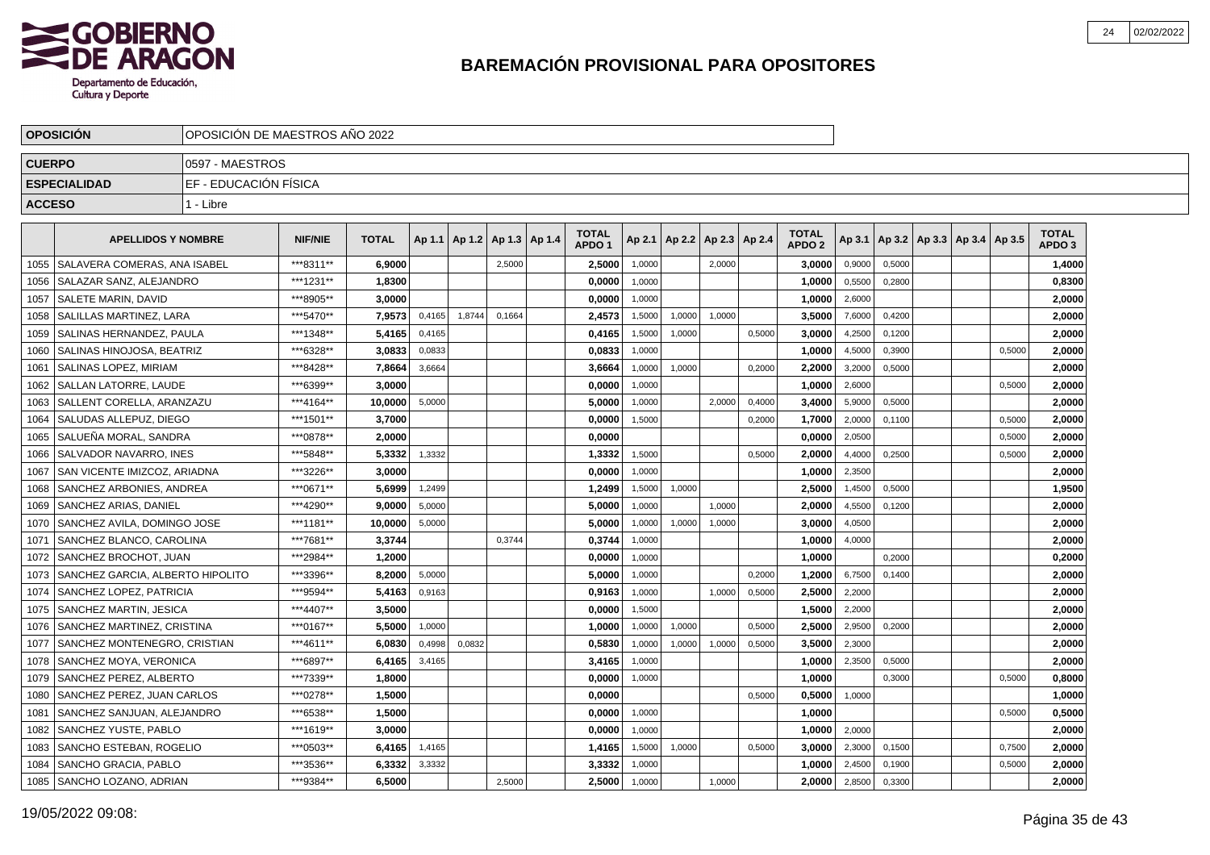## BAREMACIÓN PROVISIONAL PARA OPOSITORES

| OPOSICIÓN | OPOSICIÓN DE MAESTROS AÑO 2022 |
|---|---|
| CUERPO | 0597 - MAESTROS |
| ESPECIALIDAD | EF - EDUCACIÓN FÍSICA |
| ACCESO | 1 - Libre |

| | APELLIDOS Y NOMBRE | NIF/NIE | TOTAL | Ap 1.1 | Ap 1.2 | Ap 1.3 | Ap 1.4 | TOTAL APDO 1 | Ap 2.1 | Ap 2.2 | Ap 2.3 | Ap 2.4 | TOTAL APDO 2 | Ap 3.1 | Ap 3.2 | Ap 3.3 | Ap 3.4 | Ap 3.5 | TOTAL APDO 3 |
|---|---|---|---|---|---|---|---|---|---|---|---|---|---|---|---|---|---|---|---|
| 1055 | SALAVERA COMERAS, ANA ISABEL | ***8311** | 6,9000 | | | 2,5000 | | 2,5000 | 1,0000 | | 2,0000 | | 3,0000 | 0,9000 | 0,5000 | | | | 1,4000 |
| 1056 | SALAZAR SANZ, ALEJANDRO | ***1231** | 1,8300 | | | | | 0,0000 | 1,0000 | | | | 1,0000 | 0,5500 | 0,2800 | | | | 0,8300 |
| 1057 | SALETE MARIN, DAVID | ***8905** | 3,0000 | | | | | 0,0000 | 1,0000 | | | | 1,0000 | 2,6000 | | | | | 2,0000 |
| 1058 | SALILLAS MARTINEZ, LARA | ***5470** | 7,9573 | 0,4165 | 1,8744 | 0,1664 | | 2,4573 | 1,5000 | 1,0000 | 1,0000 | | 3,5000 | 7,6000 | 0,4200 | | | | 2,0000 |
| 1059 | SALINAS HERNANDEZ, PAULA | ***1348** | 5,4165 | 0,4165 | | | | 0,4165 | 1,5000 | 1,0000 | | 0,5000 | 3,0000 | 4,2500 | 0,1200 | | | | 2,0000 |
| 1060 | SALINAS HINOJOSA, BEATRIZ | ***6328** | 3,0833 | 0,0833 | | | | 0,0833 | 1,0000 | | | | 1,0000 | 4,5000 | 0,3900 | | | 0,5000 | 2,0000 |
| 1061 | SALINAS LOPEZ, MIRIAM | ***8428** | 7,8664 | 3,6664 | | | | 3,6664 | 1,0000 | 1,0000 | | 0,2000 | 2,2000 | 3,2000 | 0,5000 | | | | 2,0000 |
| 1062 | SALLAN LATORRE, LAUDE | ***6399** | 3,0000 | | | | | 0,0000 | 1,0000 | | | | 1,0000 | 2,6000 | | | | 0,5000 | 2,0000 |
| 1063 | SALLENT CORELLA, ARANZAZU | ***4164** | 10,0000 | 5,0000 | | | | 5,0000 | 1,0000 | | 2,0000 | 0,4000 | 3,4000 | 5,9000 | 0,5000 | | | | 2,0000 |
| 1064 | SALUDAS ALLEPUZ, DIEGO | ***1501** | 3,7000 | | | | | 0,0000 | 1,5000 | | | 0,2000 | 1,7000 | 2,0000 | 0,1100 | | | 0,5000 | 2,0000 |
| 1065 | SALUEÑA MORAL, SANDRA | ***0878** | 2,0000 | | | | | 0,0000 | | | | | 0,0000 | 2,0500 | | | | 0,5000 | 2,0000 |
| 1066 | SALVADOR NAVARRO, INES | ***5848** | 5,3332 | 1,3332 | | | | 1,3332 | 1,5000 | | | 0,5000 | 2,0000 | 4,4000 | 0,2500 | | | 0,5000 | 2,0000 |
| 1067 | SAN VICENTE IMIZCOZ, ARIADNA | ***3226** | 3,0000 | | | | | 0,0000 | 1,0000 | | | | 1,0000 | 2,3500 | | | | | 2,0000 |
| 1068 | SANCHEZ ARBONIES, ANDREA | ***0671** | 5,6999 | 1,2499 | | | | 1,2499 | 1,5000 | 1,0000 | | | 2,5000 | 1,4500 | 0,5000 | | | | 1,9500 |
| 1069 | SANCHEZ ARIAS, DANIEL | ***4290** | 9,0000 | 5,0000 | | | | 5,0000 | 1,0000 | | 1,0000 | | 2,0000 | 4,5500 | 0,1200 | | | | 2,0000 |
| 1070 | SANCHEZ AVILA, DOMINGO JOSE | ***1181** | 10,0000 | 5,0000 | | | | 5,0000 | 1,0000 | 1,0000 | 1,0000 | | 3,0000 | 4,0500 | | | | | 2,0000 |
| 1071 | SANCHEZ BLANCO, CAROLINA | ***7681** | 3,3744 | | | 0,3744 | | 0,3744 | 1,0000 | | | | 1,0000 | 4,0000 | | | | | 2,0000 |
| 1072 | SANCHEZ BROCHOT, JUAN | ***2984** | 1,2000 | | | | | 0,0000 | 1,0000 | | | | 1,0000 | | 0,2000 | | | | 0,2000 |
| 1073 | SANCHEZ GARCIA, ALBERTO HIPOLITO | ***3396** | 8,2000 | 5,0000 | | | | 5,0000 | 1,0000 | | | 0,2000 | 1,2000 | 6,7500 | 0,1400 | | | | 2,0000 |
| 1074 | SANCHEZ LOPEZ, PATRICIA | ***9594** | 5,4163 | 0,9163 | | | | 0,9163 | 1,0000 | | 1,0000 | 0,5000 | 2,5000 | 2,2000 | | | | | 2,0000 |
| 1075 | SANCHEZ MARTIN, JESICA | ***4407** | 3,5000 | | | | | 0,0000 | 1,5000 | | | | 1,5000 | 2,2000 | | | | | 2,0000 |
| 1076 | SANCHEZ MARTINEZ, CRISTINA | ***0167** | 5,5000 | 1,0000 | | | | 1,0000 | 1,0000 | 1,0000 | | 0,5000 | 2,5000 | 2,9500 | 0,2000 | | | | 2,0000 |
| 1077 | SANCHEZ MONTENEGRO, CRISTIAN | ***4611** | 6,0830 | 0,4998 | 0,0832 | | | 0,5830 | 1,0000 | 1,0000 | 1,0000 | 0,5000 | 3,5000 | 2,3000 | | | | | 2,0000 |
| 1078 | SANCHEZ MOYA, VERONICA | ***6897** | 6,4165 | 3,4165 | | | | 3,4165 | 1,0000 | | | | 1,0000 | 2,3500 | 0,5000 | | | | 2,0000 |
| 1079 | SANCHEZ PEREZ, ALBERTO | ***7339** | 1,8000 | | | | | 0,0000 | 1,0000 | | | | 1,0000 | | 0,3000 | | | 0,5000 | 0,8000 |
| 1080 | SANCHEZ PEREZ, JUAN CARLOS | ***0278** | 1,5000 | | | | | 0,0000 | | | | 0,5000 | 0,5000 | 1,0000 | | | | | 1,0000 |
| 1081 | SANCHEZ SANJUAN, ALEJANDRO | ***6538** | 1,5000 | | | | | 0,0000 | 1,0000 | | | | 1,0000 | | | | | 0,5000 | 0,5000 |
| 1082 | SANCHEZ YUSTE, PABLO | ***1619** | 3,0000 | | | | | 0,0000 | 1,0000 | | | | 1,0000 | 2,0000 | | | | | 2,0000 |
| 1083 | SANCHO ESTEBAN, ROGELIO | ***0503** | 6,4165 | 1,4165 | | | | 1,4165 | 1,5000 | 1,0000 | | 0,5000 | 3,0000 | 2,3000 | 0,1500 | | | 0,7500 | 2,0000 |
| 1084 | SANCHO GRACIA, PABLO | ***3536** | 6,3332 | 3,3332 | | | | 3,3332 | 1,0000 | | | | 1,0000 | 2,4500 | 0,1900 | | | 0,5000 | 2,0000 |
| 1085 | SANCHO LOZANO, ADRIAN | ***9384** | 6,5000 | | | 2,5000 | | 2,5000 | 1,0000 | | 1,0000 | | 2,0000 | 2,8500 | 0,3300 | | | | 2,0000 |

19/05/2022 09:08: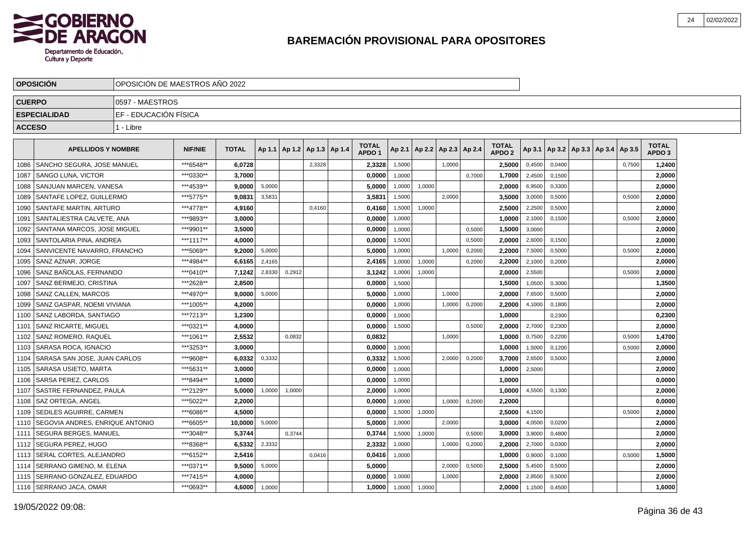# BAREMACIÓN PROVISIONAL PARA OPOSITORES

| OPOSICIÓN | OPOSICIÓN DE MAESTROS AÑO 2022 |
|---|---|
| CUERPO | 0597 - MAESTROS |
| ESPECIALIDAD | EF - EDUCACIÓN FÍSICA |
| ACCESO | 1 - Libre |

| | APELLIDOS Y NOMBRE | NIF/NIE | TOTAL | Ap 1.1 | Ap 1.2 | Ap 1.3 | Ap 1.4 | TOTAL APDO 1 | Ap 2.1 | Ap 2.2 | Ap 2.3 | Ap 2.4 | TOTAL APDO 2 | Ap 3.1 | Ap 3.2 | Ap 3.3 | Ap 3.4 | Ap 3.5 | TOTAL APDO 3 |
|---|---|---|---|---|---|---|---|---|---|---|---|---|---|---|---|---|---|---|---|
| 1086 | SANCHO SEGURA, JOSE MANUEL | ***6548** | 6,0728 | | | 2,3328 | | 2,3328 | 1,5000 | | 1,0000 | | 2,5000 | 0,4500 | 0,0400 | | | 0,7500 | 1,2400 |
| 1087 | SANGO LUNA, VICTOR | ***0330** | 3,7000 | | | | | 0,0000 | 1,0000 | | | 0,7000 | 1,7000 | 2,4500 | 0,1500 | | | | 2,0000 |
| 1088 | SANJUAN MARCEN, VANESA | ***4539** | 9,0000 | 5,0000 | | | | 5,0000 | 1,0000 | 1,0000 | | | 2,0000 | 6,9500 | 0,3300 | | | | 2,0000 |
| 1089 | SANTAFE LOPEZ, GUILLERMO | ***5775** | 9,0831 | 3,5831 | | | | 3,5831 | 1,5000 | | 2,0000 | | 3,5000 | 3,0000 | 0,5000 | | | 0,5000 | 2,0000 |
| 1090 | SANTAFE MARTIN, ARTURO | ***4778** | 4,9160 | | | 0,4160 | | 0,4160 | 1,5000 | 1,0000 | | | 2,5000 | 2,2500 | 0,5000 | | | | 2,0000 |
| 1091 | SANTALIESTRA CALVETE, ANA | ***9893** | 3,0000 | | | | | 0,0000 | 1,0000 | | | | 1,0000 | 2,1000 | 0,1500 | | | 0,5000 | 2,0000 |
| 1092 | SANTANA MARCOS, JOSE MIGUEL | ***9901** | 3,5000 | | | | | 0,0000 | 1,0000 | | | 0,5000 | 1,5000 | 3,0000 | | | | | 2,0000 |
| 1093 | SANTOLARIA PINA, ANDREA | ***1117** | 4,0000 | | | | | 0,0000 | 1,5000 | | | 0,5000 | 2,0000 | 2,6000 | 0,1500 | | | | 2,0000 |
| 1094 | SANVICENTE NAVARRO, FRANCHO | ***5069** | 9,2000 | 5,0000 | | | | 5,0000 | 1,0000 | | 1,0000 | 0,2000 | 2,2000 | 7,5000 | 0,5000 | | | 0,5000 | 2,0000 |
| 1095 | SANZ AZNAR, JORGE | ***4984** | 6,6165 | 2,4165 | | | | 2,4165 | 1,0000 | 1,0000 | | 0,2000 | 2,2000 | 2,1000 | 0,2000 | | | | 2,0000 |
| 1096 | SANZ BAÑOLAS, FERNANDO | ***0410** | 7,1242 | 2,8330 | 0,2912 | | | 3,1242 | 1,0000 | 1,0000 | | | 2,0000 | 2,5500 | | | | 0,5000 | 2,0000 |
| 1097 | SANZ BERMEJO, CRISTINA | ***2628** | 2,8500 | | | | | 0,0000 | 1,5000 | | | | 1,5000 | 1,0500 | 0,3000 | | | | 1,3500 |
| 1098 | SANZ CALLEN, MARCOS | ***4970** | 9,0000 | 5,0000 | | | | 5,0000 | 1,0000 | | 1,0000 | | 2,0000 | 7,6500 | 0,5000 | | | | 2,0000 |
| 1099 | SANZ GASPAR, NOEMI VIVIANA | ***1005** | 4,2000 | | | | | 0,0000 | 1,0000 | | 1,0000 | 0,2000 | 2,2000 | 4,1000 | 0,1800 | | | | 2,0000 |
| 1100 | SANZ LABORDA, SANTIAGO | ***7213** | 1,2300 | | | | | 0,0000 | 1,0000 | | | | 1,0000 | | 0,2300 | | | | 0,2300 |
| 1101 | SANZ RICARTE, MIGUEL | ***0321** | 4,0000 | | | | | 0,0000 | 1,5000 | | | 0,5000 | 2,0000 | 2,7000 | 0,2300 | | | | 2,0000 |
| 1102 | SANZ ROMERO, RAQUEL | ***1061** | 2,5532 | | 0,0832 | | | 0,0832 | | | 1,0000 | | 1,0000 | 0,7500 | 0,2200 | | | 0,5000 | 1,4700 |
| 1103 | SARASA ROCA, IGNACIO | ***3253** | 3,0000 | | | | | 0,0000 | 1,0000 | | | | 1,0000 | 1,5000 | 0,1200 | | | 0,5000 | 2,0000 |
| 1104 | SARASA SAN JOSE, JUAN CARLOS | ***9608** | 6,0332 | 0,3332 | | | | 0,3332 | 1,5000 | | 2,0000 | 0,2000 | 3,7000 | 2,6500 | 0,5000 | | | | 2,0000 |
| 1105 | SARASA USIETO, MARTA | ***5631** | 3,0000 | | | | | 0,0000 | 1,0000 | | | | 1,0000 | 2,5000 | | | | | 2,0000 |
| 1106 | SARSA PEREZ, CARLOS | ***8494** | 1,0000 | | | | | 0,0000 | 1,0000 | | | | 1,0000 | | | | | | 0,0000 |
| 1107 | SASTRE FERNANDEZ, PAULA | ***2129** | 5,0000 | 1,0000 | 1,0000 | | | 2,0000 | 1,0000 | | | | 1,0000 | 4,5500 | 0,1300 | | | | 2,0000 |
| 1108 | SAZ ORTEGA, ANGEL | ***5022** | 2,2000 | | | | | 0,0000 | 1,0000 | | 1,0000 | 0,2000 | 2,2000 | | | | | | 0,0000 |
| 1109 | SEDILES AGUIRRE, CARMEN | ***6086** | 4,5000 | | | | | 0,0000 | 1,5000 | 1,0000 | | | 2,5000 | 4,1500 | | | | 0,5000 | 2,0000 |
| 1110 | SEGOVIA ANDRES, ENRIQUE ANTONIO | ***6605** | 10,0000 | 5,0000 | | | | 5,0000 | 1,0000 | | 2,0000 | | 3,0000 | 4,0500 | 0,0200 | | | | 2,0000 |
| 1111 | SEGURA BERGES, MANUEL | ***3048** | 5,3744 | | 0,3744 | | | 0,3744 | 1,5000 | 1,0000 | | 0,5000 | 3,0000 | 3,9000 | 0,4800 | | | | 2,0000 |
| 1112 | SEGURA PEREZ, HUGO | ***8368** | 6,5332 | 2,3332 | | | | 2,3332 | 1,0000 | | 1,0000 | 0,2000 | 2,2000 | 2,7000 | 0,0300 | | | | 2,0000 |
| 1113 | SERAL CORTES, ALEJANDRO | ***6152** | 2,5416 | | | 0,0416 | | 0,0416 | 1,0000 | | | | 1,0000 | 0,9000 | 0,1000 | | | 0,5000 | 1,5000 |
| 1114 | SERRANO GIMENO, M. ELENA | ***0371** | 9,5000 | 5,0000 | | | | 5,0000 | | | 2,0000 | 0,5000 | 2,5000 | 5,4500 | 0,5000 | | | | 2,0000 |
| 1115 | SERRANO GONZALEZ, EDUARDO | ***7415** | 4,0000 | | | | | 0,0000 | 1,0000 | | 1,0000 | | 2,0000 | 2,8500 | 0,5000 | | | | 2,0000 |
| 1116 | SERRANO JACA, OMAR | ***0693** | 4,6000 | 1,0000 | | | | 1,0000 | 1,0000 | 1,0000 | | | 2,0000 | 1,1500 | 0,4500 | | | | 1,6000 |

19/05/2022 09:08: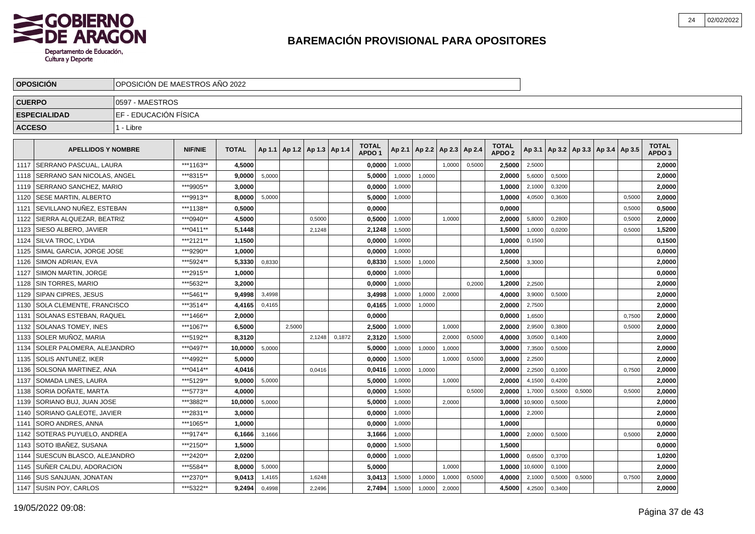# BAREMACIÓN PROVISIONAL PARA OPOSITORES

| OPOSICIÓN | OPOSICIÓN DE MAESTROS AÑO 2022 |
|---|---|
| CUERPO | 0597 - MAESTROS |
| ESPECIALIDAD | EF - EDUCACIÓN FÍSICA |
| ACCESO | 1 - Libre |

| | APELLIDOS Y NOMBRE | NIF/NIE | TOTAL | Ap 1.1 | Ap 1.2 | Ap 1.3 | Ap 1.4 | TOTAL APDO 1 | Ap 2.1 | Ap 2.2 | Ap 2.3 | Ap 2.4 | TOTAL APDO 2 | Ap 3.1 | Ap 3.2 | Ap 3.3 | Ap 3.4 | Ap 3.5 | TOTAL APDO 3 |
|---|---|---|---|---|---|---|---|---|---|---|---|---|---|---|---|---|---|---|---|
| 1117 | SERRANO PASCUAL, LAURA | ***1163** | 4,5000 | | | | | 0,0000 | 1,0000 | | 1,0000 | 0,5000 | 2,5000 | 2,5000 | | | | | 2,0000 |
| 1118 | SERRANO SAN NICOLAS, ANGEL | ***8315** | 9,0000 | 5,0000 | | | | 5,0000 | 1,0000 | 1,0000 | | | 2,0000 | 5,6000 | 0,5000 | | | | 2,0000 |
| 1119 | SERRANO SANCHEZ, MARIO | ***9905** | 3,0000 | | | | | 0,0000 | 1,0000 | | | | 1,0000 | 2,1000 | 0,3200 | | | | 2,0000 |
| 1120 | SESE MARTIN, ALBERTO | ***9913** | 8,0000 | 5,0000 | | | | 5,0000 | 1,0000 | | | | 1,0000 | 4,0500 | 0,3600 | | | 0,5000 | 2,0000 |
| 1121 | SEVILLANO NUÑEZ, ESTEBAN | ***1138** | 0,5000 | | | | | 0,0000 | | | | | 0,0000 | | | | | 0,5000 | 0,5000 |
| 1122 | SIERRA ALQUEZAR, BEATRIZ | ***0940** | 4,5000 | | | 0,5000 | | 0,5000 | 1,0000 | | 1,0000 | | 2,0000 | 5,8000 | 0,2800 | | | 0,5000 | 2,0000 |
| 1123 | SIESO ALBERO, JAVIER | ***0411** | 5,1448 | | | 2,1248 | | 2,1248 | 1,5000 | | | | 1,5000 | 1,0000 | 0,0200 | | | 0,5000 | 1,5200 |
| 1124 | SILVA TROC, LYDIA | ***2121** | 1,1500 | | | | | 0,0000 | 1,0000 | | | | 1,0000 | 0,1500 | | | | | 0,1500 |
| 1125 | SIMAL GARCIA, JORGE JOSE | ***9290** | 1,0000 | | | | | 0,0000 | 1,0000 | | | | 1,0000 | | | | | | 0,0000 |
| 1126 | SIMON ADRIAN, EVA | ***5924** | 5,3330 | 0,8330 | | | | 0,8330 | 1,5000 | 1,0000 | | | 2,5000 | 3,3000 | | | | | 2,0000 |
| 1127 | SIMON MARTIN, JORGE | ***2915** | 1,0000 | | | | | 0,0000 | 1,0000 | | | | 1,0000 | | | | | | 0,0000 |
| 1128 | SIN TORRES, MARIO | ***5632** | 3,2000 | | | | | 0,0000 | 1,0000 | | | 0,2000 | 1,2000 | 2,2500 | | | | | 2,0000 |
| 1129 | SIPAN CIPRES, JESUS | ***5461** | 9,4998 | 3,4998 | | | | 3,4998 | 1,0000 | 1,0000 | 2,0000 | | 4,0000 | 3,9000 | 0,5000 | | | | 2,0000 |
| 1130 | SOLA CLEMENTE, FRANCISCO | ***3514** | 4,4165 | 0,4165 | | | | 0,4165 | 1,0000 | 1,0000 | | | 2,0000 | 2,7500 | | | | | 2,0000 |
| 1131 | SOLANAS ESTEBAN, RAQUEL | ***1466** | 2,0000 | | | | | 0,0000 | | | | | 0,0000 | 1,6500 | | | | 0,7500 | 2,0000 |
| 1132 | SOLANAS TOMEY, INES | ***1067** | 6,5000 | | 2,5000 | | | 2,5000 | 1,0000 | | 1,0000 | | 2,0000 | 2,9500 | 0,3800 | | | 0,5000 | 2,0000 |
| 1133 | SOLER MUÑOZ, MARIA | ***5192** | 8,3120 | | | 2,1248 | 0,1872 | 2,3120 | 1,5000 | | 2,0000 | 0,5000 | 4,0000 | 3,0500 | 0,1400 | | | | 2,0000 |
| 1134 | SOLER PALOMERA, ALEJANDRO | ***0497** | 10,0000 | 5,0000 | | | | 5,0000 | 1,0000 | 1,0000 | 1,0000 | | 3,0000 | 7,3500 | 0,5000 | | | | 2,0000 |
| 1135 | SOLIS ANTUNEZ, IKER | ***4992** | 5,0000 | | | | | 0,0000 | 1,5000 | | 1,0000 | 0,5000 | 3,0000 | 2,2500 | | | | | 2,0000 |
| 1136 | SOLSONA MARTINEZ, ANA | ***0414** | 4,0416 | | | 0,0416 | | 0,0416 | 1,0000 | 1,0000 | | | 2,0000 | 2,2500 | 0,1000 | | | 0,7500 | 2,0000 |
| 1137 | SOMADA LINES, LAURA | ***5129** | 9,0000 | 5,0000 | | | | 5,0000 | 1,0000 | | 1,0000 | | 2,0000 | 4,1500 | 0,4200 | | | | 2,0000 |
| 1138 | SORIA DOÑATE, MARTA | ***5773** | 4,0000 | | | | | 0,0000 | 1,5000 | | | 0,5000 | 2,0000 | 1,7000 | 0,5000 | 0,5000 | | 0,5000 | 2,0000 |
| 1139 | SORIANO BUJ, JUAN JOSE | ***3882** | 10,0000 | 5,0000 | | | | 5,0000 | 1,0000 | | 2,0000 | | 3,0000 | 10,9000 | 0,5000 | | | | 2,0000 |
| 1140 | SORIANO GALEOTE, JAVIER | ***2831** | 3,0000 | | | | | 0,0000 | 1,0000 | | | | 1,0000 | 2,2000 | | | | | 2,0000 |
| 1141 | SORO ANDRES, ANNA | ***1065** | 1,0000 | | | | | 0,0000 | 1,0000 | | | | 1,0000 | | | | | | 0,0000 |
| 1142 | SOTERAS PUYUELO, ANDREA | ***9174** | 6,1666 | 3,1666 | | | | 3,1666 | 1,0000 | | | | 1,0000 | 2,0000 | 0,5000 | | | 0,5000 | 2,0000 |
| 1143 | SOTO IBAÑEZ, SUSANA | ***2150** | 1,5000 | | | | | 0,0000 | 1,5000 | | | | 1,5000 | | | | | | 0,0000 |
| 1144 | SUESCUN BLASCO, ALEJANDRO | ***2420** | 2,0200 | | | | | 0,0000 | 1,0000 | | | | 1,0000 | 0,6500 | 0,3700 | | | | 1,0200 |
| 1145 | SUÑER CALDU, ADORACION | ***5584** | 8,0000 | 5,0000 | | | | 5,0000 | | | 1,0000 | | 1,0000 | 10,6000 | 0,1000 | | | | 2,0000 |
| 1146 | SUS SANJUAN, JONATAN | ***2370** | 9,0413 | 1,4165 | | 1,6248 | | 3,0413 | 1,5000 | 1,0000 | 1,0000 | 0,5000 | 4,0000 | 2,1000 | 0,5000 | 0,5000 | | 0,7500 | 2,0000 |
| 1147 | SUSIN POY, CARLOS | ***5322** | 9,2494 | 0,4998 | | 2,2496 | | 2,7494 | 1,5000 | 1,0000 | 2,0000 | | 4,5000 | 4,2500 | 0,3400 | | | | 2,0000 |

19/05/2022 09:08: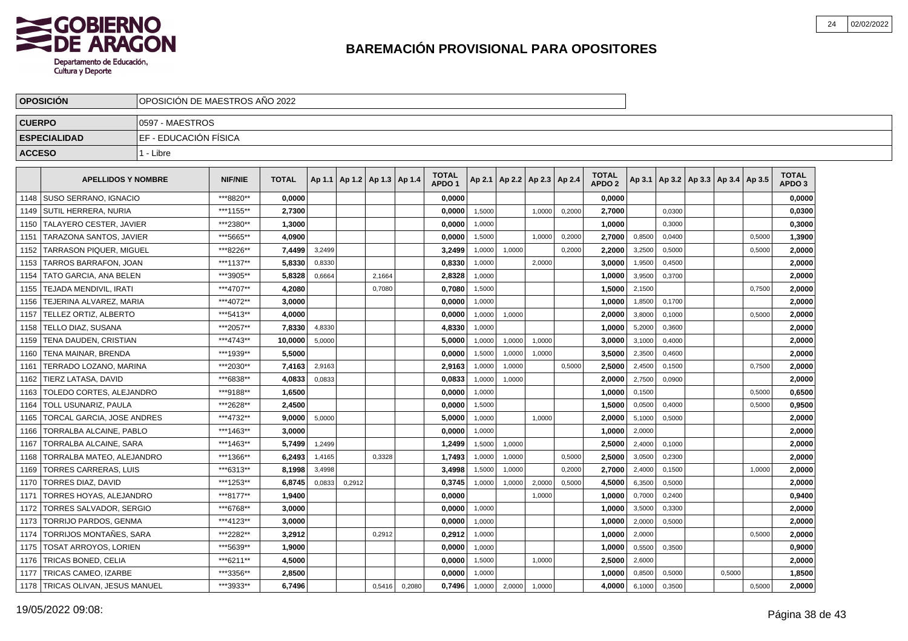# BAREMACIÓN PROVISIONAL PARA OPOSITORES

| OPOSICIÓN | OPOSICIÓN DE MAESTROS AÑO 2022 |
|---|---|
| CUERPO | 0597 - MAESTROS |
| ESPECIALIDAD | EF - EDUCACIÓN FÍSICA |
| ACCESO | 1 - Libre |

| | APELLIDOS Y NOMBRE | NIF/NIE | TOTAL | Ap 1.1 | Ap 1.2 | Ap 1.3 | Ap 1.4 | TOTAL APDO 1 | Ap 2.1 | Ap 2.2 | Ap 2.3 | Ap 2.4 | TOTAL APDO 2 | Ap 3.1 | Ap 3.2 | Ap 3.3 | Ap 3.4 | Ap 3.5 | TOTAL APDO 3 |
|---|---|---|---|---|---|---|---|---|---|---|---|---|---|---|---|---|---|---|---|
| 1148 | SUSO SERRANO, IGNACIO | ***8820** | 0,0000 | | | | | 0,0000 | | | | | 0,0000 | | | | | | 0,0000 |
| 1149 | SUTIL HERRERA, NURIA | ***1155** | 2,7300 | | | | | 0,0000 | 1,5000 | | 1,0000 | 0,2000 | 2,7000 | | 0,0300 | | | | 0,0300 |
| 1150 | TALAYERO CESTER, JAVIER | ***2380** | 1,3000 | | | | | 0,0000 | 1,0000 | | | | 1,0000 | | 0,3000 | | | | 0,3000 |
| 1151 | TARAZONA SANTOS, JAVIER | ***5665** | 4,0900 | | | | | 0,0000 | 1,5000 | | 1,0000 | 0,2000 | 2,7000 | 0,8500 | 0,0400 | | | 0,5000 | 1,3900 |
| 1152 | TARRASON PIQUER, MIGUEL | ***8226** | 7,4499 | 3,2499 | | | | 3,2499 | 1,0000 | 1,0000 | | 0,2000 | 2,2000 | 3,2500 | 0,5000 | | | 0,5000 | 2,0000 |
| 1153 | TARROS BARRAFON, JOAN | ***1137** | 5,8330 | 0,8330 | | | | 0,8330 | 1,0000 | | 2,0000 | | 3,0000 | 1,9500 | 0,4500 | | | | 2,0000 |
| 1154 | TATO GARCIA, ANA BELEN | ***3905** | 5,8328 | 0,6664 | | 2,1664 | | 2,8328 | 1,0000 | | | | 1,0000 | 3,9500 | 0,3700 | | | | 2,0000 |
| 1155 | TEJADA MENDIVIL, IRATI | ***4707** | 4,2080 | | | 0,7080 | | 0,7080 | 1,5000 | | | | 1,5000 | 2,1500 | | | | 0,7500 | 2,0000 |
| 1156 | TEJERINA ALVAREZ, MARIA | ***4072** | 3,0000 | | | | | 0,0000 | 1,0000 | | | | 1,0000 | 1,8500 | 0,1700 | | | | 2,0000 |
| 1157 | TELLEZ ORTIZ, ALBERTO | ***5413** | 4,0000 | | | | | 0,0000 | 1,0000 | 1,0000 | | | 2,0000 | 3,8000 | 0,1000 | | | 0,5000 | 2,0000 |
| 1158 | TELLO DIAZ, SUSANA | ***2057** | 7,8330 | 4,8330 | | | | 4,8330 | 1,0000 | | | | 1,0000 | 5,2000 | 0,3600 | | | | 2,0000 |
| 1159 | TENA DAUDEN, CRISTIAN | ***4743** | 10,0000 | 5,0000 | | | | 5,0000 | 1,0000 | 1,0000 | 1,0000 | | 3,0000 | 3,1000 | 0,4000 | | | | 2,0000 |
| 1160 | TENA MAINAR, BRENDA | ***1939** | 5,5000 | | | | | 0,0000 | 1,5000 | 1,0000 | 1,0000 | | 3,5000 | 2,3500 | 0,4600 | | | | 2,0000 |
| 1161 | TERRADO LOZANO, MARINA | ***2030** | 7,4163 | 2,9163 | | | | 2,9163 | 1,0000 | 1,0000 | | 0,5000 | 2,5000 | 2,4500 | 0,1500 | | | 0,7500 | 2,0000 |
| 1162 | TIERZ LATASA, DAVID | ***6838** | 4,0833 | 0,0833 | | | | 0,0833 | 1,0000 | 1,0000 | | | 2,0000 | 2,7500 | 0,0900 | | | | 2,0000 |
| 1163 | TOLEDO CORTES, ALEJANDRO | ***9188** | 1,6500 | | | | | 0,0000 | 1,0000 | | | | 1,0000 | 0,1500 | | | | 0,5000 | 0,6500 |
| 1164 | TOLL USUNARIZ, PAULA | ***2628** | 2,4500 | | | | | 0,0000 | 1,5000 | | | | 1,5000 | 0,0500 | 0,4000 | | | 0,5000 | 0,9500 |
| 1165 | TORCAL GARCIA, JOSE ANDRES | ***4732** | 9,0000 | 5,0000 | | | | 5,0000 | 1,0000 | | 1,0000 | | 2,0000 | 5,1000 | 0,5000 | | | | 2,0000 |
| 1166 | TORRALBA ALCAINE, PABLO | ***1463** | 3,0000 | | | | | 0,0000 | 1,0000 | | | | 1,0000 | 2,0000 | | | | | 2,0000 |
| 1167 | TORRALBA ALCAINE, SARA | ***1463** | 5,7499 | 1,2499 | | | | 1,2499 | 1,5000 | 1,0000 | | | 2,5000 | 2,4000 | 0,1000 | | | | 2,0000 |
| 1168 | TORRALBA MATEO, ALEJANDRO | ***1366** | 6,2493 | 1,4165 | | 0,3328 | | 1,7493 | 1,0000 | 1,0000 | | 0,5000 | 2,5000 | 3,0500 | 0,2300 | | | | 2,0000 |
| 1169 | TORRES CARRERAS, LUIS | ***6313** | 8,1998 | 3,4998 | | | | 3,4998 | 1,5000 | 1,0000 | | 0,2000 | 2,7000 | 2,4000 | 0,1500 | | | 1,0000 | 2,0000 |
| 1170 | TORRES DIAZ, DAVID | ***1253** | 6,8745 | 0,0833 | 0,2912 | | | 0,3745 | 1,0000 | 1,0000 | 2,0000 | 0,5000 | 4,5000 | 6,3500 | 0,5000 | | | | 2,0000 |
| 1171 | TORRES HOYAS, ALEJANDRO | ***8177** | 1,9400 | | | | | 0,0000 | | | 1,0000 | | 1,0000 | 0,7000 | 0,2400 | | | | 0,9400 |
| 1172 | TORRES SALVADOR, SERGIO | ***6768** | 3,0000 | | | | | 0,0000 | 1,0000 | | | | 1,0000 | 3,5000 | 0,3300 | | | | 2,0000 |
| 1173 | TORRIJO PARDOS, GENMA | ***4123** | 3,0000 | | | | | 0,0000 | 1,0000 | | | | 1,0000 | 2,0000 | 0,5000 | | | | 2,0000 |
| 1174 | TORRIJOS MONTAÑES, SARA | ***2282** | 3,2912 | | | 0,2912 | | 0,2912 | 1,0000 | | | | 1,0000 | 2,0000 | | | | 0,5000 | 2,0000 |
| 1175 | TOSAT ARROYOS, LORIEN | ***5639** | 1,9000 | | | | | 0,0000 | 1,0000 | | | | 1,0000 | 0,5500 | 0,3500 | | | | 0,9000 |
| 1176 | TRICAS BONED, CELIA | ***6211** | 4,5000 | | | | | 0,0000 | 1,5000 | | 1,0000 | | 2,5000 | 2,6000 | | | | | 2,0000 |
| 1177 | TRICAS CAMEO, IZARBE | ***3356** | 2,8500 | | | | | 0,0000 | 1,0000 | | | | 1,0000 | 0,8500 | 0,5000 | | 0,5000 | | 1,8500 |
| 1178 | TRICAS OLIVAN, JESUS MANUEL | ***3933** | 6,7496 | | | 0,5416 | 0,2080 | 0,7496 | 1,0000 | 2,0000 | 1,0000 | | 4,0000 | 6,1000 | 0,3500 | | | 0,5000 | 2,0000 |

19/05/2022 09:08: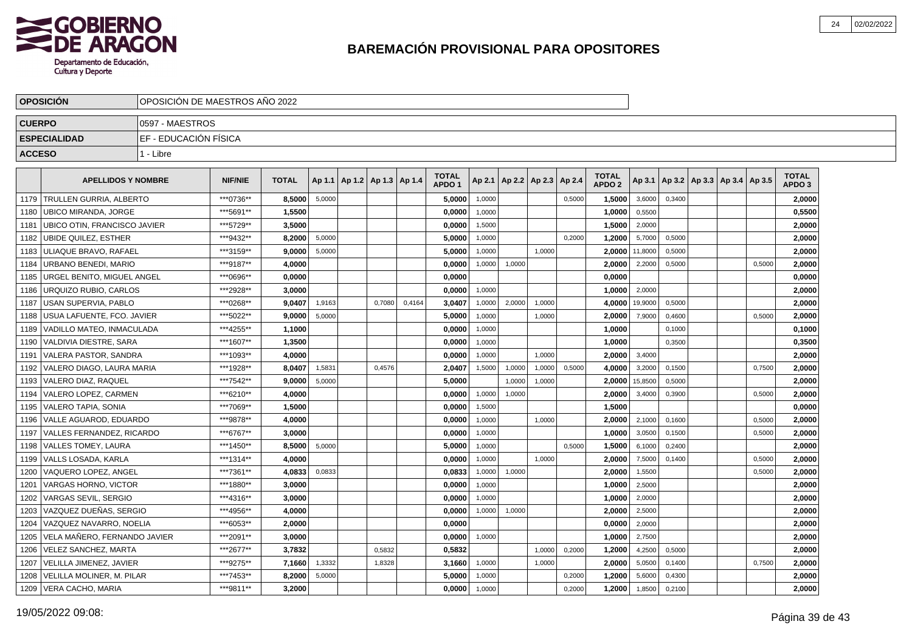# BAREMACIÓN PROVISIONAL PARA OPOSITORES

| OPOSICIÓN | OPOSICIÓN DE MAESTROS AÑO 2022 |
|---|---|
| CUERPO | 0597 - MAESTROS |
| ESPECIALIDAD | EF - EDUCACIÓN FÍSICA |
| ACCESO | 1 - Libre |

| | APELLIDOS Y NOMBRE | NIF/NIE | TOTAL | Ap 1.1 | Ap 1.2 | Ap 1.3 | Ap 1.4 | TOTAL APDO 1 | Ap 2.1 | Ap 2.2 | Ap 2.3 | Ap 2.4 | TOTAL APDO 2 | Ap 3.1 | Ap 3.2 | Ap 3.3 | Ap 3.4 | Ap 3.5 | TOTAL APDO 3 |
|---|---|---|---|---|---|---|---|---|---|---|---|---|---|---|---|---|---|---|---|
| 1179 | TRULLEN GURRIA, ALBERTO | ***0736** | 8,5000 | 5,0000 | | | | 5,0000 | 1,0000 | | | 0,5000 | 1,5000 | 3,6000 | 0,3400 | | | | 2,0000 |
| 1180 | UBICO MIRANDA, JORGE | ***5691** | 1,5500 | | | | | 0,0000 | 1,0000 | | | | 1,0000 | 0,5500 | | | | | 0,5500 |
| 1181 | UBICO OTIN, FRANCISCO JAVIER | ***5729** | 3,5000 | | | | | 0,0000 | 1,5000 | | | | 1,5000 | 2,0000 | | | | | 2,0000 |
| 1182 | UBIDE QUILEZ, ESTHER | ***9432** | 8,2000 | 5,0000 | | | | 5,0000 | 1,0000 | | | 0,2000 | 1,2000 | 5,7000 | 0,5000 | | | | 2,0000 |
| 1183 | ULIAQUE BRAVO, RAFAEL | ***3159** | 9,0000 | 5,0000 | | | | 5,0000 | 1,0000 | | 1,0000 | | 2,0000 | 11,8000 | 0,5000 | | | | 2,0000 |
| 1184 | URBANO BENEDI, MARIO | ***9187** | 4,0000 | | | | | 0,0000 | 1,0000 | 1,0000 | | | 2,0000 | 2,2000 | 0,5000 | | | 0,5000 | 2,0000 |
| 1185 | URGEL BENITO, MIGUEL ANGEL | ***0696** | 0,0000 | | | | | 0,0000 | | | | | 0,0000 | | | | | | 0,0000 |
| 1186 | URQUIZO RUBIO, CARLOS | ***2928** | 3,0000 | | | | | 0,0000 | 1,0000 | | | | 1,0000 | 2,0000 | | | | | 2,0000 |
| 1187 | USAN SUPERVIA, PABLO | ***0268** | 9,0407 | 1,9163 | | 0,7080 | 0,4164 | 3,0407 | 1,0000 | 2,0000 | 1,0000 | | 4,0000 | 19,9000 | 0,5000 | | | | 2,0000 |
| 1188 | USUA LAFUENTE, FCO. JAVIER | ***5022** | 9,0000 | 5,0000 | | | | 5,0000 | 1,0000 | | 1,0000 | | 2,0000 | 7,9000 | 0,4600 | | | 0,5000 | 2,0000 |
| 1189 | VADILLO MATEO, INMACULADA | ***4255** | 1,1000 | | | | | 0,0000 | 1,0000 | | | | 1,0000 | | 0,1000 | | | | 0,1000 |
| 1190 | VALDIVIA DIESTRE, SARA | ***1607** | 1,3500 | | | | | 0,0000 | 1,0000 | | | | 1,0000 | | 0,3500 | | | | 0,3500 |
| 1191 | VALERA PASTOR, SANDRA | ***1093** | 4,0000 | | | | | 0,0000 | 1,0000 | | 1,0000 | | 2,0000 | 3,4000 | | | | | 2,0000 |
| 1192 | VALERO DIAGO, LAURA MARIA | ***1928** | 8,0407 | 1,5831 | | 0,4576 | | 2,0407 | 1,5000 | 1,0000 | 1,0000 | 0,5000 | 4,0000 | 3,2000 | 0,1500 | | | 0,7500 | 2,0000 |
| 1193 | VALERO DIAZ, RAQUEL | ***7542** | 9,0000 | 5,0000 | | | | 5,0000 | | 1,0000 | 1,0000 | | 2,0000 | 15,8500 | 0,5000 | | | | 2,0000 |
| 1194 | VALERO LOPEZ, CARMEN | ***6210** | 4,0000 | | | | | 0,0000 | 1,0000 | 1,0000 | | | 2,0000 | 3,4000 | 0,3900 | | | 0,5000 | 2,0000 |
| 1195 | VALERO TAPIA, SONIA | ***7069** | 1,5000 | | | | | 0,0000 | 1,5000 | | | | 1,5000 | | | | | | 0,0000 |
| 1196 | VALLE AGUAROD, EDUARDO | ***9878** | 4,0000 | | | | | 0,0000 | 1,0000 | | 1,0000 | | 2,0000 | 2,1000 | 0,1600 | | | 0,5000 | 2,0000 |
| 1197 | VALLES FERNANDEZ, RICARDO | ***6767** | 3,0000 | | | | | 0,0000 | 1,0000 | | | | 1,0000 | 3,0500 | 0,1500 | | | 0,5000 | 2,0000 |
| 1198 | VALLES TOMEY, LAURA | ***1450** | 8,5000 | 5,0000 | | | | 5,0000 | 1,0000 | | | 0,5000 | 1,5000 | 6,1000 | 0,2400 | | | | 2,0000 |
| 1199 | VALLS LOSADA, KARLA | ***1314** | 4,0000 | | | | | 0,0000 | 1,0000 | | 1,0000 | | 2,0000 | 7,5000 | 0,1400 | | | 0,5000 | 2,0000 |
| 1200 | VAQUERO LOPEZ, ANGEL | ***7361** | 4,0833 | 0,0833 | | | | 0,0833 | 1,0000 | 1,0000 | | | 2,0000 | 1,5500 | | | | 0,5000 | 2,0000 |
| 1201 | VARGAS HORNO, VICTOR | ***1880** | 3,0000 | | | | | 0,0000 | 1,0000 | | | | 1,0000 | 2,5000 | | | | | 2,0000 |
| 1202 | VARGAS SEVIL, SERGIO | ***4316** | 3,0000 | | | | | 0,0000 | 1,0000 | | | | 1,0000 | 2,0000 | | | | | 2,0000 |
| 1203 | VAZQUEZ DUEÑAS, SERGIO | ***4956** | 4,0000 | | | | | 0,0000 | 1,0000 | 1,0000 | | | 2,0000 | 2,5000 | | | | | 2,0000 |
| 1204 | VAZQUEZ NAVARRO, NOELIA | ***6053** | 2,0000 | | | | | 0,0000 | | | | | 0,0000 | 2,0000 | | | | | 2,0000 |
| 1205 | VELA MAÑERO, FERNANDO JAVIER | ***2091** | 3,0000 | | | | | 0,0000 | 1,0000 | | | | 1,0000 | 2,7500 | | | | | 2,0000 |
| 1206 | VELEZ SANCHEZ, MARTA | ***2677** | 3,7832 | | | 0,5832 | | 0,5832 | | | 1,0000 | 0,2000 | 1,2000 | 4,2500 | 0,5000 | | | | 2,0000 |
| 1207 | VELILLA JIMENEZ, JAVIER | ***9275** | 7,1660 | 1,3332 | | 1,8328 | | 3,1660 | 1,0000 | | 1,0000 | | 2,0000 | 5,0500 | 0,1400 | | | 0,7500 | 2,0000 |
| 1208 | VELILLA MOLINER, M. PILAR | ***7453** | 8,2000 | 5,0000 | | | | 5,0000 | 1,0000 | | | 0,2000 | 1,2000 | 5,6000 | 0,4300 | | | | 2,0000 |
| 1209 | VERA CACHO, MARIA | ***9811** | 3,2000 | | | | | 0,0000 | 1,0000 | | | 0,2000 | 1,2000 | 1,8500 | 0,2100 | | | | 2,0000 |

19/05/2022 09:08: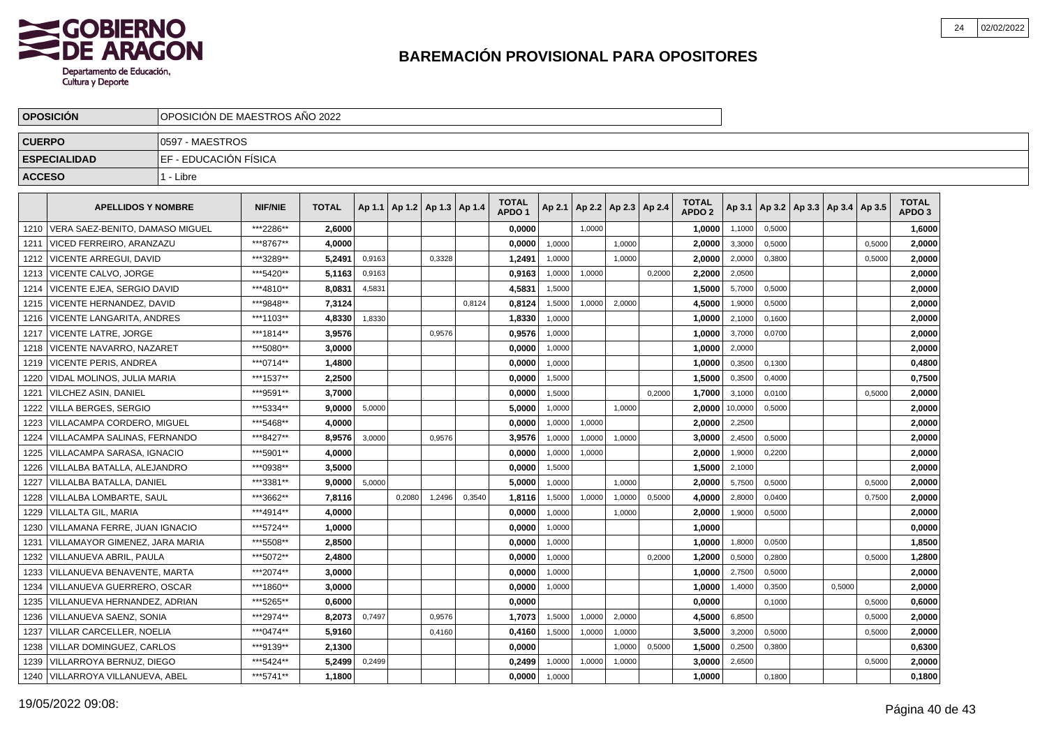# BAREMACIÓN PROVISIONAL PARA OPOSITORES

| OPOSICIÓN | OPOSICIÓN DE MAESTROS AÑO 2022 |
|---|---|
| CUERPO | 0597 - MAESTROS |
| ESPECIALIDAD | EF - EDUCACIÓN FÍSICA |
| ACCESO | 1 - Libre |

| | APELLIDOS Y NOMBRE | NIF/NIE | TOTAL | Ap 1.1 | Ap 1.2 | Ap 1.3 | Ap 1.4 | TOTAL APDO 1 | Ap 2.1 | Ap 2.2 | Ap 2.3 | Ap 2.4 | TOTAL APDO 2 | Ap 3.1 | Ap 3.2 | Ap 3.3 | Ap 3.4 | Ap 3.5 | TOTAL APDO 3 |
|---|---|---|---|---|---|---|---|---|---|---|---|---|---|---|---|---|---|---|---|
| 1210 | VERA SAEZ-BENITO, DAMASO MIGUEL | ***2286** | 2,6000 | | | | | 0,0000 | | 1,0000 | | | 1,0000 | 1,1000 | 0,5000 | | | | 1,6000 |
| 1211 | VICED FERREIRO, ARANZAZU | ***8767** | 4,0000 | | | | | 0,0000 | 1,0000 | | 1,0000 | | 2,0000 | 3,3000 | 0,5000 | | | 0,5000 | 2,0000 |
| 1212 | VICENTE ARREGUI, DAVID | ***3289** | 5,2491 | 0,9163 | | 0,3328 | | 1,2491 | 1,0000 | | 1,0000 | | 2,0000 | 2,0000 | 0,3800 | | | 0,5000 | 2,0000 |
| 1213 | VICENTE CALVO, JORGE | ***5420** | 5,1163 | 0,9163 | | | | 0,9163 | 1,0000 | 1,0000 | | 0,2000 | 2,2000 | 2,0500 | | | | | 2,0000 |
| 1214 | VICENTE EJEA, SERGIO DAVID | ***4810** | 8,0831 | 4,5831 | | | | 4,5831 | 1,5000 | | | | 1,5000 | 5,7000 | 0,5000 | | | | 2,0000 |
| 1215 | VICENTE HERNANDEZ, DAVID | ***9848** | 7,3124 | | | | 0,8124 | 0,8124 | 1,5000 | 1,0000 | 2,0000 | | 4,5000 | 1,9000 | 0,5000 | | | | 2,0000 |
| 1216 | VICENTE LANGARITA, ANDRES | ***1103** | 4,8330 | 1,8330 | | | | 1,8330 | 1,0000 | | | | 1,0000 | 2,1000 | 0,1600 | | | | 2,0000 |
| 1217 | VICENTE LATRE, JORGE | ***1814** | 3,9576 | | | 0,9576 | | 0,9576 | 1,0000 | | | | 1,0000 | 3,7000 | 0,0700 | | | | 2,0000 |
| 1218 | VICENTE NAVARRO, NAZARET | ***5080** | 3,0000 | | | | | 0,0000 | 1,0000 | | | | 1,0000 | 2,0000 | | | | | 2,0000 |
| 1219 | VICENTE PERIS, ANDREA | ***0714** | 1,4800 | | | | | 0,0000 | 1,0000 | | | | 1,0000 | 0,3500 | 0,1300 | | | | 0,4800 |
| 1220 | VIDAL MOLINOS, JULIA MARIA | ***1537** | 2,2500 | | | | | 0,0000 | 1,5000 | | | | 1,5000 | 0,3500 | 0,4000 | | | | 0,7500 |
| 1221 | VILCHEZ ASIN, DANIEL | ***9591** | 3,7000 | | | | | 0,0000 | 1,5000 | | | 0,2000 | 1,7000 | 3,1000 | 0,0100 | | | 0,5000 | 2,0000 |
| 1222 | VILLA BERGES, SERGIO | ***5334** | 9,0000 | 5,0000 | | | | 5,0000 | 1,0000 | | 1,0000 | | 2,0000 | 10,0000 | 0,5000 | | | | 2,0000 |
| 1223 | VILLACAMPA CORDERO, MIGUEL | ***5468** | 4,0000 | | | | | 0,0000 | 1,0000 | 1,0000 | | | 2,0000 | 2,2500 | | | | | 2,0000 |
| 1224 | VILLACAMPA SALINAS, FERNANDO | ***8427** | 8,9576 | 3,0000 | | 0,9576 | | 3,9576 | 1,0000 | 1,0000 | 1,0000 | | 3,0000 | 2,4500 | 0,5000 | | | | 2,0000 |
| 1225 | VILLACAMPA SARASA, IGNACIO | ***5901** | 4,0000 | | | | | 0,0000 | 1,0000 | 1,0000 | | | 2,0000 | 1,9000 | 0,2200 | | | | 2,0000 |
| 1226 | VILLALBA BATALLA, ALEJANDRO | ***0938** | 3,5000 | | | | | 0,0000 | 1,5000 | | | | 1,5000 | 2,1000 | | | | | 2,0000 |
| 1227 | VILLALBA BATALLA, DANIEL | ***3381** | 9,0000 | 5,0000 | | | | 5,0000 | 1,0000 | | 1,0000 | | 2,0000 | 5,7500 | 0,5000 | | | 0,5000 | 2,0000 |
| 1228 | VILLALBA LOMBARTE, SAUL | ***3662** | 7,8116 | | 0,2080 | 1,2496 | 0,3540 | 1,8116 | 1,5000 | 1,0000 | 1,0000 | 0,5000 | 4,0000 | 2,8000 | 0,0400 | | | 0,7500 | 2,0000 |
| 1229 | VILLALTA GIL, MARIA | ***4914** | 4,0000 | | | | | 0,0000 | 1,0000 | | 1,0000 | | 2,0000 | 1,9000 | 0,5000 | | | | 2,0000 |
| 1230 | VILLAMANA FERRE, JUAN IGNACIO | ***5724** | 1,0000 | | | | | 0,0000 | 1,0000 | | | | 1,0000 | | | | | | 0,0000 |
| 1231 | VILLAMAYOR GIMENEZ, JARA MARIA | ***5508** | 2,8500 | | | | | 0,0000 | 1,0000 | | | | 1,0000 | 1,8000 | 0,0500 | | | | 1,8500 |
| 1232 | VILLANUEVA ABRIL, PAULA | ***5072** | 2,4800 | | | | | 0,0000 | 1,0000 | | | 0,2000 | 1,2000 | 0,5000 | 0,2800 | | | 0,5000 | 1,2800 |
| 1233 | VILLANUEVA BENAVENTE, MARTA | ***2074** | 3,0000 | | | | | 0,0000 | 1,0000 | | | | 1,0000 | 2,7500 | 0,5000 | | | | 2,0000 |
| 1234 | VILLANUEVA GUERRERO, OSCAR | ***1860** | 3,0000 | | | | | 0,0000 | 1,0000 | | | | 1,0000 | 1,4000 | 0,3500 | | 0,5000 | | 2,0000 |
| 1235 | VILLANUEVA HERNANDEZ, ADRIAN | ***5265** | 0,6000 | | | | | 0,0000 | | | | | 0,0000 | | 0,1000 | | | 0,5000 | 0,6000 |
| 1236 | VILLANUEVA SAENZ, SONIA | ***2974** | 8,2073 | 0,7497 | | 0,9576 | | 1,7073 | 1,5000 | 1,0000 | 2,0000 | | 4,5000 | 6,8500 | | | | 0,5000 | 2,0000 |
| 1237 | VILLAR CARCELLER, NOELIA | ***0474** | 5,9160 | | | 0,4160 | | 0,4160 | 1,5000 | 1,0000 | 1,0000 | | 3,5000 | 3,2000 | 0,5000 | | | 0,5000 | 2,0000 |
| 1238 | VILLAR DOMINGUEZ, CARLOS | ***9139** | 2,1300 | | | | | 0,0000 | | | 1,0000 | 0,5000 | 1,5000 | 0,2500 | 0,3800 | | | | 0,6300 |
| 1239 | VILLARROYA BERNUZ, DIEGO | ***5424** | 5,2499 | 0,2499 | | | | 0,2499 | 1,0000 | 1,0000 | 1,0000 | | 3,0000 | 2,6500 | | | | 0,5000 | 2,0000 |
| 1240 | VILLARROYA VILLANUEVA, ABEL | ***5741** | 1,1800 | | | | | 0,0000 | 1,0000 | | | | 1,0000 | | 0,1800 | | | | 0,1800 |

19/05/2022 09:08: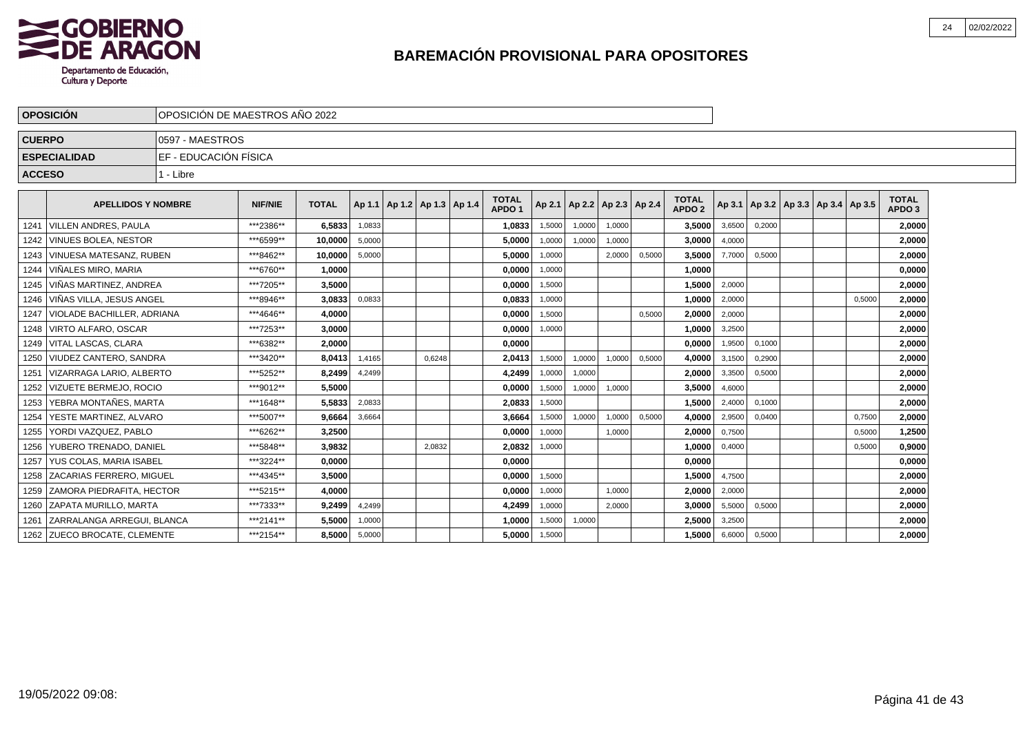# BAREMACIÓN PROVISIONAL PARA OPOSITORES

| OPOSICIÓN | OPOSICIÓN DE MAESTROS AÑO 2022 |
|---|---|
| CUERPO | 0597 - MAESTROS |
| ESPECIALIDAD | EF - EDUCACIÓN FÍSICA |
| ACCESO | 1 - Libre |

| | APELLIDOS Y NOMBRE | NIF/NIE | TOTAL | Ap 1.1 | Ap 1.2 | Ap 1.3 | Ap 1.4 | TOTAL APDO 1 | Ap 2.1 | Ap 2.2 | Ap 2.3 | Ap 2.4 | TOTAL APDO 2 | Ap 3.1 | Ap 3.2 | Ap 3.3 | Ap 3.4 | Ap 3.5 | TOTAL APDO 3 |
|---|---|---|---|---|---|---|---|---|---|---|---|---|---|---|---|---|---|---|---|
| 1241 | VILLEN ANDRES, PAULA | ***2386** | 6,5833 | 1,0833 | | | | 1,0833 | 1,5000 | 1,0000 | 1,0000 | | 3,5000 | 3,6500 | 0,2000 | | | | 2,0000 |
| 1242 | VINUES BOLEA, NESTOR | ***6599** | 10,0000 | 5,0000 | | | | 5,0000 | 1,0000 | 1,0000 | 1,0000 | | 3,0000 | 4,0000 | | | | | 2,0000 |
| 1243 | VINUESA MATESANZ, RUBEN | ***8462** | 10,0000 | 5,0000 | | | | 5,0000 | 1,0000 | | 2,0000 | 0,5000 | 3,5000 | 7,7000 | 0,5000 | | | | 2,0000 |
| 1244 | VIÑALES MIRO, MARIA | ***6760** | 1,0000 | | | | | 0,0000 | 1,0000 | | | | 1,0000 | | | | | | 0,0000 |
| 1245 | VIÑAS MARTINEZ, ANDREA | ***7205** | 3,5000 | | | | | 0,0000 | 1,5000 | | | | 1,5000 | 2,0000 | | | | | 2,0000 |
| 1246 | VIÑAS VILLA, JESUS ANGEL | ***8946** | 3,0833 | 0,0833 | | | | 0,0833 | 1,0000 | | | | 1,0000 | 2,0000 | | | | 0,5000 | 2,0000 |
| 1247 | VIOLADE BACHILLER, ADRIANA | ***4646** | 4,0000 | | | | | 0,0000 | 1,5000 | | | 0,5000 | 2,0000 | 2,0000 | | | | | 2,0000 |
| 1248 | VIRTO ALFARO, OSCAR | ***7253** | 3,0000 | | | | | 0,0000 | 1,0000 | | | | 1,0000 | 3,2500 | | | | | 2,0000 |
| 1249 | VITAL LASCAS, CLARA | ***6382** | 2,0000 | | | | | 0,0000 | | | | | 0,0000 | 1,9500 | 0,1000 | | | | 2,0000 |
| 1250 | VIUDEZ CANTERO, SANDRA | ***3420** | 8,0413 | 1,4165 | | 0,6248 | | 2,0413 | 1,5000 | 1,0000 | 1,0000 | 0,5000 | 4,0000 | 3,1500 | 0,2900 | | | | 2,0000 |
| 1251 | VIZARRAGA LARIO, ALBERTO | ***5252** | 8,2499 | 4,2499 | | | | 4,2499 | 1,0000 | 1,0000 | | | 2,0000 | 3,3500 | 0,5000 | | | | 2,0000 |
| 1252 | VIZUETE BERMEJO, ROCIO | ***9012** | 5,5000 | | | | | 0,0000 | 1,5000 | 1,0000 | 1,0000 | | 3,5000 | 4,6000 | | | | | 2,0000 |
| 1253 | YEBRA MONTAÑES, MARTA | ***1648** | 5,5833 | 2,0833 | | | | 2,0833 | 1,5000 | | | | 1,5000 | 2,4000 | 0,1000 | | | | 2,0000 |
| 1254 | YESTE MARTINEZ, ALVARO | ***5007** | 9,6664 | 3,6664 | | | | 3,6664 | 1,5000 | 1,0000 | 1,0000 | 0,5000 | 4,0000 | 2,9500 | 0,0400 | | | 0,7500 | 2,0000 |
| 1255 | YORDI VAZQUEZ, PABLO | ***6262** | 3,2500 | | | | | 0,0000 | 1,0000 | | 1,0000 | | 2,0000 | 0,7500 | | | | 0,5000 | 1,2500 |
| 1256 | YUBERO TRENADO, DANIEL | ***5848** | 3,9832 | | | 2,0832 | | 2,0832 | 1,0000 | | | | 1,0000 | 0,4000 | | | | 0,5000 | 0,9000 |
| 1257 | YUS COLAS, MARIA ISABEL | ***3224** | 0,0000 | | | | | 0,0000 | | | | | 0,0000 | | | | | | 0,0000 |
| 1258 | ZACARIAS FERRERO, MIGUEL | ***4345** | 3,5000 | | | | | 0,0000 | 1,5000 | | | | 1,5000 | 4,7500 | | | | | 2,0000 |
| 1259 | ZAMORA PIEDRAFITA, HECTOR | ***5215** | 4,0000 | | | | | 0,0000 | 1,0000 | | 1,0000 | | 2,0000 | 2,0000 | | | | | 2,0000 |
| 1260 | ZAPATA MURILLO, MARTA | ***7333** | 9,2499 | 4,2499 | | | | 4,2499 | 1,0000 | | 2,0000 | | 3,0000 | 5,5000 | 0,5000 | | | | 2,0000 |
| 1261 | ZARRALANGA ARREGUI, BLANCA | ***2141** | 5,5000 | 1,0000 | | | | 1,0000 | 1,5000 | 1,0000 | | | 2,5000 | 3,2500 | | | | | 2,0000 |
| 1262 | ZUECO BROCATE, CLEMENTE | ***2154** | 8,5000 | 5,0000 | | | | 5,0000 | 1,5000 | | | | 1,5000 | 6,6000 | 0,5000 | | | | 2,0000 |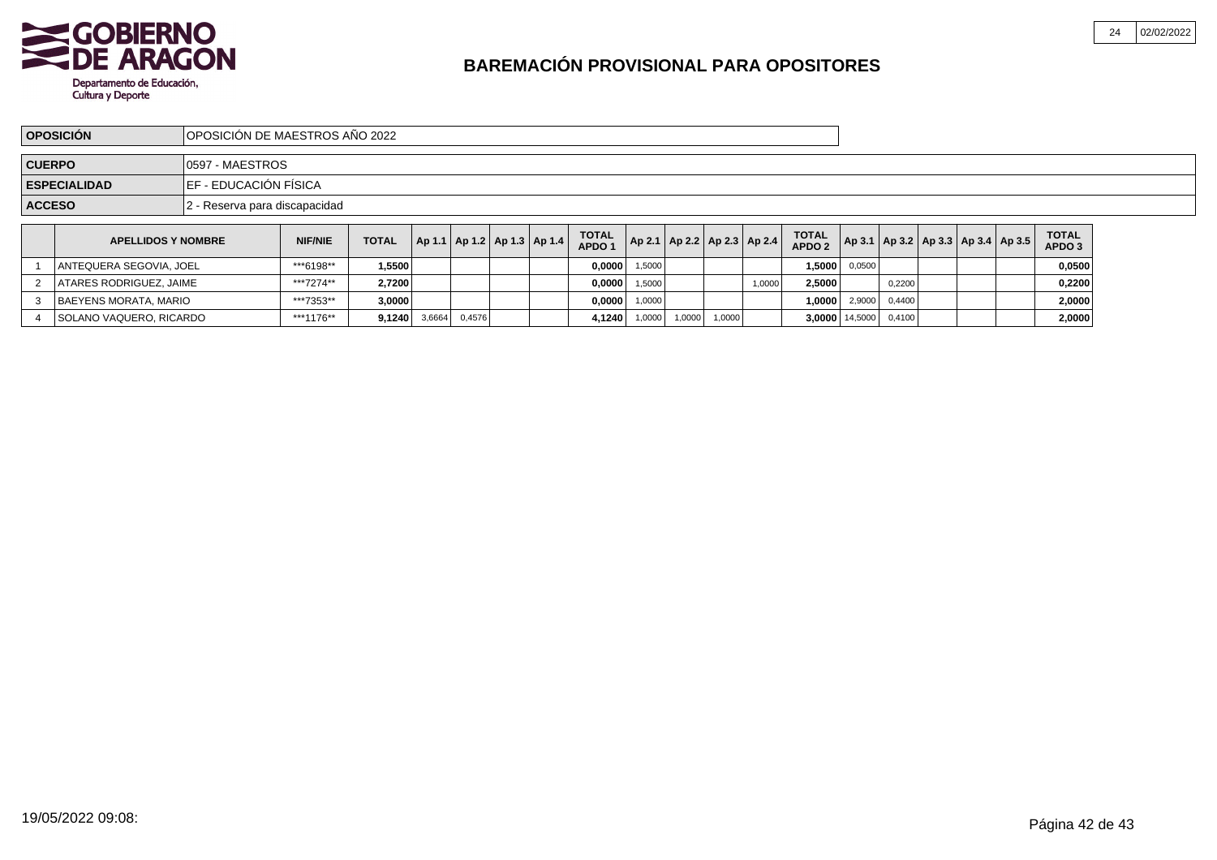**GOBIERNO DE ARAGON**
Departamento de Educación, Cultura y Deporte

# BAREMACIÓN PROVISIONAL PARA OPOSITORES

| | |
|---|---|
| **OPOSICIÓN** | OPOSICIÓN DE MAESTROS AÑO 2022 |
| **CUERPO** | 0597 - MAESTROS |
| **ESPECIALIDAD** | EF - EDUCACIÓN FÍSICA |
| **ACCESO** | 2 - Reserva para discapacidad |

| | APELLIDOS Y NOMBRE | NIF/NIE | TOTAL | Ap 1.1 | Ap 1.2 | Ap 1.3 | Ap 1.4 | TOTAL APDO 1 | Ap 2.1 | Ap 2.2 | Ap 2.3 | Ap 2.4 | TOTAL APDO 2 | Ap 3.1 | Ap 3.2 | Ap 3.3 | Ap 3.4 | Ap 3.5 | TOTAL APDO 3 |
|---|---|---|---|---|---|---|---|---|---|---|---|---|---|---|---|---|---|---|---|
| 1 | ANTEQUERA SEGOVIA, JOEL | ***6198** | 1,5500 | | | | | 0,0000 | 1,5000 | | | | 1,5000 | 0,0500 | | | | | 0,0500 |
| 2 | ATARES RODRIGUEZ, JAIME | ***7274** | 2,7200 | | | | | 0,0000 | 1,5000 | | | 1,0000 | 2,5000 | | 0,2200 | | | | 0,2200 |
| 3 | BAEYENS MORATA, MARIO | ***7353** | 3,0000 | | | | | 0,0000 | 1,0000 | | | | 1,0000 | 2,9000 | 0,4400 | | | | 2,0000 |
| 4 | SOLANO VAQUERO, RICARDO | ***1176** | 9,1240 | 3,6664 | 0,4576 | | | 4,1240 | 1,0000 | 1,0000 | 1,0000 | | 3,0000 | 14,5000 | 0,4100 | | | | 2,0000 |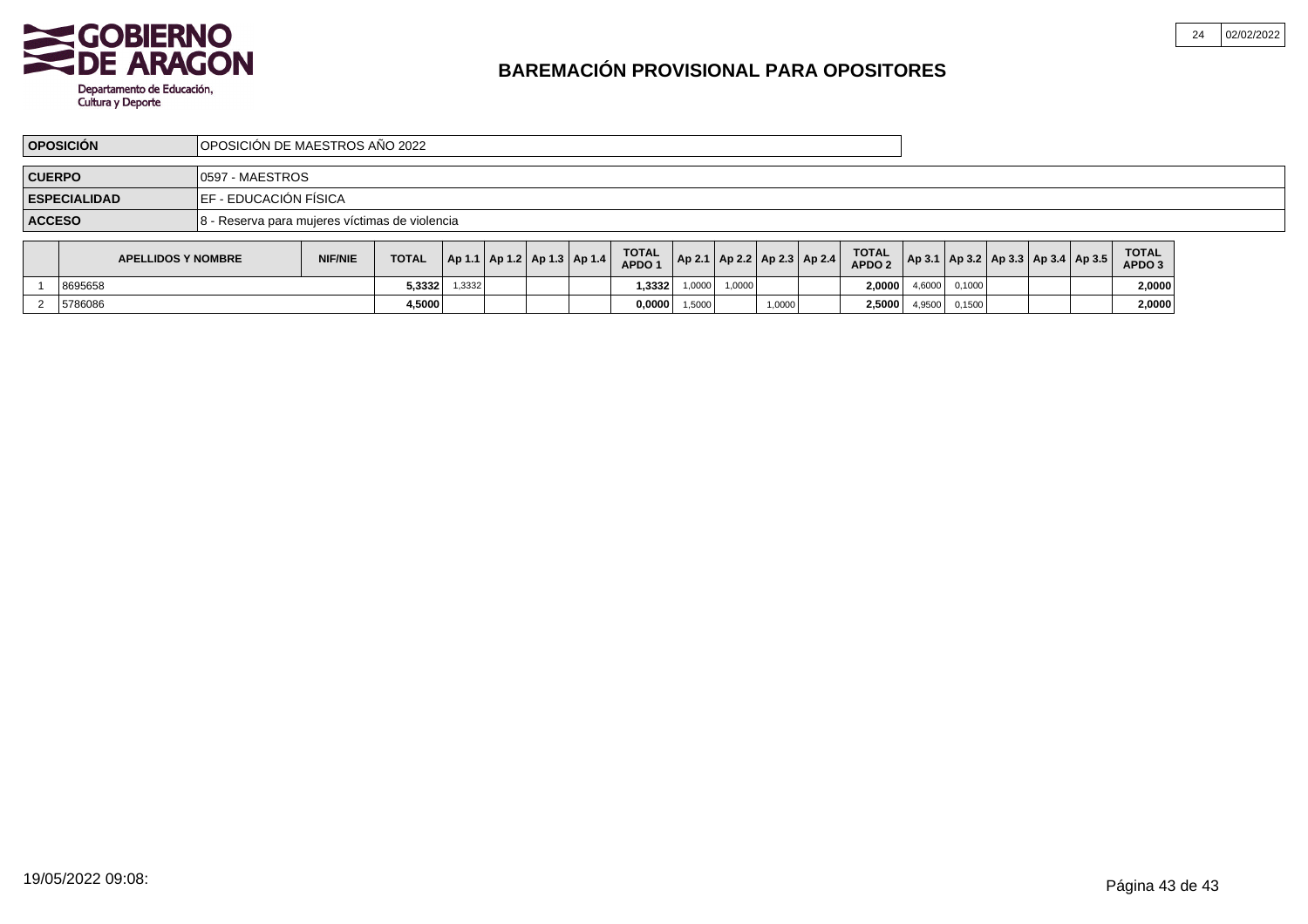**BAREMACIÓN PROVISIONAL PARA OPOSITORES**

| | |
|---|---|
| **OPOSICIÓN** | OPOSICIÓN DE MAESTROS AÑO 2022 |
| **CUERPO** | 0597 - MAESTROS |
| **ESPECIALIDAD** | EF - EDUCACIÓN FÍSICA |
| **ACCESO** | 8 - Reserva para mujeres víctimas de violencia |

| | APELLIDOS Y NOMBRE | NIF/NIE | TOTAL | Ap 1.1 | Ap 1.2 | Ap 1.3 | Ap 1.4 | TOTAL APDO 1 | Ap 2.1 | Ap 2.2 | Ap 2.3 | Ap 2.4 | TOTAL APDO 2 | Ap 3.1 | Ap 3.2 | Ap 3.3 | Ap 3.4 | Ap 3.5 | TOTAL APDO 3 |
|---|---|---|---|---|---|---|---|---|---|---|---|---|---|---|---|---|---|---|---|
| 1 | 8695658 | | 5,3332 | 1,3332 | | | | 1,3332 | 1,0000 | 1,0000 | | | 2,0000 | 4,6000 | 0,1000 | | | | 2,0000 |
| 2 | 5786086 | | 4,5000 | | | | | 0,0000 | 1,5000 | | 1,0000 | | 2,5000 | 4,9500 | 0,1500 | | | | 2,0000 |

19/05/2022 09:08: